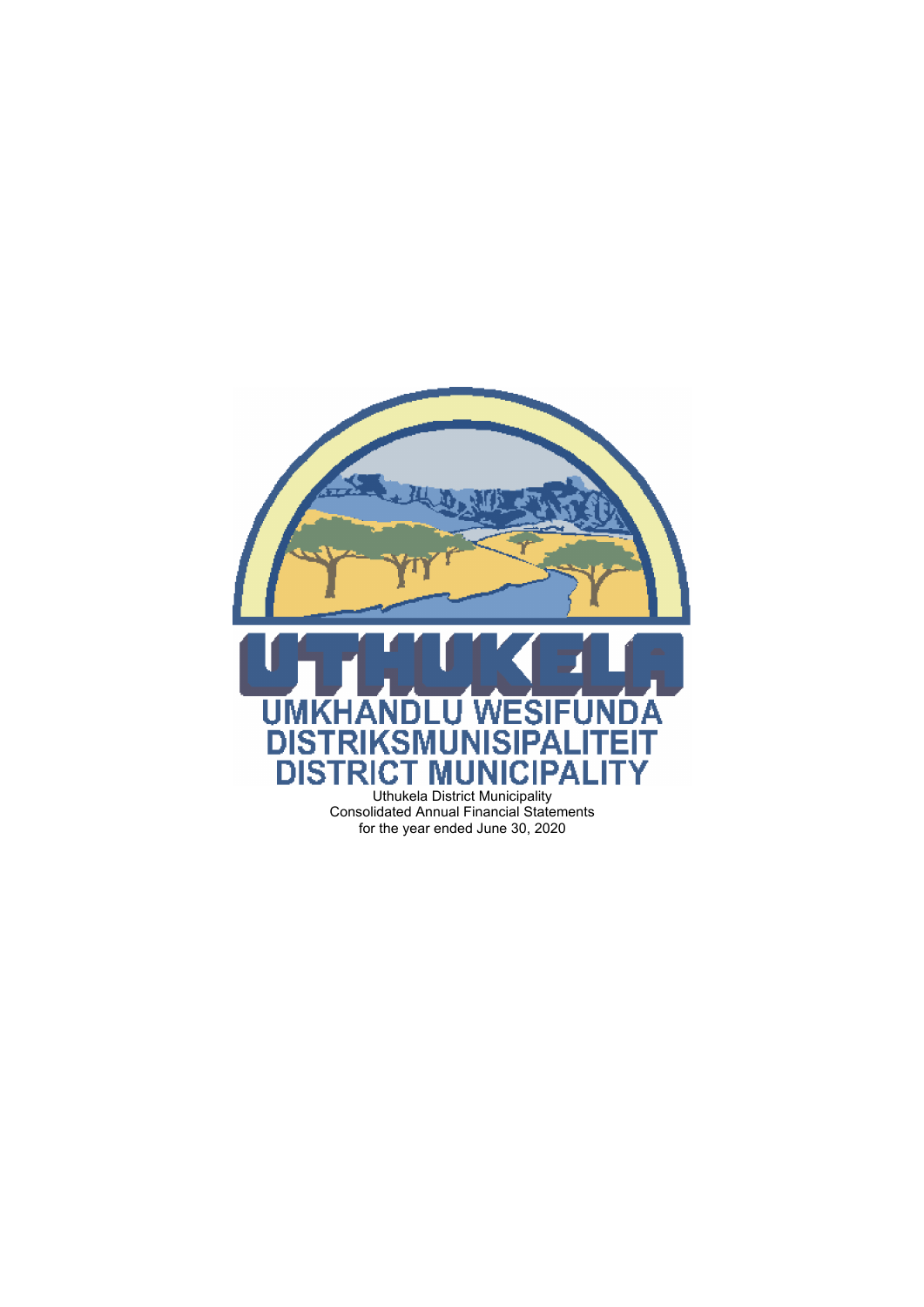UTHUKELA

UMKHANDLU WESIFUNDA
DISTRIKSMUNISIPALITEIT
DISTRICT MUNICIPALITY

Uthukela District Municipality
Consolidated Annual Financial Statements
for the year ended June 30, 2020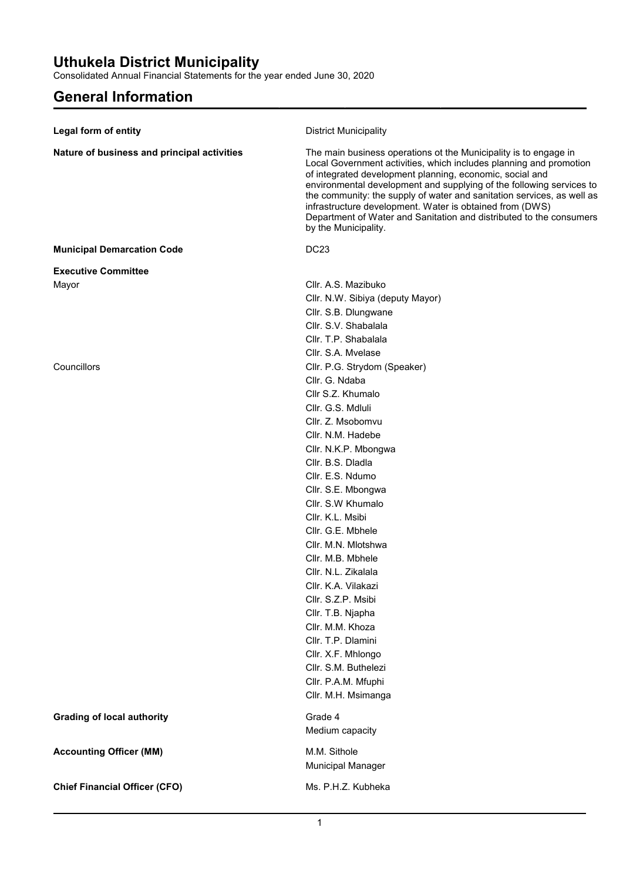# Uthukela District Municipality

Consolidated Annual Financial Statements for the year ended June 30, 2020

## General Information

| | |
|---|---|
| **Legal form of entity** | District Municipality |
| **Nature of business and principal activities** | The main business operations ot the Municipality is to engage in Local Government activities, which includes planning and promotion of integrated development planning, economic, social and environmental development and supplying of the following services to the community: the supply of water and sanitation services, as well as infrastructure development. Water is obtained from (DWS) Department of Water and Sanitation and distributed to the consumers by the Municipality. |
| **Municipal Demarcation Code** | DC23 |
| **Executive Committee** | |
| Mayor | Cllr. A.S. Mazibuko |
| | Cllr. N.W. Sibiya (deputy Mayor) |
| | Cllr. S.B. Dlungwane |
| | Cllr. S.V. Shabalala |
| | Cllr. T.P. Shabalala |
| | Cllr. S.A. Mvelase |
| Councillors | Cllr. P.G. Strydom (Speaker) |
| | Cllr. G. Ndaba |
| | Cllr S.Z. Khumalo |
| | Cllr. G.S. Mdluli |
| | Cllr. Z. Msobomvu |
| | Cllr. N.M. Hadebe |
| | Cllr. N.K.P. Mbongwa |
| | Cllr. B.S. Dladla |
| | Cllr. E.S. Ndumo |
| | Cllr. S.E. Mbongwa |
| | Cllr. S.W Khumalo |
| | Cllr. K.L. Msibi |
| | Cllr. G.E. Mbhele |
| | Cllr. M.N. Mlotshwa |
| | Cllr. M.B. Mbhele |
| | Cllr. N.L. Zikalala |
| | Cllr. K.A. Vilakazi |
| | Cllr. S.Z.P. Msibi |
| | Cllr. T.B. Njapha |
| | Cllr. M.M. Khoza |
| | Cllr. T.P. Dlamini |
| | Cllr. X.F. Mhlongo |
| | Cllr. S.M. Buthelezi |
| | Cllr. P.A.M. Mfuphi |
| | Cllr. M.H. Msimanga |
| **Grading of local authority** | Grade 4 |
| | Medium capacity |
| **Accounting Officer (MM)** | M.M. Sithole |
| | Municipal Manager |
| **Chief Financial Officer (CFO)** | Ms. P.H.Z. Kubheka |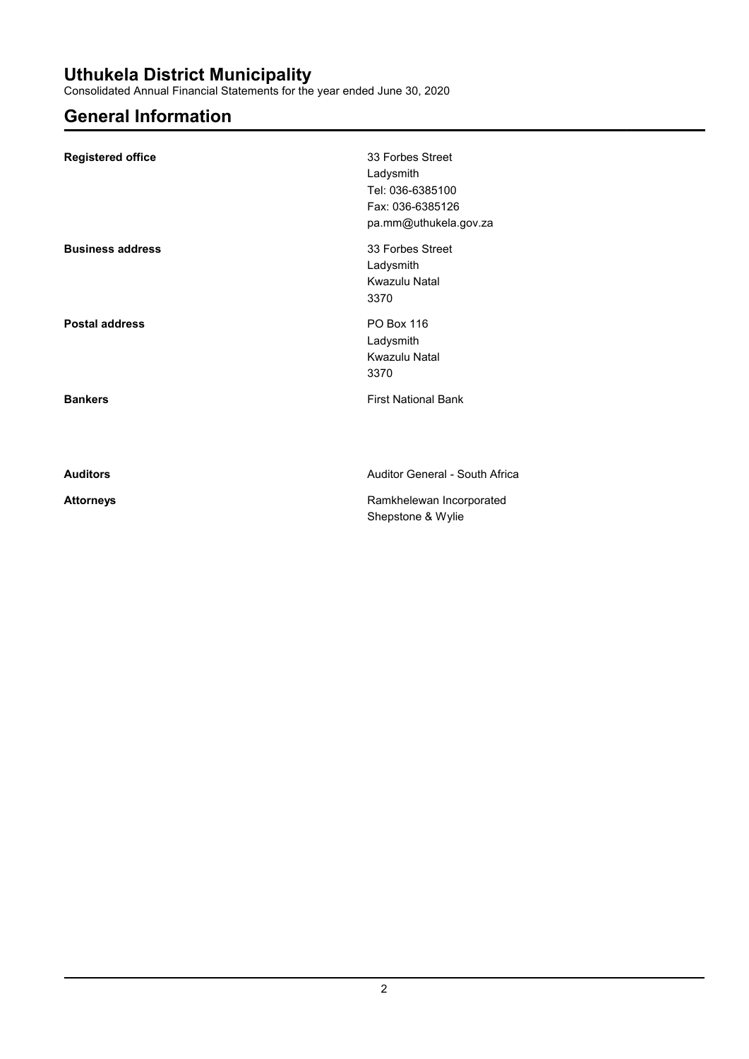# Uthukela District Municipality

Consolidated Annual Financial Statements for the year ended June 30, 2020

## General Information

| | |
|---|---|
| **Registered office** | 33 Forbes Street<br>Ladysmith<br>Tel: 036-6385100<br>Fax: 036-6385126<br>pa.mm@uthukela.gov.za |
| **Business address** | 33 Forbes Street<br>Ladysmith<br>Kwazulu Natal<br>3370 |
| **Postal address** | PO Box 116<br>Ladysmith<br>Kwazulu Natal<br>3370 |
| **Bankers** | First National Bank |
| **Auditors** | Auditor General - South Africa |
| **Attorneys** | Ramkhelewan Incorporated<br>Shepstone & Wylie |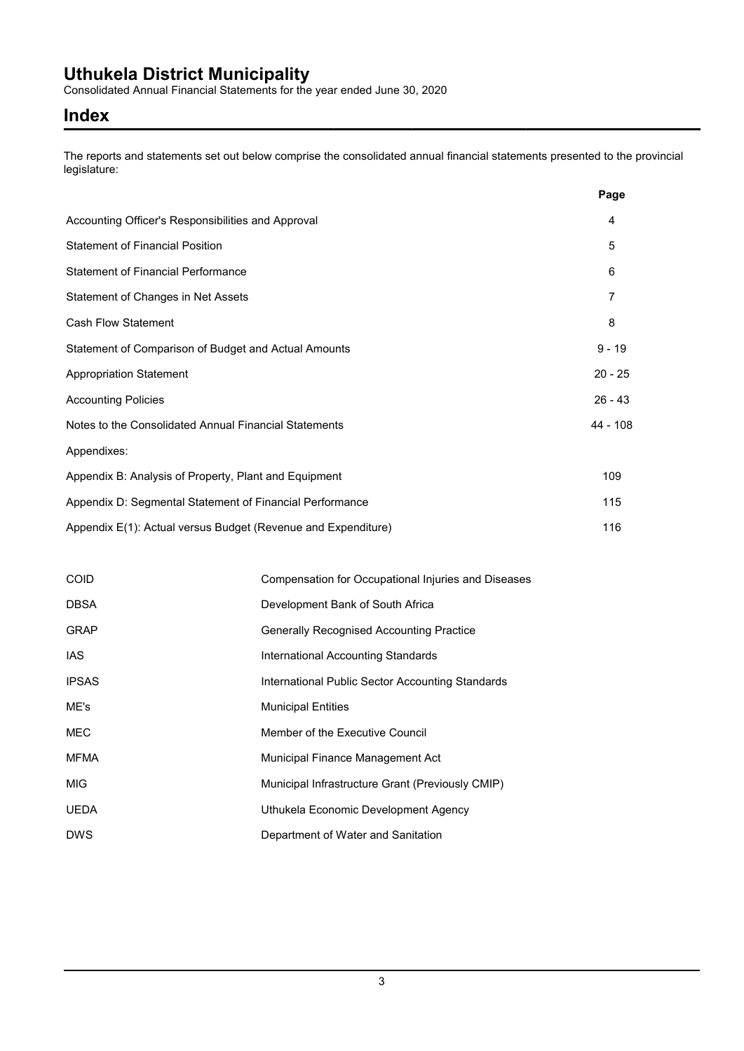# Uthukela District Municipality

Consolidated Annual Financial Statements for the year ended June 30, 2020

## Index

The reports and statements set out below comprise the consolidated annual financial statements presented to the provincial legislature:

| | Page |
|---|---|
| Accounting Officer's Responsibilities and Approval | 4 |
| Statement of Financial Position | 5 |
| Statement of Financial Performance | 6 |
| Statement of Changes in Net Assets | 7 |
| Cash Flow Statement | 8 |
| Statement of Comparison of Budget and Actual Amounts | 9 - 19 |
| Appropriation Statement | 20 - 25 |
| Accounting Policies | 26 - 43 |
| Notes to the Consolidated Annual Financial Statements | 44 - 108 |
| Appendixes: | |
| Appendix B: Analysis of Property, Plant and Equipment | 109 |
| Appendix D: Segmental Statement of Financial Performance | 115 |
| Appendix E(1): Actual versus Budget (Revenue and Expenditure) | 116 |

| | |
|---|---|
| COID | Compensation for Occupational Injuries and Diseases |
| DBSA | Development Bank of South Africa |
| GRAP | Generally Recognised Accounting Practice |
| IAS | International Accounting Standards |
| IPSAS | International Public Sector Accounting Standards |
| ME's | Municipal Entities |
| MEC | Member of the Executive Council |
| MFMA | Municipal Finance Management Act |
| MIG | Municipal Infrastructure Grant (Previously CMIP) |
| UEDA | Uthukela Economic Development Agency |
| DWS | Department of Water and Sanitation |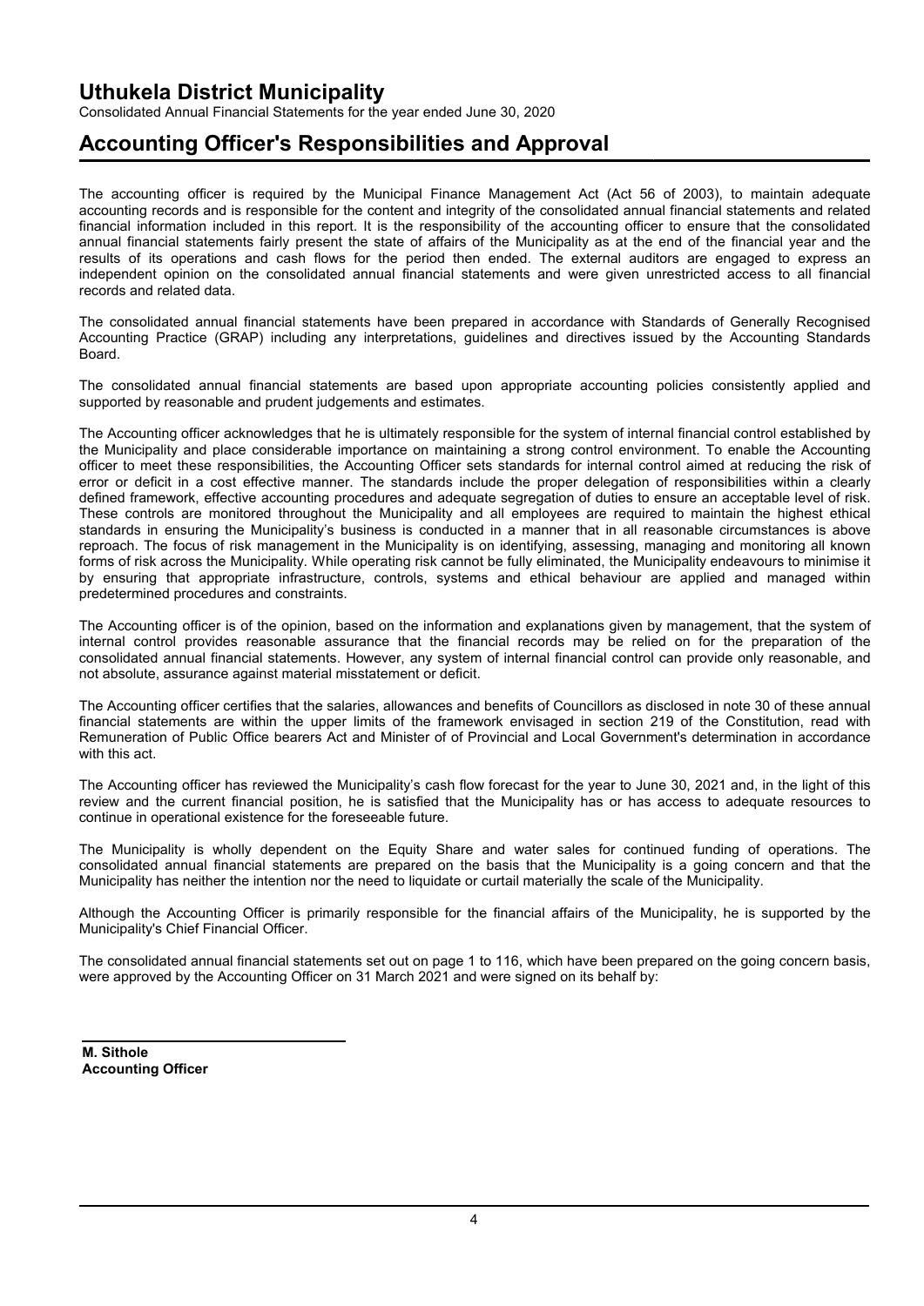# Uthukela District Municipality

Consolidated Annual Financial Statements for the year ended June 30, 2020

## Accounting Officer's Responsibilities and Approval

The accounting officer is required by the Municipal Finance Management Act (Act 56 of 2003), to maintain adequate accounting records and is responsible for the content and integrity of the consolidated annual financial statements and related financial information included in this report. It is the responsibility of the accounting officer to ensure that the consolidated annual financial statements fairly present the state of affairs of the Municipality as at the end of the financial year and the results of its operations and cash flows for the period then ended. The external auditors are engaged to express an independent opinion on the consolidated annual financial statements and were given unrestricted access to all financial records and related data.

The consolidated annual financial statements have been prepared in accordance with Standards of Generally Recognised Accounting Practice (GRAP) including any interpretations, guidelines and directives issued by the Accounting Standards Board.

The consolidated annual financial statements are based upon appropriate accounting policies consistently applied and supported by reasonable and prudent judgements and estimates.

The Accounting officer acknowledges that he is ultimately responsible for the system of internal financial control established by the Municipality and place considerable importance on maintaining a strong control environment. To enable the Accounting officer to meet these responsibilities, the Accounting Officer sets standards for internal control aimed at reducing the risk of error or deficit in a cost effective manner. The standards include the proper delegation of responsibilities within a clearly defined framework, effective accounting procedures and adequate segregation of duties to ensure an acceptable level of risk. These controls are monitored throughout the Municipality and all employees are required to maintain the highest ethical standards in ensuring the Municipality's business is conducted in a manner that in all reasonable circumstances is above reproach. The focus of risk management in the Municipality is on identifying, assessing, managing and monitoring all known forms of risk across the Municipality. While operating risk cannot be fully eliminated, the Municipality endeavours to minimise it by ensuring that appropriate infrastructure, controls, systems and ethical behaviour are applied and managed within predetermined procedures and constraints.

The Accounting officer is of the opinion, based on the information and explanations given by management, that the system of internal control provides reasonable assurance that the financial records may be relied on for the preparation of the consolidated annual financial statements. However, any system of internal financial control can provide only reasonable, and not absolute, assurance against material misstatement or deficit.

The Accounting officer certifies that the salaries, allowances and benefits of Councillors as disclosed in note 30 of these annual financial statements are within the upper limits of the framework envisaged in section 219 of the Constitution, read with Remuneration of Public Office bearers Act and Minister of of Provincial and Local Government's determination in accordance with this act.

The Accounting officer has reviewed the Municipality's cash flow forecast for the year to June 30, 2021 and, in the light of this review and the current financial position, he is satisfied that the Municipality has or has access to adequate resources to continue in operational existence for the foreseeable future.

The Municipality is wholly dependent on the Equity Share and water sales for continued funding of operations. The consolidated annual financial statements are prepared on the basis that the Municipality is a going concern and that the Municipality has neither the intention nor the need to liquidate or curtail materially the scale of the Municipality.

Although the Accounting Officer is primarily responsible for the financial affairs of the Municipality, he is supported by the Municipality's Chief Financial Officer.

The consolidated annual financial statements set out on page 1 to 116, which have been prepared on the going concern basis, were approved by the Accounting Officer on 31 March 2021 and were signed on its behalf by:

**M. Sithole**
**Accounting Officer**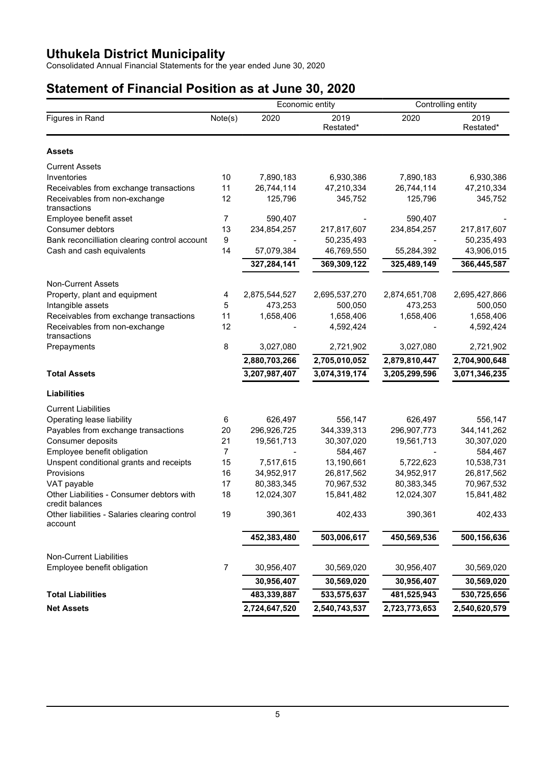# Uthukela District Municipality

Consolidated Annual Financial Statements for the year ended June 30, 2020

## Statement of Financial Position as at June 30, 2020

| | | Economic entity | | Controlling entity | |
|---|---|---|---|---|---|
| Figures in Rand | Note(s) | 2020 | 2019 Restated* | 2020 | 2019 Restated* |
| **Assets** | | | | | |
| Current Assets | | | | | |
| Inventories | 10 | 7,890,183 | 6,930,386 | 7,890,183 | 6,930,386 |
| Receivables from exchange transactions | 11 | 26,744,114 | 47,210,334 | 26,744,114 | 47,210,334 |
| Receivables from non-exchange transactions | 12 | 125,796 | 345,752 | 125,796 | 345,752 |
| Employee benefit asset | 7 | 590,407 | - | 590,407 | - |
| Consumer debtors | 13 | 234,854,257 | 217,817,607 | 234,854,257 | 217,817,607 |
| Bank reconcilliation clearing control account | 9 | - | 50,235,493 | - | 50,235,493 |
| Cash and cash equivalents | 14 | 57,079,384 | 46,769,550 | 55,284,392 | 43,906,015 |
| | | **327,284,141** | **369,309,122** | **325,489,149** | **366,445,587** |
| Non-Current Assets | | | | | |
| Property, plant and equipment | 4 | 2,875,544,527 | 2,695,537,270 | 2,874,651,708 | 2,695,427,866 |
| Intangible assets | 5 | 473,253 | 500,050 | 473,253 | 500,050 |
| Receivables from exchange transactions | 11 | 1,658,406 | 1,658,406 | 1,658,406 | 1,658,406 |
| Receivables from non-exchange transactions | 12 | - | 4,592,424 | - | 4,592,424 |
| Prepayments | 8 | 3,027,080 | 2,721,902 | 3,027,080 | 2,721,902 |
| | | **2,880,703,266** | **2,705,010,052** | **2,879,810,447** | **2,704,900,648** |
| **Total Assets** | | **3,207,987,407** | **3,074,319,174** | **3,205,299,596** | **3,071,346,235** |
| **Liabilities** | | | | | |
| Current Liabilities | | | | | |
| Operating lease liability | 6 | 626,497 | 556,147 | 626,497 | 556,147 |
| Payables from exchange transactions | 20 | 296,926,725 | 344,339,313 | 296,907,773 | 344,141,262 |
| Consumer deposits | 21 | 19,561,713 | 30,307,020 | 19,561,713 | 30,307,020 |
| Employee benefit obligation | 7 | - | 584,467 | - | 584,467 |
| Unspent conditional grants and receipts | 15 | 7,517,615 | 13,190,661 | 5,722,623 | 10,538,731 |
| Provisions | 16 | 34,952,917 | 26,817,562 | 34,952,917 | 26,817,562 |
| VAT payable | 17 | 80,383,345 | 70,967,532 | 80,383,345 | 70,967,532 |
| Other Liabilities - Consumer debtors with credit balances | 18 | 12,024,307 | 15,841,482 | 12,024,307 | 15,841,482 |
| Other liabilities - Salaries clearing control account | 19 | 390,361 | 402,433 | 390,361 | 402,433 |
| | | **452,383,480** | **503,006,617** | **450,569,536** | **500,156,636** |
| Non-Current Liabilities | | | | | |
| Employee benefit obligation | 7 | 30,956,407 | 30,569,020 | 30,956,407 | 30,569,020 |
| | | **30,956,407** | **30,569,020** | **30,956,407** | **30,569,020** |
| **Total Liabilities** | | **483,339,887** | **533,575,637** | **481,525,943** | **530,725,656** |
| **Net Assets** | | **2,724,647,520** | **2,540,743,537** | **2,723,773,653** | **2,540,620,579** |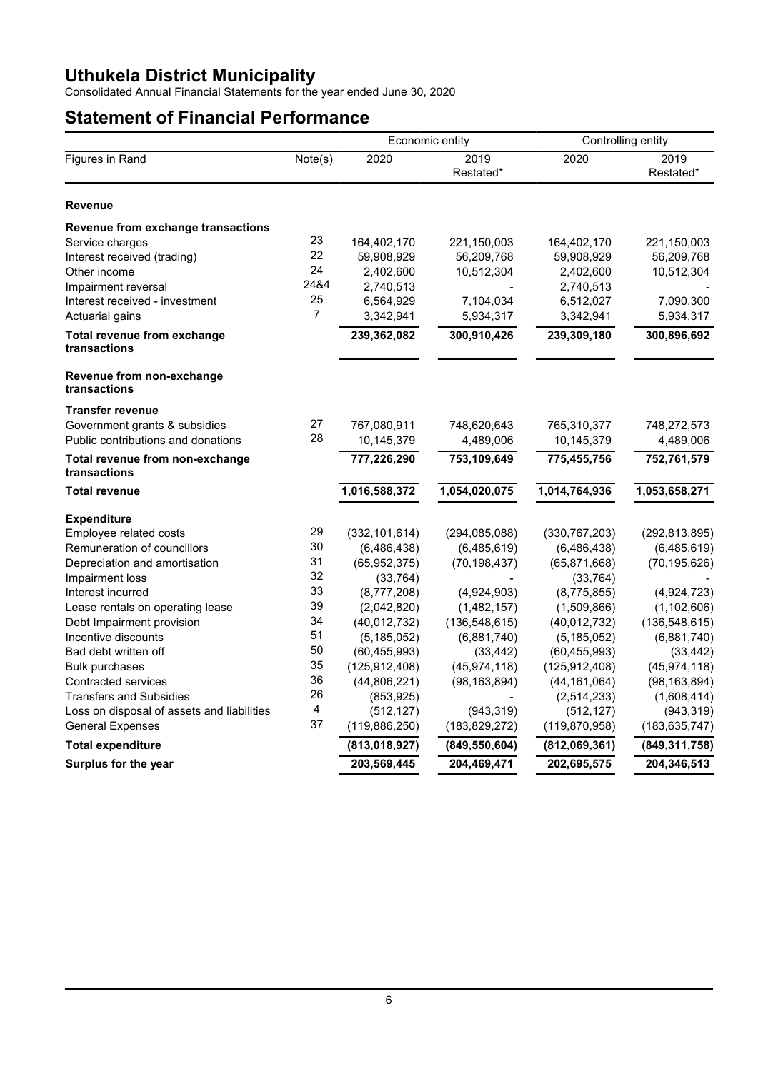# Uthukela District Municipality

Consolidated Annual Financial Statements for the year ended June 30, 2020

## Statement of Financial Performance

| | | Economic entity | | Controlling entity | |
|---|---|---|---|---|---|
| Figures in Rand | Note(s) | 2020 | 2019 Restated* | 2020 | 2019 Restated* |
| **Revenue** | | | | | |
| **Revenue from exchange transactions** | | | | | |
| Service charges | 23 | 164,402,170 | 221,150,003 | 164,402,170 | 221,150,003 |
| Interest received (trading) | 22 | 59,908,929 | 56,209,768 | 59,908,929 | 56,209,768 |
| Other income | 24 | 2,402,600 | 10,512,304 | 2,402,600 | 10,512,304 |
| Impairment reversal | 24&4 | 2,740,513 | - | 2,740,513 | - |
| Interest received - investment | 25 | 6,564,929 | 7,104,034 | 6,512,027 | 7,090,300 |
| Actuarial gains | 7 | 3,342,941 | 5,934,317 | 3,342,941 | 5,934,317 |
| **Total revenue from exchange transactions** | | **239,362,082** | **300,910,426** | **239,309,180** | **300,896,692** |
| **Revenue from non-exchange transactions** | | | | | |
| **Transfer revenue** | | | | | |
| Government grants & subsidies | 27 | 767,080,911 | 748,620,643 | 765,310,377 | 748,272,573 |
| Public contributions and donations | 28 | 10,145,379 | 4,489,006 | 10,145,379 | 4,489,006 |
| **Total revenue from non-exchange transactions** | | **777,226,290** | **753,109,649** | **775,455,756** | **752,761,579** |
| **Total revenue** | | **1,016,588,372** | **1,054,020,075** | **1,014,764,936** | **1,053,658,271** |
| **Expenditure** | | | | | |
| Employee related costs | 29 | (332,101,614) | (294,085,088) | (330,767,203) | (292,813,895) |
| Remuneration of councillors | 30 | (6,486,438) | (6,485,619) | (6,486,438) | (6,485,619) |
| Depreciation and amortisation | 31 | (65,952,375) | (70,198,437) | (65,871,668) | (70,195,626) |
| Impairment loss | 32 | (33,764) | - | (33,764) | - |
| Interest incurred | 33 | (8,777,208) | (4,924,903) | (8,775,855) | (4,924,723) |
| Lease rentals on operating lease | 39 | (2,042,820) | (1,482,157) | (1,509,866) | (1,102,606) |
| Debt Impairment provision | 34 | (40,012,732) | (136,548,615) | (40,012,732) | (136,548,615) |
| Incentive discounts | 51 | (5,185,052) | (6,881,740) | (5,185,052) | (6,881,740) |
| Bad debt written off | 50 | (60,455,993) | (33,442) | (60,455,993) | (33,442) |
| Bulk purchases | 35 | (125,912,408) | (45,974,118) | (125,912,408) | (45,974,118) |
| Contracted services | 36 | (44,806,221) | (98,163,894) | (44,161,064) | (98,163,894) |
| Transfers and Subsidies | 26 | (853,925) | - | (2,514,233) | (1,608,414) |
| Loss on disposal of assets and liabilities | 4 | (512,127) | (943,319) | (512,127) | (943,319) |
| General Expenses | 37 | (119,886,250) | (183,829,272) | (119,870,958) | (183,635,747) |
| **Total expenditure** | | **(813,018,927)** | **(849,550,604)** | **(812,069,361)** | **(849,311,758)** |
| **Surplus for the year** | | **203,569,445** | **204,469,471** | **202,695,575** | **204,346,513** |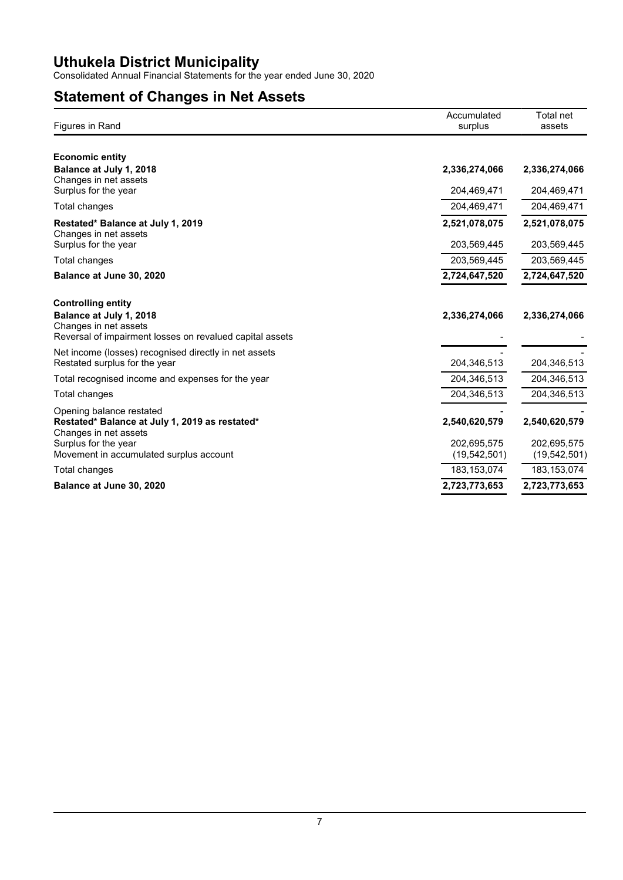# Uthukela District Municipality

Consolidated Annual Financial Statements for the year ended June 30, 2020

## Statement of Changes in Net Assets

| Figures in Rand | Accumulated surplus | Total net assets |
|---|---|---|
| **Economic entity** | | |
| **Balance at July 1, 2018** | **2,336,274,066** | **2,336,274,066** |
| Changes in net assets | | |
| Surplus for the year | 204,469,471 | 204,469,471 |
| Total changes | 204,469,471 | 204,469,471 |
| **Restated* Balance at July 1, 2019** | **2,521,078,075** | **2,521,078,075** |
| Changes in net assets | | |
| Surplus for the year | 203,569,445 | 203,569,445 |
| Total changes | 203,569,445 | 203,569,445 |
| **Balance at June 30, 2020** | **2,724,647,520** | **2,724,647,520** |
| **Controlling entity** | | |
| **Balance at July 1, 2018** | **2,336,274,066** | **2,336,274,066** |
| Changes in net assets | | |
| Reversal of impairment losses on revalued capital assets | - | - |
| Net income (losses) recognised directly in net assets | - | - |
| Restated surplus for the year | 204,346,513 | 204,346,513 |
| Total recognised income and expenses for the year | 204,346,513 | 204,346,513 |
| Total changes | 204,346,513 | 204,346,513 |
| Opening balance restated | - | - |
| **Restated* Balance at July 1, 2019 as restated*** | **2,540,620,579** | **2,540,620,579** |
| Changes in net assets | | |
| Surplus for the year | 202,695,575 | 202,695,575 |
| Movement in accumulated surplus account | (19,542,501) | (19,542,501) |
| Total changes | 183,153,074 | 183,153,074 |
| **Balance at June 30, 2020** | **2,723,773,653** | **2,723,773,653** |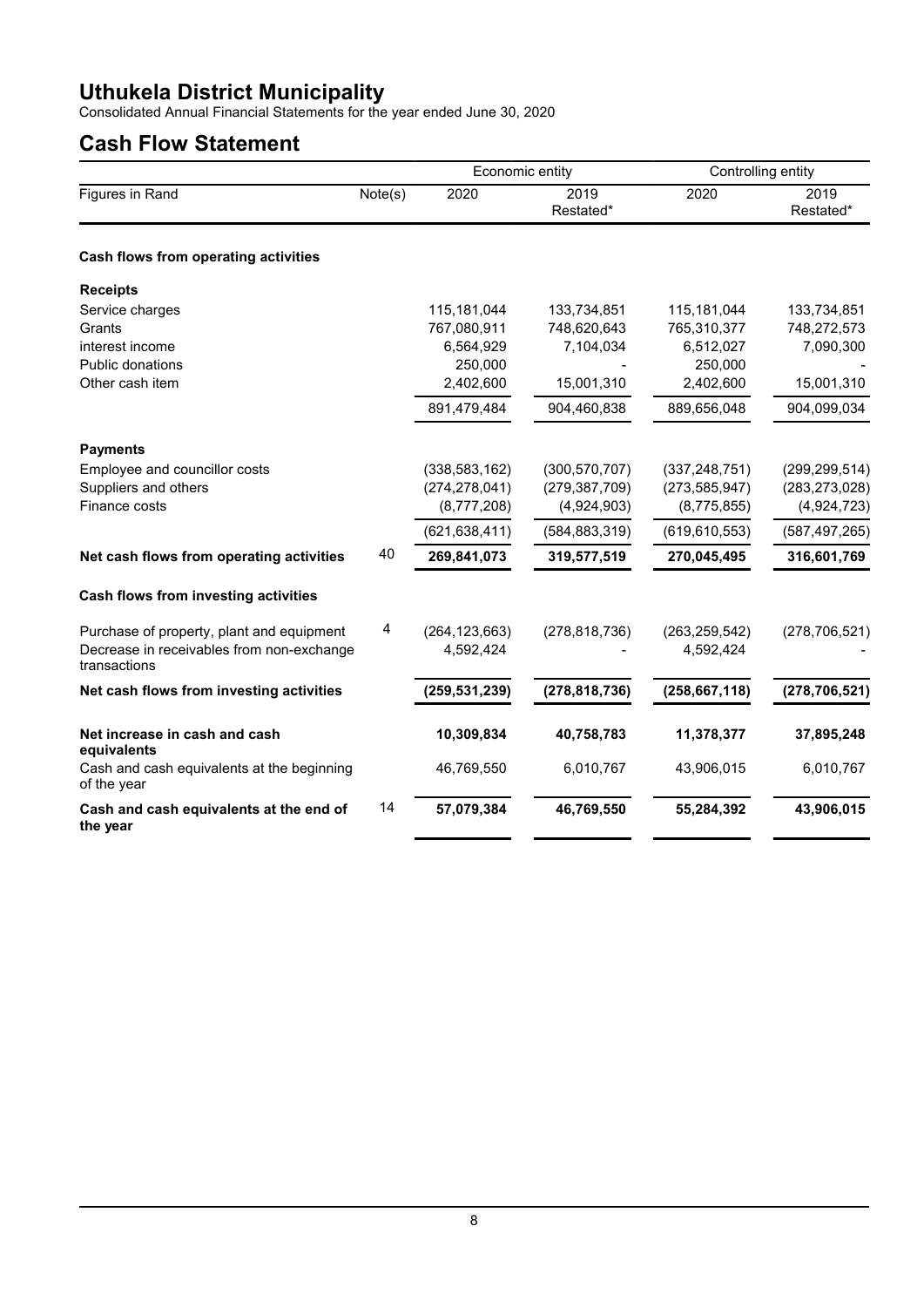# Uthukela District Municipality

Consolidated Annual Financial Statements for the year ended June 30, 2020

## Cash Flow Statement

| Figures in Rand | Note(s) | Economic entity 2020 | Economic entity 2019 Restated* | Controlling entity 2020 | Controlling entity 2019 Restated* |
|---|---|---|---|---|---|
| **Cash flows from operating activities** | | | | | |
| **Receipts** | | | | | |
| Service charges | | 115,181,044 | 133,734,851 | 115,181,044 | 133,734,851 |
| Grants | | 767,080,911 | 748,620,643 | 765,310,377 | 748,272,573 |
| interest income | | 6,564,929 | 7,104,034 | 6,512,027 | 7,090,300 |
| Public donations | | 250,000 | - | 250,000 | - |
| Other cash item | | 2,402,600 | 15,001,310 | 2,402,600 | 15,001,310 |
| | | 891,479,484 | 904,460,838 | 889,656,048 | 904,099,034 |
| **Payments** | | | | | |
| Employee and councillor costs | | (338,583,162) | (300,570,707) | (337,248,751) | (299,299,514) |
| Suppliers and others | | (274,278,041) | (279,387,709) | (273,585,947) | (283,273,028) |
| Finance costs | | (8,777,208) | (4,924,903) | (8,775,855) | (4,924,723) |
| | | (621,638,411) | (584,883,319) | (619,610,553) | (587,497,265) |
| **Net cash flows from operating activities** | 40 | **269,841,073** | **319,577,519** | **270,045,495** | **316,601,769** |
| **Cash flows from investing activities** | | | | | |
| Purchase of property, plant and equipment | 4 | (264,123,663) | (278,818,736) | (263,259,542) | (278,706,521) |
| Decrease in receivables from non-exchange transactions | | 4,592,424 | - | 4,592,424 | - |
| **Net cash flows from investing activities** | | **(259,531,239)** | **(278,818,736)** | **(258,667,118)** | **(278,706,521)** |
| **Net increase in cash and cash equivalents** | | **10,309,834** | **40,758,783** | **11,378,377** | **37,895,248** |
| Cash and cash equivalents at the beginning of the year | | 46,769,550 | 6,010,767 | 43,906,015 | 6,010,767 |
| **Cash and cash equivalents at the end of the year** | 14 | **57,079,384** | **46,769,550** | **55,284,392** | **43,906,015** |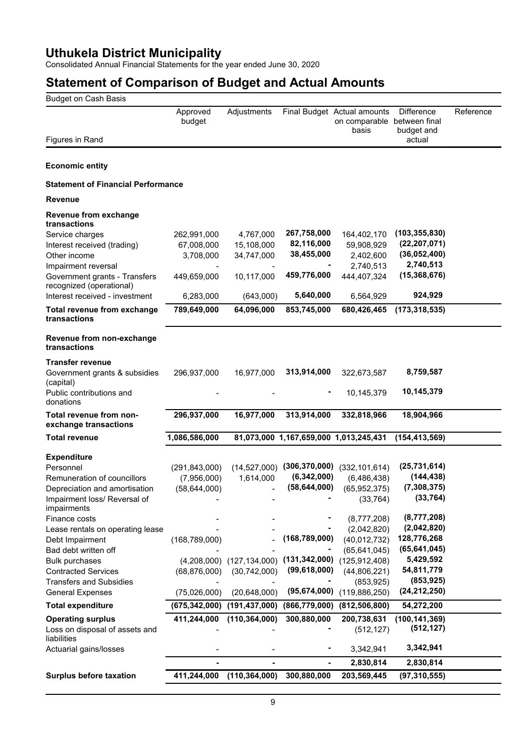# Uthukela District Municipality

Consolidated Annual Financial Statements for the year ended June 30, 2020

# Statement of Comparison of Budget and Actual Amounts

Budget on Cash Basis

| Figures in Rand | Approved budget | Adjustments | Final Budget | Actual amounts on comparable basis | Difference between final budget and actual | Reference |
|---|---|---|---|---|---|---|
| **Economic entity** | | | | | | |
| **Statement of Financial Performance** | | | | | | |
| **Revenue** | | | | | | |
| **Revenue from exchange transactions** | | | | | | |
| Service charges | 262,991,000 | 4,767,000 | **267,758,000** | 164,402,170 | **(103,355,830)** | |
| Interest received (trading) | 67,008,000 | 15,108,000 | **82,116,000** | 59,908,929 | **(22,207,071)** | |
| Other income | 3,708,000 | 34,747,000 | **38,455,000** | 2,402,600 | **(36,052,400)** | |
| Impairment reversal | - | - | **-** | 2,740,513 | **2,740,513** | |
| Government grants - Transfers recognized (operational) | 449,659,000 | 10,117,000 | **459,776,000** | 444,407,324 | **(15,368,676)** | |
| Interest received - investment | 6,283,000 | (643,000) | **5,640,000** | 6,564,929 | **924,929** | |
| **Total revenue from exchange transactions** | **789,649,000** | **64,096,000** | **853,745,000** | **680,426,465** | **(173,318,535)** | |
| **Revenue from non-exchange transactions** | | | | | | |
| **Transfer revenue** | | | | | | |
| Government grants & subsidies (capital) | 296,937,000 | 16,977,000 | **313,914,000** | 322,673,587 | **8,759,587** | |
| Public contributions and donations | - | - | **-** | 10,145,379 | **10,145,379** | |
| **Total revenue from non-exchange transactions** | **296,937,000** | **16,977,000** | **313,914,000** | **332,818,966** | **18,904,966** | |
| **Total revenue** | **1,086,586,000** | **81,073,000** | **1,167,659,000** | **1,013,245,431** | **(154,413,569)** | |
| **Expenditure** | | | | | | |
| Personnel | (291,843,000) | (14,527,000) | **(306,370,000)** | (332,101,614) | **(25,731,614)** | |
| Remuneration of councillors | (7,956,000) | 1,614,000 | **(6,342,000)** | (6,486,438) | **(144,438)** | |
| Depreciation and amortisation | (58,644,000) | - | **(58,644,000)** | (65,952,375) | **(7,308,375)** | |
| Impairment loss/ Reversal of impairments | - | - | **-** | (33,764) | **(33,764)** | |
| Finance costs | - | - | **-** | (8,777,208) | **(8,777,208)** | |
| Lease rentals on operating lease | - | - | **-** | (2,042,820) | **(2,042,820)** | |
| Debt Impairment | (168,789,000) | - | **(168,789,000)** | (40,012,732) | **128,776,268** | |
| Bad debt written off | - | - | **-** | (65,641,045) | **(65,641,045)** | |
| Bulk purchases | (4,208,000) | (127,134,000) | **(131,342,000)** | (125,912,408) | **5,429,592** | |
| Contracted Services | (68,876,000) | (30,742,000) | **(99,618,000)** | (44,806,221) | **54,811,779** | |
| Transfers and Subsidies | - | - | **-** | (853,925) | **(853,925)** | |
| General Expenses | (75,026,000) | (20,648,000) | **(95,674,000)** | (119,886,250) | **(24,212,250)** | |
| **Total expenditure** | **(675,342,000)** | **(191,437,000)** | **(866,779,000)** | **(812,506,800)** | **54,272,200** | |
| **Operating surplus** | **411,244,000** | **(110,364,000)** | **300,880,000** | **200,738,631** | **(100,141,369)** | |
| Loss on disposal of assets and liabilities | - | - | **-** | (512,127) | **(512,127)** | |
| Actuarial gains/losses | - | - | **-** | 3,342,941 | **3,342,941** | |
| | **-** | **-** | **-** | **2,830,814** | **2,830,814** | |
| **Surplus before taxation** | **411,244,000** | **(110,364,000)** | **300,880,000** | **203,569,445** | **(97,310,555)** | |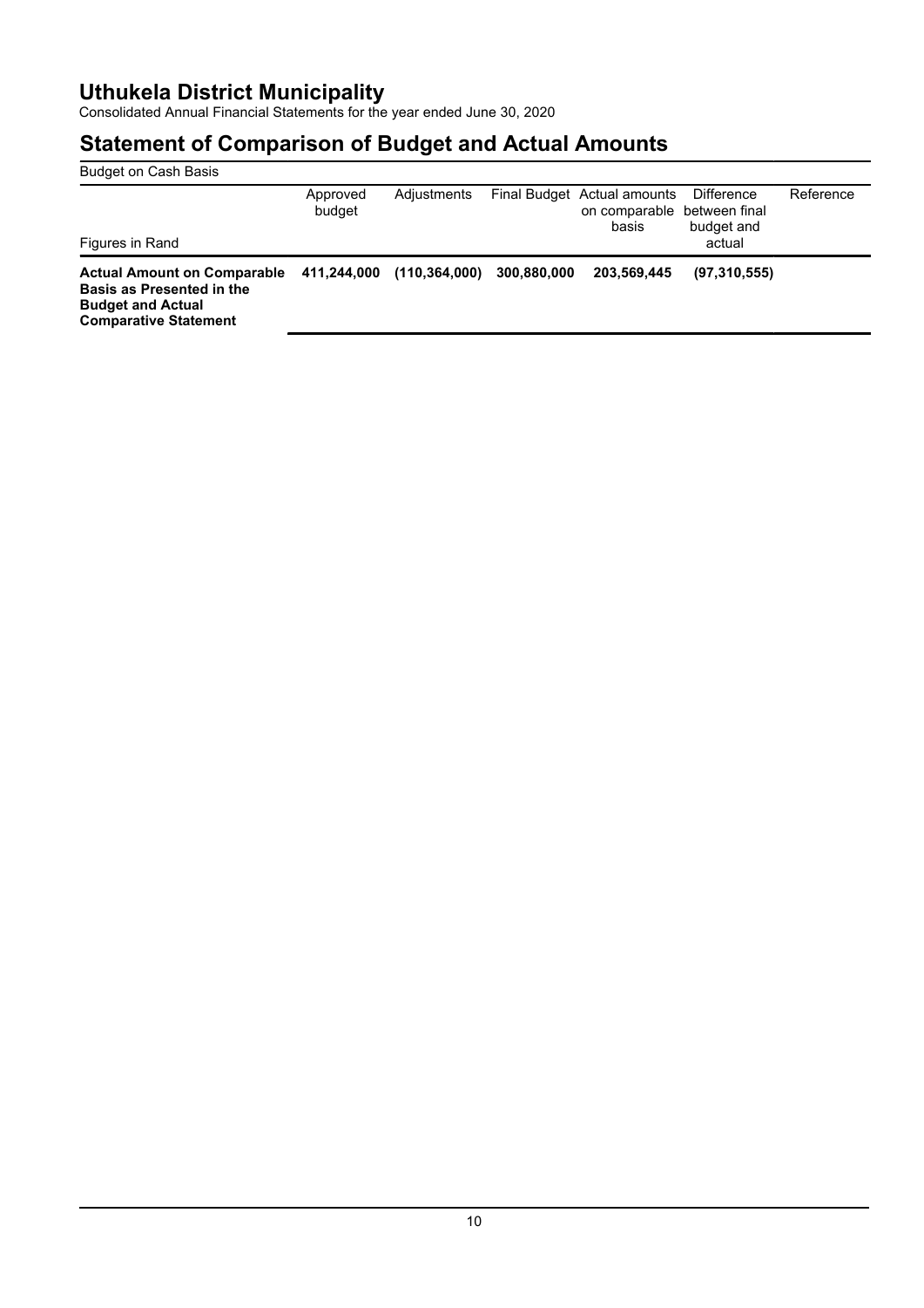# Uthukela District Municipality

Consolidated Annual Financial Statements for the year ended June 30, 2020

## Statement of Comparison of Budget and Actual Amounts

Budget on Cash Basis

| Figures in Rand | Approved budget | Adjustments | Final Budget | Actual amounts on comparable basis | Difference between final budget and actual | Reference |
|---|---|---|---|---|---|---|
| **Actual Amount on Comparable Basis as Presented in the Budget and Actual Comparative Statement** | **411,244,000** | **(110,364,000)** | **300,880,000** | **203,569,445** | **(97,310,555)** | |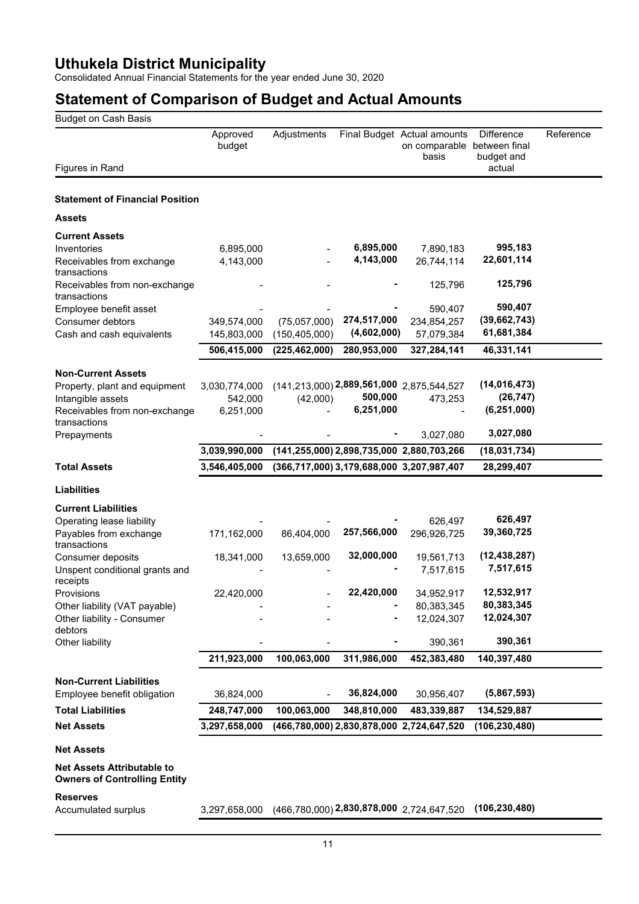# Uthukela District Municipality

Consolidated Annual Financial Statements for the year ended June 30, 2020

# Statement of Comparison of Budget and Actual Amounts

Budget on Cash Basis

| Figures in Rand | Approved budget | Adjustments | Final Budget | Actual amounts on comparable basis | Difference between final budget and actual | Reference |
|---|---|---|---|---|---|---|
| **Statement of Financial Position** | | | | | | |
| **Assets** | | | | | | |
| **Current Assets** | | | | | | |
| Inventories | 6,895,000 | - | 6,895,000 | 7,890,183 | 995,183 | |
| Receivables from exchange transactions | 4,143,000 | - | 4,143,000 | 26,744,114 | 22,601,114 | |
| Receivables from non-exchange transactions | - | - | - | 125,796 | 125,796 | |
| Employee benefit asset | - | - | - | 590,407 | 590,407 | |
| Consumer debtors | 349,574,000 | (75,057,000) | 274,517,000 | 234,854,257 | (39,662,743) | |
| Cash and cash equivalents | 145,803,000 | (150,405,000) | (4,602,000) | 57,079,384 | 61,681,384 | |
| | **506,415,000** | **(225,462,000)** | **280,953,000** | **327,284,141** | **46,331,141** | |
| **Non-Current Assets** | | | | | | |
| Property, plant and equipment | 3,030,774,000 | (141,213,000) | 2,889,561,000 | 2,875,544,527 | (14,016,473) | |
| Intangible assets | 542,000 | (42,000) | 500,000 | 473,253 | (26,747) | |
| Receivables from non-exchange transactions | 6,251,000 | - | 6,251,000 | - | (6,251,000) | |
| Prepayments | - | - | - | 3,027,080 | 3,027,080 | |
| | **3,039,990,000** | **(141,255,000)** | **2,898,735,000** | **2,880,703,266** | **(18,031,734)** | |
| **Total Assets** | **3,546,405,000** | **(366,717,000)** | **3,179,688,000** | **3,207,987,407** | **28,299,407** | |
| **Liabilities** | | | | | | |
| **Current Liabilities** | | | | | | |
| Operating lease liability | - | - | - | 626,497 | 626,497 | |
| Payables from exchange transactions | 171,162,000 | 86,404,000 | 257,566,000 | 296,926,725 | 39,360,725 | |
| Consumer deposits | 18,341,000 | 13,659,000 | 32,000,000 | 19,561,713 | (12,438,287) | |
| Unspent conditional grants and receipts | - | - | - | 7,517,615 | 7,517,615 | |
| Provisions | 22,420,000 | - | 22,420,000 | 34,952,917 | 12,532,917 | |
| Other liability (VAT payable) | - | - | - | 80,383,345 | 80,383,345 | |
| Other liability - Consumer debtors | - | - | - | 12,024,307 | 12,024,307 | |
| Other liability | - | - | - | 390,361 | 390,361 | |
| | **211,923,000** | **100,063,000** | **311,986,000** | **452,383,480** | **140,397,480** | |
| **Non-Current Liabilities** | | | | | | |
| Employee benefit obligation | 36,824,000 | - | 36,824,000 | 30,956,407 | (5,867,593) | |
| **Total Liabilities** | **248,747,000** | **100,063,000** | **348,810,000** | **483,339,887** | **134,529,887** | |
| **Net Assets** | **3,297,658,000** | **(466,780,000)** | **2,830,878,000** | **2,724,647,520** | **(106,230,480)** | |
| **Net Assets** | | | | | | |
| **Net Assets Attributable to Owners of Controlling Entity** | | | | | | |
| **Reserves** | | | | | | |
| Accumulated surplus | 3,297,658,000 | (466,780,000) | 2,830,878,000 | 2,724,647,520 | (106,230,480) | |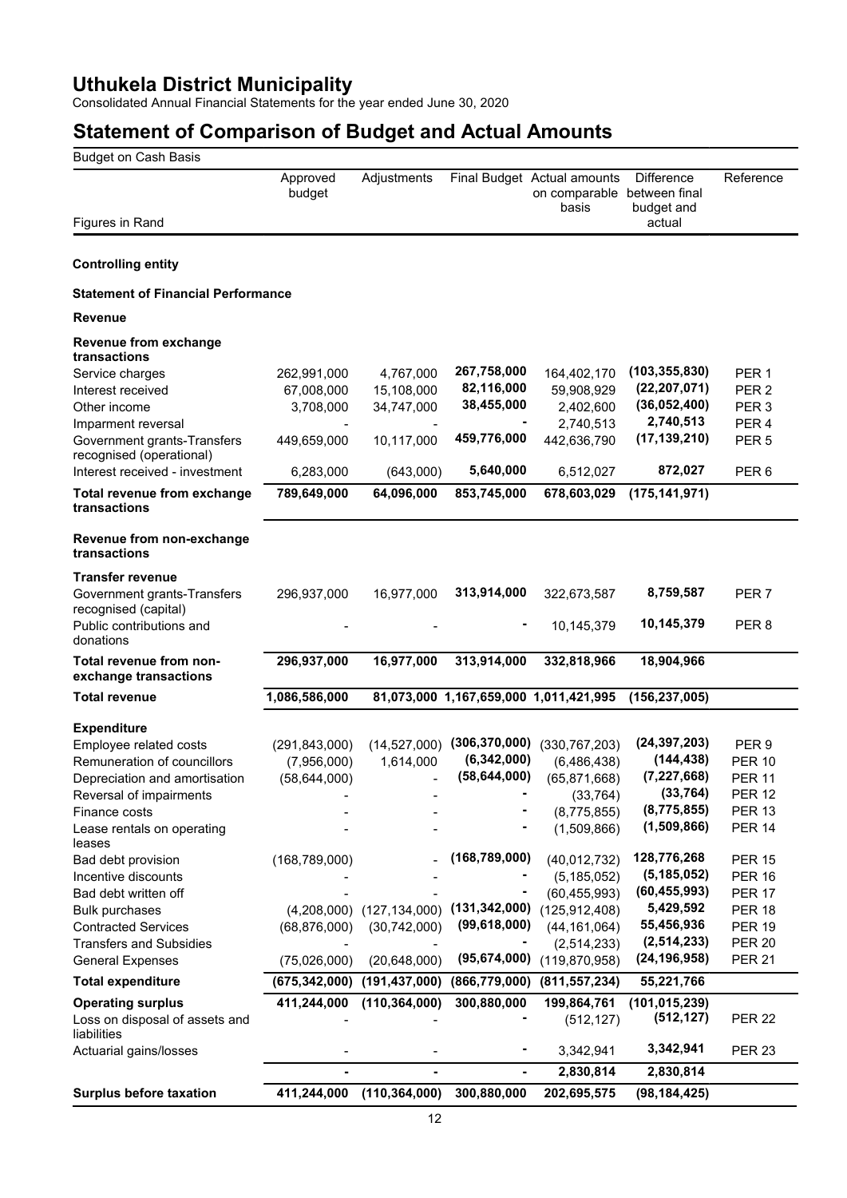# Uthukela District Municipality

Consolidated Annual Financial Statements for the year ended June 30, 2020

## Statement of Comparison of Budget and Actual Amounts

| Budget on Cash Basis | | | | | | |
|---|---|---|---|---|---|---|
| Figures in Rand | Approved budget | Adjustments | Final Budget | Actual amounts on comparable basis | Difference between final budget and actual | Reference |
| **Controlling entity** | | | | | | |
| **Statement of Financial Performance** | | | | | | |
| **Revenue** | | | | | | |
| **Revenue from exchange transactions** | | | | | | |
| Service charges | 262,991,000 | 4,767,000 | 267,758,000 | 164,402,170 | (103,355,830) | PER 1 |
| Interest received | 67,008,000 | 15,108,000 | 82,116,000 | 59,908,929 | (22,207,071) | PER 2 |
| Other income | 3,708,000 | 34,747,000 | 38,455,000 | 2,402,600 | (36,052,400) | PER 3 |
| Imparment reversal | - | - | - | 2,740,513 | 2,740,513 | PER 4 |
| Government grants-Transfers recognised (operational) | 449,659,000 | 10,117,000 | 459,776,000 | 442,636,790 | (17,139,210) | PER 5 |
| Interest received - investment | 6,283,000 | (643,000) | 5,640,000 | 6,512,027 | 872,027 | PER 6 |
| **Total revenue from exchange transactions** | **789,649,000** | **64,096,000** | **853,745,000** | **678,603,029** | **(175,141,971)** | |
| **Revenue from non-exchange transactions** | | | | | | |
| **Transfer revenue** | | | | | | |
| Government grants-Transfers recognised (capital) | 296,937,000 | 16,977,000 | 313,914,000 | 322,673,587 | 8,759,587 | PER 7 |
| Public contributions and donations | - | - | - | 10,145,379 | 10,145,379 | PER 8 |
| **Total revenue from non-exchange transactions** | **296,937,000** | **16,977,000** | **313,914,000** | **332,818,966** | **18,904,966** | |
| **Total revenue** | **1,086,586,000** | **81,073,000** | **1,167,659,000** | **1,011,421,995** | **(156,237,005)** | |
| **Expenditure** | | | | | | |
| Employee related costs | (291,843,000) | (14,527,000) | (306,370,000) | (330,767,203) | (24,397,203) | PER 9 |
| Remuneration of councillors | (7,956,000) | 1,614,000 | (6,342,000) | (6,486,438) | (144,438) | PER 10 |
| Depreciation and amortisation | (58,644,000) | - | (58,644,000) | (65,871,668) | (7,227,668) | PER 11 |
| Reversal of impairments | - | - | - | (33,764) | (33,764) | PER 12 |
| Finance costs | - | - | - | (8,775,855) | (8,775,855) | PER 13 |
| Lease rentals on operating leases | - | - | - | (1,509,866) | (1,509,866) | PER 14 |
| Bad debt provision | (168,789,000) | - | (168,789,000) | (40,012,732) | 128,776,268 | PER 15 |
| Incentive discounts | - | - | - | (5,185,052) | (5,185,052) | PER 16 |
| Bad debt written off | - | - | - | (60,455,993) | (60,455,993) | PER 17 |
| Bulk purchases | (4,208,000) | (127,134,000) | (131,342,000) | (125,912,408) | 5,429,592 | PER 18 |
| Contracted Services | (68,876,000) | (30,742,000) | (99,618,000) | (44,161,064) | 55,456,936 | PER 19 |
| Transfers and Subsidies | - | - | - | (2,514,233) | (2,514,233) | PER 20 |
| General Expenses | (75,026,000) | (20,648,000) | (95,674,000) | (119,870,958) | (24,196,958) | PER 21 |
| **Total expenditure** | **(675,342,000)** | **(191,437,000)** | **(866,779,000)** | **(811,557,234)** | **55,221,766** | |
| **Operating surplus** | **411,244,000** | **(110,364,000)** | **300,880,000** | **199,864,761** | **(101,015,239)** | |
| Loss on disposal of assets and liabilities | - | - | - | (512,127) | (512,127) | PER 22 |
| Actuarial gains/losses | - | - | - | 3,342,941 | 3,342,941 | PER 23 |
| | **-** | **-** | **-** | **2,830,814** | **2,830,814** | |
| **Surplus before taxation** | **411,244,000** | **(110,364,000)** | **300,880,000** | **202,695,575** | **(98,184,425)** | |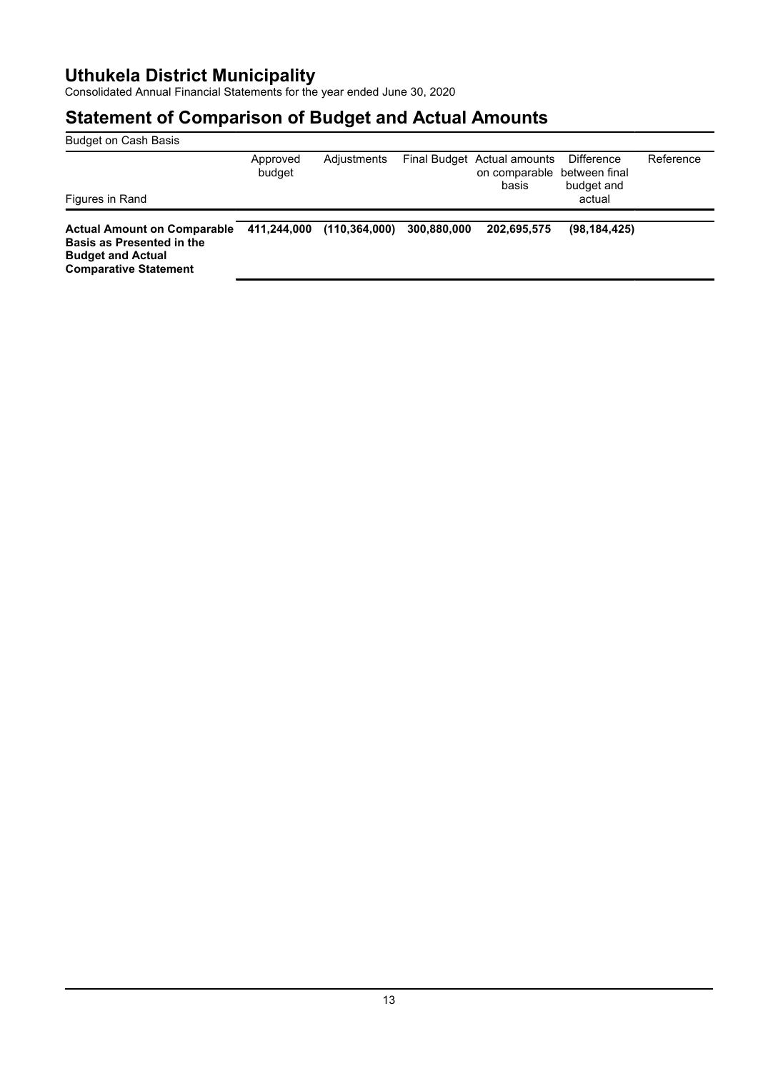# Uthukela District Municipality

Consolidated Annual Financial Statements for the year ended June 30, 2020

## Statement of Comparison of Budget and Actual Amounts

Budget on Cash Basis

| Figures in Rand | Approved budget | Adjustments | Final Budget | Actual amounts on comparable basis | Difference between final budget and actual | Reference |
|---|---|---|---|---|---|---|
| **Actual Amount on Comparable Basis as Presented in the Budget and Actual Comparative Statement** | **411,244,000** | **(110,364,000)** | **300,880,000** | **202,695,575** | **(98,184,425)** | |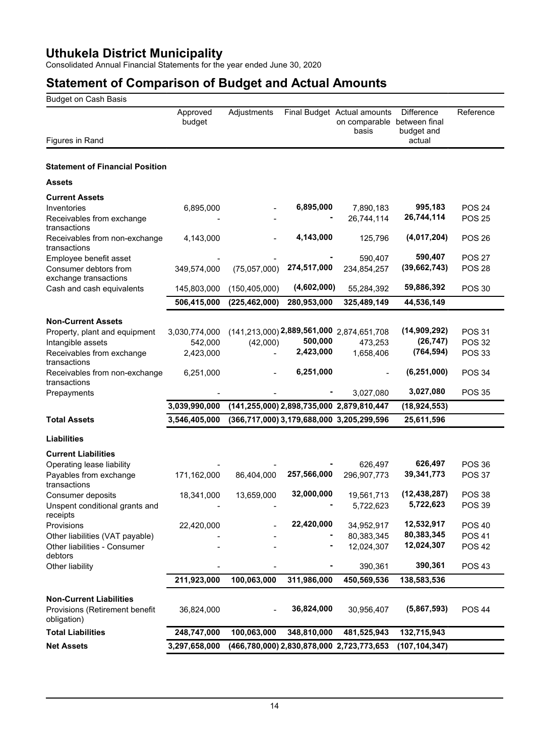# Uthukela District Municipality

Consolidated Annual Financial Statements for the year ended June 30, 2020

## Statement of Comparison of Budget and Actual Amounts

Budget on Cash Basis

| Figures in Rand | Approved budget | Adjustments | Final Budget | Actual amounts on comparable basis | Difference between final budget and actual | Reference |
|---|---|---|---|---|---|---|
| **Statement of Financial Position** | | | | | | |
| **Assets** | | | | | | |
| **Current Assets** | | | | | | |
| Inventories | 6,895,000 | - | 6,895,000 | 7,890,183 | 995,183 | POS 24 |
| Receivables from exchange transactions | - | - | - | 26,744,114 | 26,744,114 | POS 25 |
| Receivables from non-exchange transactions | 4,143,000 | - | 4,143,000 | 125,796 | (4,017,204) | POS 26 |
| Employee benefit asset | - | - | - | 590,407 | 590,407 | POS 27 |
| Consumer debtors from exchange transactions | 349,574,000 | (75,057,000) | 274,517,000 | 234,854,257 | (39,662,743) | POS 28 |
| Cash and cash equivalents | 145,803,000 | (150,405,000) | (4,602,000) | 55,284,392 | 59,886,392 | POS 30 |
| | **506,415,000** | **(225,462,000)** | **280,953,000** | **325,489,149** | **44,536,149** | |
| **Non-Current Assets** | | | | | | |
| Property, plant and equipment | 3,030,774,000 | (141,213,000) | 2,889,561,000 | 2,874,651,708 | (14,909,292) | POS 31 |
| Intangible assets | 542,000 | (42,000) | 500,000 | 473,253 | (26,747) | POS 32 |
| Receivables from exchange transactions | 2,423,000 | - | 2,423,000 | 1,658,406 | (764,594) | POS 33 |
| Receivables from non-exchange transactions | 6,251,000 | - | 6,251,000 | - | (6,251,000) | POS 34 |
| Prepayments | - | - | - | 3,027,080 | 3,027,080 | POS 35 |
| | **3,039,990,000** | **(141,255,000)** | **2,898,735,000** | **2,879,810,447** | **(18,924,553)** | |
| **Total Assets** | **3,546,405,000** | **(366,717,000)** | **3,179,688,000** | **3,205,299,596** | **25,611,596** | |
| **Liabilities** | | | | | | |
| **Current Liabilities** | | | | | | |
| Operating lease liability | - | - | - | 626,497 | 626,497 | POS 36 |
| Payables from exchange transactions | 171,162,000 | 86,404,000 | 257,566,000 | 296,907,773 | 39,341,773 | POS 37 |
| Consumer deposits | 18,341,000 | 13,659,000 | 32,000,000 | 19,561,713 | (12,438,287) | POS 38 |
| Unspent conditional grants and receipts | - | - | - | 5,722,623 | 5,722,623 | POS 39 |
| Provisions | 22,420,000 | - | 22,420,000 | 34,952,917 | 12,532,917 | POS 40 |
| Other liabilities (VAT payable) | - | - | - | 80,383,345 | 80,383,345 | POS 41 |
| Other liabilities - Consumer debtors | - | - | - | 12,024,307 | 12,024,307 | POS 42 |
| Other liability | - | - | - | 390,361 | 390,361 | POS 43 |
| | **211,923,000** | **100,063,000** | **311,986,000** | **450,569,536** | **138,583,536** | |
| **Non-Current Liabilities** | | | | | | |
| Provisions (Retirement benefit obligation) | 36,824,000 | - | 36,824,000 | 30,956,407 | (5,867,593) | POS 44 |
| **Total Liabilities** | **248,747,000** | **100,063,000** | **348,810,000** | **481,525,943** | **132,715,943** | |
| **Net Assets** | **3,297,658,000** | **(466,780,000)** | **2,830,878,000** | **2,723,773,653** | **(107,104,347)** | |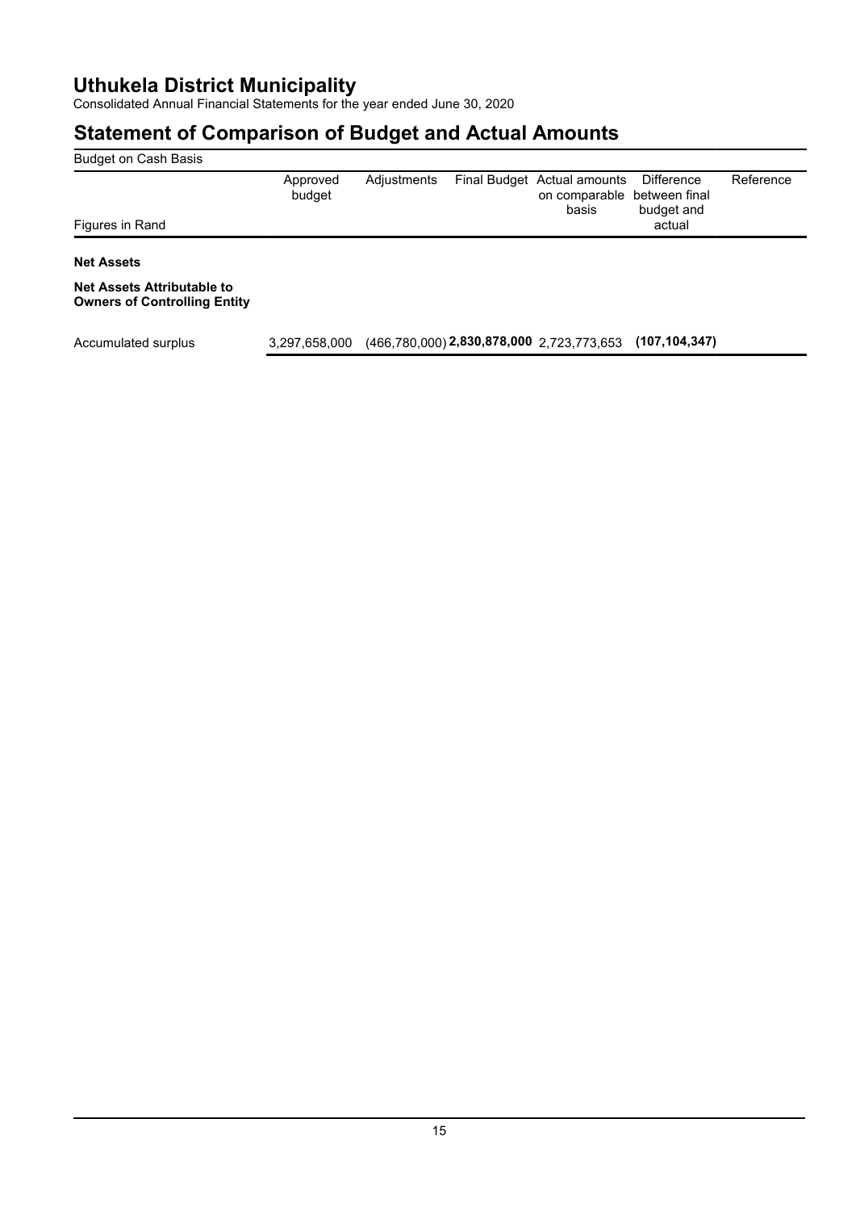# Uthukela District Municipality

Consolidated Annual Financial Statements for the year ended June 30, 2020

## Statement of Comparison of Budget and Actual Amounts

Budget on Cash Basis

| Figures in Rand | Approved budget | Adjustments | Final Budget | Actual amounts on comparable basis | Difference between final budget and actual | Reference |
|---|---|---|---|---|---|---|
| **Net Assets** | | | | | | |
| **Net Assets Attributable to Owners of Controlling Entity** | | | | | | |
| Accumulated surplus | 3,297,658,000 | (466,780,000) | **2,830,878,000** | 2,723,773,653 | **(107,104,347)** | |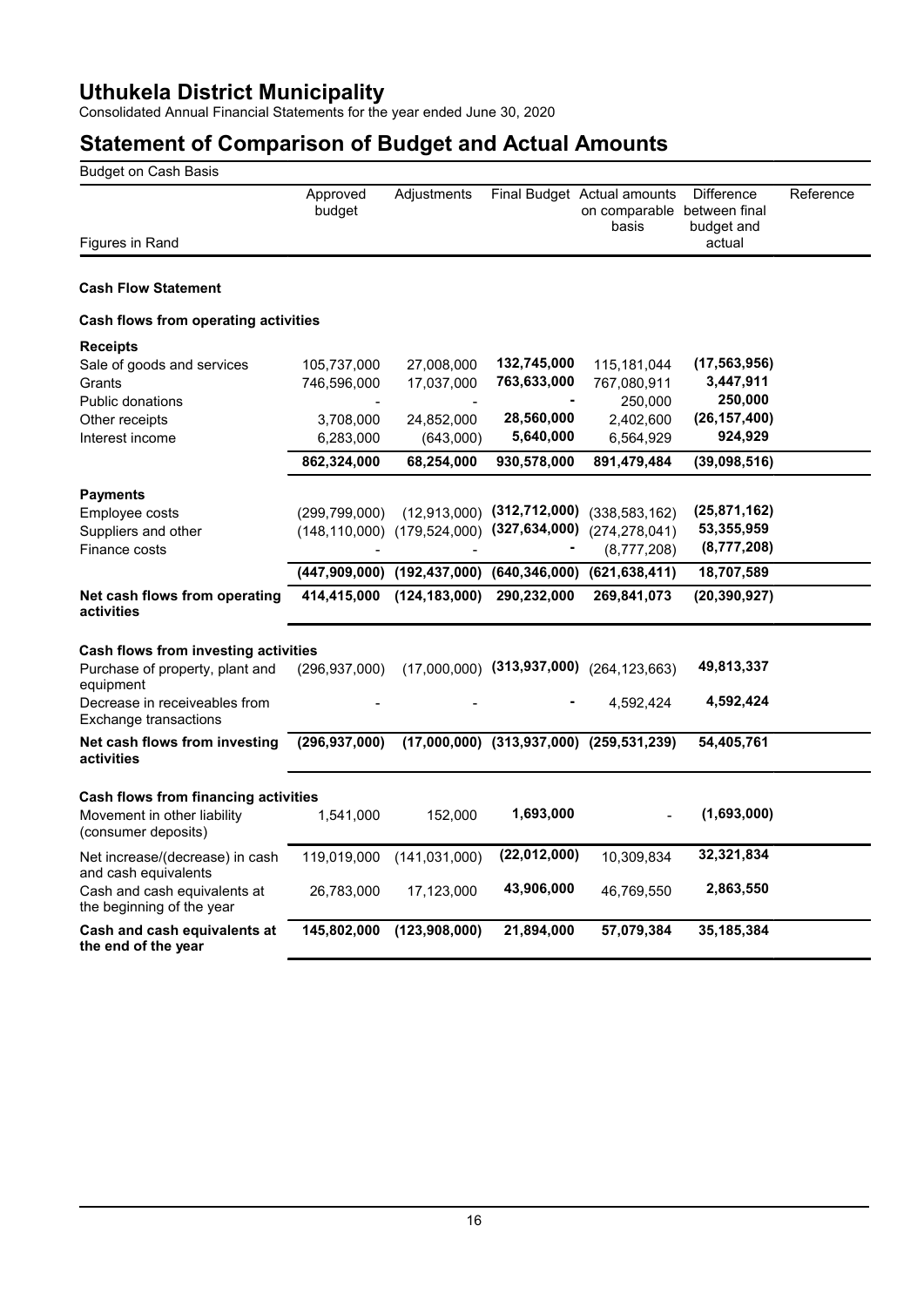# Uthukela District Municipality

Consolidated Annual Financial Statements for the year ended June 30, 2020

## Statement of Comparison of Budget and Actual Amounts

Budget on Cash Basis

| Figures in Rand | Approved budget | Adjustments | Final Budget | Actual amounts on comparable basis | Difference between final budget and actual | Reference |
|---|---|---|---|---|---|---|
| **Cash Flow Statement** | | | | | | |
| **Cash flows from operating activities** | | | | | | |
| **Receipts** | | | | | | |
| Sale of goods and services | 105,737,000 | 27,008,000 | **132,745,000** | 115,181,044 | **(17,563,956)** | |
| Grants | 746,596,000 | 17,037,000 | **763,633,000** | 767,080,911 | **3,447,911** | |
| Public donations | - | - | **-** | 250,000 | **250,000** | |
| Other receipts | 3,708,000 | 24,852,000 | **28,560,000** | 2,402,600 | **(26,157,400)** | |
| Interest income | 6,283,000 | (643,000) | **5,640,000** | 6,564,929 | **924,929** | |
| | **862,324,000** | **68,254,000** | **930,578,000** | **891,479,484** | **(39,098,516)** | |
| **Payments** | | | | | | |
| Employee costs | (299,799,000) | (12,913,000) | **(312,712,000)** | (338,583,162) | **(25,871,162)** | |
| Suppliers and other | (148,110,000) | (179,524,000) | **(327,634,000)** | (274,278,041) | **53,355,959** | |
| Finance costs | - | - | **-** | (8,777,208) | **(8,777,208)** | |
| | **(447,909,000)** | **(192,437,000)** | **(640,346,000)** | **(621,638,411)** | **18,707,589** | |
| **Net cash flows from operating activities** | **414,415,000** | **(124,183,000)** | **290,232,000** | **269,841,073** | **(20,390,927)** | |
| **Cash flows from investing activities** | | | | | | |
| Purchase of property, plant and equipment | (296,937,000) | (17,000,000) | **(313,937,000)** | (264,123,663) | **49,813,337** | |
| Decrease in receiveables from Exchange transactions | - | - | **-** | 4,592,424 | **4,592,424** | |
| **Net cash flows from investing activities** | **(296,937,000)** | **(17,000,000)** | **(313,937,000)** | **(259,531,239)** | **54,405,761** | |
| **Cash flows from financing activities** | | | | | | |
| Movement in other liability (consumer deposits) | 1,541,000 | 152,000 | **1,693,000** | - | **(1,693,000)** | |
| Net increase/(decrease) in cash and cash equivalents | 119,019,000 | (141,031,000) | **(22,012,000)** | 10,309,834 | **32,321,834** | |
| Cash and cash equivalents at the beginning of the year | 26,783,000 | 17,123,000 | **43,906,000** | 46,769,550 | **2,863,550** | |
| **Cash and cash equivalents at the end of the year** | **145,802,000** | **(123,908,000)** | **21,894,000** | **57,079,384** | **35,185,384** | |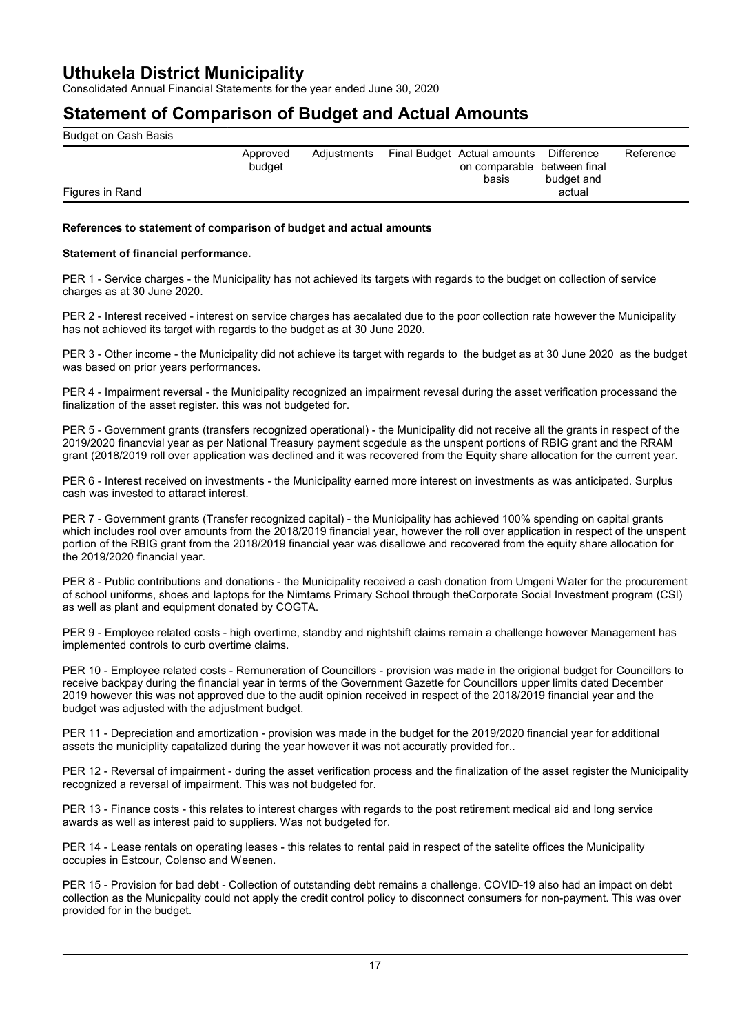# Uthukela District Municipality

Consolidated Annual Financial Statements for the year ended June 30, 2020

# Statement of Comparison of Budget and Actual Amounts

Budget on Cash Basis

| Figures in Rand | Approved budget | Adjustments | Final Budget | Actual amounts on comparable basis | Difference between final budget and actual | Reference |
|---|---|---|---|---|---|---|

**References to statement of comparison of budget and actual amounts**

**Statement of financial performance.**

PER 1 - Service charges - the Municipality has not achieved its targets with regards to the budget on collection of service charges as at 30 June 2020.

PER 2 - Interest received - interest on service charges has aecalated due to the poor collection rate however the Municipality has not achieved its target with regards to the budget as at 30 June 2020.

PER 3 - Other income - the Municipality did not achieve its target with regards to the budget as at 30 June 2020 as the budget was based on prior years performances.

PER 4 - Impairment reversal - the Municipality recognized an impairment revesal during the asset verification processand the finalization of the asset register. this was not budgeted for.

PER 5 - Government grants (transfers recognized operational) - the Municipality did not receive all the grants in respect of the 2019/2020 financvial year as per National Treasury payment scgedule as the unspent portions of RBIG grant and the RRAM grant (2018/2019 roll over application was declined and it was recovered from the Equity share allocation for the current year.

PER 6 - Interest received on investments - the Municipality earned more interest on investments as was anticipated. Surplus cash was invested to attaract interest.

PER 7 - Government grants (Transfer recognized capital) - the Municipality has achieved 100% spending on capital grants which includes rool over amounts from the 2018/2019 financial year, however the roll over application in respect of the unspent portion of the RBIG grant from the 2018/2019 financial year was disallowe and recovered from the equity share allocation for the 2019/2020 financial year.

PER 8 - Public contributions and donations - the Municipality received a cash donation from Umgeni Water for the procurement of school uniforms, shoes and laptops for the Nimtams Primary School through theCorporate Social Investment program (CSI) as well as plant and equipment donated by COGTA.

PER 9 - Employee related costs - high overtime, standby and nightshift claims remain a challenge however Management has implemented controls to curb overtime claims.

PER 10 - Employee related costs - Remuneration of Councillors - provision was made in the origional budget for Councillors to receive backpay during the financial year in terms of the Government Gazette for Councillors upper limits dated December 2019 however this was not approved due to the audit opinion received in respect of the 2018/2019 financial year and the budget was adjusted with the adjustment budget.

PER 11 - Depreciation and amortization - provision was made in the budget for the 2019/2020 financial year for additional assets the municiplity capatalized during the year however it was not accuratly provided for..

PER 12 - Reversal of impairment - during the asset verification process and the finalization of the asset register the Municipality recognized a reversal of impairment. This was not budgeted for.

PER 13 - Finance costs - this relates to interest charges with regards to the post retirement medical aid and long service awards as well as interest paid to suppliers. Was not budgeted for.

PER 14 - Lease rentals on operating leases - this relates to rental paid in respect of the satelite offices the Municipality occupies in Estcour, Colenso and Weenen.

PER 15 - Provision for bad debt - Collection of outstanding debt remains a challenge. COVID-19 also had an impact on debt collection as the Municpality could not apply the credit control policy to disconnect consumers for non-payment. This was over provided for in the budget.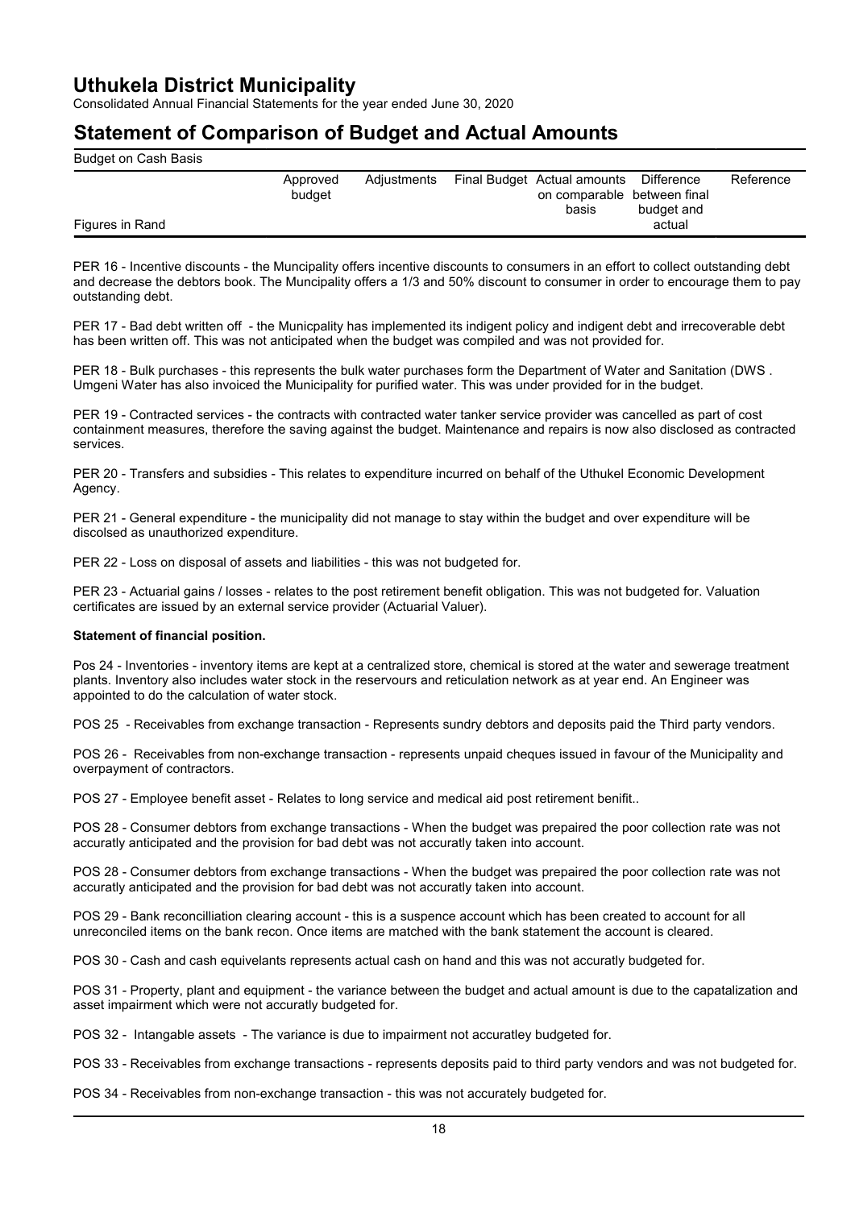# Uthukela District Municipality

Consolidated Annual Financial Statements for the year ended June 30, 2020

## Statement of Comparison of Budget and Actual Amounts

Budget on Cash Basis

| Figures in Rand | Approved budget | Adjustments | Final Budget | Actual amounts on comparable basis | Difference between final budget and actual | Reference |
|---|---|---|---|---|---|---|

PER 16 - Incentive discounts - the Muncipality offers incentive discounts to consumers in an effort to collect outstanding debt and decrease the debtors book. The Muncipality offers a 1/3 and 50% discount to consumer in order to encourage them to pay outstanding debt.

PER 17 - Bad debt written off - the Municpality has implemented its indigent policy and indigent debt and irrecoverable debt has been written off. This was not anticipated when the budget was compiled and was not provided for.

PER 18 - Bulk purchases - this represents the bulk water purchases form the Department of Water and Sanitation (DWS . Umgeni Water has also invoiced the Municipality for purified water. This was under provided for in the budget.

PER 19 - Contracted services - the contracts with contracted water tanker service provider was cancelled as part of cost containment measures, therefore the saving against the budget. Maintenance and repairs is now also disclosed as contracted services.

PER 20 - Transfers and subsidies - This relates to expenditure incurred on behalf of the Uthukel Economic Development Agency.

PER 21 - General expenditure - the municipality did not manage to stay within the budget and over expenditure will be discolsed as unauthorized expenditure.

PER 22 - Loss on disposal of assets and liabilities - this was not budgeted for.

PER 23 - Actuarial gains / losses - relates to the post retirement benefit obligation. This was not budgeted for. Valuation certificates are issued by an external service provider (Actuarial Valuer).

**Statement of financial position.**

Pos 24 - Inventories - inventory items are kept at a centralized store, chemical is stored at the water and sewerage treatment plants. Inventory also includes water stock in the reservours and reticulation network as at year end. An Engineer was appointed to do the calculation of water stock.

POS 25 - Receivables from exchange transaction - Represents sundry debtors and deposits paid the Third party vendors.

POS 26 - Receivables from non-exchange transaction - represents unpaid cheques issued in favour of the Municipality and overpayment of contractors.

POS 27 - Employee benefit asset - Relates to long service and medical aid post retirement benifit..

POS 28 - Consumer debtors from exchange transactions - When the budget was prepaired the poor collection rate was not accuratly anticipated and the provision for bad debt was not accuratly taken into account.

POS 28 - Consumer debtors from exchange transactions - When the budget was prepaired the poor collection rate was not accuratly anticipated and the provision for bad debt was not accuratly taken into account.

POS 29 - Bank reconcilliation clearing account - this is a suspence account which has been created to account for all unreconciled items on the bank recon. Once items are matched with the bank statement the account is cleared.

POS 30 - Cash and cash equivelants represents actual cash on hand and this was not accuratly budgeted for.

POS 31 - Property, plant and equipment - the variance between the budget and actual amount is due to the capatalization and asset impairment which were not accuratly budgeted for.

POS 32 - Intangable assets - The variance is due to impairment not accuratley budgeted for.

POS 33 - Receivables from exchange transactions - represents deposits paid to third party vendors and was not budgeted for.

POS 34 - Receivables from non-exchange transaction - this was not accurately budgeted for.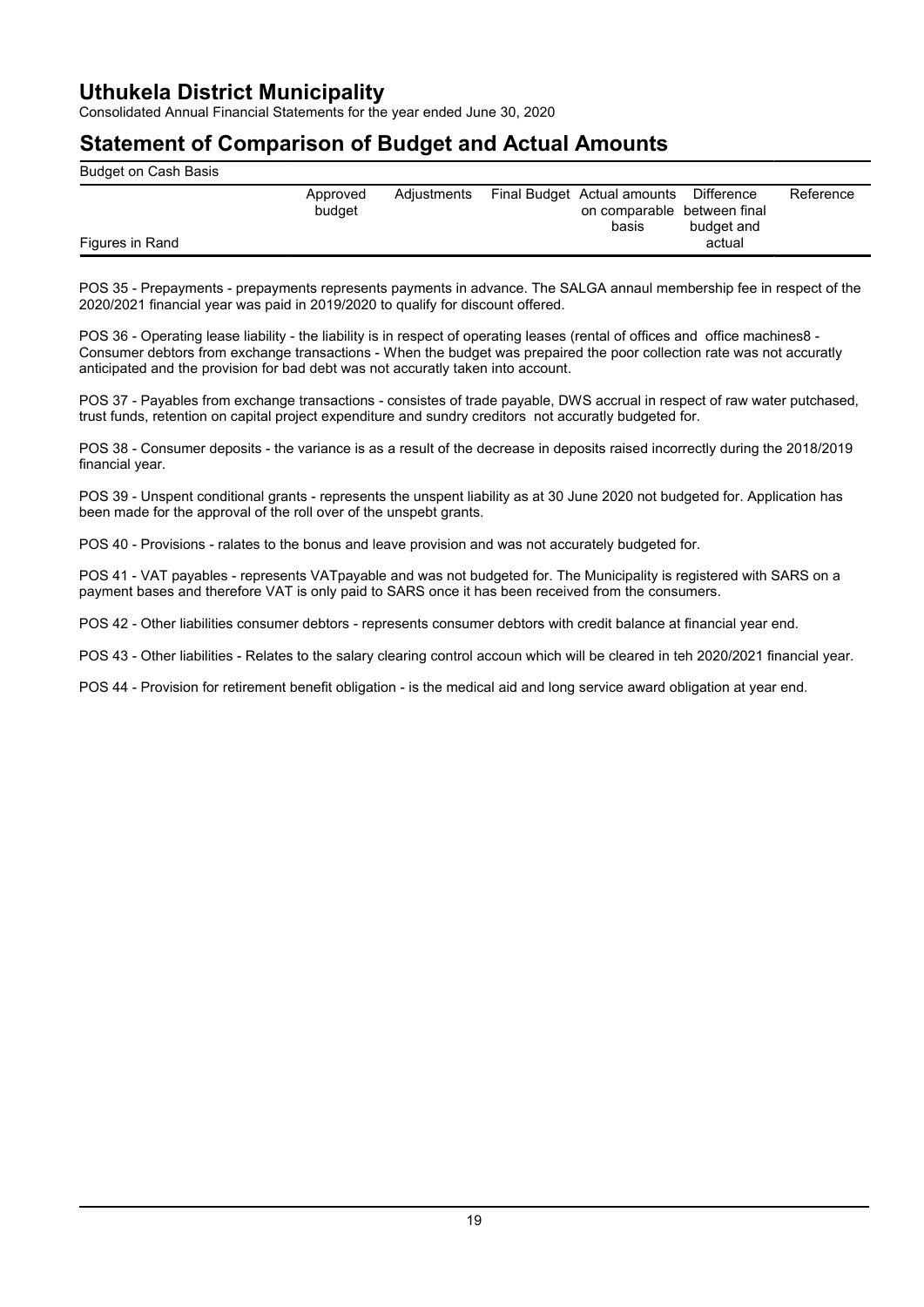# Uthukela District Municipality

Consolidated Annual Financial Statements for the year ended June 30, 2020

## Statement of Comparison of Budget and Actual Amounts

Budget on Cash Basis

| Figures in Rand | Approved budget | Adjustments | Final Budget | Actual amounts on comparable basis | Difference between final budget and actual | Reference |
| --- | --- | --- | --- | --- | --- | --- |

POS 35 - Prepayments - prepayments represents payments in advance. The SALGA annaul membership fee in respect of the 2020/2021 financial year was paid in 2019/2020 to qualify for discount offered.

POS 36 - Operating lease liability - the liability is in respect of operating leases (rental of offices and office machines8 - Consumer debtors from exchange transactions - When the budget was prepaired the poor collection rate was not accuratly anticipated and the provision for bad debt was not accuratly taken into account.

POS 37 - Payables from exchange transactions - consistes of trade payable, DWS accrual in respect of raw water putchased, trust funds, retention on capital project expenditure and sundry creditors not accuratly budgeted for.

POS 38 - Consumer deposits - the variance is as a result of the decrease in deposits raised incorrectly during the 2018/2019 financial year.

POS 39 - Unspent conditional grants - represents the unspent liability as at 30 June 2020 not budgeted for. Application has been made for the approval of the roll over of the unspebt grants.

POS 40 - Provisions - ralates to the bonus and leave provision and was not accurately budgeted for.

POS 41 - VAT payables - represents VATpayable and was not budgeted for. The Municipality is registered with SARS on a payment bases and therefore VAT is only paid to SARS once it has been received from the consumers.

POS 42 - Other liabilities consumer debtors - represents consumer debtors with credit balance at financial year end.

POS 43 - Other liabilities - Relates to the salary clearing control accoun which will be cleared in teh 2020/2021 financial year.

POS 44 - Provision for retirement benefit obligation - is the medical aid and long service award obligation at year end.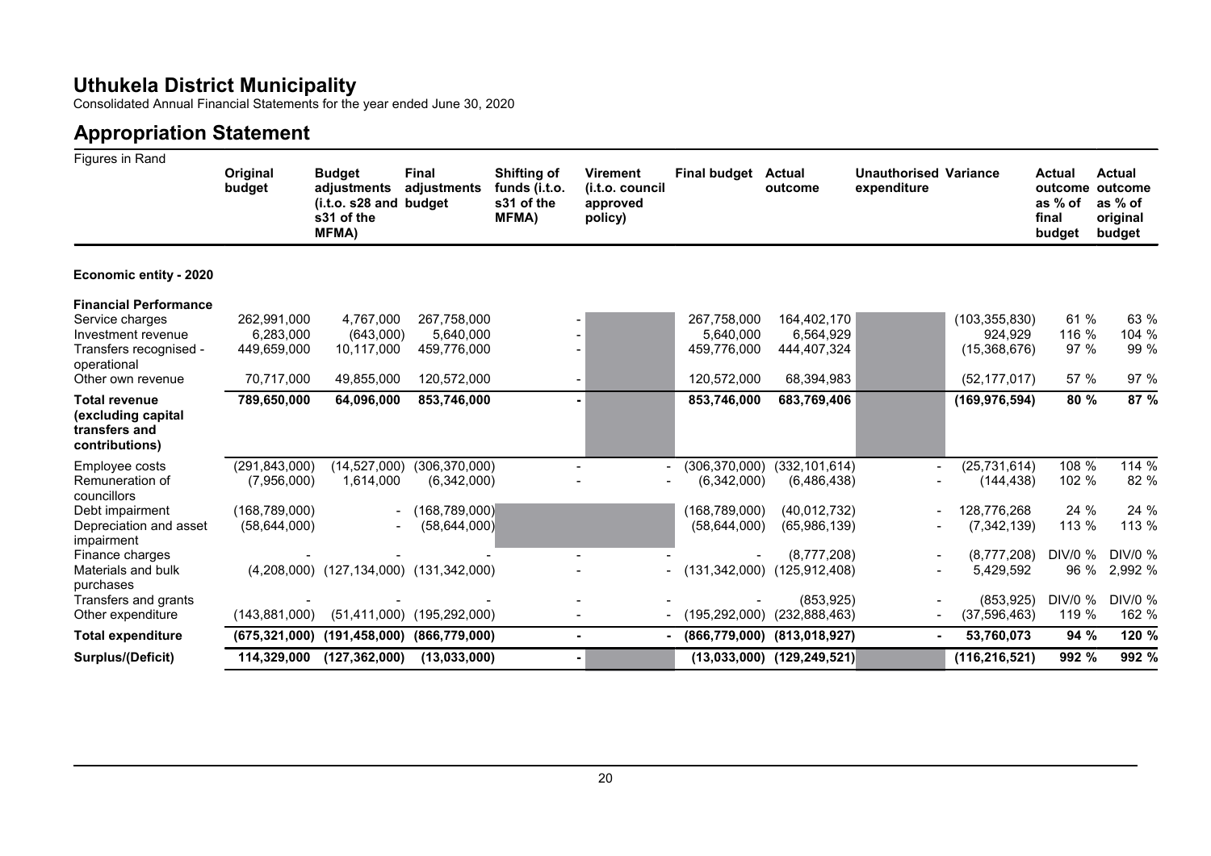# Uthukela District Municipality

Consolidated Annual Financial Statements for the year ended June 30, 2020

## Appropriation Statement

Figures in Rand

| | Original budget | Budget adjustments (i.t.o. s28 and s31 of the MFMA) | Final adjustments budget | Shifting of funds (i.t.o. s31 of the MFMA) | Virement (i.t.o. council approved policy) | Final budget | Actual outcome | Unauthorised expenditure | Variance | Actual outcome as % of final budget | Actual outcome as % of original budget |
|---|---|---|---|---|---|---|---|---|---|---|---|
| **Economic entity - 2020** | | | | | | | | | | | |
| **Financial Performance** | | | | | | | | | | | |
| Service charges | 262,991,000 | 4,767,000 | 267,758,000 | - | | 267,758,000 | 164,402,170 | | (103,355,830) | 61 % | 63 % |
| Investment revenue | 6,283,000 | (643,000) | 5,640,000 | - | | 5,640,000 | 6,564,929 | | 924,929 | 116 % | 104 % |
| Transfers recognised - operational | 449,659,000 | 10,117,000 | 459,776,000 | - | | 459,776,000 | 444,407,324 | | (15,368,676) | 97 % | 99 % |
| Other own revenue | 70,717,000 | 49,855,000 | 120,572,000 | - | | 120,572,000 | 68,394,983 | | (52,177,017) | 57 % | 97 % |
| **Total revenue (excluding capital transfers and contributions)** | **789,650,000** | **64,096,000** | **853,746,000** | **-** | | **853,746,000** | **683,769,406** | | **(169,976,594)** | **80 %** | **87 %** |
| Employee costs | (291,843,000) | (14,527,000) | (306,370,000) | - | - | (306,370,000) | (332,101,614) | - | (25,731,614) | 108 % | 114 % |
| Remuneration of councillors | (7,956,000) | 1,614,000 | (6,342,000) | - | - | (6,342,000) | (6,486,438) | - | (144,438) | 102 % | 82 % |
| Debt impairment | (168,789,000) | - | (168,789,000) | | | (168,789,000) | (40,012,732) | - | 128,776,268 | 24 % | 24 % |
| Depreciation and asset impairment | (58,644,000) | - | (58,644,000) | | | (58,644,000) | (65,986,139) | - | (7,342,139) | 113 % | 113 % |
| Finance charges | - | - | - | - | - | - | (8,777,208) | - | (8,777,208) | DIV/0 % | DIV/0 % |
| Materials and bulk purchases | (4,208,000) | (127,134,000) | (131,342,000) | - | - | (131,342,000) | (125,912,408) | - | 5,429,592 | 96 % | 2,992 % |
| Transfers and grants | - | - | - | - | - | - | (853,925) | - | (853,925) | DIV/0 % | DIV/0 % |
| Other expenditure | (143,881,000) | (51,411,000) | (195,292,000) | - | - | (195,292,000) | (232,888,463) | - | (37,596,463) | 119 % | 162 % |
| **Total expenditure** | **(675,321,000)** | **(191,458,000)** | **(866,779,000)** | **-** | **-** | **(866,779,000)** | **(813,018,927)** | **-** | **53,760,073** | **94 %** | **120 %** |
| **Surplus/(Deficit)** | **114,329,000** | **(127,362,000)** | **(13,033,000)** | **-** | | **(13,033,000)** | **(129,249,521)** | | **(116,216,521)** | **992 %** | **992 %** |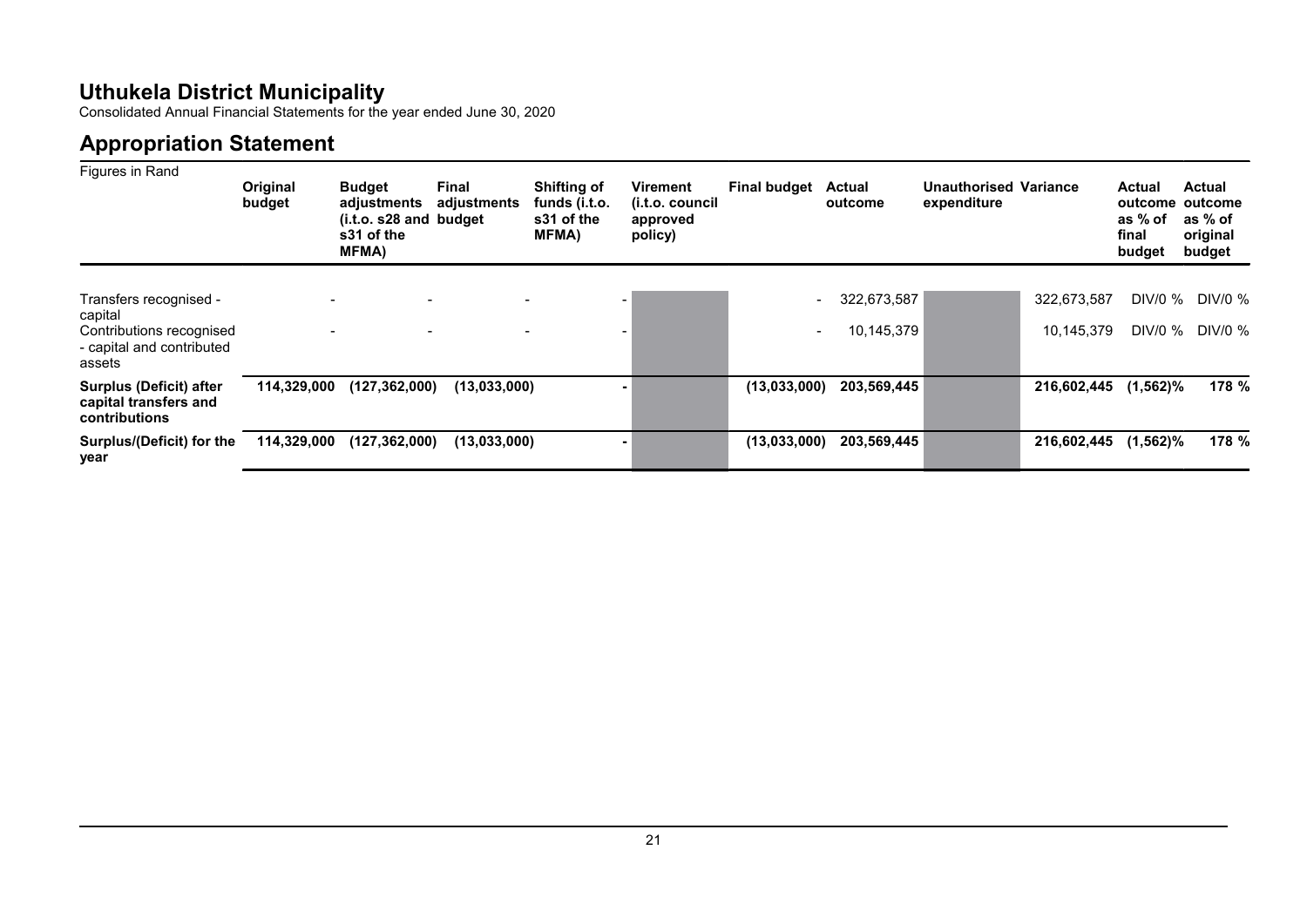# Uthukela District Municipality

Consolidated Annual Financial Statements for the year ended June 30, 2020

## Appropriation Statement

Figures in Rand

| | Original budget | Budget adjustments (i.t.o. s28 and s31 of the MFMA) | Final adjustments budget | Shifting of funds (i.t.o. s31 of the MFMA) | Virement (i.t.o. council approved policy) | Final budget | Actual outcome | Unauthorised expenditure | Variance | Actual outcome as % of final budget | Actual outcome as % of original budget |
|---|---|---|---|---|---|---|---|---|---|---|---|
| Transfers recognised - capital | - | - | - | - | | - | 322,673,587 | | 322,673,587 | DIV/0 % | DIV/0 % |
| Contributions recognised - capital and contributed assets | - | - | - | - | | - | 10,145,379 | | 10,145,379 | DIV/0 % | DIV/0 % |
| **Surplus (Deficit) after capital transfers and contributions** | **114,329,000** | **(127,362,000)** | **(13,033,000)** | **-** | | **(13,033,000)** | **203,569,445** | | **216,602,445** | **(1,562)%** | **178 %** |
| **Surplus/(Deficit) for the year** | **114,329,000** | **(127,362,000)** | **(13,033,000)** | **-** | | **(13,033,000)** | **203,569,445** | | **216,602,445** | **(1,562)%** | **178 %** |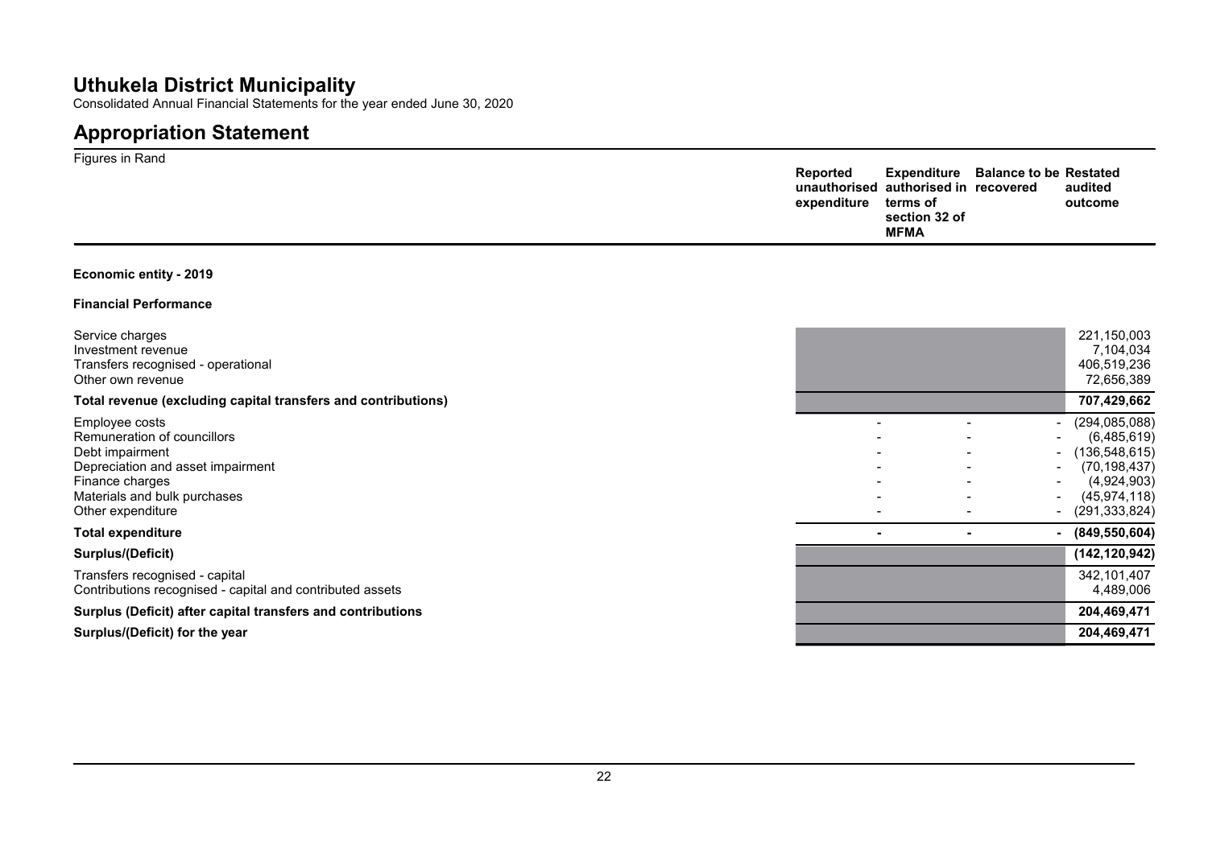# Uthukela District Municipality

Consolidated Annual Financial Statements for the year ended June 30, 2020

## Appropriation Statement

Figures in Rand

| | Reported unauthorised expenditure | Expenditure authorised in terms of section 32 of MFMA | Balance to be recovered | Restated audited outcome |
|---|---|---|---|---|
| **Economic entity - 2019** | | | | |
| **Financial Performance** | | | | |
| Service charges | | | | 221,150,003 |
| Investment revenue | | | | 7,104,034 |
| Transfers recognised - operational | | | | 406,519,236 |
| Other own revenue | | | | 72,656,389 |
| **Total revenue (excluding capital transfers and contributions)** | | | | **707,429,662** |
| Employee costs | - | - | - | (294,085,088) |
| Remuneration of councillors | - | - | - | (6,485,619) |
| Debt impairment | - | - | - | (136,548,615) |
| Depreciation and asset impairment | - | - | - | (70,198,437) |
| Finance charges | - | - | - | (4,924,903) |
| Materials and bulk purchases | - | - | - | (45,974,118) |
| Other expenditure | - | - | - | (291,333,824) |
| **Total expenditure** | **-** | **-** | **-** | **(849,550,604)** |
| **Surplus/(Deficit)** | | | | **(142,120,942)** |
| Transfers recognised - capital | | | | 342,101,407 |
| Contributions recognised - capital and contributed assets | | | | 4,489,006 |
| **Surplus (Deficit) after capital transfers and contributions** | | | | **204,469,471** |
| **Surplus/(Deficit) for the year** | | | | **204,469,471** |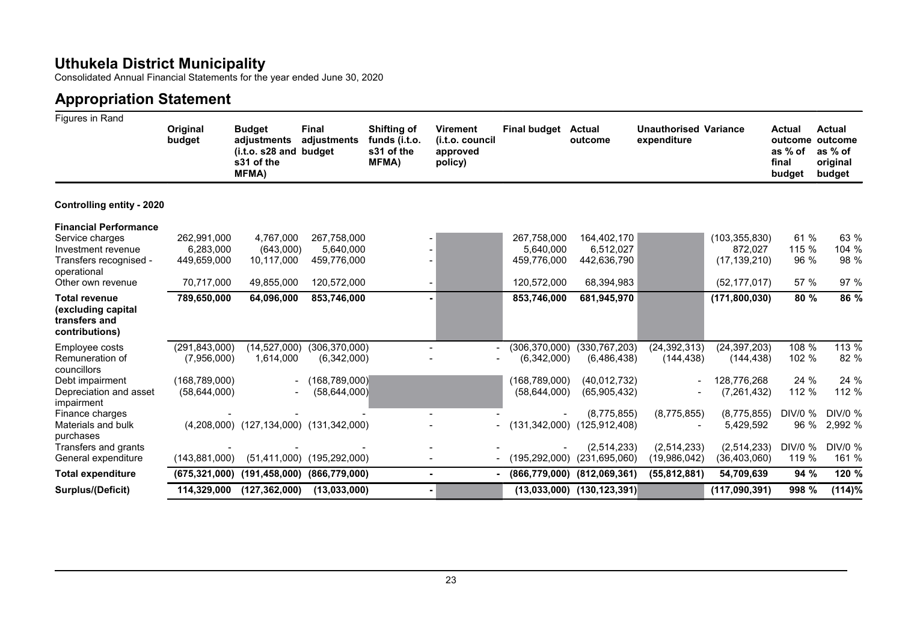# Uthukela District Municipality

Consolidated Annual Financial Statements for the year ended June 30, 2020

## Appropriation Statement

| Figures in Rand | Original budget | Budget adjustments (i.t.o. s28 and s31 of the MFMA) | Final adjustments budget | Shifting of funds (i.t.o. s31 of the MFMA) | Virement (i.t.o. council approved policy) | Final budget | Actual outcome | Unauthorised expenditure | Variance | Actual outcome as % of final budget | Actual outcome as % of original budget |
|---|---|---|---|---|---|---|---|---|---|---|---|
| **Controlling entity - 2020** | | | | | | | | | | | |
| **Financial Performance** | | | | | | | | | | | |
| Service charges | 262,991,000 | 4,767,000 | 267,758,000 | - | | 267,758,000 | 164,402,170 | | (103,355,830) | 61 % | 63 % |
| Investment revenue | 6,283,000 | (643,000) | 5,640,000 | - | | 5,640,000 | 6,512,027 | | 872,027 | 115 % | 104 % |
| Transfers recognised - operational | 449,659,000 | 10,117,000 | 459,776,000 | - | | 459,776,000 | 442,636,790 | | (17,139,210) | 96 % | 98 % |
| Other own revenue | 70,717,000 | 49,855,000 | 120,572,000 | - | | 120,572,000 | 68,394,983 | | (52,177,017) | 57 % | 97 % |
| **Total revenue (excluding capital transfers and contributions)** | **789,650,000** | **64,096,000** | **853,746,000** | **-** | | **853,746,000** | **681,945,970** | | **(171,800,030)** | **80 %** | **86 %** |
| Employee costs | (291,843,000) | (14,527,000) | (306,370,000) | - | - | (306,370,000) | (330,767,203) | (24,392,313) | (24,397,203) | 108 % | 113 % |
| Remuneration of councillors | (7,956,000) | 1,614,000 | (6,342,000) | - | - | (6,342,000) | (6,486,438) | (144,438) | (144,438) | 102 % | 82 % |
| Debt impairment | (168,789,000) | - | (168,789,000) | | | (168,789,000) | (40,012,732) | - | 128,776,268 | 24 % | 24 % |
| Depreciation and asset impairment | (58,644,000) | - | (58,644,000) | | | (58,644,000) | (65,905,432) | - | (7,261,432) | 112 % | 112 % |
| Finance charges | - | - | - | - | - | - | (8,775,855) | (8,775,855) | (8,775,855) | DIV/0 % | DIV/0 % |
| Materials and bulk purchases | (4,208,000) | (127,134,000) | (131,342,000) | - | - | (131,342,000) | (125,912,408) | - | 5,429,592 | 96 % | 2,992 % |
| Transfers and grants | - | - | - | - | - | - | (2,514,233) | (2,514,233) | (2,514,233) | DIV/0 % | DIV/0 % |
| General expenditure | (143,881,000) | (51,411,000) | (195,292,000) | - | - | (195,292,000) | (231,695,060) | (19,986,042) | (36,403,060) | 119 % | 161 % |
| **Total expenditure** | **(675,321,000)** | **(191,458,000)** | **(866,779,000)** | **-** | **-** | **(866,779,000)** | **(812,069,361)** | **(55,812,881)** | **54,709,639** | **94 %** | **120 %** |
| **Surplus/(Deficit)** | **114,329,000** | **(127,362,000)** | **(13,033,000)** | **-** | | **(13,033,000)** | **(130,123,391)** | | **(117,090,391)** | **998 %** | **(114)%** |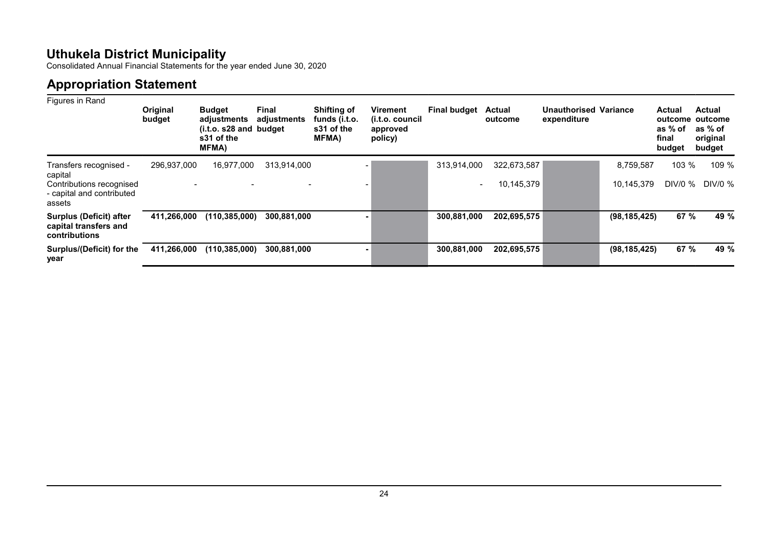# Uthukela District Municipality

Consolidated Annual Financial Statements for the year ended June 30, 2020

## Appropriation Statement

| Figures in Rand | Original budget | Budget adjustments (i.t.o. s28 and s31 of the MFMA) | Final adjustments budget | Shifting of funds (i.t.o. s31 of the MFMA) | Virement (i.t.o. council approved policy) | Final budget | Actual outcome | Unauthorised expenditure | Variance | Actual outcome as % of final budget | Actual outcome as % of original budget |
|---|---|---|---|---|---|---|---|---|---|---|---|
| Transfers recognised - capital | 296,937,000 | 16,977,000 | 313,914,000 | - | | 313,914,000 | 322,673,587 | | 8,759,587 | 103 % | 109 % |
| Contributions recognised - capital and contributed assets | - | - | - | - | | - | 10,145,379 | | 10,145,379 | DIV/0 % | DIV/0 % |
| **Surplus (Deficit) after capital transfers and contributions** | **411,266,000** | **(110,385,000)** | **300,881,000** | **-** | | **300,881,000** | **202,695,575** | | **(98,185,425)** | **67 %** | **49 %** |
| **Surplus/(Deficit) for the year** | **411,266,000** | **(110,385,000)** | **300,881,000** | **-** | | **300,881,000** | **202,695,575** | | **(98,185,425)** | **67 %** | **49 %** |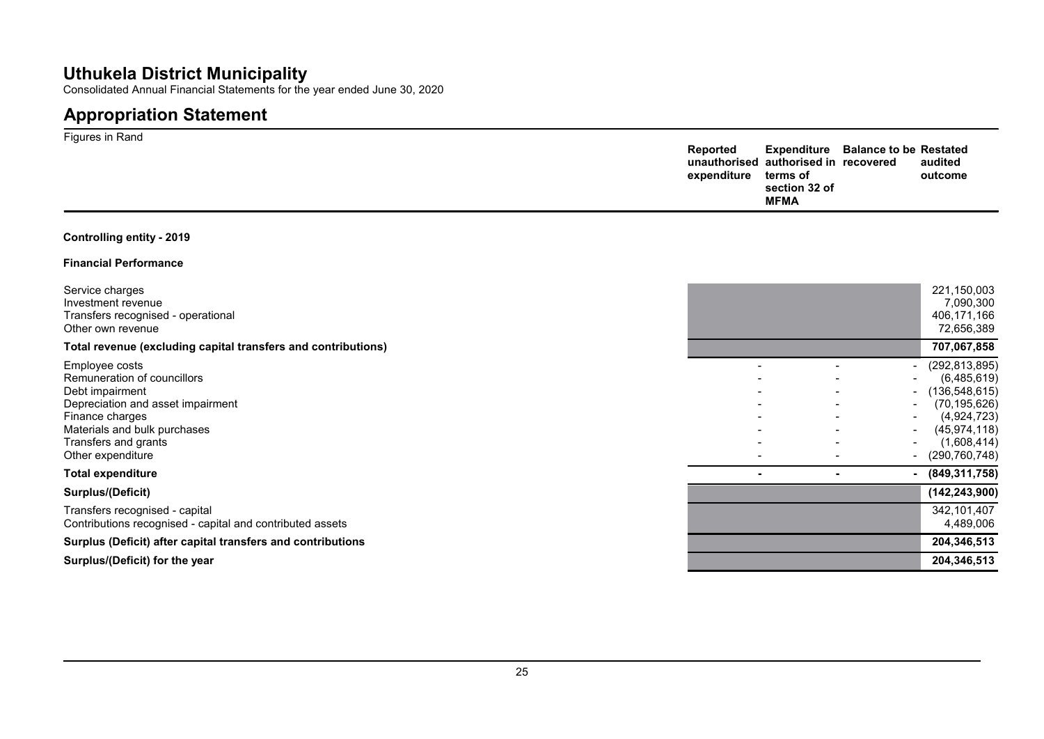# Uthukela District Municipality

Consolidated Annual Financial Statements for the year ended June 30, 2020

## Appropriation Statement

Figures in Rand

| | Reported unauthorised expenditure | Expenditure authorised in terms of section 32 of MFMA | Balance to be recovered | Restated audited outcome |
|---|---|---|---|---|
| **Controlling entity - 2019** | | | | |
| **Financial Performance** | | | | |
| Service charges | | | | 221,150,003 |
| Investment revenue | | | | 7,090,300 |
| Transfers recognised - operational | | | | 406,171,166 |
| Other own revenue | | | | 72,656,389 |
| **Total revenue (excluding capital transfers and contributions)** | | | | **707,067,858** |
| Employee costs | - | - | - | (292,813,895) |
| Remuneration of councillors | - | - | - | (6,485,619) |
| Debt impairment | - | - | - | (136,548,615) |
| Depreciation and asset impairment | - | - | - | (70,195,626) |
| Finance charges | - | - | - | (4,924,723) |
| Materials and bulk purchases | - | - | - | (45,974,118) |
| Transfers and grants | - | - | - | (1,608,414) |
| Other expenditure | - | - | - | (290,760,748) |
| **Total expenditure** | **-** | **-** | **-** | **(849,311,758)** |
| **Surplus/(Deficit)** | | | | **(142,243,900)** |
| Transfers recognised - capital | | | | 342,101,407 |
| Contributions recognised - capital and contributed assets | | | | 4,489,006 |
| **Surplus (Deficit) after capital transfers and contributions** | | | | **204,346,513** |
| **Surplus/(Deficit) for the year** | | | | **204,346,513** |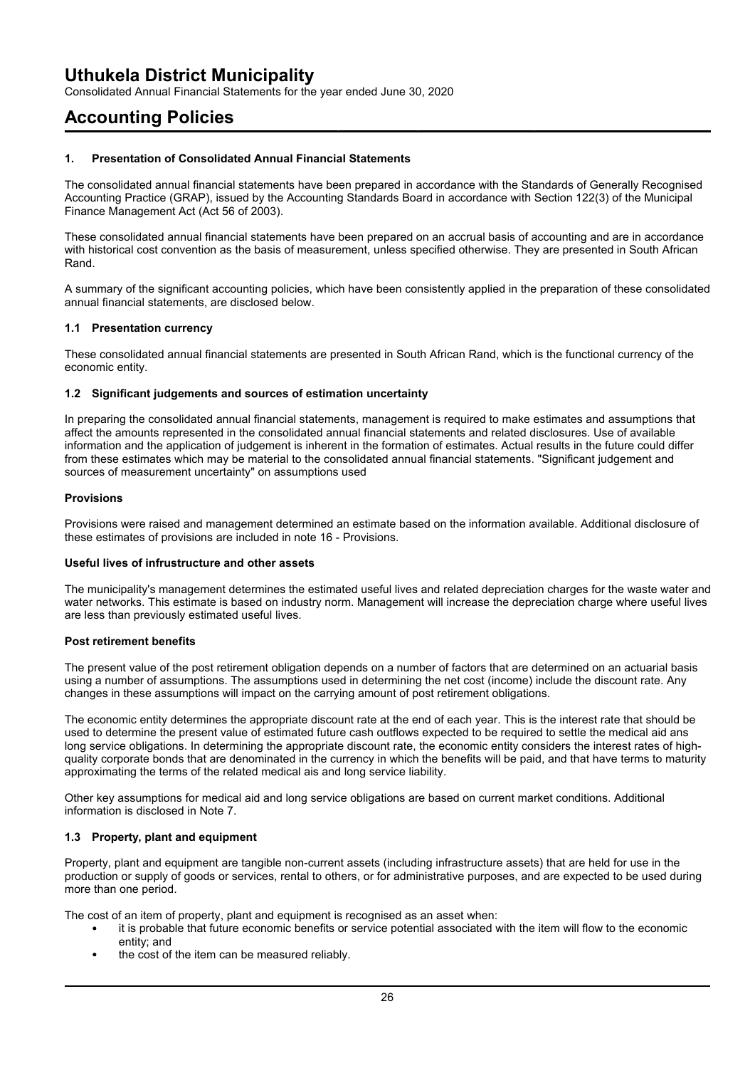# Uthukela District Municipality

Consolidated Annual Financial Statements for the year ended June 30, 2020

# Accounting Policies

## 1. Presentation of Consolidated Annual Financial Statements

The consolidated annual financial statements have been prepared in accordance with the Standards of Generally Recognised Accounting Practice (GRAP), issued by the Accounting Standards Board in accordance with Section 122(3) of the Municipal Finance Management Act (Act 56 of 2003).

These consolidated annual financial statements have been prepared on an accrual basis of accounting and are in accordance with historical cost convention as the basis of measurement, unless specified otherwise. They are presented in South African Rand.

A summary of the significant accounting policies, which have been consistently applied in the preparation of these consolidated annual financial statements, are disclosed below.

### 1.1 Presentation currency

These consolidated annual financial statements are presented in South African Rand, which is the functional currency of the economic entity.

### 1.2 Significant judgements and sources of estimation uncertainty

In preparing the consolidated annual financial statements, management is required to make estimates and assumptions that affect the amounts represented in the consolidated annual financial statements and related disclosures. Use of available information and the application of judgement is inherent in the formation of estimates. Actual results in the future could differ from these estimates which may be material to the consolidated annual financial statements. "Significant judgement and sources of measurement uncertainty" on assumptions used

**Provisions**

Provisions were raised and management determined an estimate based on the information available. Additional disclosure of these estimates of provisions are included in note 16 - Provisions.

**Useful lives of infrustructure and other assets**

The municipality's management determines the estimated useful lives and related depreciation charges for the waste water and water networks. This estimate is based on industry norm. Management will increase the depreciation charge where useful lives are less than previously estimated useful lives.

**Post retirement benefits**

The present value of the post retirement obligation depends on a number of factors that are determined on an actuarial basis using a number of assumptions. The assumptions used in determining the net cost (income) include the discount rate. Any changes in these assumptions will impact on the carrying amount of post retirement obligations.

The economic entity determines the appropriate discount rate at the end of each year. This is the interest rate that should be used to determine the present value of estimated future cash outflows expected to be required to settle the medical aid ans long service obligations. In determining the appropriate discount rate, the economic entity considers the interest rates of high-quality corporate bonds that are denominated in the currency in which the benefits will be paid, and that have terms to maturity approximating the terms of the related medical ais and long service liability.

Other key assumptions for medical aid and long service obligations are based on current market conditions. Additional information is disclosed in Note 7.

### 1.3 Property, plant and equipment

Property, plant and equipment are tangible non-current assets (including infrastructure assets) that are held for use in the production or supply of goods or services, rental to others, or for administrative purposes, and are expected to be used during more than one period.

The cost of an item of property, plant and equipment is recognised as an asset when:

- it is probable that future economic benefits or service potential associated with the item will flow to the economic entity; and
- the cost of the item can be measured reliably.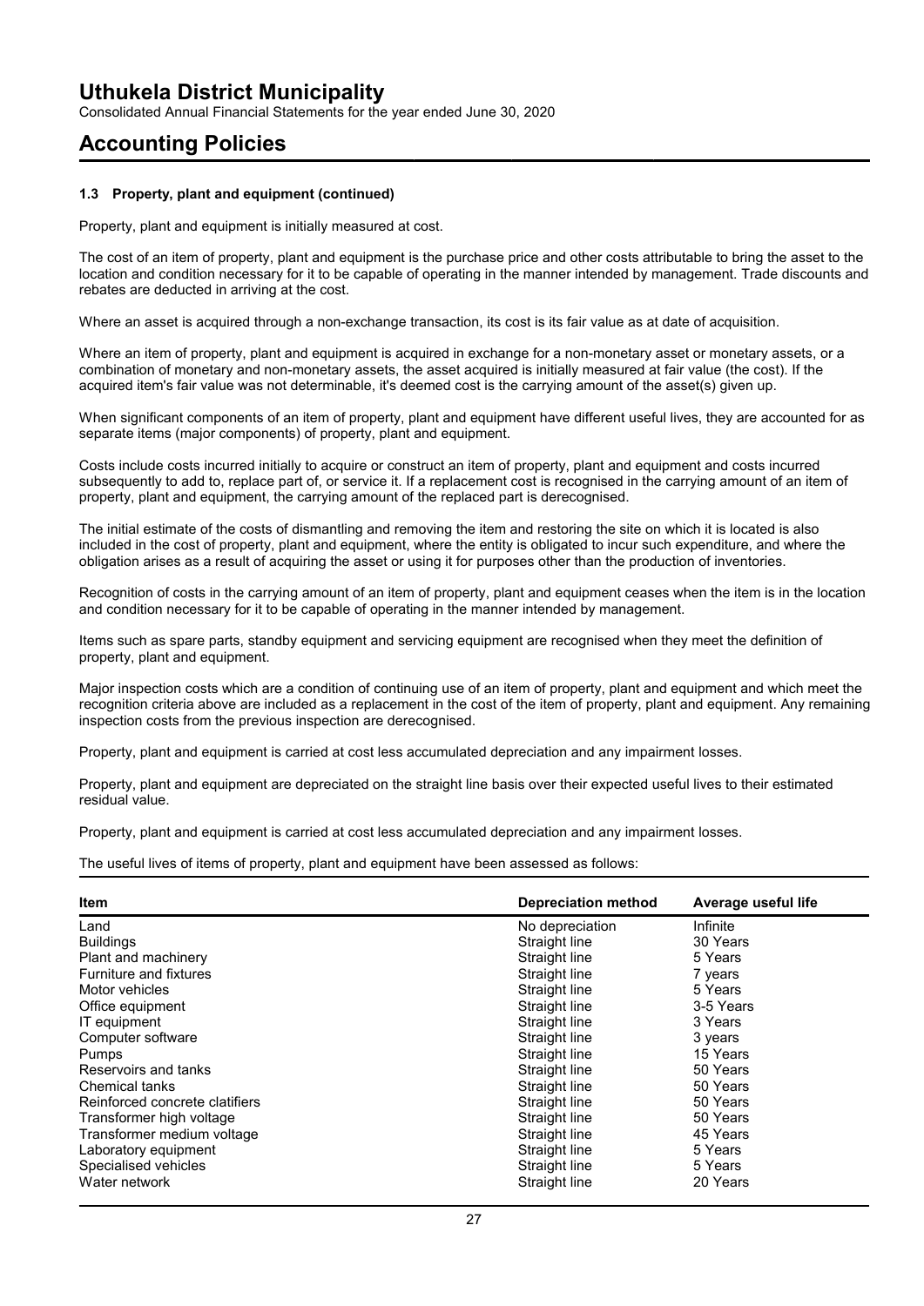# Uthukela District Municipality

Consolidated Annual Financial Statements for the year ended June 30, 2020

## Accounting Policies

### 1.3 Property, plant and equipment (continued)

Property, plant and equipment is initially measured at cost.

The cost of an item of property, plant and equipment is the purchase price and other costs attributable to bring the asset to the location and condition necessary for it to be capable of operating in the manner intended by management. Trade discounts and rebates are deducted in arriving at the cost.

Where an asset is acquired through a non-exchange transaction, its cost is its fair value as at date of acquisition.

Where an item of property, plant and equipment is acquired in exchange for a non-monetary asset or monetary assets, or a combination of monetary and non-monetary assets, the asset acquired is initially measured at fair value (the cost). If the acquired item's fair value was not determinable, it's deemed cost is the carrying amount of the asset(s) given up.

When significant components of an item of property, plant and equipment have different useful lives, they are accounted for as separate items (major components) of property, plant and equipment.

Costs include costs incurred initially to acquire or construct an item of property, plant and equipment and costs incurred subsequently to add to, replace part of, or service it. If a replacement cost is recognised in the carrying amount of an item of property, plant and equipment, the carrying amount of the replaced part is derecognised.

The initial estimate of the costs of dismantling and removing the item and restoring the site on which it is located is also included in the cost of property, plant and equipment, where the entity is obligated to incur such expenditure, and where the obligation arises as a result of acquiring the asset or using it for purposes other than the production of inventories.

Recognition of costs in the carrying amount of an item of property, plant and equipment ceases when the item is in the location and condition necessary for it to be capable of operating in the manner intended by management.

Items such as spare parts, standby equipment and servicing equipment are recognised when they meet the definition of property, plant and equipment.

Major inspection costs which are a condition of continuing use of an item of property, plant and equipment and which meet the recognition criteria above are included as a replacement in the cost of the item of property, plant and equipment. Any remaining inspection costs from the previous inspection are derecognised.

Property, plant and equipment is carried at cost less accumulated depreciation and any impairment losses.

Property, plant and equipment are depreciated on the straight line basis over their expected useful lives to their estimated residual value.

Property, plant and equipment is carried at cost less accumulated depreciation and any impairment losses.

The useful lives of items of property, plant and equipment have been assessed as follows:

| Item | Depreciation method | Average useful life |
|---|---|---|
| Land | No depreciation | Infinite |
| Buildings | Straight line | 30 Years |
| Plant and machinery | Straight line | 5 Years |
| Furniture and fixtures | Straight line | 7 years |
| Motor vehicles | Straight line | 5 Years |
| Office equipment | Straight line | 3-5 Years |
| IT equipment | Straight line | 3 Years |
| Computer software | Straight line | 3 years |
| Pumps | Straight line | 15 Years |
| Reservoirs and tanks | Straight line | 50 Years |
| Chemical tanks | Straight line | 50 Years |
| Reinforced concrete clatifiers | Straight line | 50 Years |
| Transformer high voltage | Straight line | 50 Years |
| Transformer medium voltage | Straight line | 45 Years |
| Laboratory equipment | Straight line | 5 Years |
| Specialised vehicles | Straight line | 5 Years |
| Water network | Straight line | 20 Years |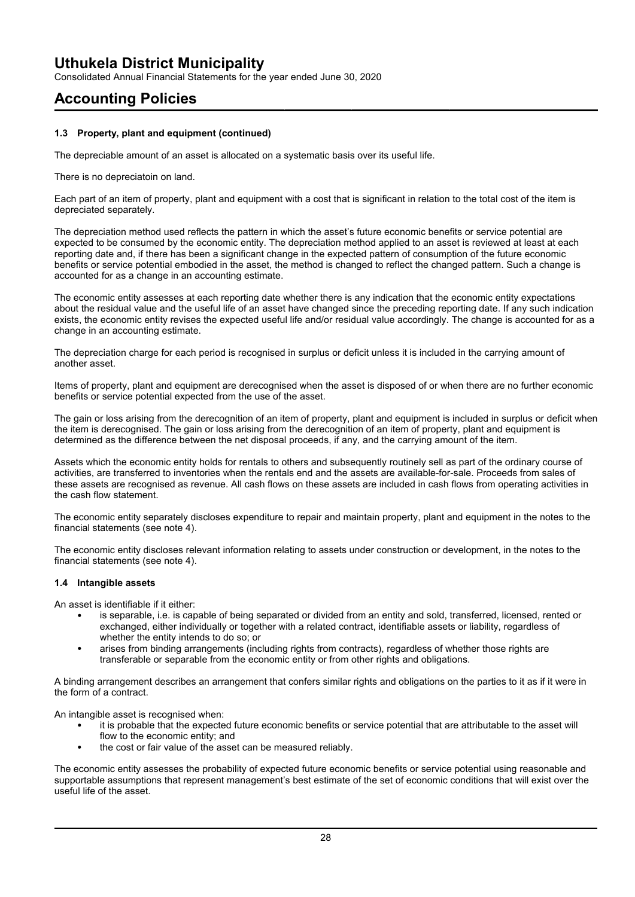### 1.3 Property, plant and equipment (continued)

The depreciable amount of an asset is allocated on a systematic basis over its useful life.

There is no depreciatoin on land.

Each part of an item of property, plant and equipment with a cost that is significant in relation to the total cost of the item is depreciated separately.

The depreciation method used reflects the pattern in which the asset's future economic benefits or service potential are expected to be consumed by the economic entity. The depreciation method applied to an asset is reviewed at least at each reporting date and, if there has been a significant change in the expected pattern of consumption of the future economic benefits or service potential embodied in the asset, the method is changed to reflect the changed pattern. Such a change is accounted for as a change in an accounting estimate.

The economic entity assesses at each reporting date whether there is any indication that the economic entity expectations about the residual value and the useful life of an asset have changed since the preceding reporting date. If any such indication exists, the economic entity revises the expected useful life and/or residual value accordingly. The change is accounted for as a change in an accounting estimate.

The depreciation charge for each period is recognised in surplus or deficit unless it is included in the carrying amount of another asset.

Items of property, plant and equipment are derecognised when the asset is disposed of or when there are no further economic benefits or service potential expected from the use of the asset.

The gain or loss arising from the derecognition of an item of property, plant and equipment is included in surplus or deficit when the item is derecognised. The gain or loss arising from the derecognition of an item of property, plant and equipment is determined as the difference between the net disposal proceeds, if any, and the carrying amount of the item.

Assets which the economic entity holds for rentals to others and subsequently routinely sell as part of the ordinary course of activities, are transferred to inventories when the rentals end and the assets are available-for-sale. Proceeds from sales of these assets are recognised as revenue. All cash flows on these assets are included in cash flows from operating activities in the cash flow statement.

The economic entity separately discloses expenditure to repair and maintain property, plant and equipment in the notes to the financial statements (see note 4).

The economic entity discloses relevant information relating to assets under construction or development, in the notes to the financial statements (see note 4).

### 1.4 Intangible assets

An asset is identifiable if it either:

- is separable, i.e. is capable of being separated or divided from an entity and sold, transferred, licensed, rented or exchanged, either individually or together with a related contract, identifiable assets or liability, regardless of whether the entity intends to do so; or
- arises from binding arrangements (including rights from contracts), regardless of whether those rights are transferable or separable from the economic entity or from other rights and obligations.

A binding arrangement describes an arrangement that confers similar rights and obligations on the parties to it as if it were in the form of a contract.

An intangible asset is recognised when:

- it is probable that the expected future economic benefits or service potential that are attributable to the asset will flow to the economic entity; and
- the cost or fair value of the asset can be measured reliably.

The economic entity assesses the probability of expected future economic benefits or service potential using reasonable and supportable assumptions that represent management's best estimate of the set of economic conditions that will exist over the useful life of the asset.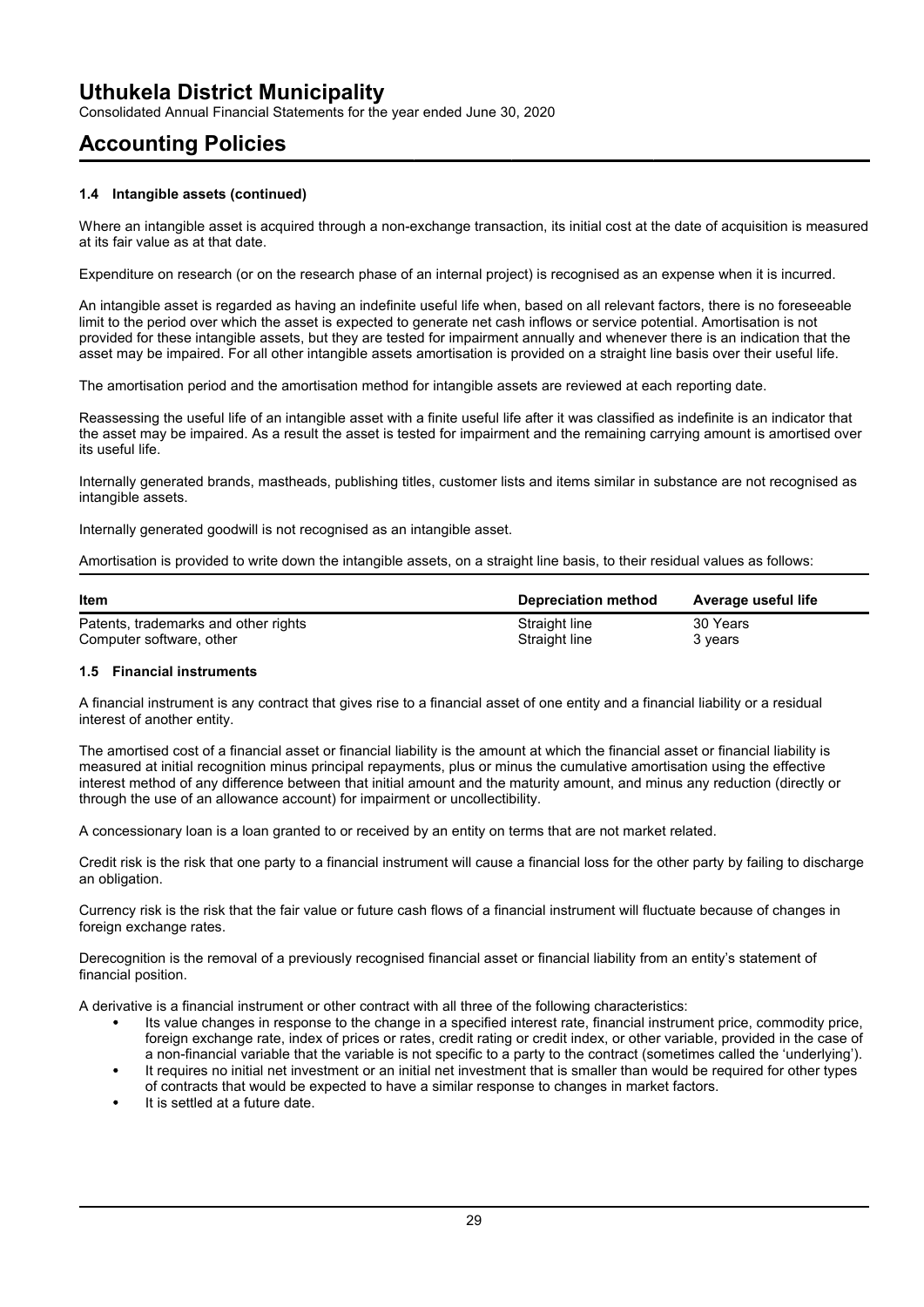# Uthukela District Municipality

Consolidated Annual Financial Statements for the year ended June 30, 2020

# Accounting Policies

### 1.4 Intangible assets (continued)

Where an intangible asset is acquired through a non-exchange transaction, its initial cost at the date of acquisition is measured at its fair value as at that date.

Expenditure on research (or on the research phase of an internal project) is recognised as an expense when it is incurred.

An intangible asset is regarded as having an indefinite useful life when, based on all relevant factors, there is no foreseeable limit to the period over which the asset is expected to generate net cash inflows or service potential. Amortisation is not provided for these intangible assets, but they are tested for impairment annually and whenever there is an indication that the asset may be impaired. For all other intangible assets amortisation is provided on a straight line basis over their useful life.

The amortisation period and the amortisation method for intangible assets are reviewed at each reporting date.

Reassessing the useful life of an intangible asset with a finite useful life after it was classified as indefinite is an indicator that the asset may be impaired. As a result the asset is tested for impairment and the remaining carrying amount is amortised over its useful life.

Internally generated brands, mastheads, publishing titles, customer lists and items similar in substance are not recognised as intangible assets.

Internally generated goodwill is not recognised as an intangible asset.

Amortisation is provided to write down the intangible assets, on a straight line basis, to their residual values as follows:

| Item | Depreciation method | Average useful life |
|---|---|---|
| Patents, trademarks and other rights | Straight line | 30 Years |
| Computer software, other | Straight line | 3 years |

### 1.5 Financial instruments

A financial instrument is any contract that gives rise to a financial asset of one entity and a financial liability or a residual interest of another entity.

The amortised cost of a financial asset or financial liability is the amount at which the financial asset or financial liability is measured at initial recognition minus principal repayments, plus or minus the cumulative amortisation using the effective interest method of any difference between that initial amount and the maturity amount, and minus any reduction (directly or through the use of an allowance account) for impairment or uncollectibility.

A concessionary loan is a loan granted to or received by an entity on terms that are not market related.

Credit risk is the risk that one party to a financial instrument will cause a financial loss for the other party by failing to discharge an obligation.

Currency risk is the risk that the fair value or future cash flows of a financial instrument will fluctuate because of changes in foreign exchange rates.

Derecognition is the removal of a previously recognised financial asset or financial liability from an entity's statement of financial position.

A derivative is a financial instrument or other contract with all three of the following characteristics:

- Its value changes in response to the change in a specified interest rate, financial instrument price, commodity price, foreign exchange rate, index of prices or rates, credit rating or credit index, or other variable, provided in the case of a non-financial variable that the variable is not specific to a party to the contract (sometimes called the 'underlying').
- It requires no initial net investment or an initial net investment that is smaller than would be required for other types of contracts that would be expected to have a similar response to changes in market factors.
- It is settled at a future date.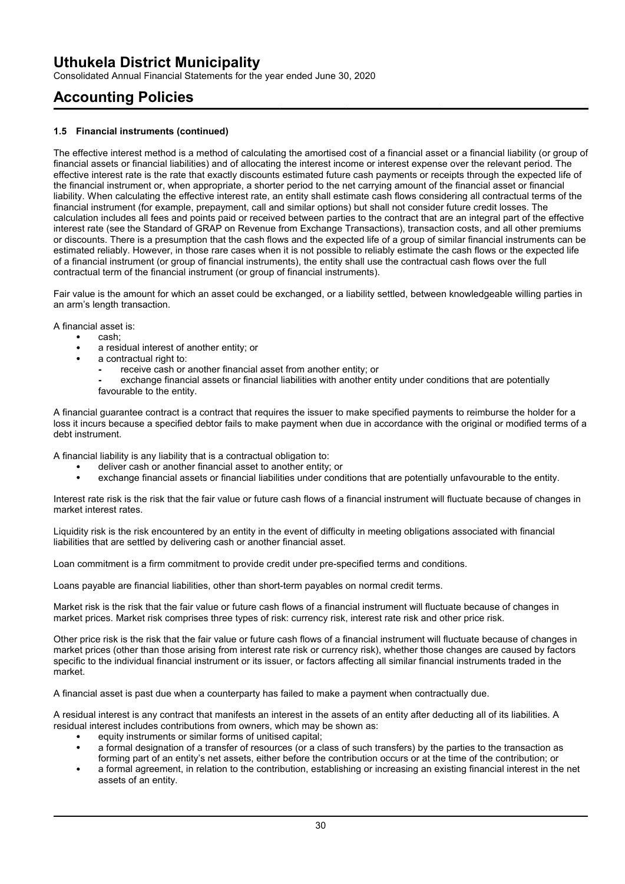# Uthukela District Municipality

Consolidated Annual Financial Statements for the year ended June 30, 2020

# Accounting Policies

### 1.5 Financial instruments (continued)

The effective interest method is a method of calculating the amortised cost of a financial asset or a financial liability (or group of financial assets or financial liabilities) and of allocating the interest income or interest expense over the relevant period. The effective interest rate is the rate that exactly discounts estimated future cash payments or receipts through the expected life of the financial instrument or, when appropriate, a shorter period to the net carrying amount of the financial asset or financial liability. When calculating the effective interest rate, an entity shall estimate cash flows considering all contractual terms of the financial instrument (for example, prepayment, call and similar options) but shall not consider future credit losses. The calculation includes all fees and points paid or received between parties to the contract that are an integral part of the effective interest rate (see the Standard of GRAP on Revenue from Exchange Transactions), transaction costs, and all other premiums or discounts. There is a presumption that the cash flows and the expected life of a group of similar financial instruments can be estimated reliably. However, in those rare cases when it is not possible to reliably estimate the cash flows or the expected life of a financial instrument (or group of financial instruments), the entity shall use the contractual cash flows over the full contractual term of the financial instrument (or group of financial instruments).

Fair value is the amount for which an asset could be exchanged, or a liability settled, between knowledgeable willing parties in an arm's length transaction.

A financial asset is:

- cash;
- a residual interest of another entity; or
- a contractual right to:
  - receive cash or another financial asset from another entity; or
  - exchange financial assets or financial liabilities with another entity under conditions that are potentially favourable to the entity.

A financial guarantee contract is a contract that requires the issuer to make specified payments to reimburse the holder for a loss it incurs because a specified debtor fails to make payment when due in accordance with the original or modified terms of a debt instrument.

A financial liability is any liability that is a contractual obligation to:

- deliver cash or another financial asset to another entity; or
- exchange financial assets or financial liabilities under conditions that are potentially unfavourable to the entity.

Interest rate risk is the risk that the fair value or future cash flows of a financial instrument will fluctuate because of changes in market interest rates.

Liquidity risk is the risk encountered by an entity in the event of difficulty in meeting obligations associated with financial liabilities that are settled by delivering cash or another financial asset.

Loan commitment is a firm commitment to provide credit under pre-specified terms and conditions.

Loans payable are financial liabilities, other than short-term payables on normal credit terms.

Market risk is the risk that the fair value or future cash flows of a financial instrument will fluctuate because of changes in market prices. Market risk comprises three types of risk: currency risk, interest rate risk and other price risk.

Other price risk is the risk that the fair value or future cash flows of a financial instrument will fluctuate because of changes in market prices (other than those arising from interest rate risk or currency risk), whether those changes are caused by factors specific to the individual financial instrument or its issuer, or factors affecting all similar financial instruments traded in the market.

A financial asset is past due when a counterparty has failed to make a payment when contractually due.

A residual interest is any contract that manifests an interest in the assets of an entity after deducting all of its liabilities. A residual interest includes contributions from owners, which may be shown as:

- equity instruments or similar forms of unitised capital;
- a formal designation of a transfer of resources (or a class of such transfers) by the parties to the transaction as forming part of an entity's net assets, either before the contribution occurs or at the time of the contribution; or
- a formal agreement, in relation to the contribution, establishing or increasing an existing financial interest in the net assets of an entity.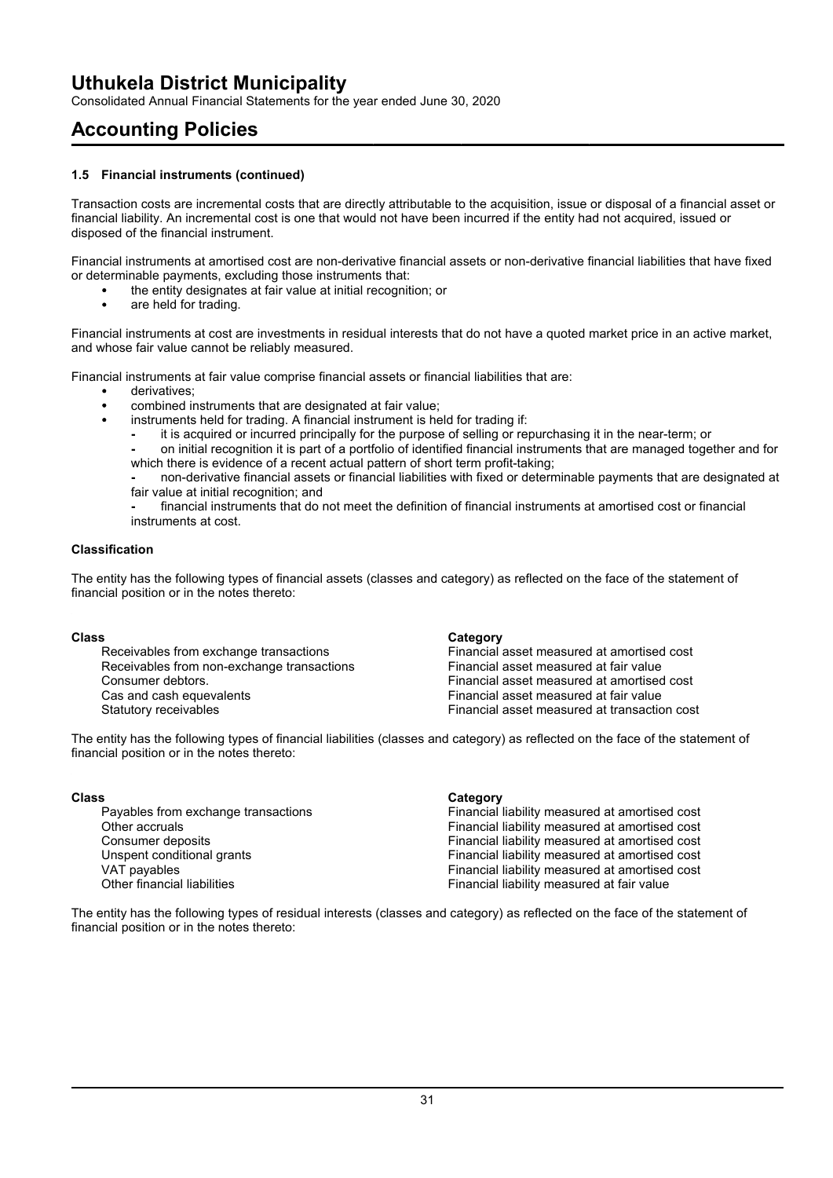### 1.5 Financial instruments (continued)

Transaction costs are incremental costs that are directly attributable to the acquisition, issue or disposal of a financial asset or financial liability. An incremental cost is one that would not have been incurred if the entity had not acquired, issued or disposed of the financial instrument.

Financial instruments at amortised cost are non-derivative financial assets or non-derivative financial liabilities that have fixed or determinable payments, excluding those instruments that:

- the entity designates at fair value at initial recognition; or
- are held for trading.

Financial instruments at cost are investments in residual interests that do not have a quoted market price in an active market, and whose fair value cannot be reliably measured.

Financial instruments at fair value comprise financial assets or financial liabilities that are:

- derivatives;
- combined instruments that are designated at fair value;
- instruments held for trading. A financial instrument is held for trading if:
  - it is acquired or incurred principally for the purpose of selling or repurchasing it in the near-term; or
  - on initial recognition it is part of a portfolio of identified financial instruments that are managed together and for which there is evidence of a recent actual pattern of short term profit-taking;
  - non-derivative financial assets or financial liabilities with fixed or determinable payments that are designated at fair value at initial recognition; and
  - financial instruments that do not meet the definition of financial instruments at amortised cost or financial instruments at cost.

**Classification**

The entity has the following types of financial assets (classes and category) as reflected on the face of the statement of financial position or in the notes thereto:

| Class | Category |
| --- | --- |
| Receivables from exchange transactions | Financial asset measured at amortised cost |
| Receivables from non-exchange transactions | Financial asset measured at fair value |
| Consumer debtors. | Financial asset measured at amortised cost |
| Cas and cash equevalents | Financial asset measured at fair value |
| Statutory receivables | Financial asset measured at transaction cost |

The entity has the following types of financial liabilities (classes and category) as reflected on the face of the statement of financial position or in the notes thereto:

| Class | Category |
| --- | --- |
| Payables from exchange transactions | Financial liability measured at amortised cost |
| Other accruals | Financial liability measured at amortised cost |
| Consumer deposits | Financial liability measured at amortised cost |
| Unspent conditional grants | Financial liability measured at amortised cost |
| VAT payables | Financial liability measured at amortised cost |
| Other financial liabilities | Financial liability measured at fair value |

The entity has the following types of residual interests (classes and category) as reflected on the face of the statement of financial position or in the notes thereto: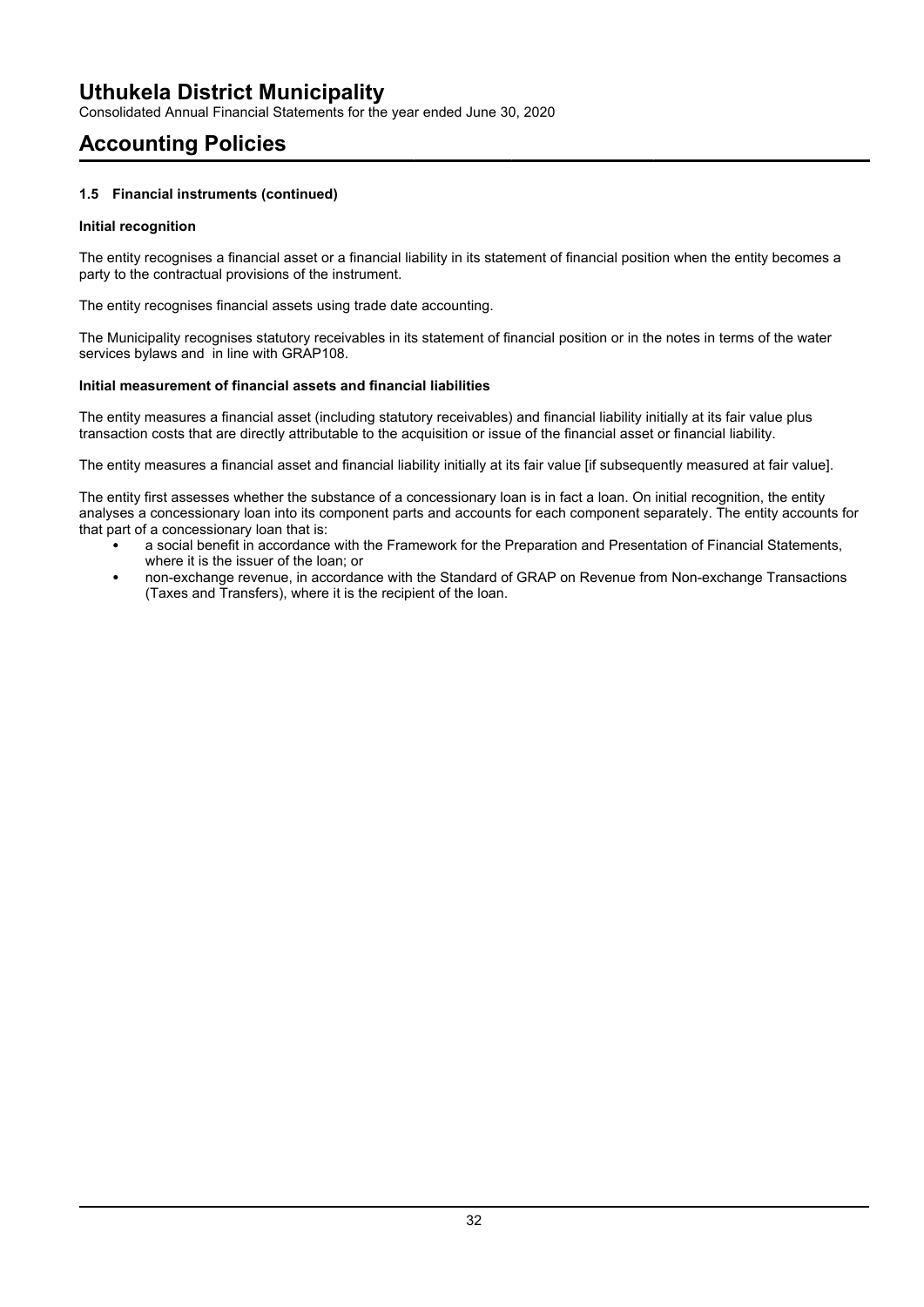### 1.5 Financial instruments (continued)

**Initial recognition**

The entity recognises a financial asset or a financial liability in its statement of financial position when the entity becomes a party to the contractual provisions of the instrument.

The entity recognises financial assets using trade date accounting.

The Municipality recognises statutory receivables in its statement of financial position or in the notes in terms of the water services bylaws and  in line with GRAP108.

**Initial measurement of financial assets and financial liabilities**

The entity measures a financial asset (including statutory receivables) and financial liability initially at its fair value plus transaction costs that are directly attributable to the acquisition or issue of the financial asset or financial liability.

The entity measures a financial asset and financial liability initially at its fair value [if subsequently measured at fair value].

The entity first assesses whether the substance of a concessionary loan is in fact a loan. On initial recognition, the entity analyses a concessionary loan into its component parts and accounts for each component separately. The entity accounts for that part of a concessionary loan that is:

- a social benefit in accordance with the Framework for the Preparation and Presentation of Financial Statements, where it is the issuer of the loan; or
- non-exchange revenue, in accordance with the Standard of GRAP on Revenue from Non-exchange Transactions (Taxes and Transfers), where it is the recipient of the loan.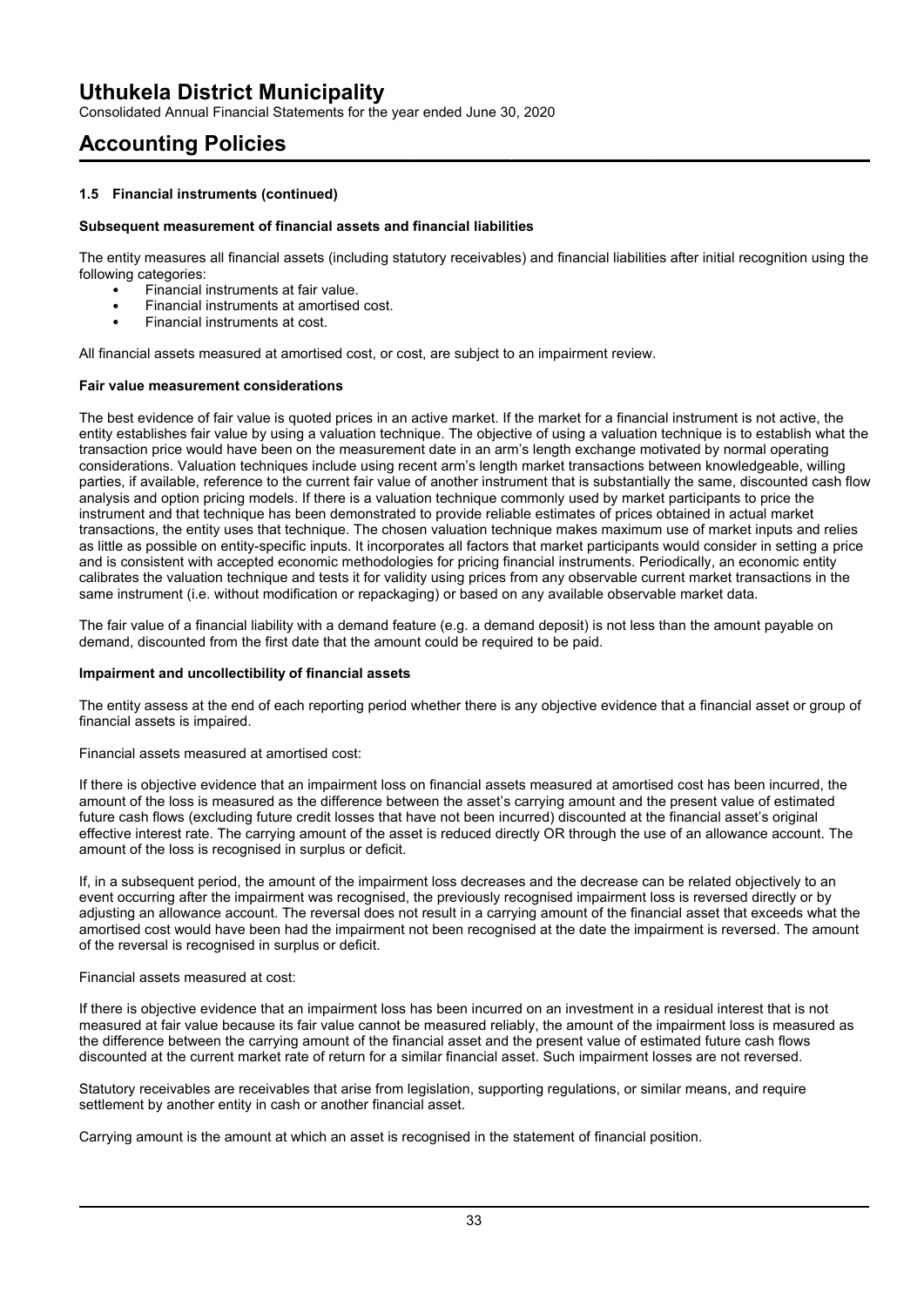# Uthukela District Municipality

Consolidated Annual Financial Statements for the year ended June 30, 2020

## Accounting Policies

### 1.5 Financial instruments (continued)

**Subsequent measurement of financial assets and financial liabilities**

The entity measures all financial assets (including statutory receivables) and financial liabilities after initial recognition using the following categories:

- Financial instruments at fair value.
- Financial instruments at amortised cost.
- Financial instruments at cost.

All financial assets measured at amortised cost, or cost, are subject to an impairment review.

**Fair value measurement considerations**

The best evidence of fair value is quoted prices in an active market. If the market for a financial instrument is not active, the entity establishes fair value by using a valuation technique. The objective of using a valuation technique is to establish what the transaction price would have been on the measurement date in an arm's length exchange motivated by normal operating considerations. Valuation techniques include using recent arm's length market transactions between knowledgeable, willing parties, if available, reference to the current fair value of another instrument that is substantially the same, discounted cash flow analysis and option pricing models. If there is a valuation technique commonly used by market participants to price the instrument and that technique has been demonstrated to provide reliable estimates of prices obtained in actual market transactions, the entity uses that technique. The chosen valuation technique makes maximum use of market inputs and relies as little as possible on entity-specific inputs. It incorporates all factors that market participants would consider in setting a price and is consistent with accepted economic methodologies for pricing financial instruments. Periodically, an economic entity calibrates the valuation technique and tests it for validity using prices from any observable current market transactions in the same instrument (i.e. without modification or repackaging) or based on any available observable market data.

The fair value of a financial liability with a demand feature (e.g. a demand deposit) is not less than the amount payable on demand, discounted from the first date that the amount could be required to be paid.

**Impairment and uncollectibility of financial assets**

The entity assess at the end of each reporting period whether there is any objective evidence that a financial asset or group of financial assets is impaired.

Financial assets measured at amortised cost:

If there is objective evidence that an impairment loss on financial assets measured at amortised cost has been incurred, the amount of the loss is measured as the difference between the asset's carrying amount and the present value of estimated future cash flows (excluding future credit losses that have not been incurred) discounted at the financial asset's original effective interest rate. The carrying amount of the asset is reduced directly OR through the use of an allowance account. The amount of the loss is recognised in surplus or deficit.

If, in a subsequent period, the amount of the impairment loss decreases and the decrease can be related objectively to an event occurring after the impairment was recognised, the previously recognised impairment loss is reversed directly or by adjusting an allowance account. The reversal does not result in a carrying amount of the financial asset that exceeds what the amortised cost would have been had the impairment not been recognised at the date the impairment is reversed. The amount of the reversal is recognised in surplus or deficit.

Financial assets measured at cost:

If there is objective evidence that an impairment loss has been incurred on an investment in a residual interest that is not measured at fair value because its fair value cannot be measured reliably, the amount of the impairment loss is measured as the difference between the carrying amount of the financial asset and the present value of estimated future cash flows discounted at the current market rate of return for a similar financial asset. Such impairment losses are not reversed.

Statutory receivables are receivables that arise from legislation, supporting regulations, or similar means, and require settlement by another entity in cash or another financial asset.

Carrying amount is the amount at which an asset is recognised in the statement of financial position.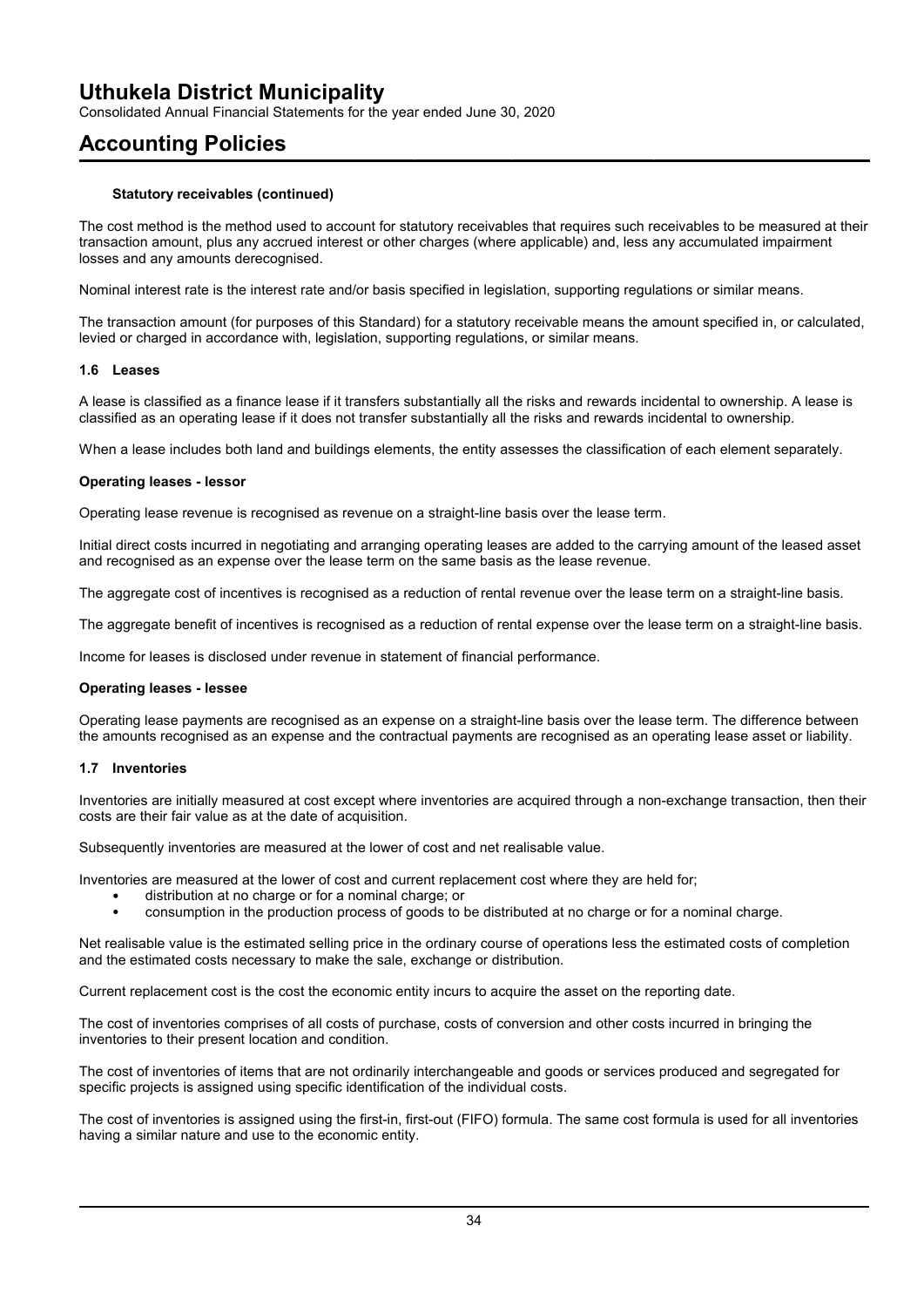#### Statutory receivables (continued)

The cost method is the method used to account for statutory receivables that requires such receivables to be measured at their transaction amount, plus any accrued interest or other charges (where applicable) and, less any accumulated impairment losses and any amounts derecognised.

Nominal interest rate is the interest rate and/or basis specified in legislation, supporting regulations or similar means.

The transaction amount (for purposes of this Standard) for a statutory receivable means the amount specified in, or calculated, levied or charged in accordance with, legislation, supporting regulations, or similar means.

### 1.6 Leases

A lease is classified as a finance lease if it transfers substantially all the risks and rewards incidental to ownership. A lease is classified as an operating lease if it does not transfer substantially all the risks and rewards incidental to ownership.

When a lease includes both land and buildings elements, the entity assesses the classification of each element separately.

#### Operating leases - lessor

Operating lease revenue is recognised as revenue on a straight-line basis over the lease term.

Initial direct costs incurred in negotiating and arranging operating leases are added to the carrying amount of the leased asset and recognised as an expense over the lease term on the same basis as the lease revenue.

The aggregate cost of incentives is recognised as a reduction of rental revenue over the lease term on a straight-line basis.

The aggregate benefit of incentives is recognised as a reduction of rental expense over the lease term on a straight-line basis.

Income for leases is disclosed under revenue in statement of financial performance.

#### Operating leases - lessee

Operating lease payments are recognised as an expense on a straight-line basis over the lease term. The difference between the amounts recognised as an expense and the contractual payments are recognised as an operating lease asset or liability.

### 1.7 Inventories

Inventories are initially measured at cost except where inventories are acquired through a non-exchange transaction, then their costs are their fair value as at the date of acquisition.

Subsequently inventories are measured at the lower of cost and net realisable value.

Inventories are measured at the lower of cost and current replacement cost where they are held for;

- distribution at no charge or for a nominal charge; or
- consumption in the production process of goods to be distributed at no charge or for a nominal charge.

Net realisable value is the estimated selling price in the ordinary course of operations less the estimated costs of completion and the estimated costs necessary to make the sale, exchange or distribution.

Current replacement cost is the cost the economic entity incurs to acquire the asset on the reporting date.

The cost of inventories comprises of all costs of purchase, costs of conversion and other costs incurred in bringing the inventories to their present location and condition.

The cost of inventories of items that are not ordinarily interchangeable and goods or services produced and segregated for specific projects is assigned using specific identification of the individual costs.

The cost of inventories is assigned using the first-in, first-out (FIFO) formula. The same cost formula is used for all inventories having a similar nature and use to the economic entity.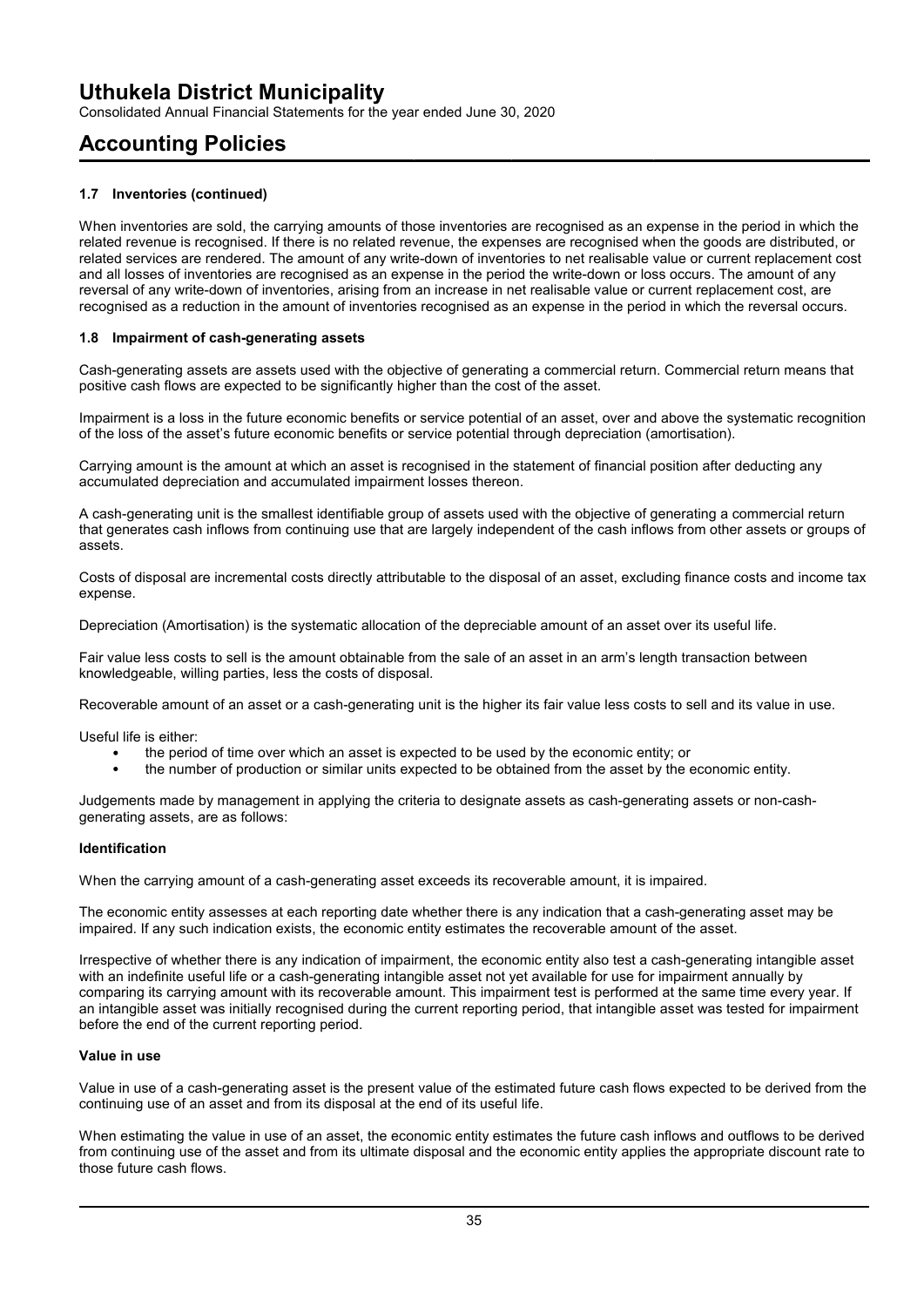# Accounting Policies

### 1.7 Inventories (continued)

When inventories are sold, the carrying amounts of those inventories are recognised as an expense in the period in which the related revenue is recognised. If there is no related revenue, the expenses are recognised when the goods are distributed, or related services are rendered. The amount of any write-down of inventories to net realisable value or current replacement cost and all losses of inventories are recognised as an expense in the period the write-down or loss occurs. The amount of any reversal of any write-down of inventories, arising from an increase in net realisable value or current replacement cost, are recognised as a reduction in the amount of inventories recognised as an expense in the period in which the reversal occurs.

### 1.8 Impairment of cash-generating assets

Cash-generating assets are assets used with the objective of generating a commercial return. Commercial return means that positive cash flows are expected to be significantly higher than the cost of the asset.

Impairment is a loss in the future economic benefits or service potential of an asset, over and above the systematic recognition of the loss of the asset's future economic benefits or service potential through depreciation (amortisation).

Carrying amount is the amount at which an asset is recognised in the statement of financial position after deducting any accumulated depreciation and accumulated impairment losses thereon.

A cash-generating unit is the smallest identifiable group of assets used with the objective of generating a commercial return that generates cash inflows from continuing use that are largely independent of the cash inflows from other assets or groups of assets.

Costs of disposal are incremental costs directly attributable to the disposal of an asset, excluding finance costs and income tax expense.

Depreciation (Amortisation) is the systematic allocation of the depreciable amount of an asset over its useful life.

Fair value less costs to sell is the amount obtainable from the sale of an asset in an arm's length transaction between knowledgeable, willing parties, less the costs of disposal.

Recoverable amount of an asset or a cash-generating unit is the higher its fair value less costs to sell and its value in use.

Useful life is either:

- the period of time over which an asset is expected to be used by the economic entity; or
- the number of production or similar units expected to be obtained from the asset by the economic entity.

Judgements made by management in applying the criteria to designate assets as cash-generating assets or non-cash-generating assets, are as follows:

#### Identification

When the carrying amount of a cash-generating asset exceeds its recoverable amount, it is impaired.

The economic entity assesses at each reporting date whether there is any indication that a cash-generating asset may be impaired. If any such indication exists, the economic entity estimates the recoverable amount of the asset.

Irrespective of whether there is any indication of impairment, the economic entity also test a cash-generating intangible asset with an indefinite useful life or a cash-generating intangible asset not yet available for use for impairment annually by comparing its carrying amount with its recoverable amount. This impairment test is performed at the same time every year. If an intangible asset was initially recognised during the current reporting period, that intangible asset was tested for impairment before the end of the current reporting period.

#### Value in use

Value in use of a cash-generating asset is the present value of the estimated future cash flows expected to be derived from the continuing use of an asset and from its disposal at the end of its useful life.

When estimating the value in use of an asset, the economic entity estimates the future cash inflows and outflows to be derived from continuing use of the asset and from its ultimate disposal and the economic entity applies the appropriate discount rate to those future cash flows.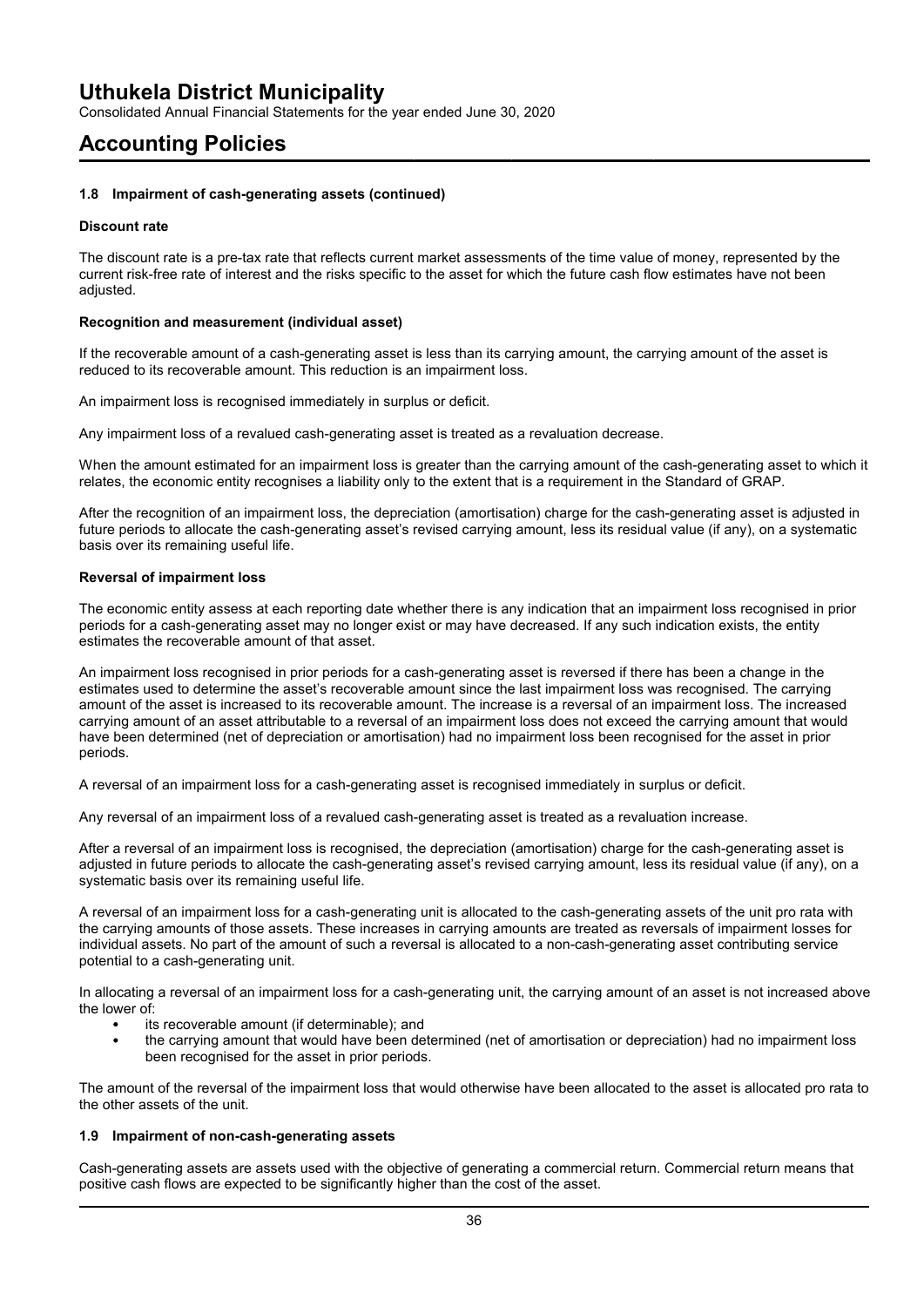### 1.8 Impairment of cash-generating assets (continued)

**Discount rate**

The discount rate is a pre-tax rate that reflects current market assessments of the time value of money, represented by the current risk-free rate of interest and the risks specific to the asset for which the future cash flow estimates have not been adjusted.

**Recognition and measurement (individual asset)**

If the recoverable amount of a cash-generating asset is less than its carrying amount, the carrying amount of the asset is reduced to its recoverable amount. This reduction is an impairment loss.

An impairment loss is recognised immediately in surplus or deficit.

Any impairment loss of a revalued cash-generating asset is treated as a revaluation decrease.

When the amount estimated for an impairment loss is greater than the carrying amount of the cash-generating asset to which it relates, the economic entity recognises a liability only to the extent that is a requirement in the Standard of GRAP.

After the recognition of an impairment loss, the depreciation (amortisation) charge for the cash-generating asset is adjusted in future periods to allocate the cash-generating asset's revised carrying amount, less its residual value (if any), on a systematic basis over its remaining useful life.

**Reversal of impairment loss**

The economic entity assess at each reporting date whether there is any indication that an impairment loss recognised in prior periods for a cash-generating asset may no longer exist or may have decreased. If any such indication exists, the entity estimates the recoverable amount of that asset.

An impairment loss recognised in prior periods for a cash-generating asset is reversed if there has been a change in the estimates used to determine the asset's recoverable amount since the last impairment loss was recognised. The carrying amount of the asset is increased to its recoverable amount. The increase is a reversal of an impairment loss. The increased carrying amount of an asset attributable to a reversal of an impairment loss does not exceed the carrying amount that would have been determined (net of depreciation or amortisation) had no impairment loss been recognised for the asset in prior periods.

A reversal of an impairment loss for a cash-generating asset is recognised immediately in surplus or deficit.

Any reversal of an impairment loss of a revalued cash-generating asset is treated as a revaluation increase.

After a reversal of an impairment loss is recognised, the depreciation (amortisation) charge for the cash-generating asset is adjusted in future periods to allocate the cash-generating asset's revised carrying amount, less its residual value (if any), on a systematic basis over its remaining useful life.

A reversal of an impairment loss for a cash-generating unit is allocated to the cash-generating assets of the unit pro rata with the carrying amounts of those assets. These increases in carrying amounts are treated as reversals of impairment losses for individual assets. No part of the amount of such a reversal is allocated to a non-cash-generating asset contributing service potential to a cash-generating unit.

In allocating a reversal of an impairment loss for a cash-generating unit, the carrying amount of an asset is not increased above the lower of:

- its recoverable amount (if determinable); and
- the carrying amount that would have been determined (net of amortisation or depreciation) had no impairment loss been recognised for the asset in prior periods.

The amount of the reversal of the impairment loss that would otherwise have been allocated to the asset is allocated pro rata to the other assets of the unit.

### 1.9 Impairment of non-cash-generating assets

Cash-generating assets are assets used with the objective of generating a commercial return. Commercial return means that positive cash flows are expected to be significantly higher than the cost of the asset.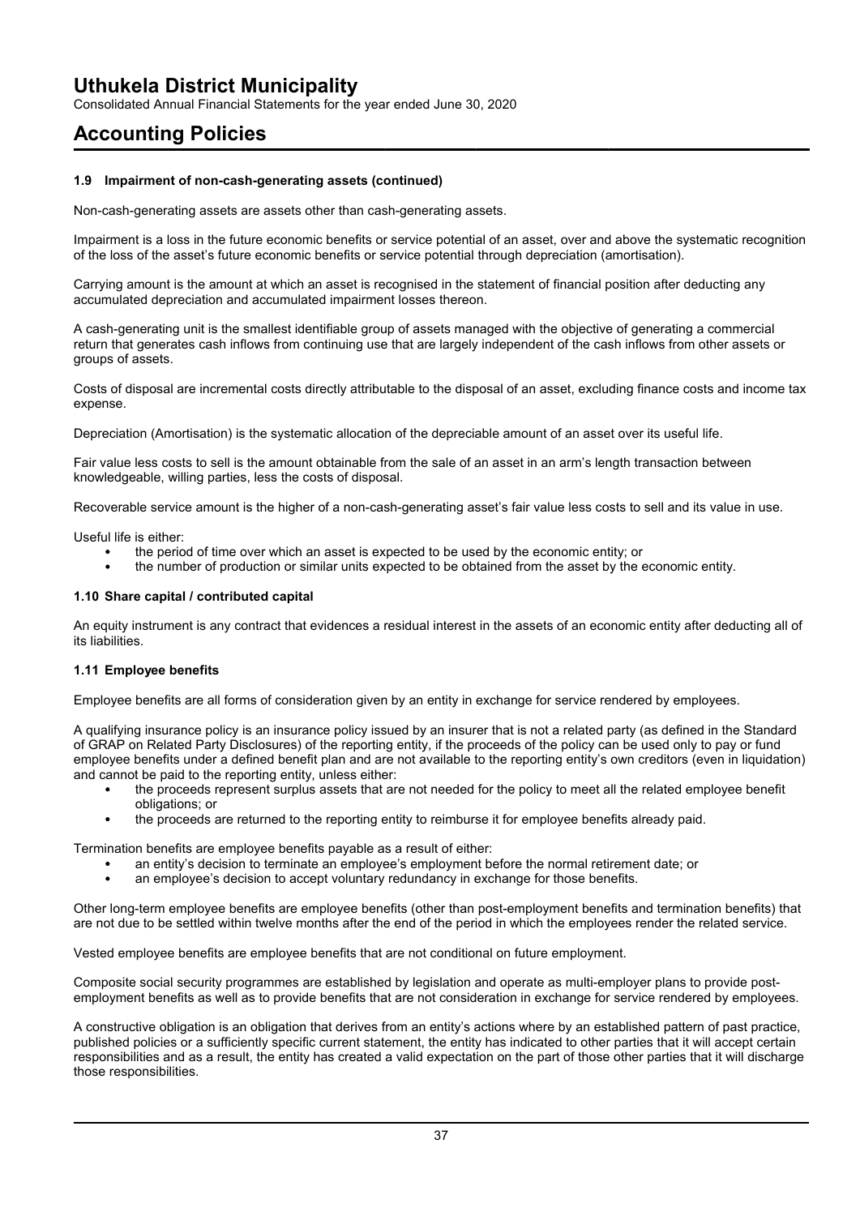# Uthukela District Municipality

Consolidated Annual Financial Statements for the year ended June 30, 2020

# Accounting Policies

### 1.9 Impairment of non-cash-generating assets (continued)

Non-cash-generating assets are assets other than cash-generating assets.

Impairment is a loss in the future economic benefits or service potential of an asset, over and above the systematic recognition of the loss of the asset's future economic benefits or service potential through depreciation (amortisation).

Carrying amount is the amount at which an asset is recognised in the statement of financial position after deducting any accumulated depreciation and accumulated impairment losses thereon.

A cash-generating unit is the smallest identifiable group of assets managed with the objective of generating a commercial return that generates cash inflows from continuing use that are largely independent of the cash inflows from other assets or groups of assets.

Costs of disposal are incremental costs directly attributable to the disposal of an asset, excluding finance costs and income tax expense.

Depreciation (Amortisation) is the systematic allocation of the depreciable amount of an asset over its useful life.

Fair value less costs to sell is the amount obtainable from the sale of an asset in an arm's length transaction between knowledgeable, willing parties, less the costs of disposal.

Recoverable service amount is the higher of a non-cash-generating asset's fair value less costs to sell and its value in use.

Useful life is either:

- the period of time over which an asset is expected to be used by the economic entity; or
- the number of production or similar units expected to be obtained from the asset by the economic entity.

### 1.10 Share capital / contributed capital

An equity instrument is any contract that evidences a residual interest in the assets of an economic entity after deducting all of its liabilities.

### 1.11 Employee benefits

Employee benefits are all forms of consideration given by an entity in exchange for service rendered by employees.

A qualifying insurance policy is an insurance policy issued by an insurer that is not a related party (as defined in the Standard of GRAP on Related Party Disclosures) of the reporting entity, if the proceeds of the policy can be used only to pay or fund employee benefits under a defined benefit plan and are not available to the reporting entity's own creditors (even in liquidation) and cannot be paid to the reporting entity, unless either:

- the proceeds represent surplus assets that are not needed for the policy to meet all the related employee benefit obligations; or
- the proceeds are returned to the reporting entity to reimburse it for employee benefits already paid.

Termination benefits are employee benefits payable as a result of either:

- an entity's decision to terminate an employee's employment before the normal retirement date; or
- an employee's decision to accept voluntary redundancy in exchange for those benefits.

Other long-term employee benefits are employee benefits (other than post-employment benefits and termination benefits) that are not due to be settled within twelve months after the end of the period in which the employees render the related service.

Vested employee benefits are employee benefits that are not conditional on future employment.

Composite social security programmes are established by legislation and operate as multi-employer plans to provide post-employment benefits as well as to provide benefits that are not consideration in exchange for service rendered by employees.

A constructive obligation is an obligation that derives from an entity's actions where by an established pattern of past practice, published policies or a sufficiently specific current statement, the entity has indicated to other parties that it will accept certain responsibilities and as a result, the entity has created a valid expectation on the part of those other parties that it will discharge those responsibilities.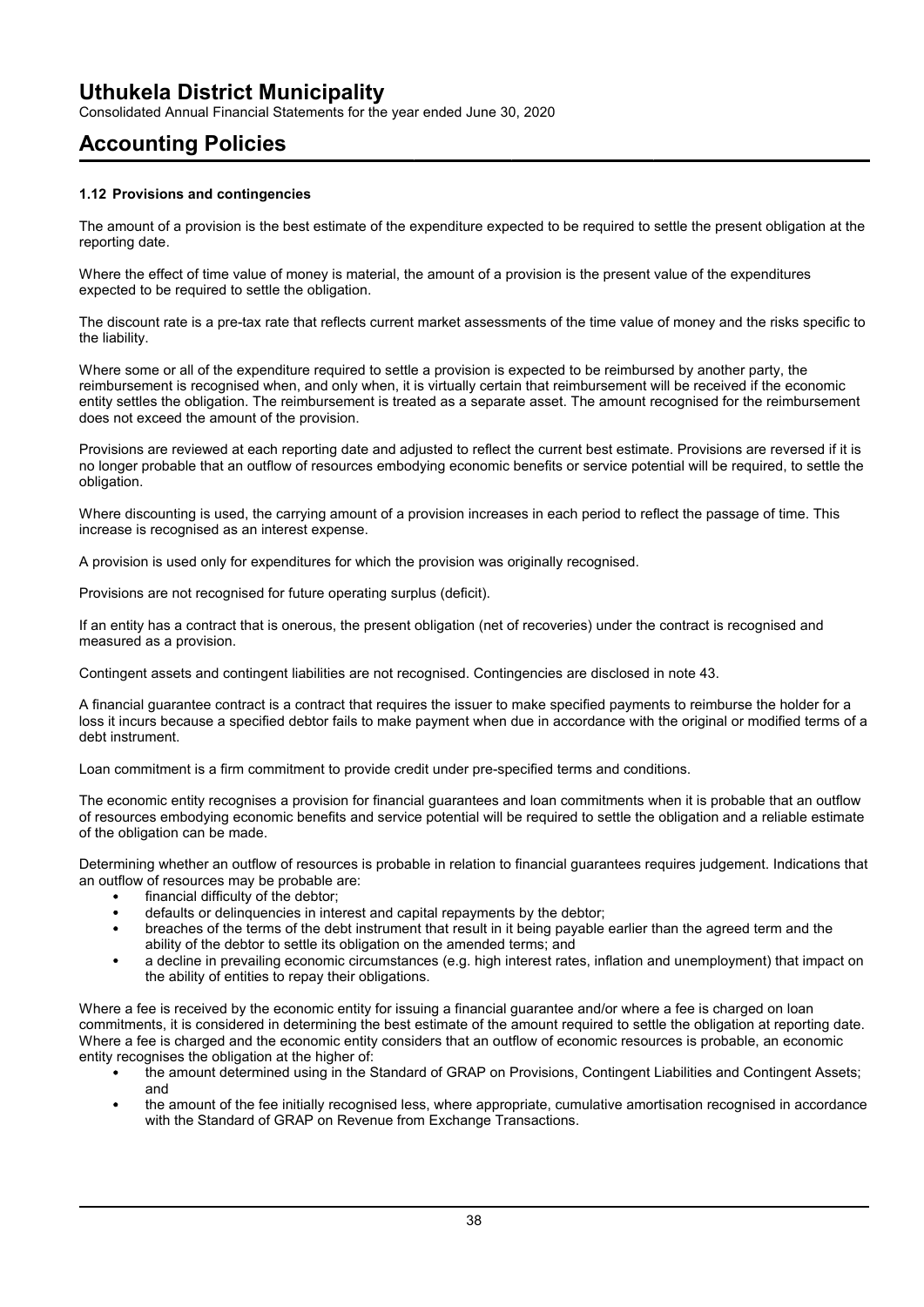# Uthukela District Municipality

Consolidated Annual Financial Statements for the year ended June 30, 2020

# Accounting Policies

### 1.12 Provisions and contingencies

The amount of a provision is the best estimate of the expenditure expected to be required to settle the present obligation at the reporting date.

Where the effect of time value of money is material, the amount of a provision is the present value of the expenditures expected to be required to settle the obligation.

The discount rate is a pre-tax rate that reflects current market assessments of the time value of money and the risks specific to the liability.

Where some or all of the expenditure required to settle a provision is expected to be reimbursed by another party, the reimbursement is recognised when, and only when, it is virtually certain that reimbursement will be received if the economic entity settles the obligation. The reimbursement is treated as a separate asset. The amount recognised for the reimbursement does not exceed the amount of the provision.

Provisions are reviewed at each reporting date and adjusted to reflect the current best estimate. Provisions are reversed if it is no longer probable that an outflow of resources embodying economic benefits or service potential will be required, to settle the obligation.

Where discounting is used, the carrying amount of a provision increases in each period to reflect the passage of time. This increase is recognised as an interest expense.

A provision is used only for expenditures for which the provision was originally recognised.

Provisions are not recognised for future operating surplus (deficit).

If an entity has a contract that is onerous, the present obligation (net of recoveries) under the contract is recognised and measured as a provision.

Contingent assets and contingent liabilities are not recognised. Contingencies are disclosed in note 43.

A financial guarantee contract is a contract that requires the issuer to make specified payments to reimburse the holder for a loss it incurs because a specified debtor fails to make payment when due in accordance with the original or modified terms of a debt instrument.

Loan commitment is a firm commitment to provide credit under pre-specified terms and conditions.

The economic entity recognises a provision for financial guarantees and loan commitments when it is probable that an outflow of resources embodying economic benefits and service potential will be required to settle the obligation and a reliable estimate of the obligation can be made.

Determining whether an outflow of resources is probable in relation to financial guarantees requires judgement. Indications that an outflow of resources may be probable are:

- financial difficulty of the debtor;
- defaults or delinquencies in interest and capital repayments by the debtor;
- breaches of the terms of the debt instrument that result in it being payable earlier than the agreed term and the ability of the debtor to settle its obligation on the amended terms; and
- a decline in prevailing economic circumstances (e.g. high interest rates, inflation and unemployment) that impact on the ability of entities to repay their obligations.

Where a fee is received by the economic entity for issuing a financial guarantee and/or where a fee is charged on loan commitments, it is considered in determining the best estimate of the amount required to settle the obligation at reporting date. Where a fee is charged and the economic entity considers that an outflow of economic resources is probable, an economic entity recognises the obligation at the higher of:

- the amount determined using in the Standard of GRAP on Provisions, Contingent Liabilities and Contingent Assets; and
- the amount of the fee initially recognised less, where appropriate, cumulative amortisation recognised in accordance with the Standard of GRAP on Revenue from Exchange Transactions.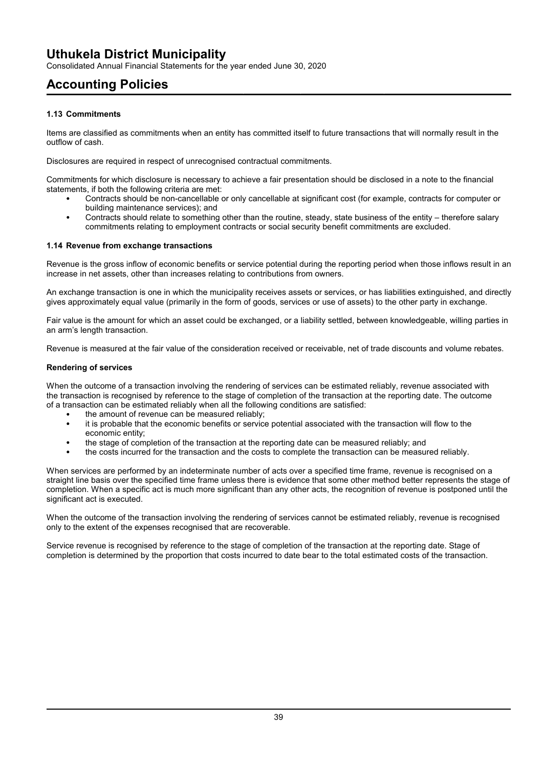## 1.13 Commitments

Items are classified as commitments when an entity has committed itself to future transactions that will normally result in the outflow of cash.

Disclosures are required in respect of unrecognised contractual commitments.

Commitments for which disclosure is necessary to achieve a fair presentation should be disclosed in a note to the financial statements, if both the following criteria are met:

- Contracts should be non-cancellable or only cancellable at significant cost (for example, contracts for computer or building maintenance services); and
- Contracts should relate to something other than the routine, steady, state business of the entity – therefore salary commitments relating to employment contracts or social security benefit commitments are excluded.

## 1.14 Revenue from exchange transactions

Revenue is the gross inflow of economic benefits or service potential during the reporting period when those inflows result in an increase in net assets, other than increases relating to contributions from owners.

An exchange transaction is one in which the municipality receives assets or services, or has liabilities extinguished, and directly gives approximately equal value (primarily in the form of goods, services or use of assets) to the other party in exchange.

Fair value is the amount for which an asset could be exchanged, or a liability settled, between knowledgeable, willing parties in an arm's length transaction.

Revenue is measured at the fair value of the consideration received or receivable, net of trade discounts and volume rebates.

### Rendering of services

When the outcome of a transaction involving the rendering of services can be estimated reliably, revenue associated with the transaction is recognised by reference to the stage of completion of the transaction at the reporting date. The outcome of a transaction can be estimated reliably when all the following conditions are satisfied:

- the amount of revenue can be measured reliably;
- it is probable that the economic benefits or service potential associated with the transaction will flow to the economic entity;
- the stage of completion of the transaction at the reporting date can be measured reliably; and
- the costs incurred for the transaction and the costs to complete the transaction can be measured reliably.

When services are performed by an indeterminate number of acts over a specified time frame, revenue is recognised on a straight line basis over the specified time frame unless there is evidence that some other method better represents the stage of completion. When a specific act is much more significant than any other acts, the recognition of revenue is postponed until the significant act is executed.

When the outcome of the transaction involving the rendering of services cannot be estimated reliably, revenue is recognised only to the extent of the expenses recognised that are recoverable.

Service revenue is recognised by reference to the stage of completion of the transaction at the reporting date. Stage of completion is determined by the proportion that costs incurred to date bear to the total estimated costs of the transaction.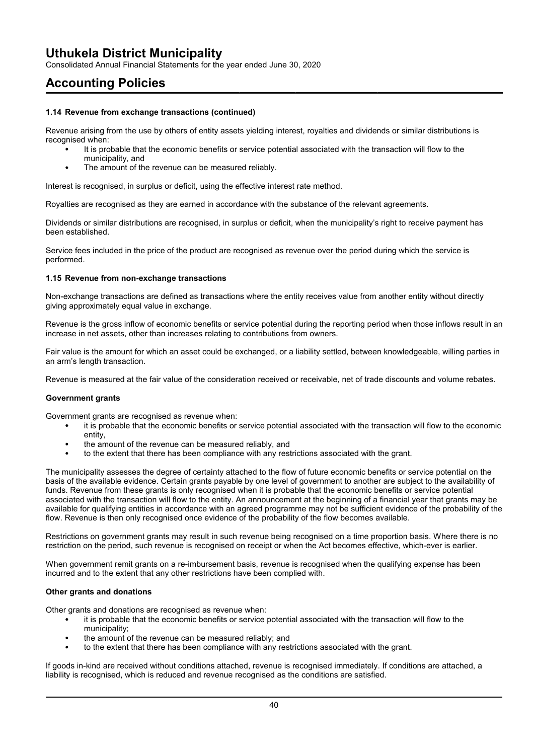### 1.14 Revenue from exchange transactions (continued)

Revenue arising from the use by others of entity assets yielding interest, royalties and dividends or similar distributions is recognised when:

- It is probable that the economic benefits or service potential associated with the transaction will flow to the municipality, and
- The amount of the revenue can be measured reliably.

Interest is recognised, in surplus or deficit, using the effective interest rate method.

Royalties are recognised as they are earned in accordance with the substance of the relevant agreements.

Dividends or similar distributions are recognised, in surplus or deficit, when the municipality's right to receive payment has been established.

Service fees included in the price of the product are recognised as revenue over the period during which the service is performed.

### 1.15 Revenue from non-exchange transactions

Non-exchange transactions are defined as transactions where the entity receives value from another entity without directly giving approximately equal value in exchange.

Revenue is the gross inflow of economic benefits or service potential during the reporting period when those inflows result in an increase in net assets, other than increases relating to contributions from owners.

Fair value is the amount for which an asset could be exchanged, or a liability settled, between knowledgeable, willing parties in an arm's length transaction.

Revenue is measured at the fair value of the consideration received or receivable, net of trade discounts and volume rebates.

#### Government grants

Government grants are recognised as revenue when:

- it is probable that the economic benefits or service potential associated with the transaction will flow to the economic entity,
- the amount of the revenue can be measured reliably, and
- to the extent that there has been compliance with any restrictions associated with the grant.

The municipality assesses the degree of certainty attached to the flow of future economic benefits or service potential on the basis of the available evidence. Certain grants payable by one level of government to another are subject to the availability of funds. Revenue from these grants is only recognised when it is probable that the economic benefits or service potential associated with the transaction will flow to the entity. An announcement at the beginning of a financial year that grants may be available for qualifying entities in accordance with an agreed programme may not be sufficient evidence of the probability of the flow. Revenue is then only recognised once evidence of the probability of the flow becomes available.

Restrictions on government grants may result in such revenue being recognised on a time proportion basis. Where there is no restriction on the period, such revenue is recognised on receipt or when the Act becomes effective, which-ever is earlier.

When government remit grants on a re-imbursement basis, revenue is recognised when the qualifying expense has been incurred and to the extent that any other restrictions have been complied with.

#### Other grants and donations

Other grants and donations are recognised as revenue when:

- it is probable that the economic benefits or service potential associated with the transaction will flow to the municipality;
- the amount of the revenue can be measured reliably; and
- to the extent that there has been compliance with any restrictions associated with the grant.

If goods in-kind are received without conditions attached, revenue is recognised immediately. If conditions are attached, a liability is recognised, which is reduced and revenue recognised as the conditions are satisfied.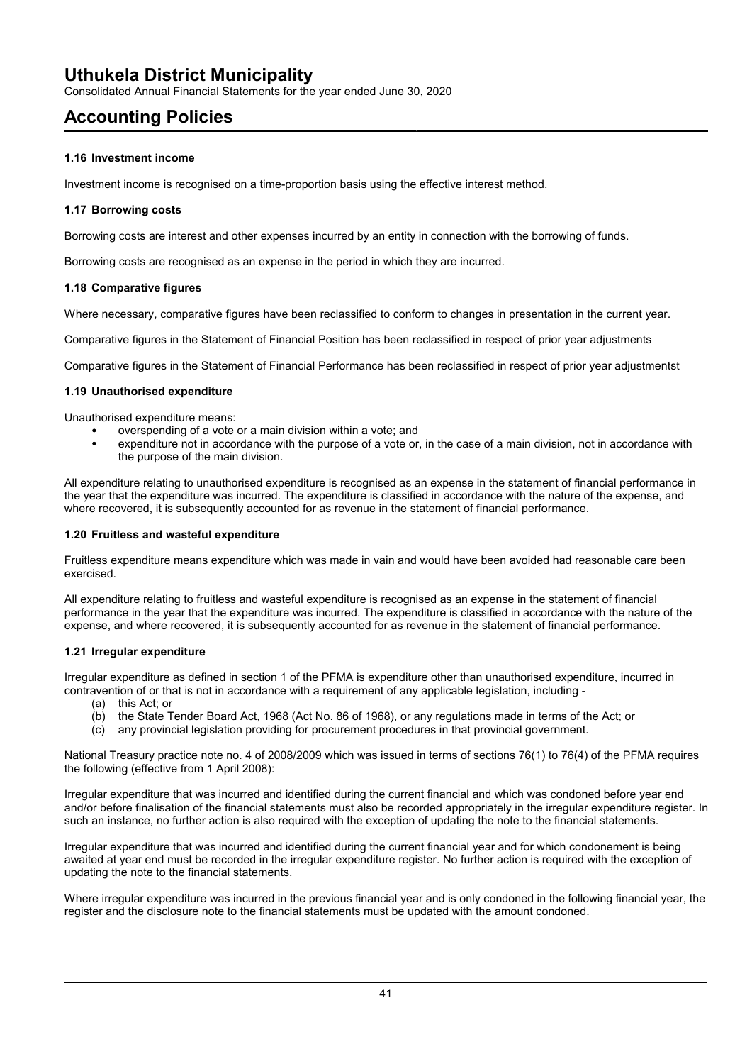# Uthukela District Municipality

Consolidated Annual Financial Statements for the year ended June 30, 2020

# Accounting Policies

### 1.16 Investment income

Investment income is recognised on a time-proportion basis using the effective interest method.

### 1.17 Borrowing costs

Borrowing costs are interest and other expenses incurred by an entity in connection with the borrowing of funds.

Borrowing costs are recognised as an expense in the period in which they are incurred.

### 1.18 Comparative figures

Where necessary, comparative figures have been reclassified to conform to changes in presentation in the current year.

Comparative figures in the Statement of Financial Position has been reclassified in respect of prior year adjustments

Comparative figures in the Statement of Financial Performance has been reclassified in respect of prior year adjustmentst

### 1.19 Unauthorised expenditure

Unauthorised expenditure means:

- overspending of a vote or a main division within a vote; and
- expenditure not in accordance with the purpose of a vote or, in the case of a main division, not in accordance with the purpose of the main division.

All expenditure relating to unauthorised expenditure is recognised as an expense in the statement of financial performance in the year that the expenditure was incurred. The expenditure is classified in accordance with the nature of the expense, and where recovered, it is subsequently accounted for as revenue in the statement of financial performance.

### 1.20 Fruitless and wasteful expenditure

Fruitless expenditure means expenditure which was made in vain and would have been avoided had reasonable care been exercised.

All expenditure relating to fruitless and wasteful expenditure is recognised as an expense in the statement of financial performance in the year that the expenditure was incurred. The expenditure is classified in accordance with the nature of the expense, and where recovered, it is subsequently accounted for as revenue in the statement of financial performance.

### 1.21 Irregular expenditure

Irregular expenditure as defined in section 1 of the PFMA is expenditure other than unauthorised expenditure, incurred in contravention of or that is not in accordance with a requirement of any applicable legislation, including -

(a) this Act; or
(b) the State Tender Board Act, 1968 (Act No. 86 of 1968), or any regulations made in terms of the Act; or
(c) any provincial legislation providing for procurement procedures in that provincial government.

National Treasury practice note no. 4 of 2008/2009 which was issued in terms of sections 76(1) to 76(4) of the PFMA requires the following (effective from 1 April 2008):

Irregular expenditure that was incurred and identified during the current financial and which was condoned before year end and/or before finalisation of the financial statements must also be recorded appropriately in the irregular expenditure register. In such an instance, no further action is also required with the exception of updating the note to the financial statements.

Irregular expenditure that was incurred and identified during the current financial year and for which condonement is being awaited at year end must be recorded in the irregular expenditure register. No further action is required with the exception of updating the note to the financial statements.

Where irregular expenditure was incurred in the previous financial year and is only condoned in the following financial year, the register and the disclosure note to the financial statements must be updated with the amount condoned.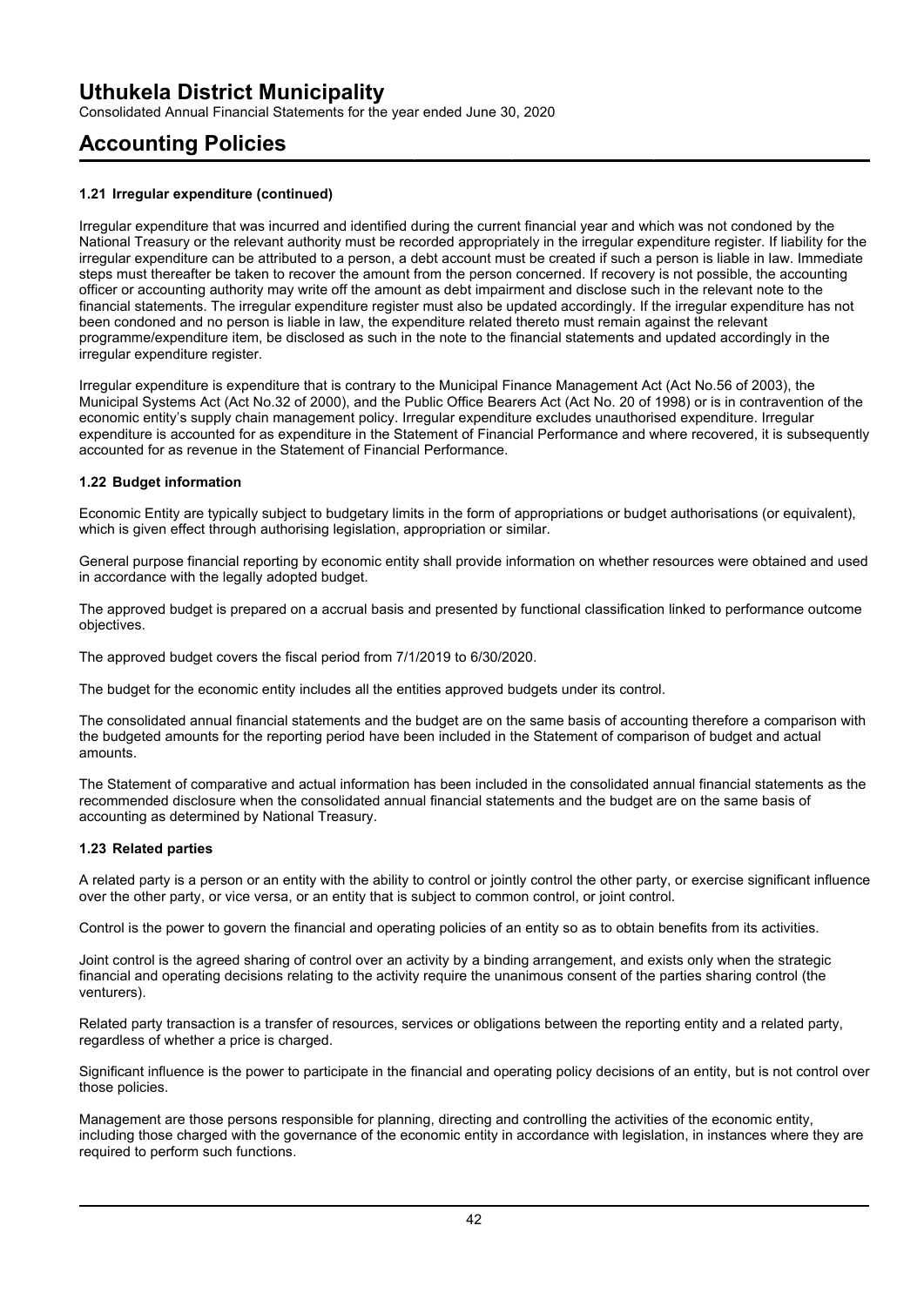### 1.21 Irregular expenditure (continued)

Irregular expenditure that was incurred and identified during the current financial year and which was not condoned by the National Treasury or the relevant authority must be recorded appropriately in the irregular expenditure register. If liability for the irregular expenditure can be attributed to a person, a debt account must be created if such a person is liable in law. Immediate steps must thereafter be taken to recover the amount from the person concerned. If recovery is not possible, the accounting officer or accounting authority may write off the amount as debt impairment and disclose such in the relevant note to the financial statements. The irregular expenditure register must also be updated accordingly. If the irregular expenditure has not been condoned and no person is liable in law, the expenditure related thereto must remain against the relevant programme/expenditure item, be disclosed as such in the note to the financial statements and updated accordingly in the irregular expenditure register.

Irregular expenditure is expenditure that is contrary to the Municipal Finance Management Act (Act No.56 of 2003), the Municipal Systems Act (Act No.32 of 2000), and the Public Office Bearers Act (Act No. 20 of 1998) or is in contravention of the economic entity's supply chain management policy. Irregular expenditure excludes unauthorised expenditure. Irregular expenditure is accounted for as expenditure in the Statement of Financial Performance and where recovered, it is subsequently accounted for as revenue in the Statement of Financial Performance.

### 1.22 Budget information

Economic Entity are typically subject to budgetary limits in the form of appropriations or budget authorisations (or equivalent), which is given effect through authorising legislation, appropriation or similar.

General purpose financial reporting by economic entity shall provide information on whether resources were obtained and used in accordance with the legally adopted budget.

The approved budget is prepared on a accrual basis and presented by functional classification linked to performance outcome objectives.

The approved budget covers the fiscal period from 7/1/2019 to 6/30/2020.

The budget for the economic entity includes all the entities approved budgets under its control.

The consolidated annual financial statements and the budget are on the same basis of accounting therefore a comparison with the budgeted amounts for the reporting period have been included in the Statement of comparison of budget and actual amounts.

The Statement of comparative and actual information has been included in the consolidated annual financial statements as the recommended disclosure when the consolidated annual financial statements and the budget are on the same basis of accounting as determined by National Treasury.

### 1.23 Related parties

A related party is a person or an entity with the ability to control or jointly control the other party, or exercise significant influence over the other party, or vice versa, or an entity that is subject to common control, or joint control.

Control is the power to govern the financial and operating policies of an entity so as to obtain benefits from its activities.

Joint control is the agreed sharing of control over an activity by a binding arrangement, and exists only when the strategic financial and operating decisions relating to the activity require the unanimous consent of the parties sharing control (the venturers).

Related party transaction is a transfer of resources, services or obligations between the reporting entity and a related party, regardless of whether a price is charged.

Significant influence is the power to participate in the financial and operating policy decisions of an entity, but is not control over those policies.

Management are those persons responsible for planning, directing and controlling the activities of the economic entity, including those charged with the governance of the economic entity in accordance with legislation, in instances where they are required to perform such functions.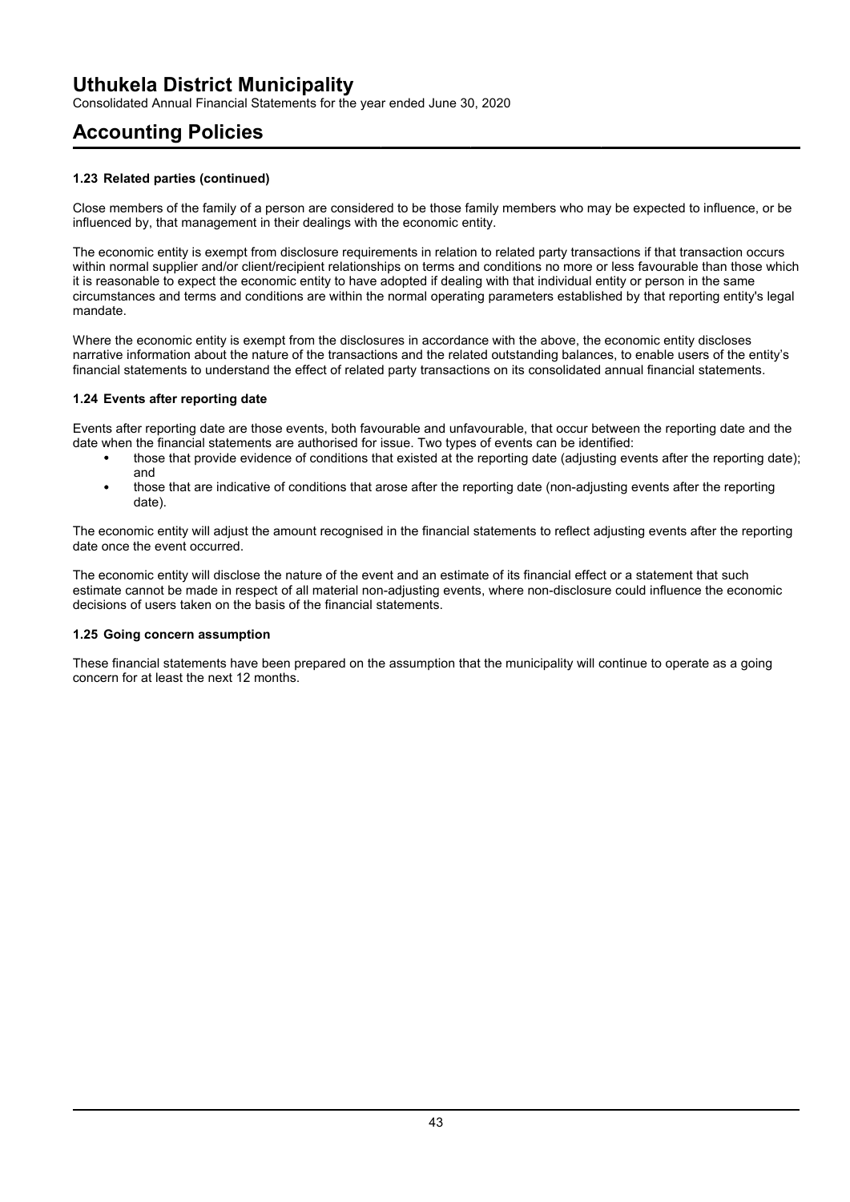### 1.23 Related parties (continued)

Close members of the family of a person are considered to be those family members who may be expected to influence, or be influenced by, that management in their dealings with the economic entity.

The economic entity is exempt from disclosure requirements in relation to related party transactions if that transaction occurs within normal supplier and/or client/recipient relationships on terms and conditions no more or less favourable than those which it is reasonable to expect the economic entity to have adopted if dealing with that individual entity or person in the same circumstances and terms and conditions are within the normal operating parameters established by that reporting entity's legal mandate.

Where the economic entity is exempt from the disclosures in accordance with the above, the economic entity discloses narrative information about the nature of the transactions and the related outstanding balances, to enable users of the entity's financial statements to understand the effect of related party transactions on its consolidated annual financial statements.

### 1.24 Events after reporting date

Events after reporting date are those events, both favourable and unfavourable, that occur between the reporting date and the date when the financial statements are authorised for issue. Two types of events can be identified:

- those that provide evidence of conditions that existed at the reporting date (adjusting events after the reporting date); and
- those that are indicative of conditions that arose after the reporting date (non-adjusting events after the reporting date).

The economic entity will adjust the amount recognised in the financial statements to reflect adjusting events after the reporting date once the event occurred.

The economic entity will disclose the nature of the event and an estimate of its financial effect or a statement that such estimate cannot be made in respect of all material non-adjusting events, where non-disclosure could influence the economic decisions of users taken on the basis of the financial statements.

### 1.25 Going concern assumption

These financial statements have been prepared on the assumption that the municipality will continue to operate as a going concern for at least the next 12 months.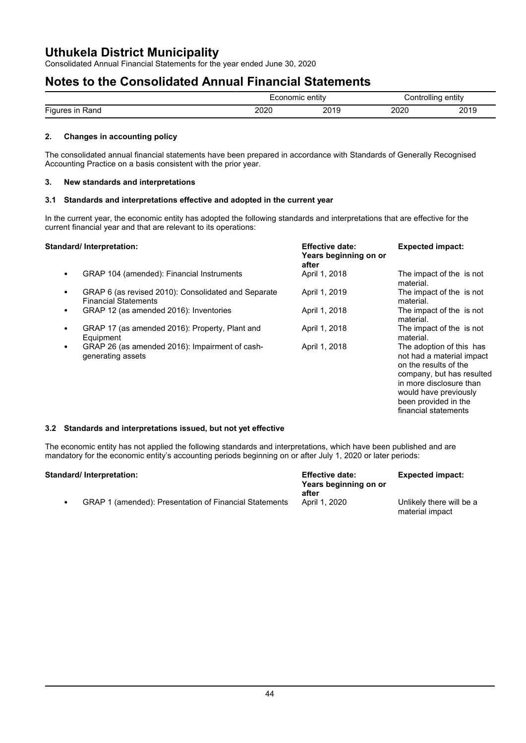## 2. Changes in accounting policy

The consolidated annual financial statements have been prepared in accordance with Standards of Generally Recognised Accounting Practice on a basis consistent with the prior year.

## 3. New standards and interpretations

### 3.1 Standards and interpretations effective and adopted in the current year

In the current year, the economic entity has adopted the following standards and interpretations that are effective for the current financial year and that are relevant to its operations:

| Standard/ Interpretation: | Effective date: Years beginning on or after | Expected impact: |
|---|---|---|
| • GRAP 104 (amended): Financial Instruments | April 1, 2018 | The impact of the is not material. |
| • GRAP 6 (as revised 2010): Consolidated and Separate Financial Statements | April 1, 2019 | The impact of the is not material. |
| • GRAP 12 (as amended 2016): Inventories | April 1, 2018 | The impact of the is not material. |
| • GRAP 17 (as amended 2016): Property, Plant and Equipment | April 1, 2018 | The impact of the is not material. |
| • GRAP 26 (as amended 2016): Impairment of cash-generating assets | April 1, 2018 | The adoption of this has not had a material impact on the results of the company, but has resulted in more disclosure than would have previously been provided in the financial statements |

### 3.2 Standards and interpretations issued, but not yet effective

The economic entity has not applied the following standards and interpretations, which have been published and are mandatory for the economic entity's accounting periods beginning on or after July 1, 2020 or later periods:

| Standard/ Interpretation: | Effective date: Years beginning on or after | Expected impact: |
|---|---|---|
| • GRAP 1 (amended): Presentation of Financial Statements | April 1, 2020 | Unlikely there will be a material impact |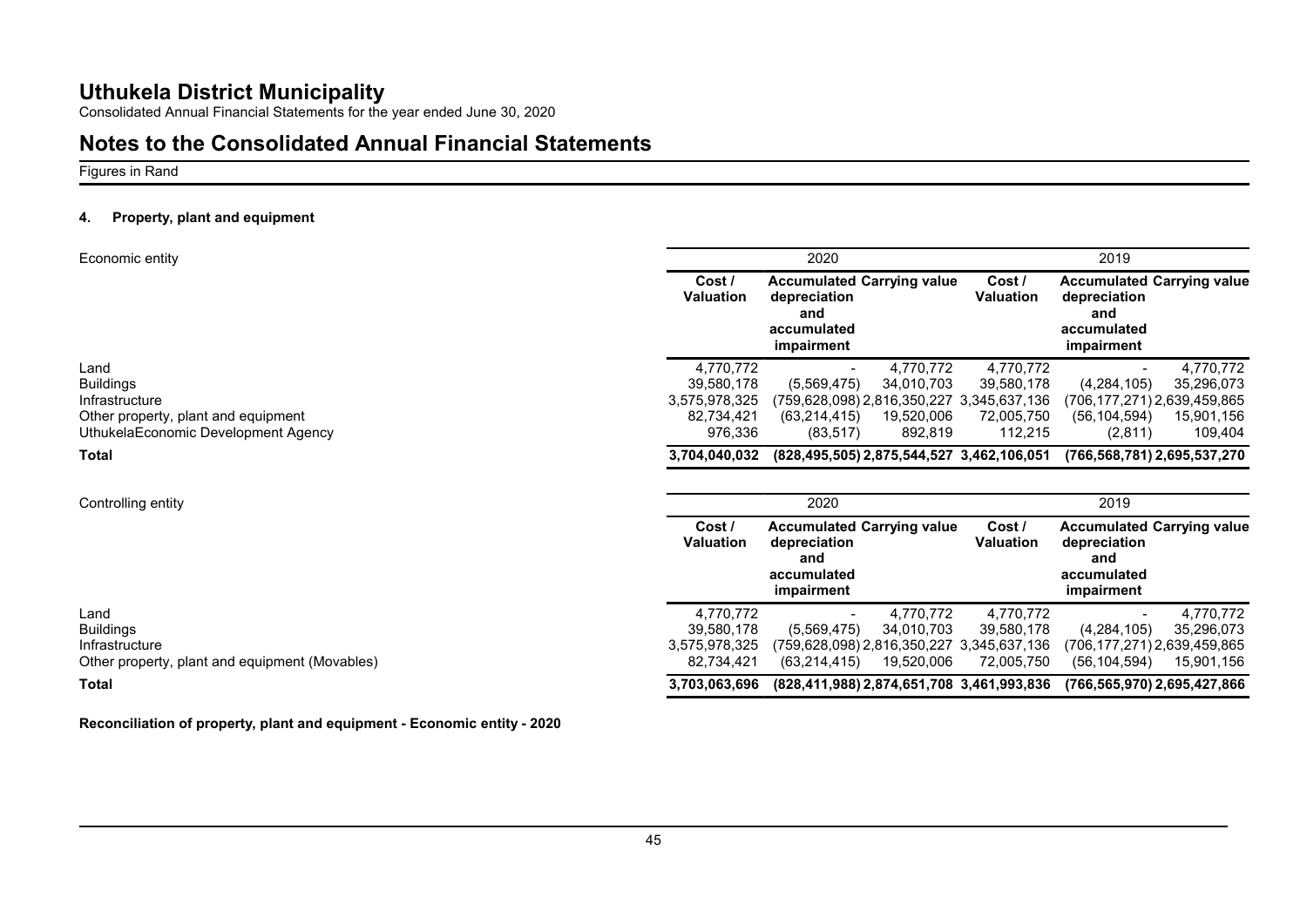# Uthukela District Municipality

Consolidated Annual Financial Statements for the year ended June 30, 2020

## Notes to the Consolidated Annual Financial Statements

Figures in Rand

### 4. Property, plant and equipment

| Economic entity | 2020 | | | 2019 | | |
|---|---|---|---|---|---|---|
| | Cost / Valuation | Accumulated depreciation and accumulated impairment | Carrying value | Cost / Valuation | Accumulated depreciation and accumulated impairment | Carrying value |
| Land | 4,770,772 | - | 4,770,772 | 4,770,772 | - | 4,770,772 |
| Buildings | 39,580,178 | (5,569,475) | 34,010,703 | 39,580,178 | (4,284,105) | 35,296,073 |
| Infrastructure | 3,575,978,325 | (759,628,098) | 2,816,350,227 | 3,345,637,136 | (706,177,271) | 2,639,459,865 |
| Other property, plant and equipment | 82,734,421 | (63,214,415) | 19,520,006 | 72,005,750 | (56,104,594) | 15,901,156 |
| UthukelaEconomic Development Agency | 976,336 | (83,517) | 892,819 | 112,215 | (2,811) | 109,404 |
| **Total** | **3,704,040,032** | **(828,495,505)** | **2,875,544,527** | **3,462,106,051** | **(766,568,781)** | **2,695,537,270** |

| Controlling entity | 2020 | | | 2019 | | |
|---|---|---|---|---|---|---|
| | Cost / Valuation | Accumulated depreciation and accumulated impairment | Carrying value | Cost / Valuation | Accumulated depreciation and accumulated impairment | Carrying value |
| Land | 4,770,772 | - | 4,770,772 | 4,770,772 | - | 4,770,772 |
| Buildings | 39,580,178 | (5,569,475) | 34,010,703 | 39,580,178 | (4,284,105) | 35,296,073 |
| Infrastructure | 3,575,978,325 | (759,628,098) | 2,816,350,227 | 3,345,637,136 | (706,177,271) | 2,639,459,865 |
| Other property, plant and equipment (Movables) | 82,734,421 | (63,214,415) | 19,520,006 | 72,005,750 | (56,104,594) | 15,901,156 |
| **Total** | **3,703,063,696** | **(828,411,988)** | **2,874,651,708** | **3,461,993,836** | **(766,565,970)** | **2,695,427,866** |

**Reconciliation of property, plant and equipment - Economic entity - 2020**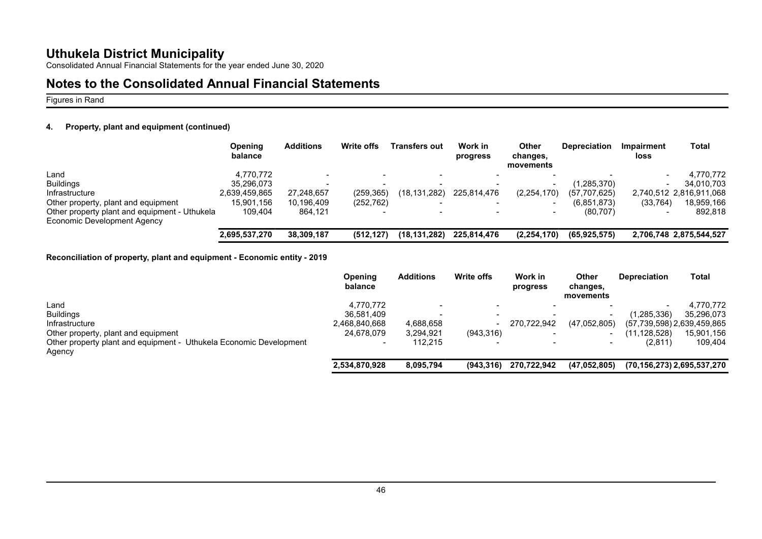# Uthukela District Municipality

Consolidated Annual Financial Statements for the year ended June 30, 2020

## Notes to the Consolidated Annual Financial Statements

Figures in Rand

### 4. Property, plant and equipment (continued)

| | Opening balance | Additions | Write offs | Transfers out | Work in progress | Other changes, movements | Depreciation | Impairment loss | Total |
|---|---|---|---|---|---|---|---|---|---|
| Land | 4,770,772 | - | - | - | - | - | - | - | 4,770,772 |
| Buildings | 35,296,073 | - | - | - | - | - | (1,285,370) | - | 34,010,703 |
| Infrastructure | 2,639,459,865 | 27,248,657 | (259,365) | (18,131,282) | 225,814,476 | (2,254,170) | (57,707,625) | 2,740,512 | 2,816,911,068 |
| Other property, plant and equipment | 15,901,156 | 10,196,409 | (252,762) | - | - | - | (6,851,873) | (33,764) | 18,959,166 |
| Other property plant and equipment - Uthukela Economic Development Agency | 109,404 | 864,121 | - | - | - | - | (80,707) | - | 892,818 |
| | **2,695,537,270** | **38,309,187** | **(512,127)** | **(18,131,282)** | **225,814,476** | **(2,254,170)** | **(65,925,575)** | **2,706,748** | **2,875,544,527** |

**Reconciliation of property, plant and equipment - Economic entity - 2019**

| | Opening balance | Additions | Write offs | Work in progress | Other changes, movements | Depreciation | Total |
|---|---|---|---|---|---|---|---|
| Land | 4,770,772 | - | - | - | - | - | 4,770,772 |
| Buildings | 36,581,409 | - | - | - | - | (1,285,336) | 35,296,073 |
| Infrastructure | 2,468,840,668 | 4,688,658 | - | 270,722,942 | (47,052,805) | (57,739,598) | 2,639,459,865 |
| Other property, plant and equipment | 24,678,079 | 3,294,921 | (943,316) | - | - | (11,128,528) | 15,901,156 |
| Other property plant and equipment - Uthukela Economic Development Agency | - | 112,215 | - | - | - | (2,811) | 109,404 |
| | **2,534,870,928** | **8,095,794** | **(943,316)** | **270,722,942** | **(47,052,805)** | **(70,156,273)** | **2,695,537,270** |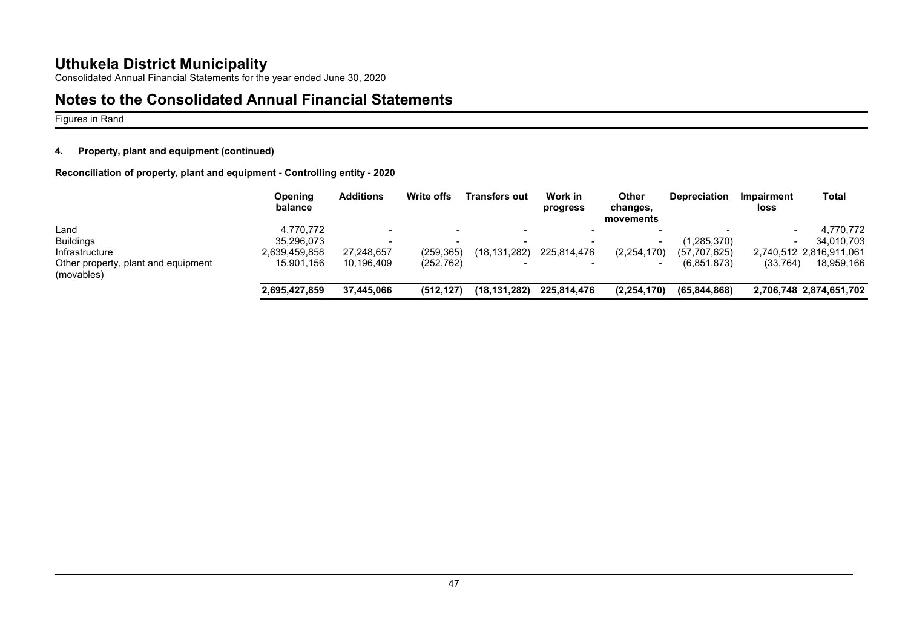# Uthukela District Municipality

Consolidated Annual Financial Statements for the year ended June 30, 2020

## Notes to the Consolidated Annual Financial Statements

Figures in Rand

### 4. Property, plant and equipment (continued)

**Reconciliation of property, plant and equipment - Controlling entity - 2020**

| | Opening balance | Additions | Write offs | Transfers out | Work in progress | Other changes, movements | Depreciation | Impairment loss | Total |
|---|---|---|---|---|---|---|---|---|---|
| Land | 4,770,772 | - | - | - | - | - | - | - | 4,770,772 |
| Buildings | 35,296,073 | - | - | - | - | - | (1,285,370) | - | 34,010,703 |
| Infrastructure | 2,639,459,858 | 27,248,657 | (259,365) | (18,131,282) | 225,814,476 | (2,254,170) | (57,707,625) | 2,740,512 | 2,816,911,061 |
| Other property, plant and equipment (movables) | 15,901,156 | 10,196,409 | (252,762) | - | - | - | (6,851,873) | (33,764) | 18,959,166 |
| | **2,695,427,859** | **37,445,066** | **(512,127)** | **(18,131,282)** | **225,814,476** | **(2,254,170)** | **(65,844,868)** | **2,706,748** | **2,874,651,702** |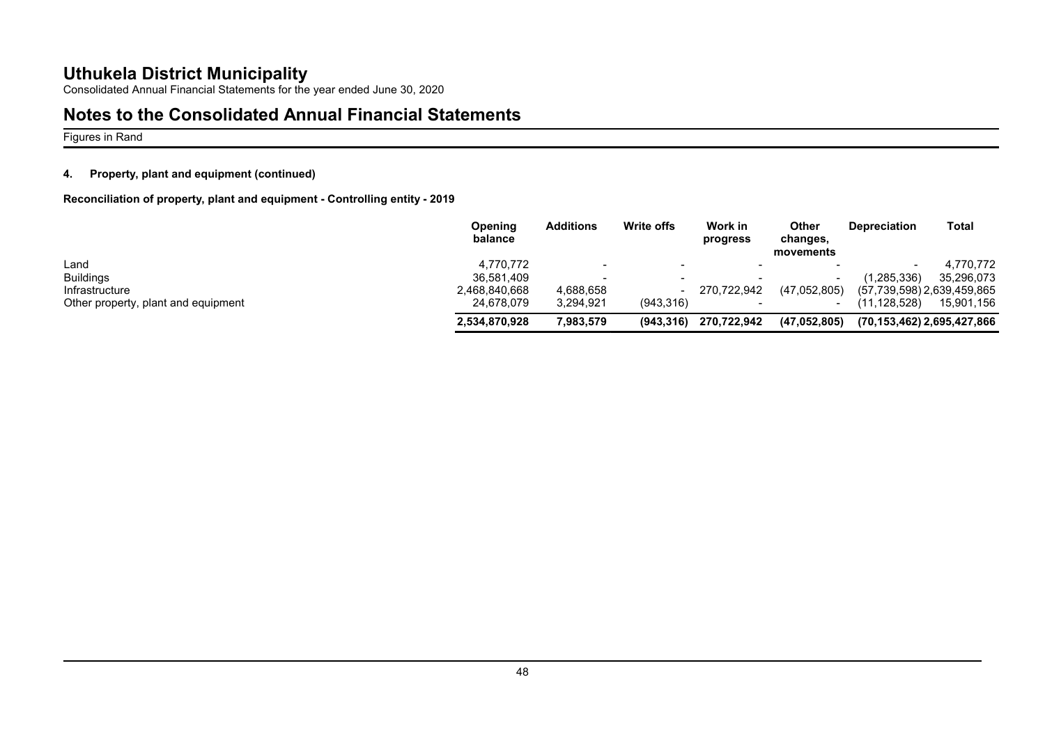# Uthukela District Municipality

Consolidated Annual Financial Statements for the year ended June 30, 2020

## Notes to the Consolidated Annual Financial Statements

Figures in Rand

### 4. Property, plant and equipment (continued)

**Reconciliation of property, plant and equipment - Controlling entity - 2019**

| | Opening balance | Additions | Write offs | Work in progress | Other changes, movements | Depreciation | Total |
|---|---|---|---|---|---|---|---|
| Land | 4,770,772 | - | - | - | - | - | 4,770,772 |
| Buildings | 36,581,409 | - | - | - | - | (1,285,336) | 35,296,073 |
| Infrastructure | 2,468,840,668 | 4,688,658 | - | 270,722,942 | (47,052,805) | (57,739,598) | 2,639,459,865 |
| Other property, plant and equipment | 24,678,079 | 3,294,921 | (943,316) | - | - | (11,128,528) | 15,901,156 |
| | **2,534,870,928** | **7,983,579** | **(943,316)** | **270,722,942** | **(47,052,805)** | **(70,153,462)** | **2,695,427,866** |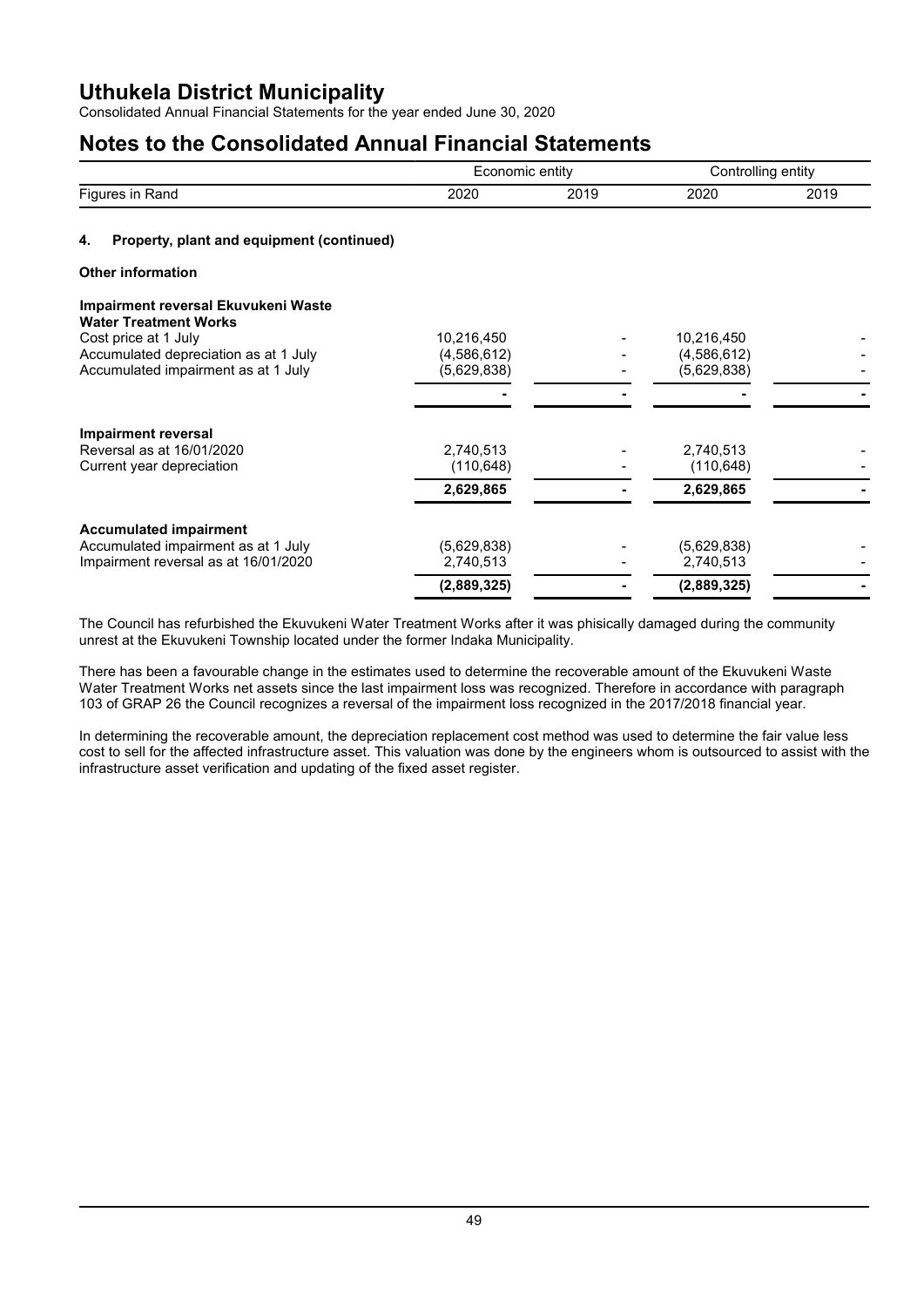## Notes to the Consolidated Annual Financial Statements

| Figures in Rand | Economic entity 2020 | Economic entity 2019 | Controlling entity 2020 | Controlling entity 2019 |
|---|---|---|---|---|

### 4. Property, plant and equipment (continued)

**Other information**

| | Economic entity 2020 | Economic entity 2019 | Controlling entity 2020 | Controlling entity 2019 |
|---|---|---|---|---|
| **Impairment reversal Ekuvukeni Waste Water Treatment Works** | | | | |
| Cost price at 1 July | 10,216,450 | - | 10,216,450 | - |
| Accumulated depreciation as at 1 July | (4,586,612) | - | (4,586,612) | - |
| Accumulated impairment as at 1 July | (5,629,838) | - | (5,629,838) | - |
| | - | - | - | - |
| **Impairment reversal** | | | | |
| Reversal as at 16/01/2020 | 2,740,513 | - | 2,740,513 | - |
| Current year depreciation | (110,648) | - | (110,648) | - |
| | **2,629,865** | **-** | **2,629,865** | **-** |
| **Accumulated impairment** | | | | |
| Accumulated impairment as at 1 July | (5,629,838) | - | (5,629,838) | - |
| Impairment reversal as at 16/01/2020 | 2,740,513 | - | 2,740,513 | - |
| | **(2,889,325)** | **-** | **(2,889,325)** | **-** |

The Council has refurbished the Ekuvukeni Water Treatment Works after it was phisically damaged during the community unrest at the Ekuvukeni Township located under the former Indaka Municipality.

There has been a favourable change in the estimates used to determine the recoverable amount of the Ekuvukeni Waste Water Treatment Works net assets since the last impairment loss was recognized. Therefore in accordance with paragraph 103 of GRAP 26 the Council recognizes a reversal of the impairment loss recognized in the 2017/2018 financial year.

In determining the recoverable amount, the depreciation replacement cost method was used to determine the fair value less cost to sell for the affected infrastructure asset. This valuation was done by the engineers whom is outsourced to assist with the infrastructure asset verification and updating of the fixed asset register.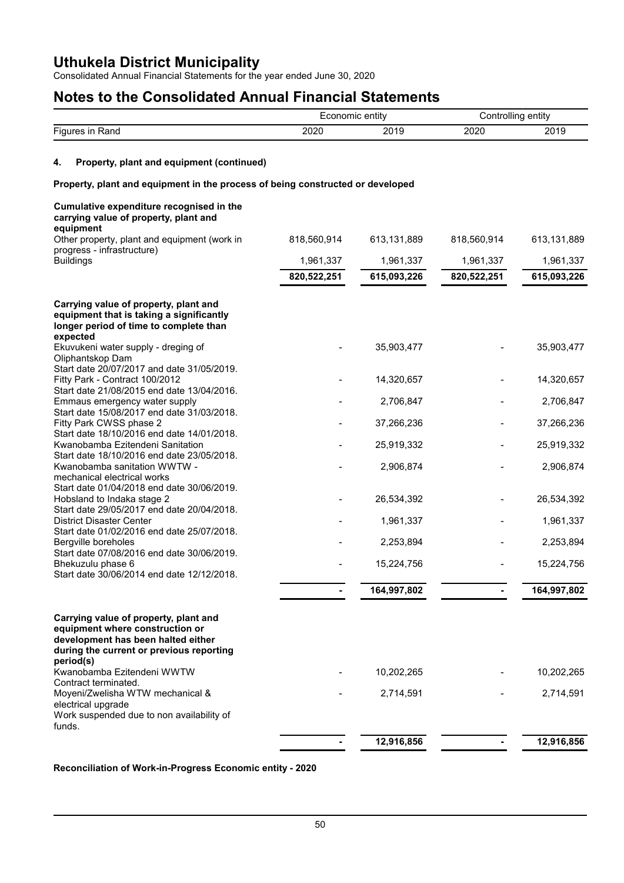# Uthukela District Municipality

Consolidated Annual Financial Statements for the year ended June 30, 2020

## Notes to the Consolidated Annual Financial Statements

| Figures in Rand | Economic entity 2020 | Economic entity 2019 | Controlling entity 2020 | Controlling entity 2019 |
|---|---|---|---|---|

### 4. Property, plant and equipment (continued)

**Property, plant and equipment in the process of being constructed or developed**

| | Economic entity 2020 | Economic entity 2019 | Controlling entity 2020 | Controlling entity 2019 |
|---|---|---|---|---|
| **Cumulative expenditure recognised in the carrying value of property, plant and equipment** | | | | |
| Other property, plant and equipment (work in progress - infrastructure) | 818,560,914 | 613,131,889 | 818,560,914 | 613,131,889 |
| Buildings | 1,961,337 | 1,961,337 | 1,961,337 | 1,961,337 |
| | **820,522,251** | **615,093,226** | **820,522,251** | **615,093,226** |

| | Economic entity 2020 | Economic entity 2019 | Controlling entity 2020 | Controlling entity 2019 |
|---|---|---|---|---|
| **Carrying value of property, plant and equipment that is taking a significantly longer period of time to complete than expected** | | | | |
| Ekuvukeni water supply - dreging of Oliphantskop Dam<br>Start date 20/07/2017 and date 31/05/2019. | - | 35,903,477 | - | 35,903,477 |
| Fitty Park - Contract 100/2012<br>Start date 21/08/2015 end date 13/04/2016. | - | 14,320,657 | - | 14,320,657 |
| Emmaus emergency water supply<br>Start date 15/08/2017 end date 31/03/2018. | - | 2,706,847 | - | 2,706,847 |
| Fitty Park CWSS phase 2<br>Start date 18/10/2016 end date 14/01/2018. | - | 37,266,236 | - | 37,266,236 |
| Kwanobamba Ezitendeni Sanitation<br>Start date 18/10/2016 end date 23/05/2018. | - | 25,919,332 | - | 25,919,332 |
| Kwanobamba sanitation WWTW - mechanical electrical works<br>Start date 01/04/2018 end date 30/06/2019. | - | 2,906,874 | - | 2,906,874 |
| Hobsland to Indaka stage 2<br>Start date 29/05/2017 end date 20/04/2018. | - | 26,534,392 | - | 26,534,392 |
| District Disaster Center<br>Start date 01/02/2016 end date 25/07/2018. | - | 1,961,337 | - | 1,961,337 |
| Bergville boreholes<br>Start date 07/08/2016 end date 30/06/2019. | - | 2,253,894 | - | 2,253,894 |
| Bhekuzulu phase 6<br>Start date 30/06/2014 end date 12/12/2018. | - | 15,224,756 | - | 15,224,756 |
| | **-** | **164,997,802** | **-** | **164,997,802** |

| | Economic entity 2020 | Economic entity 2019 | Controlling entity 2020 | Controlling entity 2019 |
|---|---|---|---|---|
| **Carrying value of property, plant and equipment where construction or development has been halted either during the current or previous reporting period(s)** | | | | |
| Kwanobamba Ezitendeni WWTW<br>Contract terminated. | - | 10,202,265 | - | 10,202,265 |
| Moyeni/Zwelisha WTW mechanical & electrical upgrade<br>Work suspended due to non availability of funds. | - | 2,714,591 | - | 2,714,591 |
| | **-** | **12,916,856** | **-** | **12,916,856** |

**Reconciliation of Work-in-Progress Economic entity - 2020**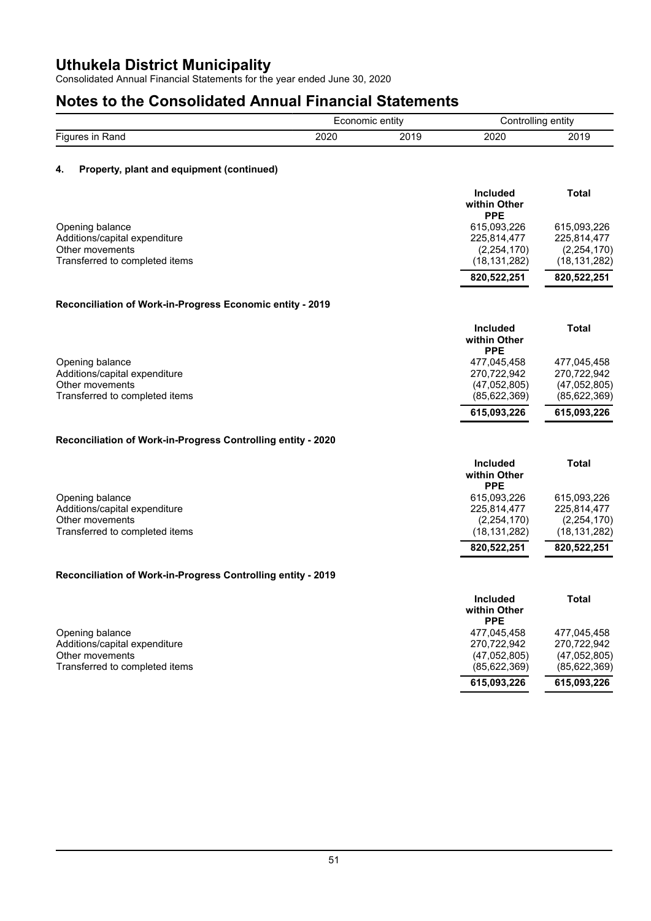# Uthukela District Municipality

Consolidated Annual Financial Statements for the year ended June 30, 2020

## Notes to the Consolidated Annual Financial Statements

| | Economic entity | | Controlling entity | |
|---|---|---|---|---|
| Figures in Rand | 2020 | 2019 | 2020 | 2019 |

### 4. Property, plant and equipment (continued)

| | Included within Other PPE | Total |
|---|---|---|
| Opening balance | 615,093,226 | 615,093,226 |
| Additions/capital expenditure | 225,814,477 | 225,814,477 |
| Other movements | (2,254,170) | (2,254,170) |
| Transferred to completed items | (18,131,282) | (18,131,282) |
| | **820,522,251** | **820,522,251** |

**Reconciliation of Work-in-Progress Economic entity - 2019**

| | Included within Other PPE | Total |
|---|---|---|
| Opening balance | 477,045,458 | 477,045,458 |
| Additions/capital expenditure | 270,722,942 | 270,722,942 |
| Other movements | (47,052,805) | (47,052,805) |
| Transferred to completed items | (85,622,369) | (85,622,369) |
| | **615,093,226** | **615,093,226** |

**Reconciliation of Work-in-Progress Controlling entity - 2020**

| | Included within Other PPE | Total |
|---|---|---|
| Opening balance | 615,093,226 | 615,093,226 |
| Additions/capital expenditure | 225,814,477 | 225,814,477 |
| Other movements | (2,254,170) | (2,254,170) |
| Transferred to completed items | (18,131,282) | (18,131,282) |
| | **820,522,251** | **820,522,251** |

**Reconciliation of Work-in-Progress Controlling entity - 2019**

| | Included within Other PPE | Total |
|---|---|---|
| Opening balance | 477,045,458 | 477,045,458 |
| Additions/capital expenditure | 270,722,942 | 270,722,942 |
| Other movements | (47,052,805) | (47,052,805) |
| Transferred to completed items | (85,622,369) | (85,622,369) |
| | **615,093,226** | **615,093,226** |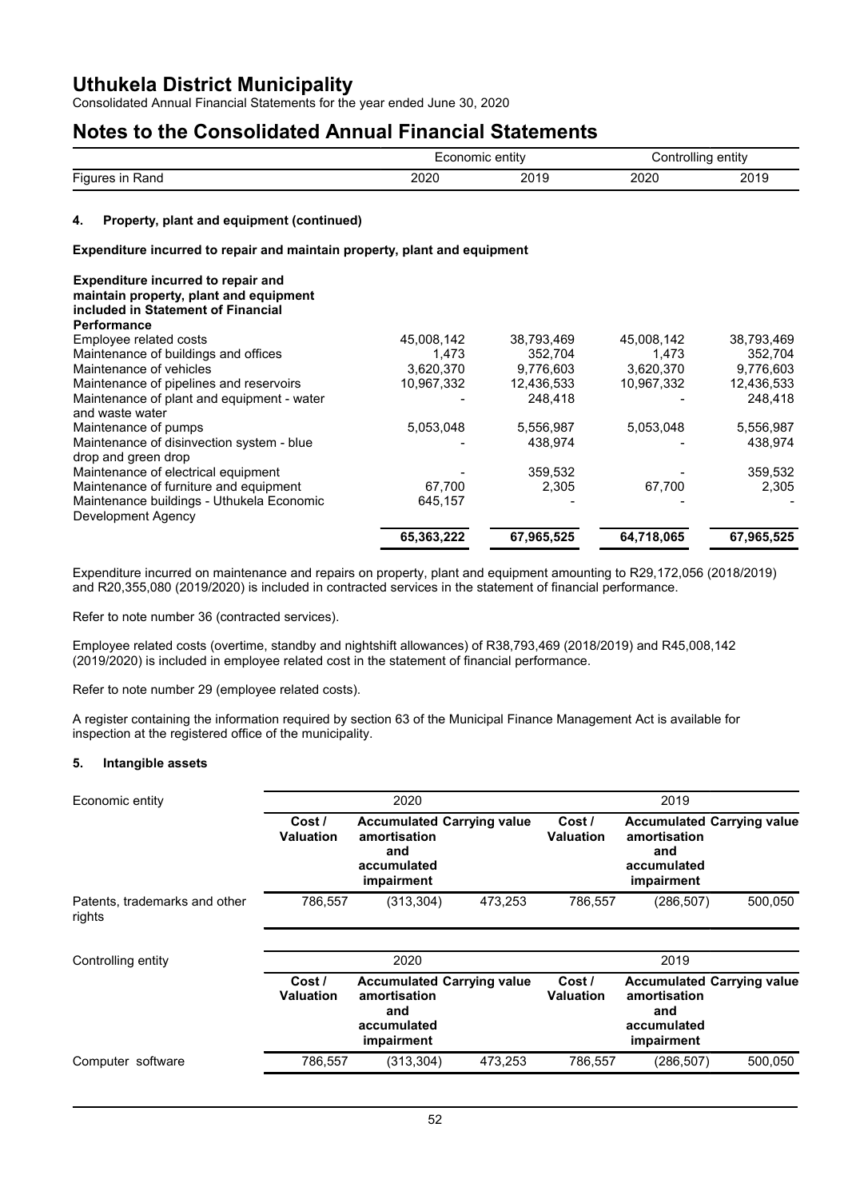# Uthukela District Municipality

Consolidated Annual Financial Statements for the year ended June 30, 2020

# Notes to the Consolidated Annual Financial Statements

| Figures in Rand | Economic entity 2020 | Economic entity 2019 | Controlling entity 2020 | Controlling entity 2019 |
|---|---|---|---|---|

### 4. Property, plant and equipment (continued)

**Expenditure incurred to repair and maintain property, plant and equipment**

| **Expenditure incurred to repair and maintain property, plant and equipment included in Statement of Financial Performance** | | | | |
|---|---|---|---|---|
| Employee related costs | 45,008,142 | 38,793,469 | 45,008,142 | 38,793,469 |
| Maintenance of buildings and offices | 1,473 | 352,704 | 1,473 | 352,704 |
| Maintenance of vehicles | 3,620,370 | 9,776,603 | 3,620,370 | 9,776,603 |
| Maintenance of pipelines and reservoirs | 10,967,332 | 12,436,533 | 10,967,332 | 12,436,533 |
| Maintenance of plant and equipment - water and waste water | - | 248,418 | - | 248,418 |
| Maintenance of pumps | 5,053,048 | 5,556,987 | 5,053,048 | 5,556,987 |
| Maintenance of disinvection system - blue drop and green drop | - | 438,974 | - | 438,974 |
| Maintenance of electrical equipment | - | 359,532 | - | 359,532 |
| Maintenance of furniture and equipment | 67,700 | 2,305 | 67,700 | 2,305 |
| Maintenance buildings - Uthukela Economic Development Agency | 645,157 | - | - | - |
| | **65,363,222** | **67,965,525** | **64,718,065** | **67,965,525** |

Expenditure incurred on maintenance and repairs on property, plant and equipment amounting to R29,172,056 (2018/2019) and R20,355,080 (2019/2020) is included in contracted services in the statement of financial performance.

Refer to note number 36 (contracted services).

Employee related costs (overtime, standby and nightshift allowances) of R38,793,469 (2018/2019) and R45,008,142 (2019/2020) is included in employee related cost in the statement of financial performance.

Refer to note number 29 (employee related costs).

A register containing the information required by section 63 of the Municipal Finance Management Act is available for inspection at the registered office of the municipality.

### 5. Intangible assets

| Economic entity | 2020 Cost / Valuation | 2020 Accumulated amortisation and accumulated impairment | 2020 Carrying value | 2019 Cost / Valuation | 2019 Accumulated amortisation and accumulated impairment | 2019 Carrying value |
|---|---|---|---|---|---|---|
| Patents, trademarks and other rights | 786,557 | (313,304) | 473,253 | 786,557 | (286,507) | 500,050 |

| Controlling entity | 2020 Cost / Valuation | 2020 Accumulated amortisation and accumulated impairment | 2020 Carrying value | 2019 Cost / Valuation | 2019 Accumulated amortisation and accumulated impairment | 2019 Carrying value |
|---|---|---|---|---|---|---|
| Computer software | 786,557 | (313,304) | 473,253 | 786,557 | (286,507) | 500,050 |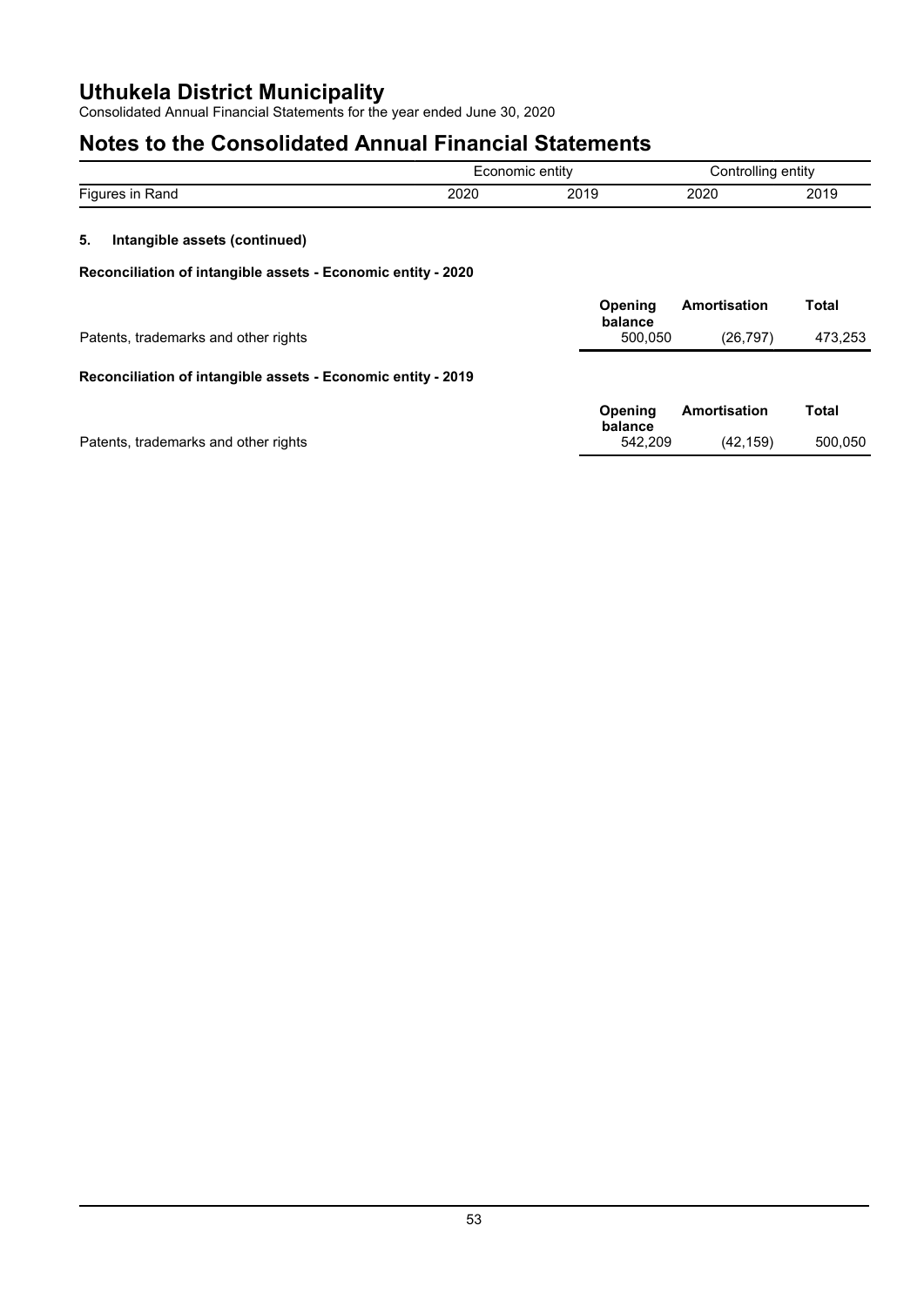# Notes to the Consolidated Annual Financial Statements

| Figures in Rand | Economic entity 2020 | Economic entity 2019 | Controlling entity 2020 | Controlling entity 2019 |
|---|---|---|---|---|

## 5. Intangible assets (continued)

**Reconciliation of intangible assets - Economic entity - 2020**

| | Opening balance | Amortisation | Total |
|---|---|---|---|
| Patents, trademarks and other rights | 500,050 | (26,797) | 473,253 |

**Reconciliation of intangible assets - Economic entity - 2019**

| | Opening balance | Amortisation | Total |
|---|---|---|---|
| Patents, trademarks and other rights | 542,209 | (42,159) | 500,050 |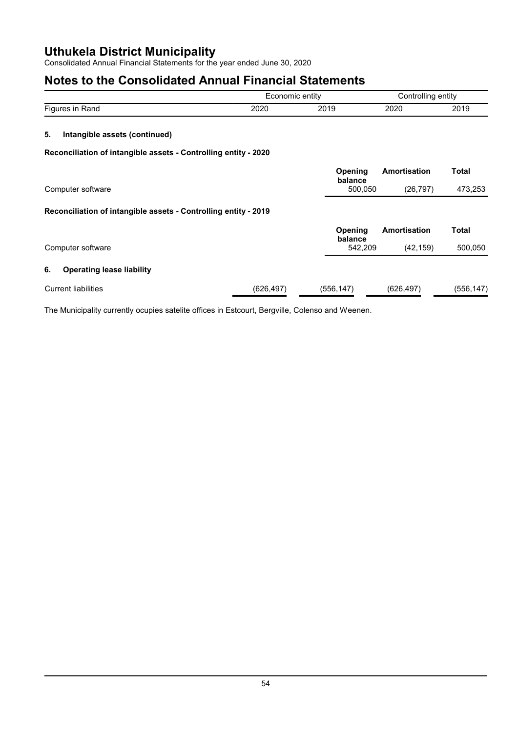# Uthukela District Municipality

Consolidated Annual Financial Statements for the year ended June 30, 2020

## Notes to the Consolidated Annual Financial Statements

| | Economic entity | | Controlling entity | |
|---|---|---|---|---|
| Figures in Rand | 2020 | 2019 | 2020 | 2019 |

### 5. Intangible assets (continued)

**Reconciliation of intangible assets - Controlling entity - 2020**

| | Opening balance | Amortisation | Total |
|---|---|---|---|
| Computer software | 500,050 | (26,797) | 473,253 |

**Reconciliation of intangible assets - Controlling entity - 2019**

| | Opening balance | Amortisation | Total |
|---|---|---|---|
| Computer software | 542,209 | (42,159) | 500,050 |

### 6. Operating lease liability

| | Economic entity 2020 | Economic entity 2019 | Controlling entity 2020 | Controlling entity 2019 |
|---|---|---|---|---|
| Current liabilities | (626,497) | (556,147) | (626,497) | (556,147) |

The Municipality currently ocupies satelite offices in Estcourt, Bergville, Colenso and Weenen.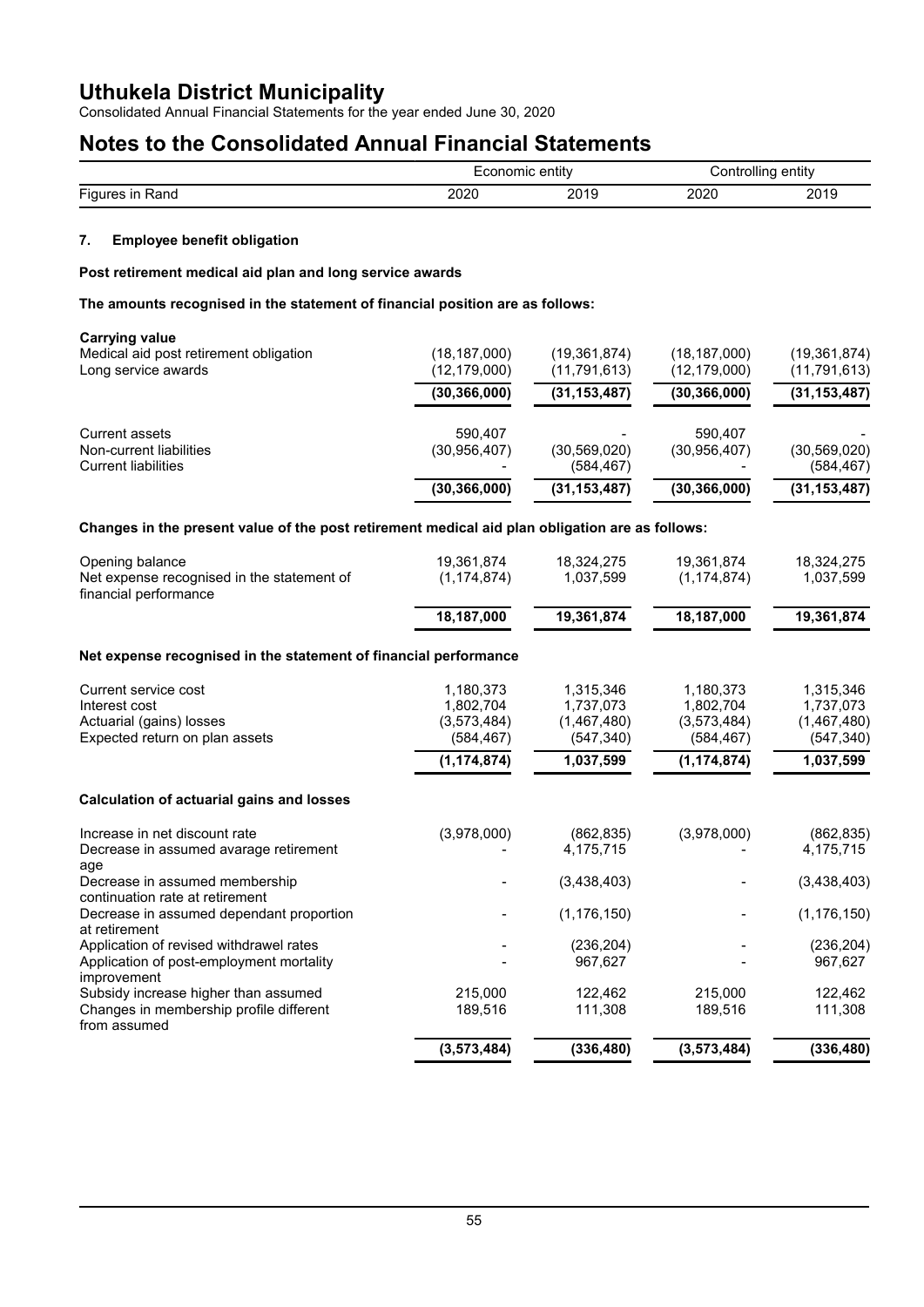# Uthukela District Municipality

Consolidated Annual Financial Statements for the year ended June 30, 2020

# Notes to the Consolidated Annual Financial Statements

| | Economic entity | | Controlling entity | |
|---|---|---|---|---|
| Figures in Rand | 2020 | 2019 | 2020 | 2019 |

## 7. Employee benefit obligation

### Post retirement medical aid plan and long service awards

### The amounts recognised in the statement of financial position are as follows:

| | 2020 | 2019 | 2020 | 2019 |
|---|---|---|---|---|
| **Carrying value** | | | | |
| Medical aid post retirement obligation | (18,187,000) | (19,361,874) | (18,187,000) | (19,361,874) |
| Long service awards | (12,179,000) | (11,791,613) | (12,179,000) | (11,791,613) |
| | **(30,366,000)** | **(31,153,487)** | **(30,366,000)** | **(31,153,487)** |
| Current assets | 590,407 | - | 590,407 | - |
| Non-current liabilities | (30,956,407) | (30,569,020) | (30,956,407) | (30,569,020) |
| Current liabilities | - | (584,467) | - | (584,467) |
| | **(30,366,000)** | **(31,153,487)** | **(30,366,000)** | **(31,153,487)** |

### Changes in the present value of the post retirement medical aid plan obligation are as follows:

| | 2020 | 2019 | 2020 | 2019 |
|---|---|---|---|---|
| Opening balance | 19,361,874 | 18,324,275 | 19,361,874 | 18,324,275 |
| Net expense recognised in the statement of financial performance | (1,174,874) | 1,037,599 | (1,174,874) | 1,037,599 |
| | **18,187,000** | **19,361,874** | **18,187,000** | **19,361,874** |

### Net expense recognised in the statement of financial performance

| | 2020 | 2019 | 2020 | 2019 |
|---|---|---|---|---|
| Current service cost | 1,180,373 | 1,315,346 | 1,180,373 | 1,315,346 |
| Interest cost | 1,802,704 | 1,737,073 | 1,802,704 | 1,737,073 |
| Actuarial (gains) losses | (3,573,484) | (1,467,480) | (3,573,484) | (1,467,480) |
| Expected return on plan assets | (584,467) | (547,340) | (584,467) | (547,340) |
| | **(1,174,874)** | **1,037,599** | **(1,174,874)** | **1,037,599** |

### Calculation of actuarial gains and losses

| | 2020 | 2019 | 2020 | 2019 |
|---|---|---|---|---|
| Increase in net discount rate | (3,978,000) | (862,835) | (3,978,000) | (862,835) |
| Decrease in assumed avarage retirement age | - | 4,175,715 | - | 4,175,715 |
| Decrease in assumed membership continuation rate at retirement | - | (3,438,403) | - | (3,438,403) |
| Decrease in assumed dependant proportion at retirement | - | (1,176,150) | - | (1,176,150) |
| Application of revised withdrawel rates | - | (236,204) | - | (236,204) |
| Application of post-employment mortality improvement | - | 967,627 | - | 967,627 |
| Subsidy increase higher than assumed | 215,000 | 122,462 | 215,000 | 122,462 |
| Changes in membership profile different from assumed | 189,516 | 111,308 | 189,516 | 111,308 |
| | **(3,573,484)** | **(336,480)** | **(3,573,484)** | **(336,480)** |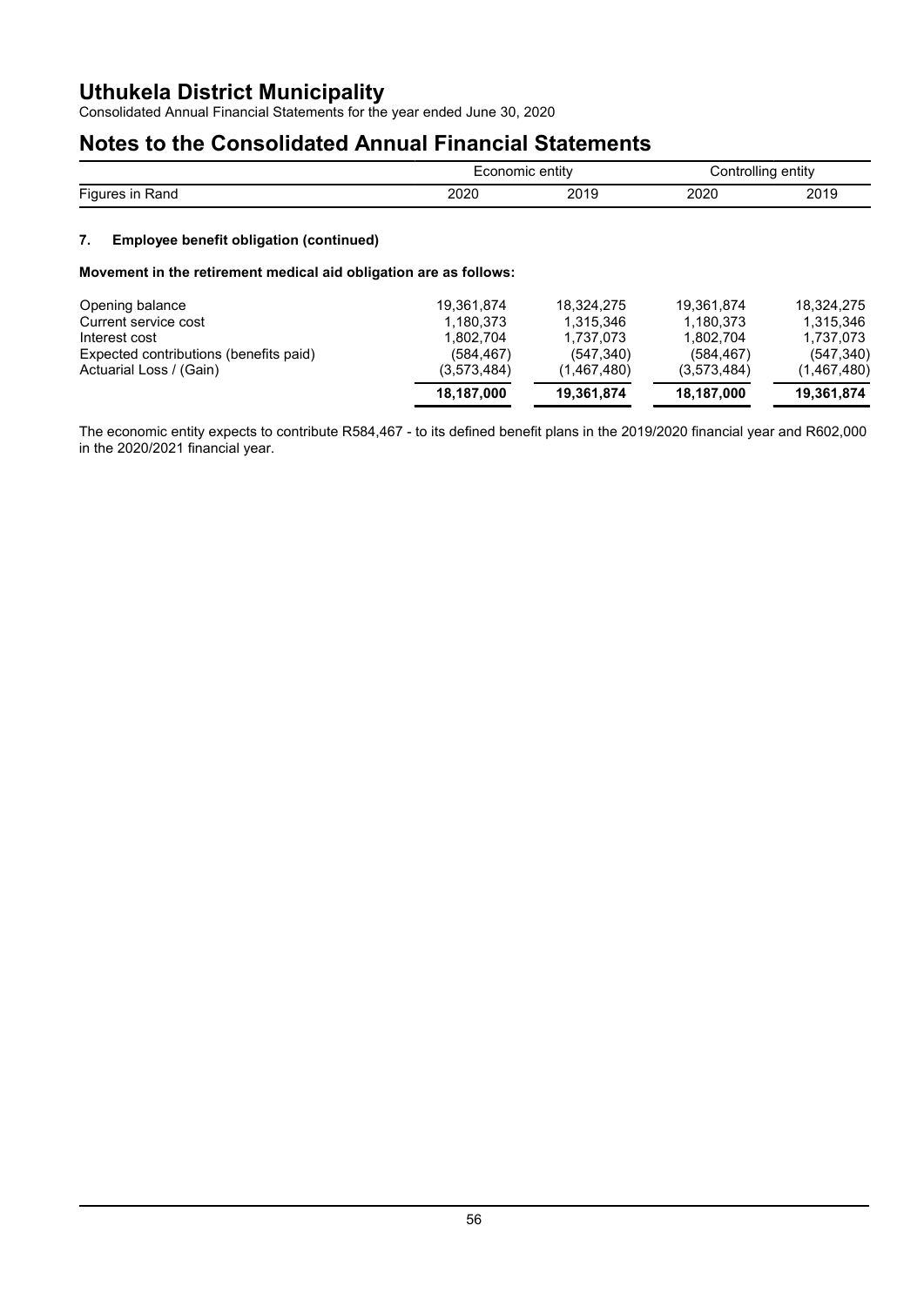# Uthukela District Municipality

Consolidated Annual Financial Statements for the year ended June 30, 2020

## Notes to the Consolidated Annual Financial Statements

| Figures in Rand | Economic entity 2020 | Economic entity 2019 | Controlling entity 2020 | Controlling entity 2019 |
|---|---|---|---|---|

### 7. Employee benefit obligation (continued)

**Movement in the retirement medical aid obligation are as follows:**

| | Economic entity 2020 | Economic entity 2019 | Controlling entity 2020 | Controlling entity 2019 |
|---|---|---|---|---|
| Opening balance | 19,361,874 | 18,324,275 | 19,361,874 | 18,324,275 |
| Current service cost | 1,180,373 | 1,315,346 | 1,180,373 | 1,315,346 |
| Interest cost | 1,802,704 | 1,737,073 | 1,802,704 | 1,737,073 |
| Expected contributions (benefits paid) | (584,467) | (547,340) | (584,467) | (547,340) |
| Actuarial Loss / (Gain) | (3,573,484) | (1,467,480) | (3,573,484) | (1,467,480) |
| | **18,187,000** | **19,361,874** | **18,187,000** | **19,361,874** |

The economic entity expects to contribute R584,467 - to its defined benefit plans in the 2019/2020 financial year and R602,000 in the 2020/2021 financial year.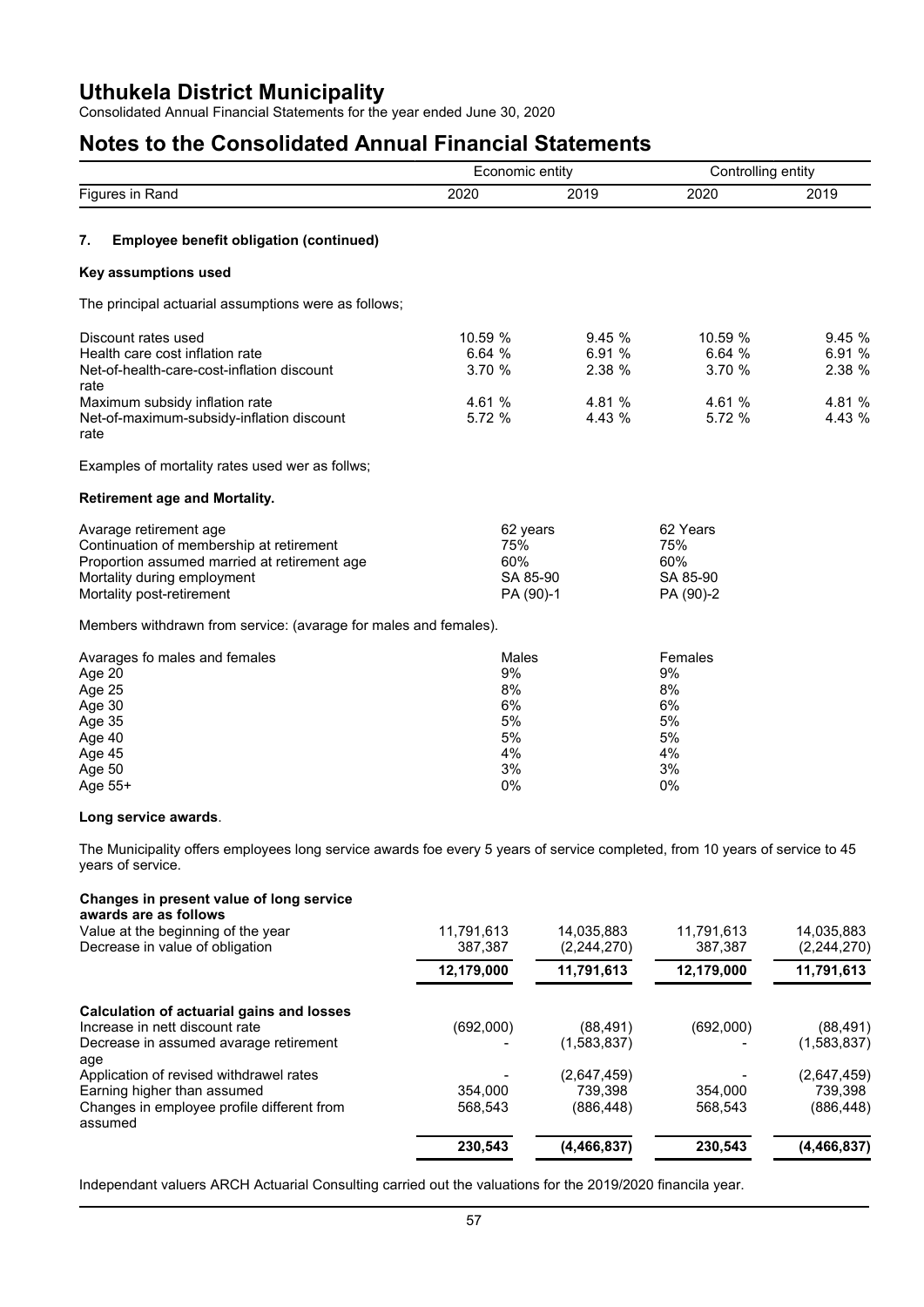# Uthukela District Municipality

Consolidated Annual Financial Statements for the year ended June 30, 2020

# Notes to the Consolidated Annual Financial Statements

| Figures in Rand | Economic entity 2020 | Economic entity 2019 | Controlling entity 2020 | Controlling entity 2019 |
|---|---|---|---|---|

### 7. Employee benefit obligation (continued)

**Key assumptions used**

The principal actuarial assumptions were as follows;

| | Economic entity 2020 | Economic entity 2019 | Controlling entity 2020 | Controlling entity 2019 |
|---|---|---|---|---|
| Discount rates used | 10.59 % | 9.45 % | 10.59 % | 9.45 % |
| Health care cost inflation rate | 6.64 % | 6.91 % | 6.64 % | 6.91 % |
| Net-of-health-care-cost-inflation discount rate | 3.70 % | 2.38 % | 3.70 % | 2.38 % |
| Maximum subsidy inflation rate | 4.61 % | 4.81 % | 4.61 % | 4.81 % |
| Net-of-maximum-subsidy-inflation discount rate | 5.72 % | 4.43 % | 5.72 % | 4.43 % |

Examples of mortality rates used wer as follws;

**Retirement age and Mortality.**

| | | |
|---|---|---|
| Avarage retirement age | 62 years | 62 Years |
| Continuation of membership at retirement | 75% | 75% |
| Proportion assumed married at retirement age | 60% | 60% |
| Mortality during employment | SA 85-90 | SA 85-90 |
| Mortality post-retirement | PA (90)-1 | PA (90)-2 |

Members withdrawn from service: (avarage for males and females).

| Avarages fo males and females | Males | Females |
|---|---|---|
| Age 20 | 9% | 9% |
| Age 25 | 8% | 8% |
| Age 30 | 6% | 6% |
| Age 35 | 5% | 5% |
| Age 40 | 5% | 5% |
| Age 45 | 4% | 4% |
| Age 50 | 3% | 3% |
| Age 55+ | 0% | 0% |

**Long service awards**.

The Municipality offers employees long service awards foe every 5 years of service completed, from 10 years of service to 45 years of service.

| **Changes in present value of long service awards are as follows** | Economic entity 2020 | Economic entity 2019 | Controlling entity 2020 | Controlling entity 2019 |
|---|---|---|---|---|
| Value at the beginning of the year | 11,791,613 | 14,035,883 | 11,791,613 | 14,035,883 |
| Decrease in value of obligation | 387,387 | (2,244,270) | 387,387 | (2,244,270) |
| | **12,179,000** | **11,791,613** | **12,179,000** | **11,791,613** |

| **Calculation of actuarial gains and losses** | Economic entity 2020 | Economic entity 2019 | Controlling entity 2020 | Controlling entity 2019 |
|---|---|---|---|---|
| Increase in nett discount rate | (692,000) | (88,491) | (692,000) | (88,491) |
| Decrease in assumed avarage retirement age | - | (1,583,837) | - | (1,583,837) |
| Application of revised withdrawel rates | - | (2,647,459) | - | (2,647,459) |
| Earning higher than assumed | 354,000 | 739,398 | 354,000 | 739,398 |
| Changes in employee profile different from assumed | 568,543 | (886,448) | 568,543 | (886,448) |
| | **230,543** | **(4,466,837)** | **230,543** | **(4,466,837)** |

Independant valuers ARCH Actuarial Consulting carried out the valuations for the 2019/2020 financila year.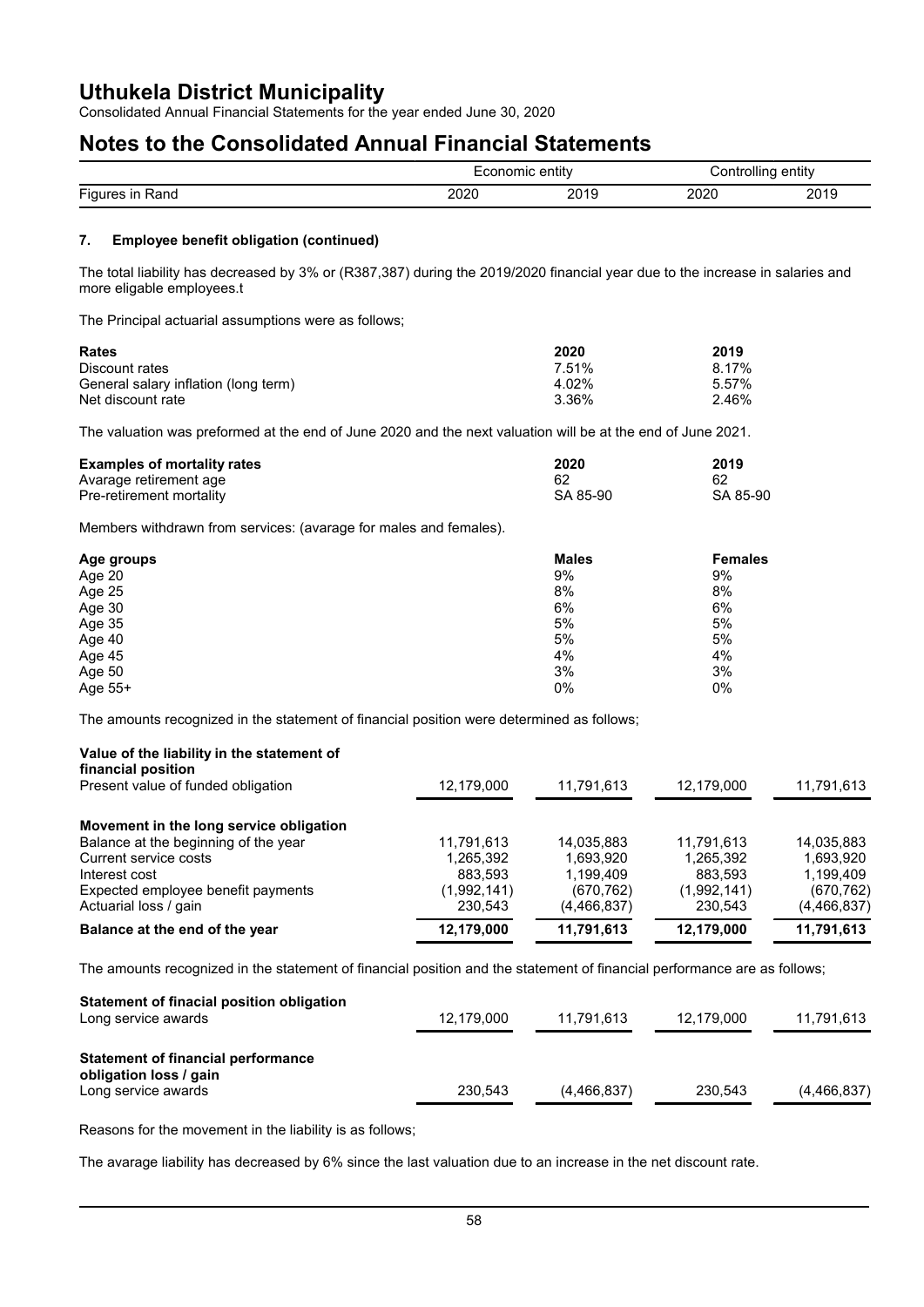# Uthukela District Municipality

Consolidated Annual Financial Statements for the year ended June 30, 2020

# Notes to the Consolidated Annual Financial Statements

| | Economic entity | | Controlling entity | |
|---|---|---|---|---|
| Figures in Rand | 2020 | 2019 | 2020 | 2019 |

### 7. Employee benefit obligation (continued)

The total liability has decreased by 3% or (R387,387) during the 2019/2020 financial year due to the increase in salaries and more eligable employees.t

The Principal actuarial assumptions were as follows;

| Rates | 2020 | 2019 |
|---|---|---|
| Discount rates | 7.51% | 8.17% |
| General salary inflation (long term) | 4.02% | 5.57% |
| Net discount rate | 3.36% | 2.46% |

The valuation was preformed at the end of June 2020 and the next valuation will be at the end of June 2021.

| Examples of mortality rates | 2020 | 2019 |
|---|---|---|
| Avarage retirement age | 62 | 62 |
| Pre-retirement mortality | SA 85-90 | SA 85-90 |

Members withdrawn from services: (avarage for males and females).

| Age groups | Males | Females |
|---|---|---|
| Age 20 | 9% | 9% |
| Age 25 | 8% | 8% |
| Age 30 | 6% | 6% |
| Age 35 | 5% | 5% |
| Age 40 | 5% | 5% |
| Age 45 | 4% | 4% |
| Age 50 | 3% | 3% |
| Age 55+ | 0% | 0% |

The amounts recognized in the statement of financial position were determined as follows;

| | 2020 | 2019 | 2020 | 2019 |
|---|---|---|---|---|
| **Value of the liability in the statement of financial position** | | | | |
| Present value of funded obligation | 12,179,000 | 11,791,613 | 12,179,000 | 11,791,613 |
| **Movement in the long service obligation** | | | | |
| Balance at the beginning of the year | 11,791,613 | 14,035,883 | 11,791,613 | 14,035,883 |
| Current service costs | 1,265,392 | 1,693,920 | 1,265,392 | 1,693,920 |
| Interest cost | 883,593 | 1,199,409 | 883,593 | 1,199,409 |
| Expected employee benefit payments | (1,992,141) | (670,762) | (1,992,141) | (670,762) |
| Actuarial loss / gain | 230,543 | (4,466,837) | 230,543 | (4,466,837) |
| **Balance at the end of the year** | **12,179,000** | **11,791,613** | **12,179,000** | **11,791,613** |

The amounts recognized in the statement of financial position and the statement of financial performance are as follows;

| | 2020 | 2019 | 2020 | 2019 |
|---|---|---|---|---|
| **Statement of finacial position obligation** | | | | |
| Long service awards | 12,179,000 | 11,791,613 | 12,179,000 | 11,791,613 |
| **Statement of financial performance obligation loss / gain** | | | | |
| Long service awards | 230,543 | (4,466,837) | 230,543 | (4,466,837) |

Reasons for the movement in the liability is as follows;

The avarage liability has decreased by 6% since the last valuation due to an increase in the net discount rate.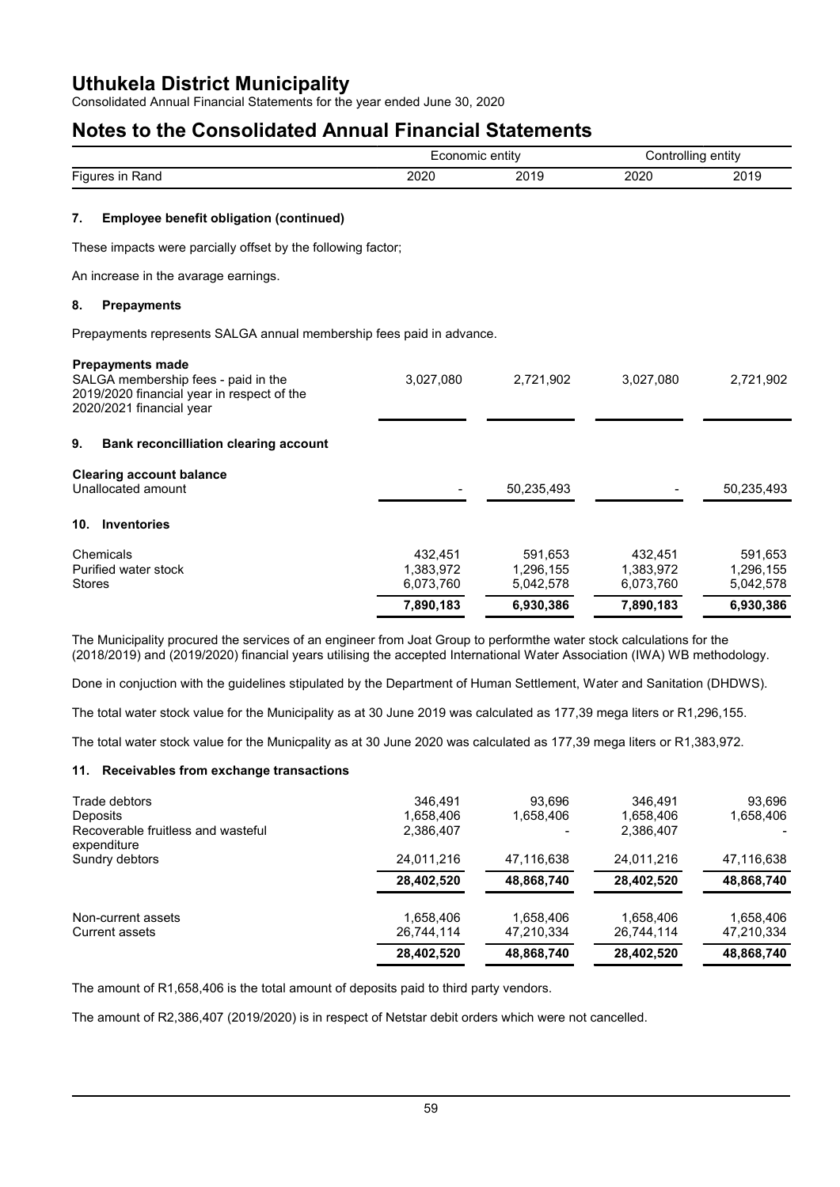# Uthukela District Municipality

Consolidated Annual Financial Statements for the year ended June 30, 2020

## Notes to the Consolidated Annual Financial Statements

| Figures in Rand | Economic entity 2020 | Economic entity 2019 | Controlling entity 2020 | Controlling entity 2019 |
|---|---|---|---|---|

### 7. Employee benefit obligation (continued)

These impacts were parcially offset by the following factor;

An increase in the avarage earnings.

### 8. Prepayments

Prepayments represents SALGA annual membership fees paid in advance.

| | Economic entity 2020 | Economic entity 2019 | Controlling entity 2020 | Controlling entity 2019 |
|---|---|---|---|---|
| **Prepayments made** | | | | |
| SALGA membership fees - paid in the 2019/2020 financial year in respect of the 2020/2021 financial year | 3,027,080 | 2,721,902 | 3,027,080 | 2,721,902 |

### 9. Bank reconcilliation clearing account

| | Economic entity 2020 | Economic entity 2019 | Controlling entity 2020 | Controlling entity 2019 |
|---|---|---|---|---|
| **Clearing account balance** | | | | |
| Unallocated amount | - | 50,235,493 | - | 50,235,493 |

### 10. Inventories

| | Economic entity 2020 | Economic entity 2019 | Controlling entity 2020 | Controlling entity 2019 |
|---|---|---|---|---|
| Chemicals | 432,451 | 591,653 | 432,451 | 591,653 |
| Purified water stock | 1,383,972 | 1,296,155 | 1,383,972 | 1,296,155 |
| Stores | 6,073,760 | 5,042,578 | 6,073,760 | 5,042,578 |
| | **7,890,183** | **6,930,386** | **7,890,183** | **6,930,386** |

The Municipality procured the services of an engineer from Joat Group to performthe water stock calculations for the (2018/2019) and (2019/2020) financial years utilising the accepted International Water Association (IWA) WB methodology.

Done in conjuction with the guidelines stipulated by the Department of Human Settlement, Water and Sanitation (DHDWS).

The total water stock value for the Municipality as at 30 June 2019 was calculated as 177,39 mega liters or R1,296,155.

The total water stock value for the Municpality as at 30 June 2020 was calculated as 177,39 mega liters or R1,383,972.

### 11. Receivables from exchange transactions

| | Economic entity 2020 | Economic entity 2019 | Controlling entity 2020 | Controlling entity 2019 |
|---|---|---|---|---|
| Trade debtors | 346,491 | 93,696 | 346,491 | 93,696 |
| Deposits | 1,658,406 | 1,658,406 | 1,658,406 | 1,658,406 |
| Recoverable fruitless and wasteful expenditure | 2,386,407 | - | 2,386,407 | - |
| Sundry debtors | 24,011,216 | 47,116,638 | 24,011,216 | 47,116,638 |
| | **28,402,520** | **48,868,740** | **28,402,520** | **48,868,740** |
| Non-current assets | 1,658,406 | 1,658,406 | 1,658,406 | 1,658,406 |
| Current assets | 26,744,114 | 47,210,334 | 26,744,114 | 47,210,334 |
| | **28,402,520** | **48,868,740** | **28,402,520** | **48,868,740** |

The amount of R1,658,406 is the total amount of deposits paid to third party vendors.

The amount of R2,386,407 (2019/2020) is in respect of Netstar debit orders which were not cancelled.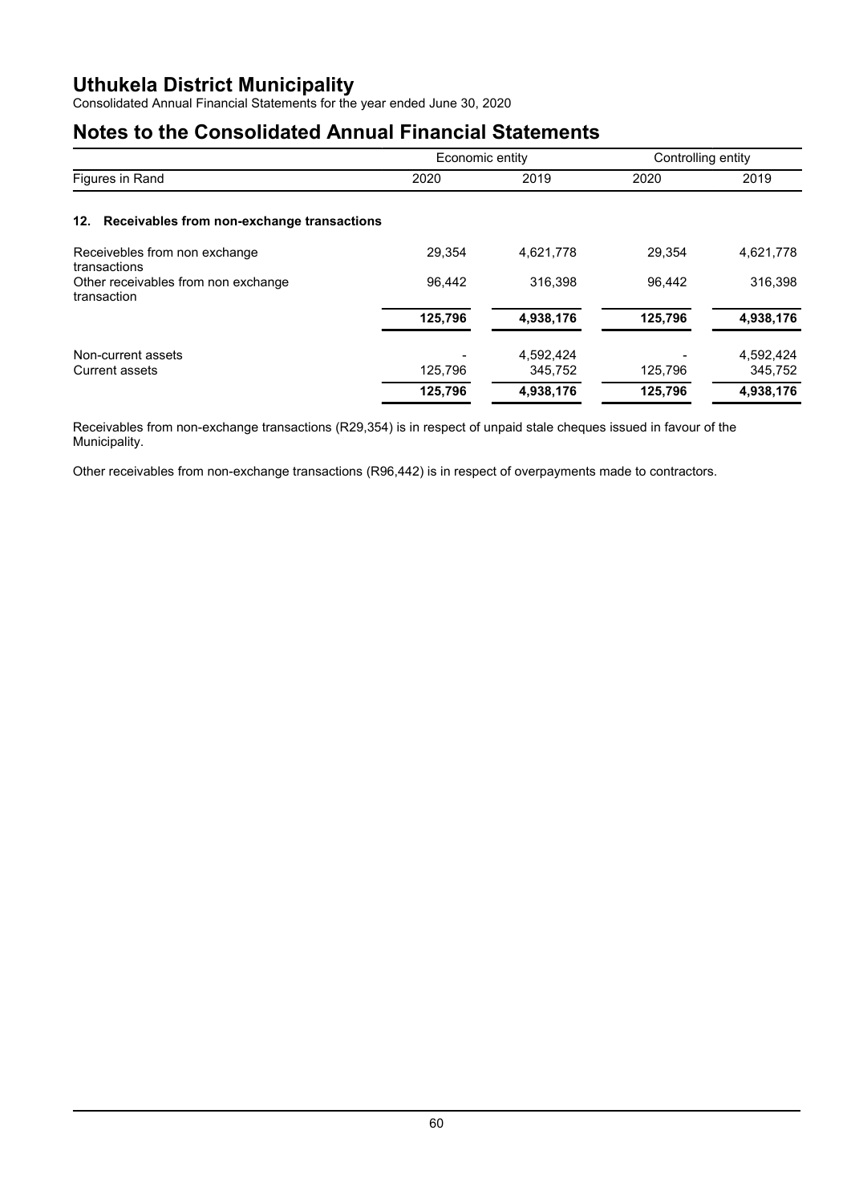# Uthukela District Municipality

Consolidated Annual Financial Statements for the year ended June 30, 2020

## Notes to the Consolidated Annual Financial Statements

| | Economic entity | | Controlling entity | |
|---|---|---|---|---|
| Figures in Rand | 2020 | 2019 | 2020 | 2019 |

### 12. Receivables from non-exchange transactions

| | Economic entity 2020 | Economic entity 2019 | Controlling entity 2020 | Controlling entity 2019 |
|---|---|---|---|---|
| Receivebles from non exchange transactions | 29,354 | 4,621,778 | 29,354 | 4,621,778 |
| Other receivables from non exchange transaction | 96,442 | 316,398 | 96,442 | 316,398 |
| | **125,796** | **4,938,176** | **125,796** | **4,938,176** |
| Non-current assets | - | 4,592,424 | - | 4,592,424 |
| Current assets | 125,796 | 345,752 | 125,796 | 345,752 |
| | **125,796** | **4,938,176** | **125,796** | **4,938,176** |

Receivables from non-exchange transactions (R29,354) is in respect of unpaid stale cheques issued in favour of the Municipality.

Other receivables from non-exchange transactions (R96,442) is in respect of overpayments made to contractors.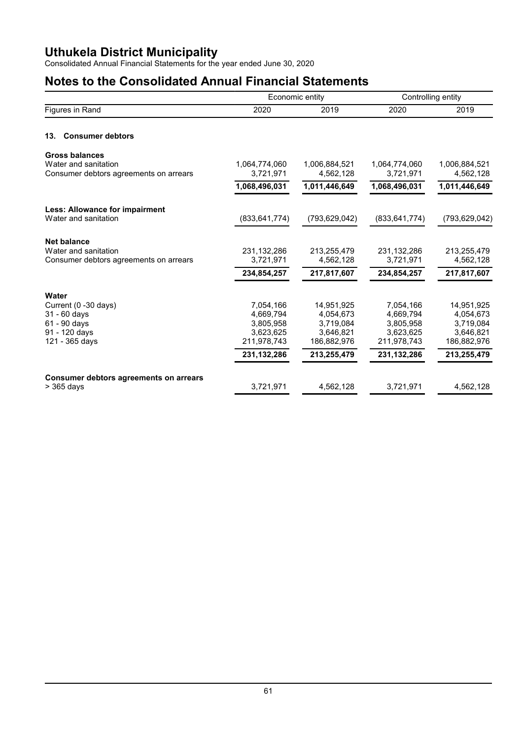# Uthukela District Municipality

Consolidated Annual Financial Statements for the year ended June 30, 2020

## Notes to the Consolidated Annual Financial Statements

| | Economic entity | | Controlling entity | |
|---|---|---|---|---|
| Figures in Rand | 2020 | 2019 | 2020 | 2019 |

### 13. Consumer debtors

| | | | | |
|---|---|---|---|---|
| **Gross balances** | | | | |
| Water and sanitation | 1,064,774,060 | 1,006,884,521 | 1,064,774,060 | 1,006,884,521 |
| Consumer debtors agreements on arrears | 3,721,971 | 4,562,128 | 3,721,971 | 4,562,128 |
| | **1,068,496,031** | **1,011,446,649** | **1,068,496,031** | **1,011,446,649** |
| **Less: Allowance for impairment** | | | | |
| Water and sanitation | (833,641,774) | (793,629,042) | (833,641,774) | (793,629,042) |
| **Net balance** | | | | |
| Water and sanitation | 231,132,286 | 213,255,479 | 231,132,286 | 213,255,479 |
| Consumer debtors agreements on arrears | 3,721,971 | 4,562,128 | 3,721,971 | 4,562,128 |
| | **234,854,257** | **217,817,607** | **234,854,257** | **217,817,607** |
| **Water** | | | | |
| Current (0 -30 days) | 7,054,166 | 14,951,925 | 7,054,166 | 14,951,925 |
| 31 - 60 days | 4,669,794 | 4,054,673 | 4,669,794 | 4,054,673 |
| 61 - 90 days | 3,805,958 | 3,719,084 | 3,805,958 | 3,719,084 |
| 91 - 120 days | 3,623,625 | 3,646,821 | 3,623,625 | 3,646,821 |
| 121 - 365 days | 211,978,743 | 186,882,976 | 211,978,743 | 186,882,976 |
| | **231,132,286** | **213,255,479** | **231,132,286** | **213,255,479** |
| **Consumer debtors agreements on arrears** | | | | |
| > 365 days | 3,721,971 | 4,562,128 | 3,721,971 | 4,562,128 |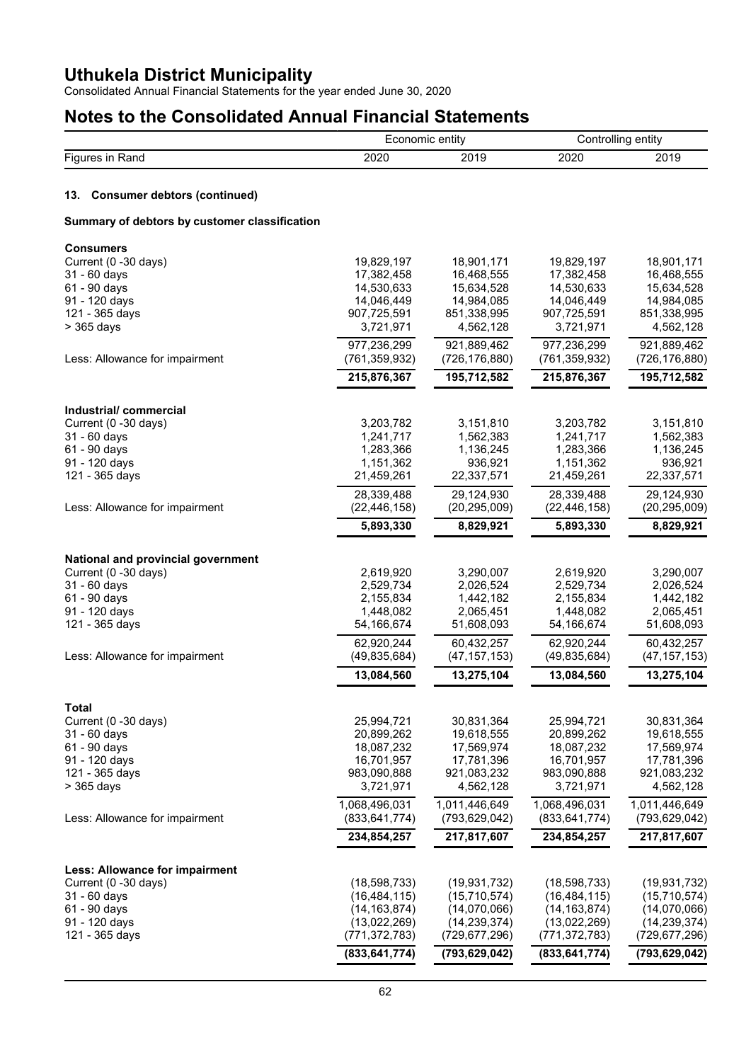# Uthukela District Municipality

Consolidated Annual Financial Statements for the year ended June 30, 2020

## Notes to the Consolidated Annual Financial Statements

| Figures in Rand | Economic entity 2020 | Economic entity 2019 | Controlling entity 2020 | Controlling entity 2019 |
|---|---|---|---|---|

### 13. Consumer debtors (continued)

#### Summary of debtors by customer classification

| Figures in Rand | Economic entity 2020 | Economic entity 2019 | Controlling entity 2020 | Controlling entity 2019 |
|---|---|---|---|---|
| **Consumers** | | | | |
| Current (0 -30 days) | 19,829,197 | 18,901,171 | 19,829,197 | 18,901,171 |
| 31 - 60 days | 17,382,458 | 16,468,555 | 17,382,458 | 16,468,555 |
| 61 - 90 days | 14,530,633 | 15,634,528 | 14,530,633 | 15,634,528 |
| 91 - 120 days | 14,046,449 | 14,984,085 | 14,046,449 | 14,984,085 |
| 121 - 365 days | 907,725,591 | 851,338,995 | 907,725,591 | 851,338,995 |
| > 365 days | 3,721,971 | 4,562,128 | 3,721,971 | 4,562,128 |
| | 977,236,299 | 921,889,462 | 977,236,299 | 921,889,462 |
| Less: Allowance for impairment | (761,359,932) | (726,176,880) | (761,359,932) | (726,176,880) |
| | **215,876,367** | **195,712,582** | **215,876,367** | **195,712,582** |
| **Industrial/ commercial** | | | | |
| Current (0 -30 days) | 3,203,782 | 3,151,810 | 3,203,782 | 3,151,810 |
| 31 - 60 days | 1,241,717 | 1,562,383 | 1,241,717 | 1,562,383 |
| 61 - 90 days | 1,283,366 | 1,136,245 | 1,283,366 | 1,136,245 |
| 91 - 120 days | 1,151,362 | 936,921 | 1,151,362 | 936,921 |
| 121 - 365 days | 21,459,261 | 22,337,571 | 21,459,261 | 22,337,571 |
| | 28,339,488 | 29,124,930 | 28,339,488 | 29,124,930 |
| Less: Allowance for impairment | (22,446,158) | (20,295,009) | (22,446,158) | (20,295,009) |
| | **5,893,330** | **8,829,921** | **5,893,330** | **8,829,921** |
| **National and provincial government** | | | | |
| Current (0 -30 days) | 2,619,920 | 3,290,007 | 2,619,920 | 3,290,007 |
| 31 - 60 days | 2,529,734 | 2,026,524 | 2,529,734 | 2,026,524 |
| 61 - 90 days | 2,155,834 | 1,442,182 | 2,155,834 | 1,442,182 |
| 91 - 120 days | 1,448,082 | 2,065,451 | 1,448,082 | 2,065,451 |
| 121 - 365 days | 54,166,674 | 51,608,093 | 54,166,674 | 51,608,093 |
| | 62,920,244 | 60,432,257 | 62,920,244 | 60,432,257 |
| Less: Allowance for impairment | (49,835,684) | (47,157,153) | (49,835,684) | (47,157,153) |
| | **13,084,560** | **13,275,104** | **13,084,560** | **13,275,104** |
| **Total** | | | | |
| Current (0 -30 days) | 25,994,721 | 30,831,364 | 25,994,721 | 30,831,364 |
| 31 - 60 days | 20,899,262 | 19,618,555 | 20,899,262 | 19,618,555 |
| 61 - 90 days | 18,087,232 | 17,569,974 | 18,087,232 | 17,569,974 |
| 91 - 120 days | 16,701,957 | 17,781,396 | 16,701,957 | 17,781,396 |
| 121 - 365 days | 983,090,888 | 921,083,232 | 983,090,888 | 921,083,232 |
| > 365 days | 3,721,971 | 4,562,128 | 3,721,971 | 4,562,128 |
| | 1,068,496,031 | 1,011,446,649 | 1,068,496,031 | 1,011,446,649 |
| Less: Allowance for impairment | (833,641,774) | (793,629,042) | (833,641,774) | (793,629,042) |
| | **234,854,257** | **217,817,607** | **234,854,257** | **217,817,607** |
| **Less: Allowance for impairment** | | | | |
| Current (0 -30 days) | (18,598,733) | (19,931,732) | (18,598,733) | (19,931,732) |
| 31 - 60 days | (16,484,115) | (15,710,574) | (16,484,115) | (15,710,574) |
| 61 - 90 days | (14,163,874) | (14,070,066) | (14,163,874) | (14,070,066) |
| 91 - 120 days | (13,022,269) | (14,239,374) | (13,022,269) | (14,239,374) |
| 121 - 365 days | (771,372,783) | (729,677,296) | (771,372,783) | (729,677,296) |
| | **(833,641,774)** | **(793,629,042)** | **(833,641,774)** | **(793,629,042)** |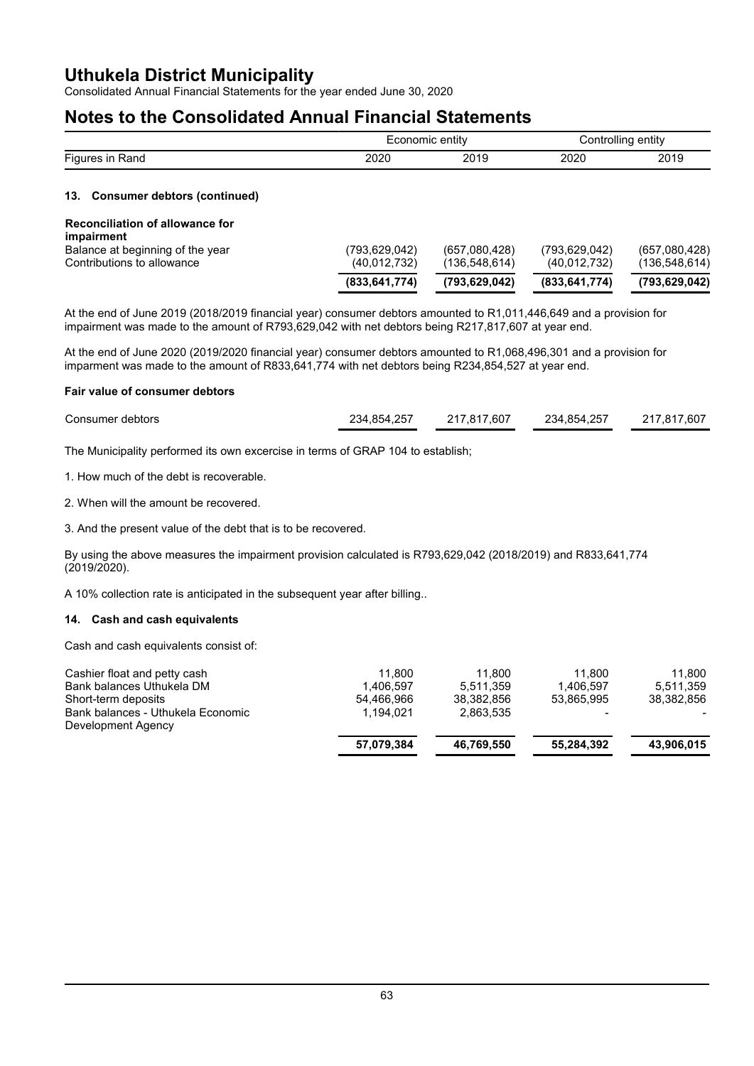# Uthukela District Municipality

Consolidated Annual Financial Statements for the year ended June 30, 2020

# Notes to the Consolidated Annual Financial Statements

| Figures in Rand | Economic entity 2020 | Economic entity 2019 | Controlling entity 2020 | Controlling entity 2019 |
|---|---|---|---|---|

### 13. Consumer debtors (continued)

**Reconciliation of allowance for impairment**

| | 2020 | 2019 | 2020 | 2019 |
|---|---|---|---|---|
| Balance at beginning of the year | (793,629,042) | (657,080,428) | (793,629,042) | (657,080,428) |
| Contributions to allowance | (40,012,732) | (136,548,614) | (40,012,732) | (136,548,614) |
| | **(833,641,774)** | **(793,629,042)** | **(833,641,774)** | **(793,629,042)** |

At the end of June 2019 (2018/2019 financial year) consumer debtors amounted to R1,011,446,649 and a provision for impairment was made to the amount of R793,629,042 with net debtors being R217,817,607 at year end.

At the end of June 2020 (2019/2020 financial year) consumer debtors amounted to R1,068,496,301 and a provision for imparment was made to the amount of R833,641,774 with net debtors being R234,854,527 at year end.

**Fair value of consumer debtors**

| | 2020 | 2019 | 2020 | 2019 |
|---|---|---|---|---|
| Consumer debtors | 234,854,257 | 217,817,607 | 234,854,257 | 217,817,607 |

The Municipality performed its own excercise in terms of GRAP 104 to establish;

1. How much of the debt is recoverable.

2. When will the amount be recovered.

3. And the present value of the debt that is to be recovered.

By using the above measures the impairment provision calculated is R793,629,042 (2018/2019) and R833,641,774 (2019/2020).

A 10% collection rate is anticipated in the subsequent year after billing..

### 14. Cash and cash equivalents

Cash and cash equivalents consist of:

| | 2020 | 2019 | 2020 | 2019 |
|---|---|---|---|---|
| Cashier float and petty cash | 11,800 | 11,800 | 11,800 | 11,800 |
| Bank balances Uthukela DM | 1,406,597 | 5,511,359 | 1,406,597 | 5,511,359 |
| Short-term deposits | 54,466,966 | 38,382,856 | 53,865,995 | 38,382,856 |
| Bank balances - Uthukela Economic Development Agency | 1,194,021 | 2,863,535 | - | - |
| | **57,079,384** | **46,769,550** | **55,284,392** | **43,906,015** |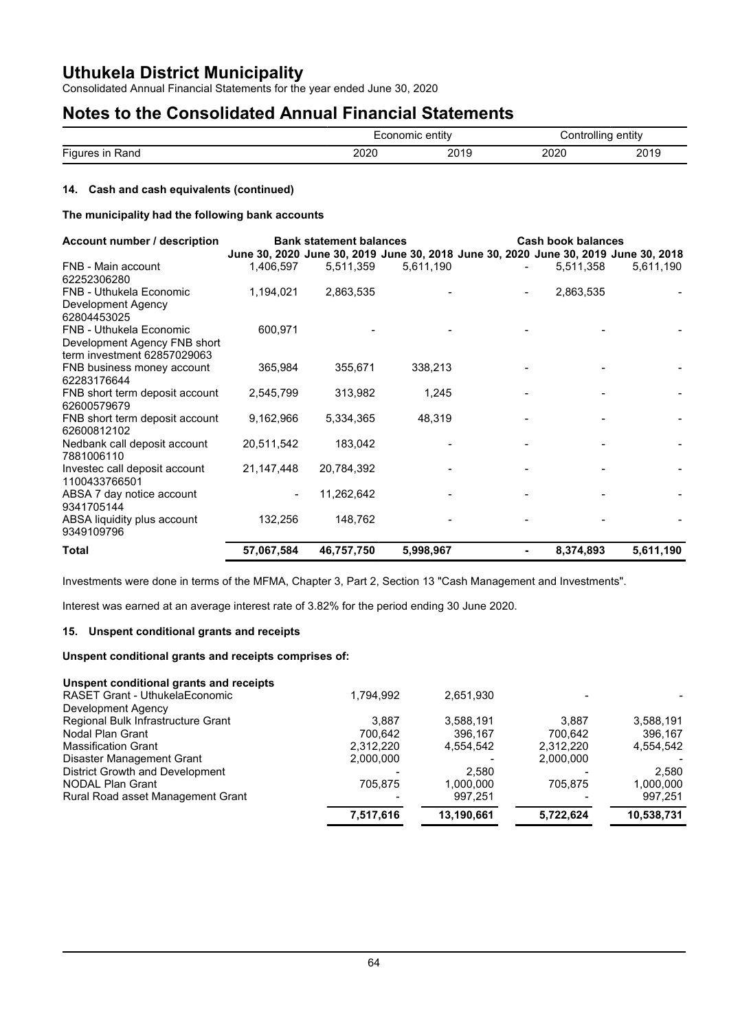# Uthukela District Municipality

Consolidated Annual Financial Statements for the year ended June 30, 2020

# Notes to the Consolidated Annual Financial Statements

| | Economic entity | | Controlling entity | |
|---|---|---|---|---|
| Figures in Rand | 2020 | 2019 | 2020 | 2019 |

### 14. Cash and cash equivalents (continued)

**The municipality had the following bank accounts**

| Account number / description | Bank statement balances | | | Cash book balances | | |
|---|---|---|---|---|---|---|
| | June 30, 2020 | June 30, 2019 | June 30, 2018 | June 30, 2020 | June 30, 2019 | June 30, 2018 |
| FNB - Main account 62252306280 | 1,406,597 | 5,511,359 | 5,611,190 | - | 5,511,358 | 5,611,190 |
| FNB - Uthukela Economic Development Agency 62804453025 | 1,194,021 | 2,863,535 | - | - | 2,863,535 | - |
| FNB - Uthukela Economic Development Agency FNB short term investment 62857029063 | 600,971 | - | - | - | - | - |
| FNB business money account 62283176644 | 365,984 | 355,671 | 338,213 | - | - | - |
| FNB short term deposit account 62600579679 | 2,545,799 | 313,982 | 1,245 | - | - | - |
| FNB short term deposit account 62600812102 | 9,162,966 | 5,334,365 | 48,319 | - | - | - |
| Nedbank call deposit account 7881006110 | 20,511,542 | 183,042 | - | - | - | - |
| Investec call deposit account 1100433766501 | 21,147,448 | 20,784,392 | - | - | - | - |
| ABSA 7 day notice account 9341705144 | - | 11,262,642 | - | - | - | - |
| ABSA liquidity plus account 9349109796 | 132,256 | 148,762 | - | - | - | - |
| **Total** | **57,067,584** | **46,757,750** | **5,998,967** | **-** | **8,374,893** | **5,611,190** |

Investments were done in terms of the MFMA, Chapter 3, Part 2, Section 13 "Cash Management and Investments".

Interest was earned at an average interest rate of 3.82% for the period ending 30 June 2020.

### 15. Unspent conditional grants and receipts

**Unspent conditional grants and receipts comprises of:**

| | Economic entity 2020 | Economic entity 2019 | Controlling entity 2020 | Controlling entity 2019 |
|---|---|---|---|---|
| **Unspent conditional grants and receipts** | | | | |
| RASET Grant - UthukelaEconomic Development Agency | 1,794,992 | 2,651,930 | - | - |
| Regional Bulk Infrastructure Grant | 3,887 | 3,588,191 | 3,887 | 3,588,191 |
| Nodal Plan Grant | 700,642 | 396,167 | 700,642 | 396,167 |
| Massification Grant | 2,312,220 | 4,554,542 | 2,312,220 | 4,554,542 |
| Disaster Management Grant | 2,000,000 | - | 2,000,000 | - |
| District Growth and Development | - | 2,580 | - | 2,580 |
| NODAL Plan Grant | 705,875 | 1,000,000 | 705,875 | 1,000,000 |
| Rural Road asset Management Grant | - | 997,251 | - | 997,251 |
| | **7,517,616** | **13,190,661** | **5,722,624** | **10,538,731** |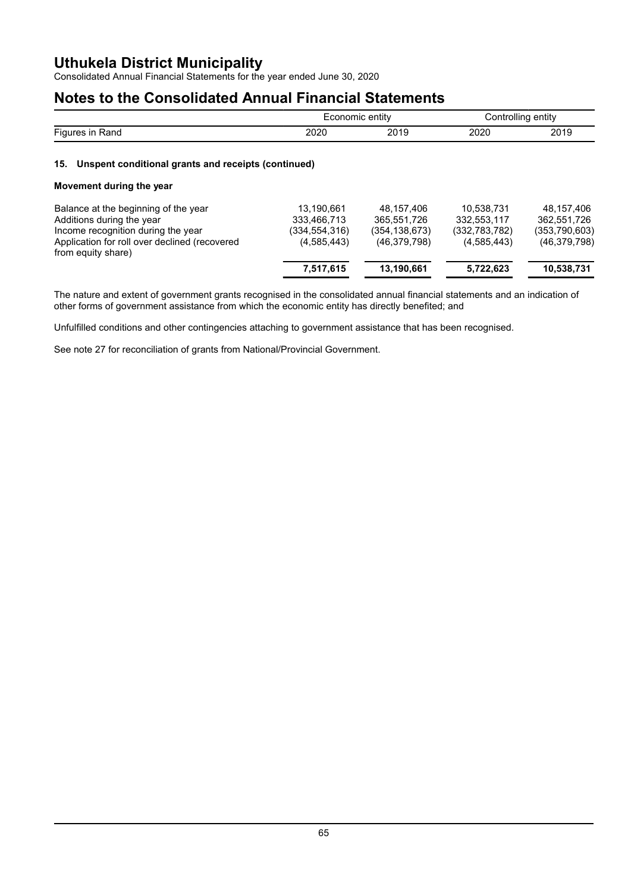# Uthukela District Municipality

Consolidated Annual Financial Statements for the year ended June 30, 2020

# Notes to the Consolidated Annual Financial Statements

| Figures in Rand | Economic entity 2020 | Economic entity 2019 | Controlling entity 2020 | Controlling entity 2019 |
|---|---|---|---|---|

### 15. Unspent conditional grants and receipts (continued)

**Movement during the year**

| | Economic entity 2020 | Economic entity 2019 | Controlling entity 2020 | Controlling entity 2019 |
|---|---|---|---|---|
| Balance at the beginning of the year | 13,190,661 | 48,157,406 | 10,538,731 | 48,157,406 |
| Additions during the year | 333,466,713 | 365,551,726 | 332,553,117 | 362,551,726 |
| Income recognition during the year | (334,554,316) | (354,138,673) | (332,783,782) | (353,790,603) |
| Application for roll over declined (recovered from equity share) | (4,585,443) | (46,379,798) | (4,585,443) | (46,379,798) |
| | **7,517,615** | **13,190,661** | **5,722,623** | **10,538,731** |

The nature and extent of government grants recognised in the consolidated annual financial statements and an indication of other forms of government assistance from which the economic entity has directly benefited; and

Unfulfilled conditions and other contingencies attaching to government assistance that has been recognised.

See note 27 for reconciliation of grants from National/Provincial Government.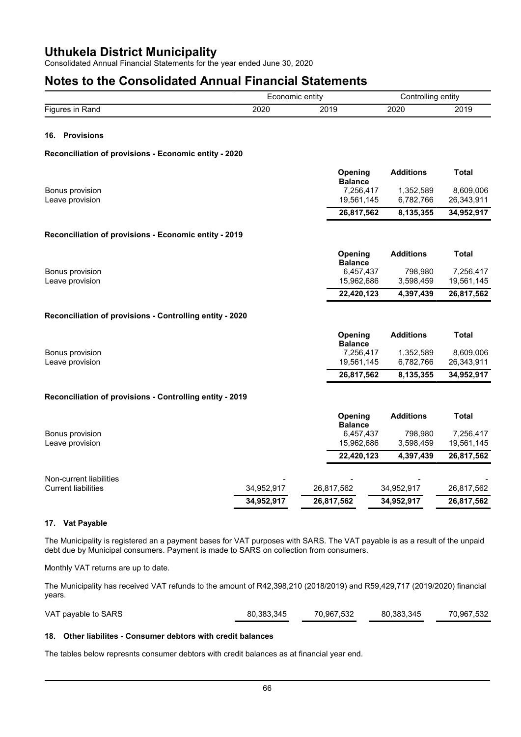# Uthukela District Municipality

Consolidated Annual Financial Statements for the year ended June 30, 2020

# Notes to the Consolidated Annual Financial Statements

| | Economic entity | | Controlling entity | |
|---|---|---|---|---|
| Figures in Rand | 2020 | 2019 | 2020 | 2019 |

### 16. Provisions

**Reconciliation of provisions - Economic entity - 2020**

| | Opening Balance | Additions | Total |
|---|---|---|---|
| Bonus provision | 7,256,417 | 1,352,589 | 8,609,006 |
| Leave provision | 19,561,145 | 6,782,766 | 26,343,911 |
| | **26,817,562** | **8,135,355** | **34,952,917** |

**Reconciliation of provisions - Economic entity - 2019**

| | Opening Balance | Additions | Total |
|---|---|---|---|
| Bonus provision | 6,457,437 | 798,980 | 7,256,417 |
| Leave provision | 15,962,686 | 3,598,459 | 19,561,145 |
| | **22,420,123** | **4,397,439** | **26,817,562** |

**Reconciliation of provisions - Controlling entity - 2020**

| | Opening Balance | Additions | Total |
|---|---|---|---|
| Bonus provision | 7,256,417 | 1,352,589 | 8,609,006 |
| Leave provision | 19,561,145 | 6,782,766 | 26,343,911 |
| | **26,817,562** | **8,135,355** | **34,952,917** |

**Reconciliation of provisions - Controlling entity - 2019**

| | Opening Balance | Additions | Total |
|---|---|---|---|
| Bonus provision | 6,457,437 | 798,980 | 7,256,417 |
| Leave provision | 15,962,686 | 3,598,459 | 19,561,145 |
| | **22,420,123** | **4,397,439** | **26,817,562** |

| | Economic entity 2020 | Economic entity 2019 | Controlling entity 2020 | Controlling entity 2019 |
|---|---|---|---|---|
| Non-current liabilities | - | - | - | - |
| Current liabilities | 34,952,917 | 26,817,562 | 34,952,917 | 26,817,562 |
| | **34,952,917** | **26,817,562** | **34,952,917** | **26,817,562** |

### 17. Vat Payable

The Municipality is registered an a payment bases for VAT purposes with SARS. The VAT payable is as a result of the unpaid debt due by Municipal consumers. Payment is made to SARS on collection from consumers.

Monthly VAT returns are up to date.

The Municipality has received VAT refunds to the amount of R42,398,210 (2018/2019) and R59,429,717 (2019/2020) financial years.

| | Economic entity 2020 | Economic entity 2019 | Controlling entity 2020 | Controlling entity 2019 |
|---|---|---|---|---|
| VAT payable to SARS | 80,383,345 | 70,967,532 | 80,383,345 | 70,967,532 |

### 18. Other liabilites - Consumer debtors with credit balances

The tables below represnts consumer debtors with credit balances as at financial year end.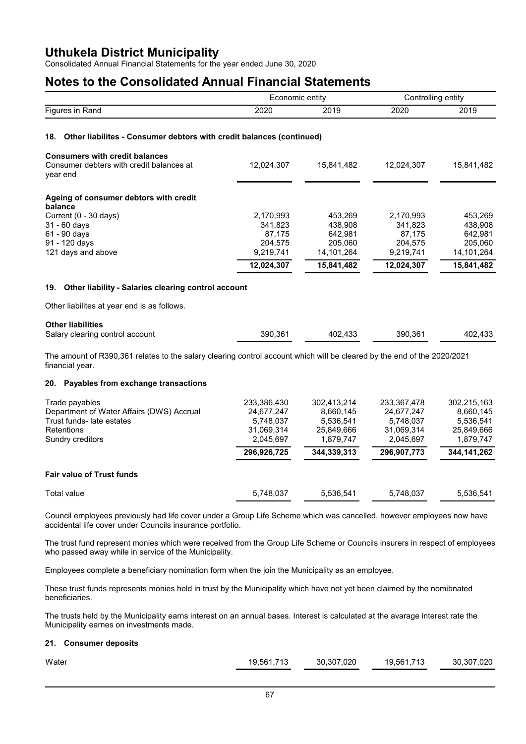# Uthukela District Municipality

Consolidated Annual Financial Statements for the year ended June 30, 2020

## Notes to the Consolidated Annual Financial Statements

| | Economic entity | | Controlling entity | |
|---|---|---|---|---|
| Figures in Rand | 2020 | 2019 | 2020 | 2019 |

### 18. Other liabilites - Consumer debtors with credit balances (continued)

| | | | | |
|---|---|---|---|---|
| **Consumers with credit balances** | | | | |
| Consumer debters with credit balances at year end | 12,024,307 | 15,841,482 | 12,024,307 | 15,841,482 |
| **Ageing of consumer debtors with credit balance** | | | | |
| Current (0 - 30 days) | 2,170,993 | 453,269 | 2,170,993 | 453,269 |
| 31 - 60 days | 341,823 | 438,908 | 341,823 | 438,908 |
| 61 - 90 days | 87,175 | 642,981 | 87,175 | 642,981 |
| 91 - 120 days | 204,575 | 205,060 | 204,575 | 205,060 |
| 121 days and above | 9,219,741 | 14,101,264 | 9,219,741 | 14,101,264 |
| | **12,024,307** | **15,841,482** | **12,024,307** | **15,841,482** |

### 19. Other liability - Salaries clearing control account

Other liabilites at year end is as follows.

| | | | | |
|---|---|---|---|---|
| **Other liabilities** | | | | |
| Salary clearing control account | 390,361 | 402,433 | 390,361 | 402,433 |

The amount of R390,361 relates to the salary clearing control account which will be cleared by the end of the 2020/2021 financial year.

### 20. Payables from exchange transactions

| | | | | |
|---|---|---|---|---|
| Trade payables | 233,386,430 | 302,413,214 | 233,367,478 | 302,215,163 |
| Department of Water Affairs (DWS) Accrual | 24,677,247 | 8,660,145 | 24,677,247 | 8,660,145 |
| Trust funds- late estates | 5,748,037 | 5,536,541 | 5,748,037 | 5,536,541 |
| Retentions | 31,069,314 | 25,849,666 | 31,069,314 | 25,849,666 |
| Sundry creditors | 2,045,697 | 1,879,747 | 2,045,697 | 1,879,747 |
| | **296,926,725** | **344,339,313** | **296,907,773** | **344,141,262** |

| | | | | |
|---|---|---|---|---|
| **Fair value of Trust funds** | | | | |
| Total value | 5,748,037 | 5,536,541 | 5,748,037 | 5,536,541 |

Council employees previously had life cover under a Group Life Scheme which was cancelled, however employees now have accidental life cover under Councils insurance portfolio.

The trust fund represent monies which were received from the Group Life Scheme or Councils insurers in respect of employees who passed away while in service of the Municipality.

Employees complete a beneficiary nomination form when the join the Municipality as an employee.

These trust funds represents monies held in trust by the Municipality which have not yet been claimed by the nomibnated beneficiaries.

The trusts held by the Municipality earns interest on an annual bases. Interest is calculated at the avarage interest rate the Municipality earnes on investments made.

### 21. Consumer deposits

| | | | | |
|---|---|---|---|---|
| Water | 19,561,713 | 30,307,020 | 19,561,713 | 30,307,020 |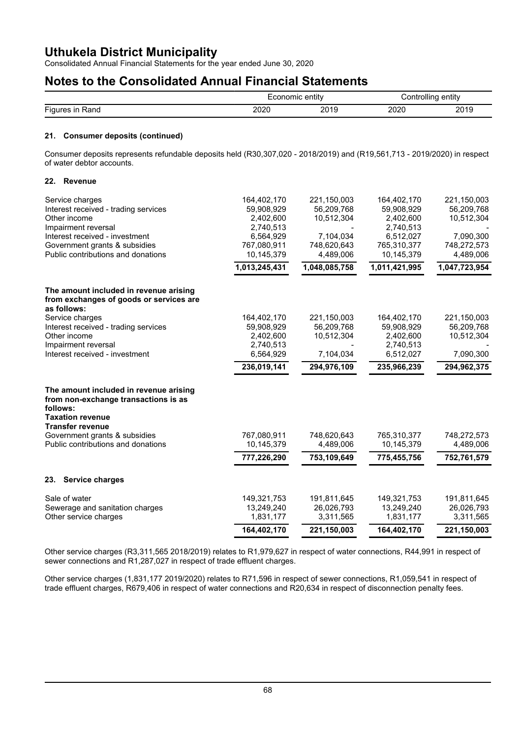| Figures in Rand | Economic entity 2020 | Economic entity 2019 | Controlling entity 2020 | Controlling entity 2019 |
|---|---|---|---|---|

### 21. Consumer deposits (continued)

Consumer deposits represents refundable deposits held (R30,307,020 - 2018/2019) and (R19,561,713 - 2019/2020) in respect of water debtor accounts.

### 22. Revenue

| | Economic entity 2020 | Economic entity 2019 | Controlling entity 2020 | Controlling entity 2019 |
|---|---|---|---|---|
| Service charges | 164,402,170 | 221,150,003 | 164,402,170 | 221,150,003 |
| Interest received - trading services | 59,908,929 | 56,209,768 | 59,908,929 | 56,209,768 |
| Other income | 2,402,600 | 10,512,304 | 2,402,600 | 10,512,304 |
| Impairment reversal | 2,740,513 | - | 2,740,513 | - |
| Interest received - investment | 6,564,929 | 7,104,034 | 6,512,027 | 7,090,300 |
| Government grants & subsidies | 767,080,911 | 748,620,643 | 765,310,377 | 748,272,573 |
| Public contributions and donations | 10,145,379 | 4,489,006 | 10,145,379 | 4,489,006 |
| | **1,013,245,431** | **1,048,085,758** | **1,011,421,995** | **1,047,723,954** |
| **The amount included in revenue arising from exchanges of goods or services are as follows:** | | | | |
| Service charges | 164,402,170 | 221,150,003 | 164,402,170 | 221,150,003 |
| Interest received - trading services | 59,908,929 | 56,209,768 | 59,908,929 | 56,209,768 |
| Other income | 2,402,600 | 10,512,304 | 2,402,600 | 10,512,304 |
| Impairment reversal | 2,740,513 | - | 2,740,513 | - |
| Interest received - investment | 6,564,929 | 7,104,034 | 6,512,027 | 7,090,300 |
| | **236,019,141** | **294,976,109** | **235,966,239** | **294,962,375** |
| **The amount included in revenue arising from non-exchange transactions is as follows:** | | | | |
| **Taxation revenue** | | | | |
| **Transfer revenue** | | | | |
| Government grants & subsidies | 767,080,911 | 748,620,643 | 765,310,377 | 748,272,573 |
| Public contributions and donations | 10,145,379 | 4,489,006 | 10,145,379 | 4,489,006 |
| | **777,226,290** | **753,109,649** | **775,455,756** | **752,761,579** |

### 23. Service charges

| | Economic entity 2020 | Economic entity 2019 | Controlling entity 2020 | Controlling entity 2019 |
|---|---|---|---|---|
| Sale of water | 149,321,753 | 191,811,645 | 149,321,753 | 191,811,645 |
| Sewerage and sanitation charges | 13,249,240 | 26,026,793 | 13,249,240 | 26,026,793 |
| Other service charges | 1,831,177 | 3,311,565 | 1,831,177 | 3,311,565 |
| | **164,402,170** | **221,150,003** | **164,402,170** | **221,150,003** |

Other service charges (R3,311,565 2018/2019) relates to R1,979,627 in respect of water connections, R44,991 in respect of sewer connections and R1,287,027 in respect of trade effluent charges.

Other service charges (1,831,177 2019/2020) relates to R71,596 in respect of sewer connections, R1,059,541 in respect of trade effluent charges, R679,406 in respect of water connections and R20,634 in respect of disconnection penalty fees.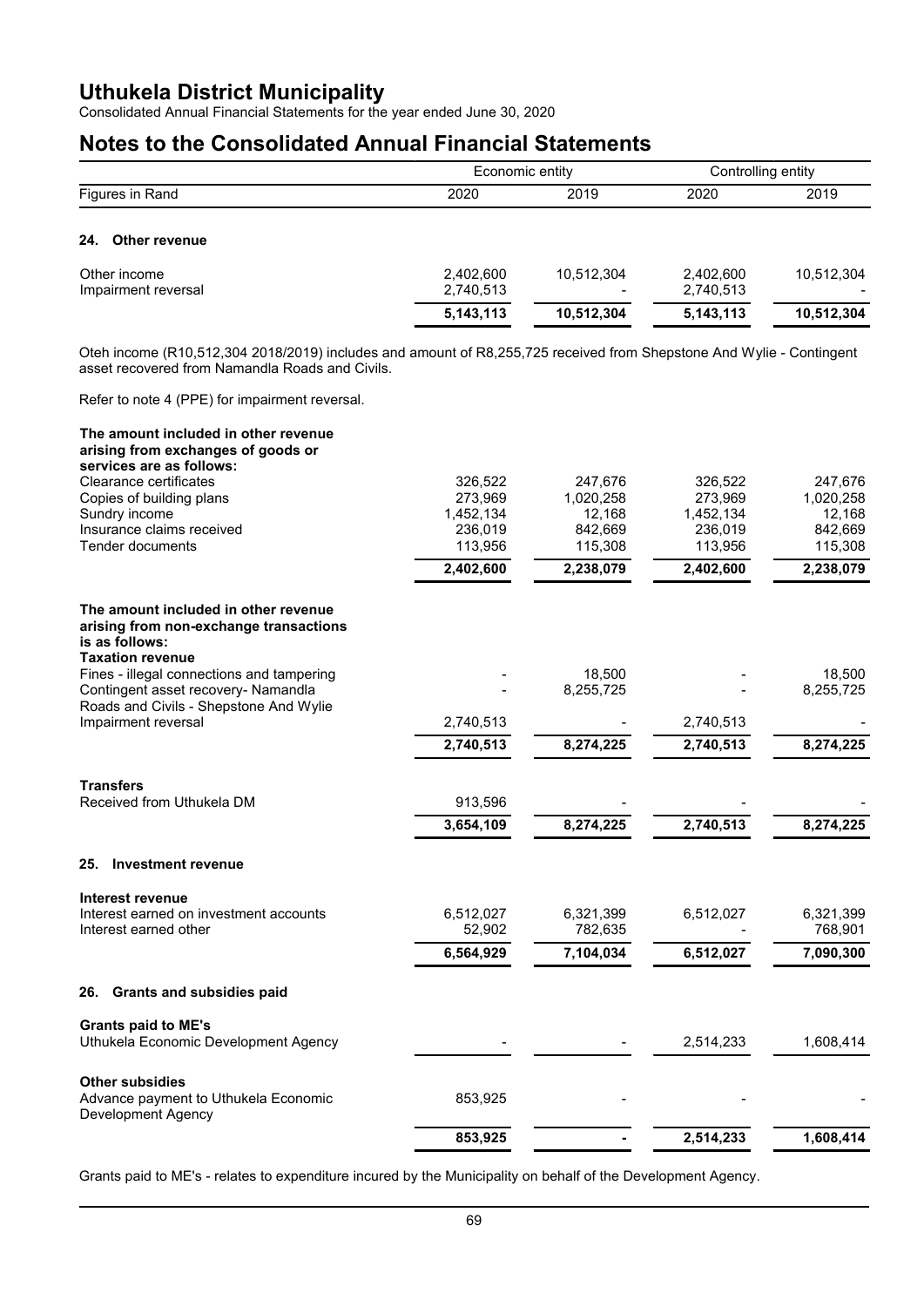# Uthukela District Municipality

Consolidated Annual Financial Statements for the year ended June 30, 2020

## Notes to the Consolidated Annual Financial Statements

| Figures in Rand | Economic entity 2020 | Economic entity 2019 | Controlling entity 2020 | Controlling entity 2019 |
|---|---|---|---|---|
| **24. Other revenue** | | | | |
| Other income | 2,402,600 | 10,512,304 | 2,402,600 | 10,512,304 |
| Impairment reversal | 2,740,513 | - | 2,740,513 | - |
| | **5,143,113** | **10,512,304** | **5,143,113** | **10,512,304** |

Oteh income (R10,512,304 2018/2019) includes and amount of R8,255,725 received from Shepstone And Wylie - Contingent asset recovered from Namandla Roads and Civils.

Refer to note 4 (PPE) for impairment reversal.

| Figures in Rand | Economic entity 2020 | Economic entity 2019 | Controlling entity 2020 | Controlling entity 2019 |
|---|---|---|---|---|
| **The amount included in other revenue arising from exchanges of goods or services are as follows:** | | | | |
| Clearance certificates | 326,522 | 247,676 | 326,522 | 247,676 |
| Copies of building plans | 273,969 | 1,020,258 | 273,969 | 1,020,258 |
| Sundry income | 1,452,134 | 12,168 | 1,452,134 | 12,168 |
| Insurance claims received | 236,019 | 842,669 | 236,019 | 842,669 |
| Tender documents | 113,956 | 115,308 | 113,956 | 115,308 |
| | **2,402,600** | **2,238,079** | **2,402,600** | **2,238,079** |
| **The amount included in other revenue arising from non-exchange transactions is as follows:** | | | | |
| **Taxation revenue** | | | | |
| Fines - illegal connections and tampering | - | 18,500 | - | 18,500 |
| Contingent asset recovery- Namandla Roads and Civils - Shepstone And Wylie | - | 8,255,725 | - | 8,255,725 |
| Impairment reversal | 2,740,513 | - | 2,740,513 | - |
| | **2,740,513** | **8,274,225** | **2,740,513** | **8,274,225** |
| **Transfers** | | | | |
| Received from Uthukela DM | 913,596 | - | - | - |
| | **3,654,109** | **8,274,225** | **2,740,513** | **8,274,225** |

| Figures in Rand | Economic entity 2020 | Economic entity 2019 | Controlling entity 2020 | Controlling entity 2019 |
|---|---|---|---|---|
| **25. Investment revenue** | | | | |
| **Interest revenue** | | | | |
| Interest earned on investment accounts | 6,512,027 | 6,321,399 | 6,512,027 | 6,321,399 |
| Interest earned other | 52,902 | 782,635 | - | 768,901 |
| | **6,564,929** | **7,104,034** | **6,512,027** | **7,090,300** |

| Figures in Rand | Economic entity 2020 | Economic entity 2019 | Controlling entity 2020 | Controlling entity 2019 |
|---|---|---|---|---|
| **26. Grants and subsidies paid** | | | | |
| **Grants paid to ME's** | | | | |
| Uthukela Economic Development Agency | - | - | 2,514,233 | 1,608,414 |
| **Other subsidies** | | | | |
| Advance payment to Uthukela Economic Development Agency | 853,925 | - | - | - |
| | **853,925** | **-** | **2,514,233** | **1,608,414** |

Grants paid to ME's - relates to expenditure incured by the Municipality on behalf of the Development Agency.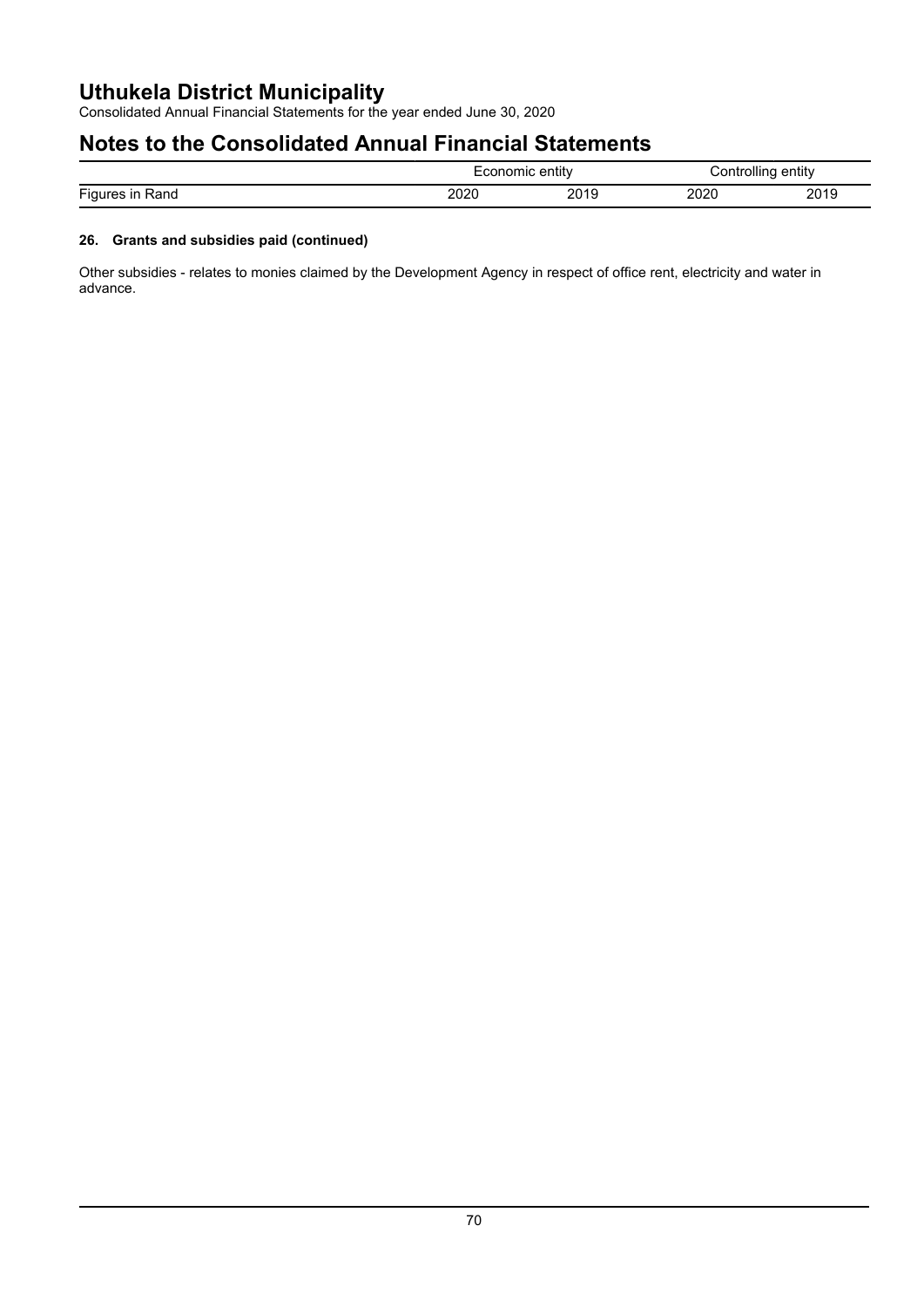| Figures in Rand | Economic entity 2020 | Economic entity 2019 | Controlling entity 2020 | Controlling entity 2019 |
| --- | --- | --- | --- | --- |

### 26. Grants and subsidies paid (continued)

Other subsidies - relates to monies claimed by the Development Agency in respect of office rent, electricity and water in advance.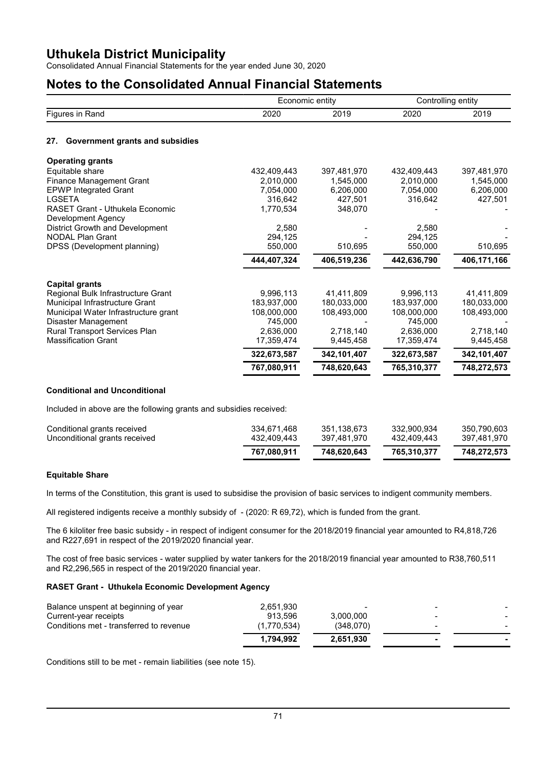# Uthukela District Municipality

Consolidated Annual Financial Statements for the year ended June 30, 2020

## Notes to the Consolidated Annual Financial Statements

| Figures in Rand | Economic entity 2020 | Economic entity 2019 | Controlling entity 2020 | Controlling entity 2019 |
|---|---|---|---|---|

### 27. Government grants and subsidies

| | Economic entity 2020 | Economic entity 2019 | Controlling entity 2020 | Controlling entity 2019 |
|---|---|---|---|---|
| **Operating grants** | | | | |
| Equitable share | 432,409,443 | 397,481,970 | 432,409,443 | 397,481,970 |
| Finance Management Grant | 2,010,000 | 1,545,000 | 2,010,000 | 1,545,000 |
| EPWP Integrated Grant | 7,054,000 | 6,206,000 | 7,054,000 | 6,206,000 |
| LGSETA | 316,642 | 427,501 | 316,642 | 427,501 |
| RASET Grant - Uthukela Economic Development Agency | 1,770,534 | 348,070 | - | - |
| District Growth and Development | 2,580 | - | 2,580 | - |
| NODAL Plan Grant | 294,125 | - | 294,125 | - |
| DPSS (Development planning) | 550,000 | 510,695 | 550,000 | 510,695 |
| | **444,407,324** | **406,519,236** | **442,636,790** | **406,171,166** |
| **Capital grants** | | | | |
| Regional Bulk Infrastructure Grant | 9,996,113 | 41,411,809 | 9,996,113 | 41,411,809 |
| Municipal Infrastructure Grant | 183,937,000 | 180,033,000 | 183,937,000 | 180,033,000 |
| Municipal Water Infrastructure grant | 108,000,000 | 108,493,000 | 108,000,000 | 108,493,000 |
| Disaster Management | 745,000 | - | 745,000 | - |
| Rural Transport Services Plan | 2,636,000 | 2,718,140 | 2,636,000 | 2,718,140 |
| Massification Grant | 17,359,474 | 9,445,458 | 17,359,474 | 9,445,458 |
| | **322,673,587** | **342,101,407** | **322,673,587** | **342,101,407** |
| | **767,080,911** | **748,620,643** | **765,310,377** | **748,272,573** |

#### Conditional and Unconditional

Included in above are the following grants and subsidies received:

| | Economic entity 2020 | Economic entity 2019 | Controlling entity 2020 | Controlling entity 2019 |
|---|---|---|---|---|
| Conditional grants received | 334,671,468 | 351,138,673 | 332,900,934 | 350,790,603 |
| Unconditional grants received | 432,409,443 | 397,481,970 | 432,409,443 | 397,481,970 |
| | **767,080,911** | **748,620,643** | **765,310,377** | **748,272,573** |

#### Equitable Share

In terms of the Constitution, this grant is used to subsidise the provision of basic services to indigent community members.

All registered indigents receive a monthly subsidy of - (2020: R 69,72), which is funded from the grant.

The 6 kiloliter free basic subsidy - in respect of indigent consumer for the 2018/2019 financial year amounted to R4,818,726 and R227,691 in respect of the 2019/2020 financial year.

The cost of free basic services - water supplied by water tankers for the 2018/2019 financial year amounted to R38,760,511 and R2,296,565 in respect of the 2019/2020 financial year.

#### RASET Grant - Uthukela Economic Development Agency

| | Economic entity 2020 | Economic entity 2019 | Controlling entity 2020 | Controlling entity 2019 |
|---|---|---|---|---|
| Balance unspent at beginning of year | 2,651,930 | - | - | - |
| Current-year receipts | 913,596 | 3,000,000 | - | - |
| Conditions met - transferred to revenue | (1,770,534) | (348,070) | - | - |
| | **1,794,992** | **2,651,930** | **-** | **-** |

Conditions still to be met - remain liabilities (see note 15).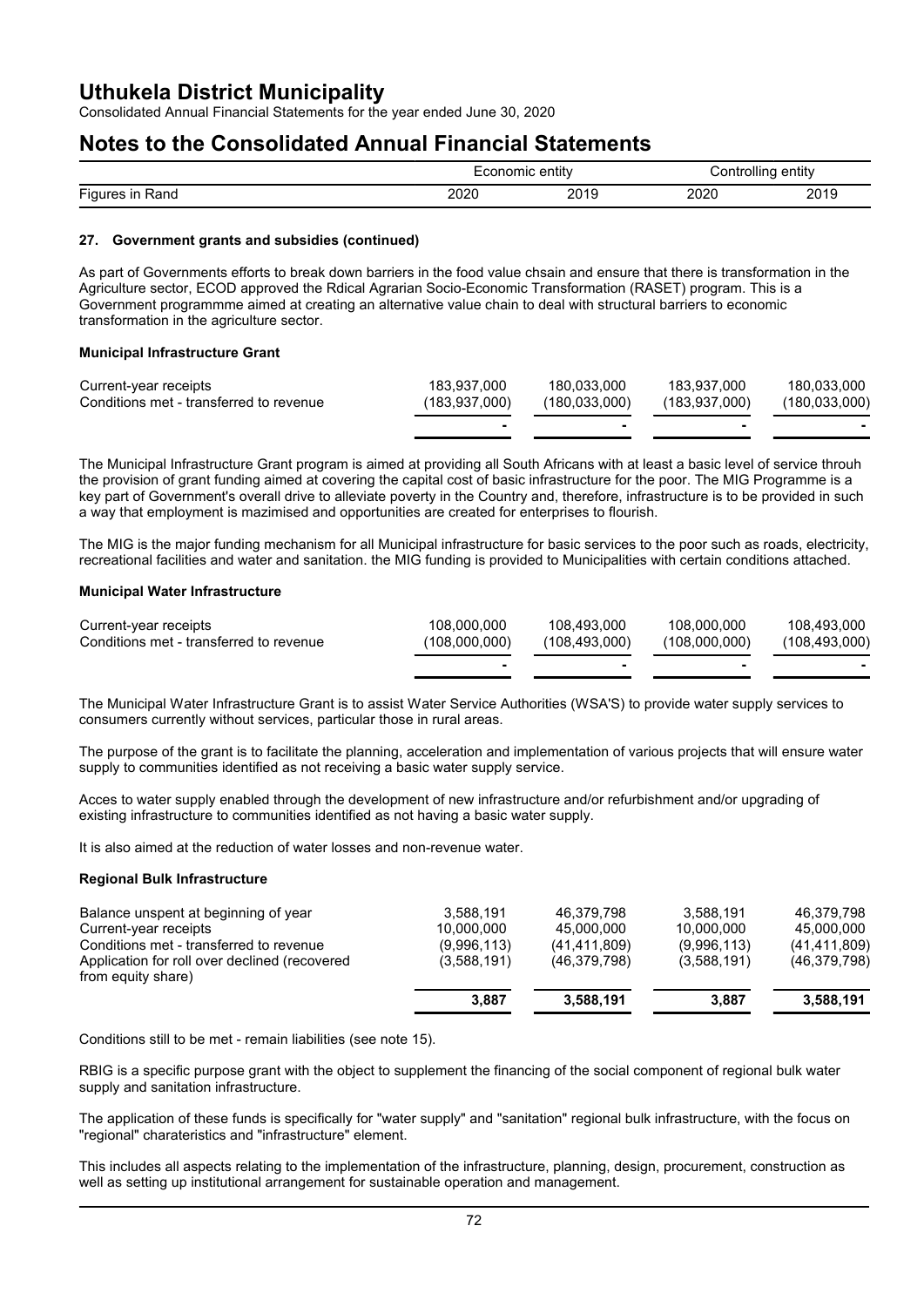## 27. Government grants and subsidies (continued)

As part of Governments efforts to break down barriers in the food value chsain and ensure that there is transformation in the Agriculture sector, ECOD approved the Rdical Agrarian Socio-Economic Transformation (RASET) program. This is a Government programmme aimed at creating an alternative value chain to deal with structural barriers to economic transformation in the agriculture sector.

**Municipal Infrastructure Grant**

| Figures in Rand | Economic entity 2020 | Economic entity 2019 | Controlling entity 2020 | Controlling entity 2019 |
|---|---|---|---|---|
| Current-year receipts | 183,937,000 | 180,033,000 | 183,937,000 | 180,033,000 |
| Conditions met - transferred to revenue | (183,937,000) | (180,033,000) | (183,937,000) | (180,033,000) |
| | - | - | - | - |

The Municipal Infrastructure Grant program is aimed at providing all South Africans with at least a basic level of service throuh the provision of grant funding aimed at covering the capital cost of basic infrastructure for the poor. The MIG Programme is a key part of Government's overall drive to alleviate poverty in the Country and, therefore, infrastructure is to be provided in such a way that employment is mazimised and opportunities are created for enterprises to flourish.

The MIG is the major funding mechanism for all Municipal infrastructure for basic services to the poor such as roads, electricity, recreational facilities and water and sanitation. the MIG funding is provided to Municipalities with certain conditions attached.

**Municipal Water Infrastructure**

| Figures in Rand | Economic entity 2020 | Economic entity 2019 | Controlling entity 2020 | Controlling entity 2019 |
|---|---|---|---|---|
| Current-year receipts | 108,000,000 | 108,493,000 | 108,000,000 | 108,493,000 |
| Conditions met - transferred to revenue | (108,000,000) | (108,493,000) | (108,000,000) | (108,493,000) |
| | - | - | - | - |

The Municipal Water Infrastructure Grant is to assist Water Service Authorities (WSA'S) to provide water supply services to consumers currently without services, particular those in rural areas.

The purpose of the grant is to facilitate the planning, acceleration and implementation of various projects that will ensure water supply to communities identified as not receiving a basic water supply service.

Acces to water supply enabled through the development of new infrastructure and/or refurbishment and/or upgrading of existing infrastructure to communities identified as not having a basic water supply.

It is also aimed at the reduction of water losses and non-revenue water.

**Regional Bulk Infrastructure**

| Figures in Rand | Economic entity 2020 | Economic entity 2019 | Controlling entity 2020 | Controlling entity 2019 |
|---|---|---|---|---|
| Balance unspent at beginning of year | 3,588,191 | 46,379,798 | 3,588,191 | 46,379,798 |
| Current-year receipts | 10,000,000 | 45,000,000 | 10,000,000 | 45,000,000 |
| Conditions met - transferred to revenue | (9,996,113) | (41,411,809) | (9,996,113) | (41,411,809) |
| Application for roll over declined (recovered from equity share) | (3,588,191) | (46,379,798) | (3,588,191) | (46,379,798) |
| | **3,887** | **3,588,191** | **3,887** | **3,588,191** |

Conditions still to be met - remain liabilities (see note 15).

RBIG is a specific purpose grant with the object to supplement the financing of the social component of regional bulk water supply and sanitation infrastructure.

The application of these funds is specifically for "water supply" and "sanitation" regional bulk infrastructure, with the focus on "regional" charateristics and "infrastructure" element.

This includes all aspects relating to the implementation of the infrastructure, planning, design, procurement, construction as well as setting up institutional arrangement for sustainable operation and management.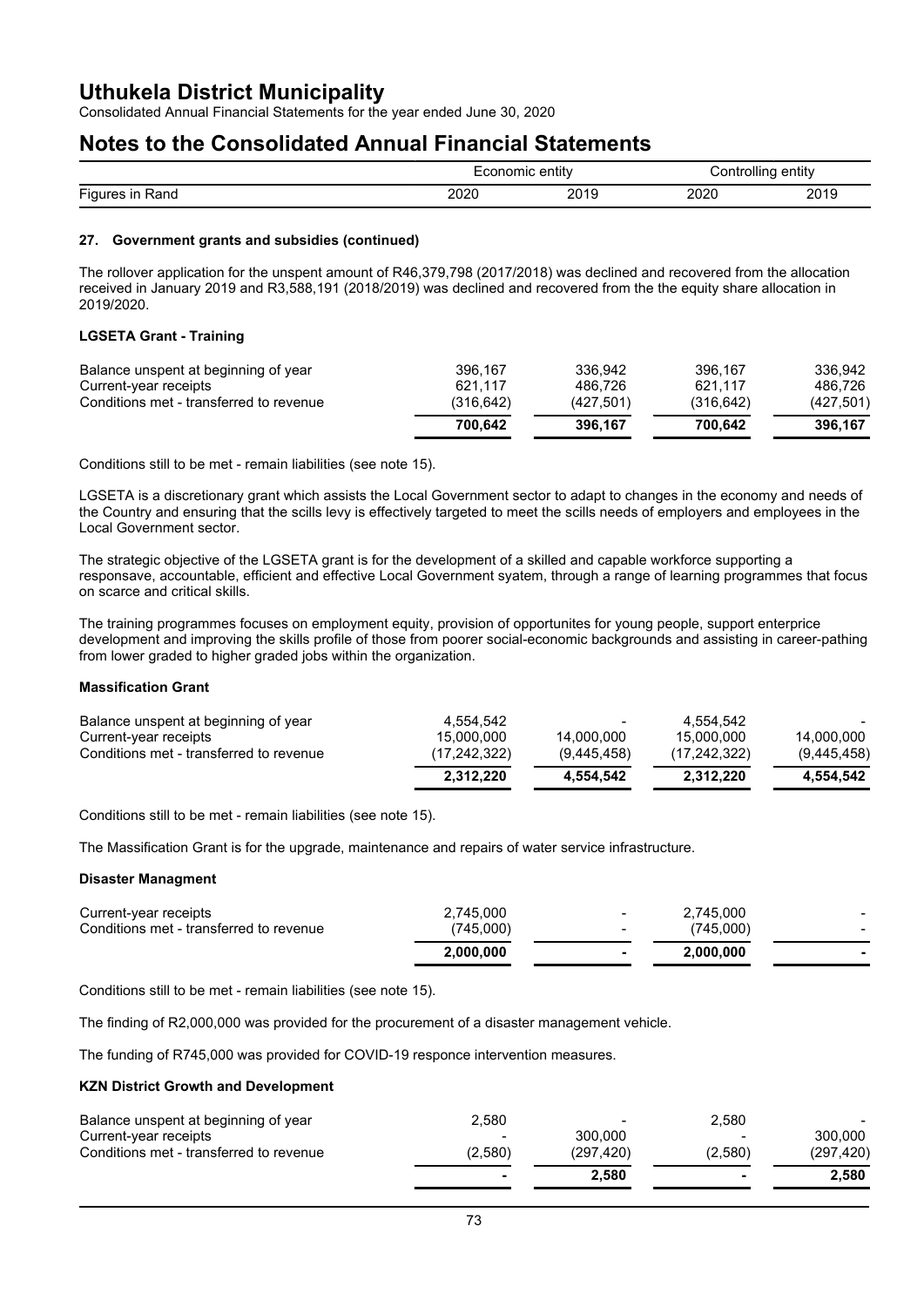# Uthukela District Municipality

Consolidated Annual Financial Statements for the year ended June 30, 2020

# Notes to the Consolidated Annual Financial Statements

## 27. Government grants and subsidies (continued)

The rollover application for the unspent amount of R46,379,798 (2017/2018) was declined and recovered from the allocation received in January 2019 and R3,588,191 (2018/2019) was declined and recovered from the the equity share allocation in 2019/2020.

### LGSETA Grant - Training

| Figures in Rand | Economic entity 2020 | Economic entity 2019 | Controlling entity 2020 | Controlling entity 2019 |
|---|---|---|---|---|
| Balance unspent at beginning of year | 396,167 | 336,942 | 396,167 | 336,942 |
| Current-year receipts | 621,117 | 486,726 | 621,117 | 486,726 |
| Conditions met - transferred to revenue | (316,642) | (427,501) | (316,642) | (427,501) |
| | **700,642** | **396,167** | **700,642** | **396,167** |

Conditions still to be met - remain liabilities (see note 15).

LGSETA is a discretionary grant which assists the Local Government sector to adapt to changes in the economy and needs of the Country and ensuring that the scills levy is effectively targeted to meet the scills needs of employers and employees in the Local Government sector.

The strategic objective of the LGSETA grant is for the development of a skilled and capable workforce supporting a responsave, accountable, efficient and effective Local Government syatem, through a range of learning programmes that focus on scarce and critical skills.

The training programmes focuses on employment equity, provision of opportunites for young people, support enterprice development and improving the skills profile of those from poorer social-economic backgrounds and assisting in career-pathing from lower graded to higher graded jobs within the organization.

### Massification Grant

| Figures in Rand | Economic entity 2020 | Economic entity 2019 | Controlling entity 2020 | Controlling entity 2019 |
|---|---|---|---|---|
| Balance unspent at beginning of year | 4,554,542 | - | 4,554,542 | - |
| Current-year receipts | 15,000,000 | 14,000,000 | 15,000,000 | 14,000,000 |
| Conditions met - transferred to revenue | (17,242,322) | (9,445,458) | (17,242,322) | (9,445,458) |
| | **2,312,220** | **4,554,542** | **2,312,220** | **4,554,542** |

Conditions still to be met - remain liabilities (see note 15).

The Massification Grant is for the upgrade, maintenance and repairs of water service infrastructure.

### Disaster Managment

| Figures in Rand | Economic entity 2020 | Economic entity 2019 | Controlling entity 2020 | Controlling entity 2019 |
|---|---|---|---|---|
| Current-year receipts | 2,745,000 | - | 2,745,000 | - |
| Conditions met - transferred to revenue | (745,000) | - | (745,000) | - |
| | **2,000,000** | **-** | **2,000,000** | **-** |

Conditions still to be met - remain liabilities (see note 15).

The finding of R2,000,000 was provided for the procurement of a disaster management vehicle.

The funding of R745,000 was provided for COVID-19 responce intervention measures.

### KZN District Growth and Development

| Figures in Rand | Economic entity 2020 | Economic entity 2019 | Controlling entity 2020 | Controlling entity 2019 |
|---|---|---|---|---|
| Balance unspent at beginning of year | 2,580 | - | 2,580 | - |
| Current-year receipts | - | 300,000 | - | 300,000 |
| Conditions met - transferred to revenue | (2,580) | (297,420) | (2,580) | (297,420) |
| | **-** | **2,580** | **-** | **2,580** |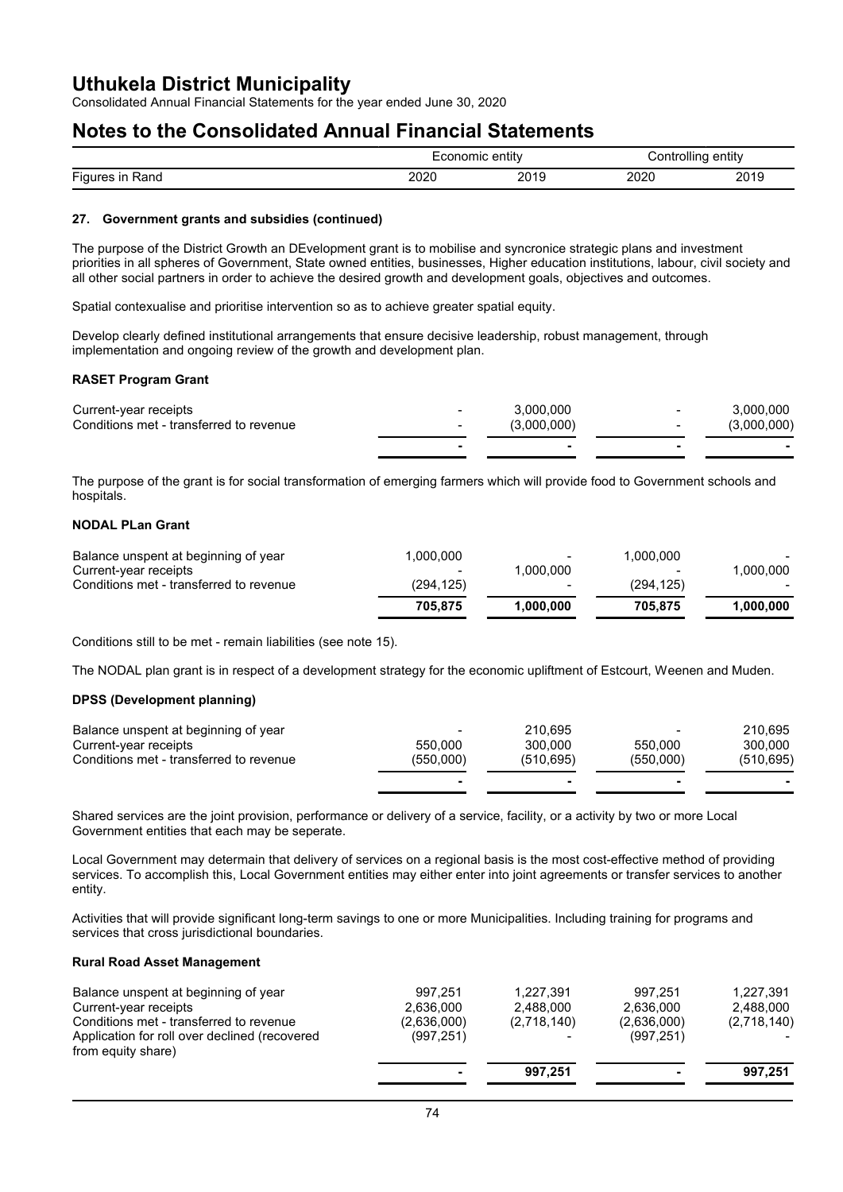# Uthukela District Municipality

Consolidated Annual Financial Statements for the year ended June 30, 2020

# Notes to the Consolidated Annual Financial Statements

| | Economic entity | | Controlling entity | |
|---|---|---|---|---|
| Figures in Rand | 2020 | 2019 | 2020 | 2019 |

### 27. Government grants and subsidies (continued)

The purpose of the District Growth an DEvelopment grant is to mobilise and syncronice strategic plans and investment priorities in all spheres of Government, State owned entities, businesses, Higher education institutions, labour, civil society and all other social partners in order to achieve the desired growth and development goals, objectives and outcomes.

Spatial contexualise and prioritise intervention so as to achieve greater spatial equity.

Develop clearly defined institutional arrangements that ensure decisive leadership, robust management, through implementation and ongoing review of the growth and development plan.

**RASET Program Grant**

| | | | | |
|---|---|---|---|---|
| Current-year receipts | - | 3,000,000 | - | 3,000,000 |
| Conditions met - transferred to revenue | - | (3,000,000) | - | (3,000,000) |
| | **-** | **-** | **-** | **-** |

The purpose of the grant is for social transformation of emerging farmers which will provide food to Government schools and hospitals.

**NODAL PLan Grant**

| | | | | |
|---|---|---|---|---|
| Balance unspent at beginning of year | 1,000,000 | - | 1,000,000 | - |
| Current-year receipts | - | 1,000,000 | - | 1,000,000 |
| Conditions met - transferred to revenue | (294,125) | - | (294,125) | - |
| | **705,875** | **1,000,000** | **705,875** | **1,000,000** |

Conditions still to be met - remain liabilities (see note 15).

The NODAL plan grant is in respect of a development strategy for the economic upliftment of Estcourt, Weenen and Muden.

**DPSS (Development planning)**

| | | | | |
|---|---|---|---|---|
| Balance unspent at beginning of year | - | 210,695 | - | 210,695 |
| Current-year receipts | 550,000 | 300,000 | 550,000 | 300,000 |
| Conditions met - transferred to revenue | (550,000) | (510,695) | (550,000) | (510,695) |
| | **-** | **-** | **-** | **-** |

Shared services are the joint provision, performance or delivery of a service, facility, or a activity by two or more Local Government entities that each may be seperate.

Local Government may determain that delivery of services on a regional basis is the most cost-effective method of providing services. To accomplish this, Local Government entities may either enter into joint agreements or transfer services to another entity.

Activities that will provide significant long-term savings to one or more Municipalities. Including training for programs and services that cross jurisdictional boundaries.

**Rural Road Asset Management**

| | | | | |
|---|---|---|---|---|
| Balance unspent at beginning of year | 997,251 | 1,227,391 | 997,251 | 1,227,391 |
| Current-year receipts | 2,636,000 | 2,488,000 | 2,636,000 | 2,488,000 |
| Conditions met - transferred to revenue | (2,636,000) | (2,718,140) | (2,636,000) | (2,718,140) |
| Application for roll over declined (recovered from equity share) | (997,251) | - | (997,251) | - |
| | **-** | **997,251** | **-** | **997,251** |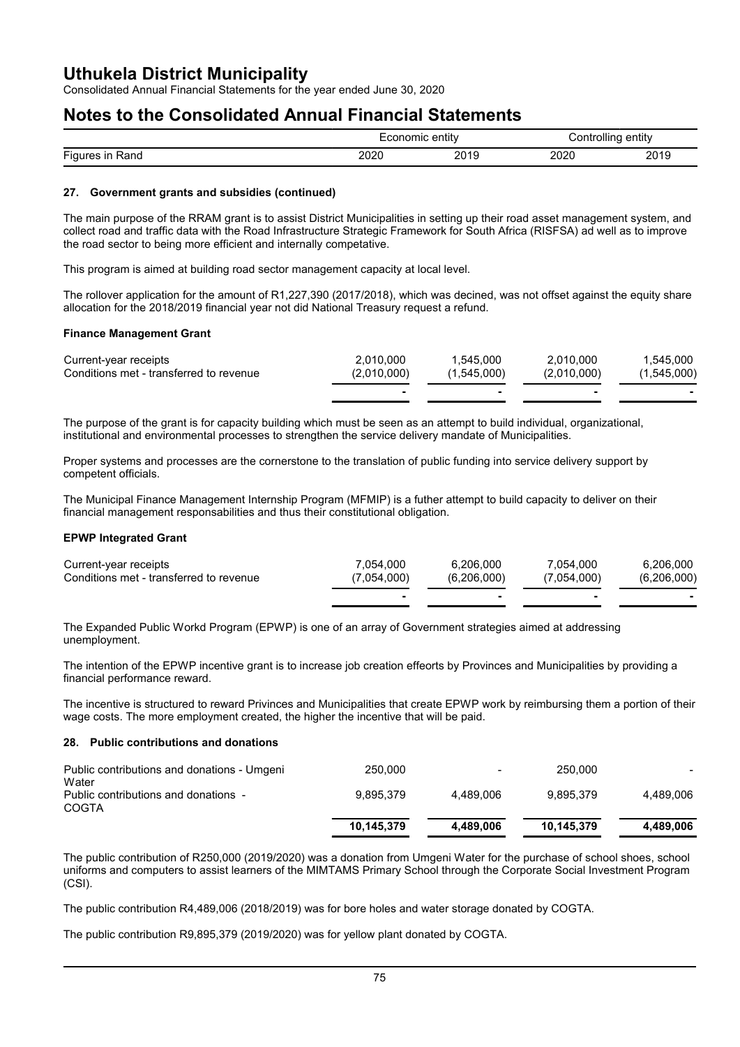| Figures in Rand | Economic entity | | Controlling entity | |
|---|---|---|---|---|
| | 2020 | 2019 | 2020 | 2019 |

### 27. Government grants and subsidies (continued)

The main purpose of the RRAM grant is to assist District Municipalities in setting up their road asset management system, and collect road and traffic data with the Road Infrastructure Strategic Framework for South Africa (RISFSA) ad well as to improve the road sector to being more efficient and internally competative.

This program is aimed at building road sector management capacity at local level.

The rollover application for the amount of R1,227,390 (2017/2018), which was decined, was not offset against the equity share allocation for the 2018/2019 financial year not did National Treasury request a refund.

**Finance Management Grant**

| | | | | |
|---|---|---|---|---|
| Current-year receipts | 2,010,000 | 1,545,000 | 2,010,000 | 1,545,000 |
| Conditions met - transferred to revenue | (2,010,000) | (1,545,000) | (2,010,000) | (1,545,000) |
| | - | - | - | - |

The purpose of the grant is for capacity building which must be seen as an attempt to build individual, organizational, institutional and environmental processes to strengthen the service delivery mandate of Municipalities.

Proper systems and processes are the cornerstone to the translation of public funding into service delivery support by competent officials.

The Municipal Finance Management Internship Program (MFMIP) is a futher attempt to build capacity to deliver on their financial management responsabilities and thus their constitutional obligation.

**EPWP Integrated Grant**

| | | | | |
|---|---|---|---|---|
| Current-year receipts | 7,054,000 | 6,206,000 | 7,054,000 | 6,206,000 |
| Conditions met - transferred to revenue | (7,054,000) | (6,206,000) | (7,054,000) | (6,206,000) |
| | - | - | - | - |

The Expanded Public Workd Program (EPWP) is one of an array of Government strategies aimed at addressing unemployment.

The intention of the EPWP incentive grant is to increase job creation effeorts by Provinces and Municipalities by providing a financial performance reward.

The incentive is structured to reward Privinces and Municipalities that create EPWP work by reimbursing them a portion of their wage costs. The more employment created, the higher the incentive that will be paid.

### 28. Public contributions and donations

| | | | | |
|---|---|---|---|---|
| Public contributions and donations - Umgeni Water | 250,000 | - | 250,000 | - |
| Public contributions and donations - COGTA | 9,895,379 | 4,489,006 | 9,895,379 | 4,489,006 |
| | **10,145,379** | **4,489,006** | **10,145,379** | **4,489,006** |

The public contribution of R250,000 (2019/2020) was a donation from Umgeni Water for the purchase of school shoes, school uniforms and computers to assist learners of the MIMTAMS Primary School through the Corporate Social Investment Program (CSI).

The public contribution R4,489,006 (2018/2019) was for bore holes and water storage donated by COGTA.

The public contribution R9,895,379 (2019/2020) was for yellow plant donated by COGTA.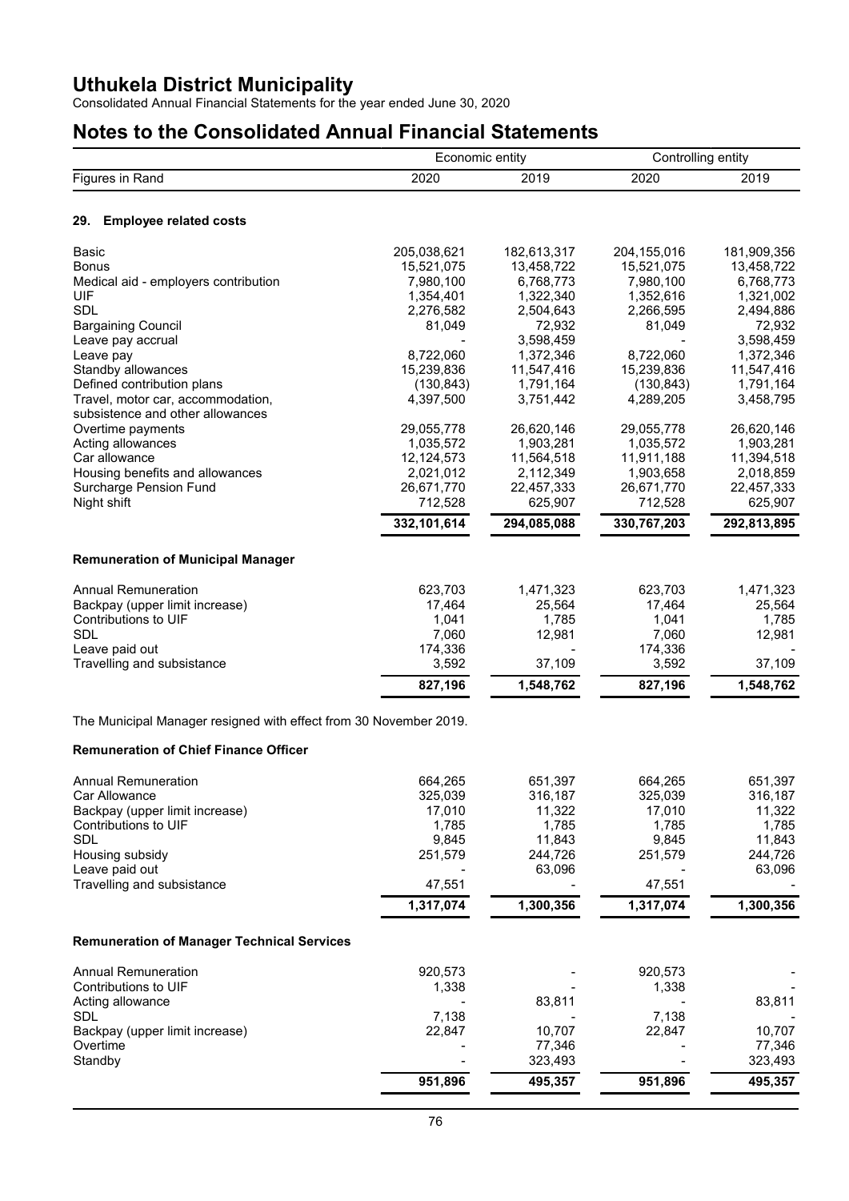# Uthukela District Municipality

Consolidated Annual Financial Statements for the year ended June 30, 2020

## Notes to the Consolidated Annual Financial Statements

| Figures in Rand | Economic entity 2020 | Economic entity 2019 | Controlling entity 2020 | Controlling entity 2019 |
|---|---|---|---|---|

### 29. Employee related costs

| | 2020 | 2019 | 2020 | 2019 |
|---|---|---|---|---|
| Basic | 205,038,621 | 182,613,317 | 204,155,016 | 181,909,356 |
| Bonus | 15,521,075 | 13,458,722 | 15,521,075 | 13,458,722 |
| Medical aid - employers contribution | 7,980,100 | 6,768,773 | 7,980,100 | 6,768,773 |
| UIF | 1,354,401 | 1,322,340 | 1,352,616 | 1,321,002 |
| SDL | 2,276,582 | 2,504,643 | 2,266,595 | 2,494,886 |
| Bargaining Council | 81,049 | 72,932 | 81,049 | 72,932 |
| Leave pay accrual | - | 3,598,459 | - | 3,598,459 |
| Leave pay | 8,722,060 | 1,372,346 | 8,722,060 | 1,372,346 |
| Standby allowances | 15,239,836 | 11,547,416 | 15,239,836 | 11,547,416 |
| Defined contribution plans | (130,843) | 1,791,164 | (130,843) | 1,791,164 |
| Travel, motor car, accommodation, subsistence and other allowances | 4,397,500 | 3,751,442 | 4,289,205 | 3,458,795 |
| Overtime payments | 29,055,778 | 26,620,146 | 29,055,778 | 26,620,146 |
| Acting allowances | 1,035,572 | 1,903,281 | 1,035,572 | 1,903,281 |
| Car allowance | 12,124,573 | 11,564,518 | 11,911,188 | 11,394,518 |
| Housing benefits and allowances | 2,021,012 | 2,112,349 | 1,903,658 | 2,018,859 |
| Surcharge Pension Fund | 26,671,770 | 22,457,333 | 26,671,770 | 22,457,333 |
| Night shift | 712,528 | 625,907 | 712,528 | 625,907 |
| | **332,101,614** | **294,085,088** | **330,767,203** | **292,813,895** |

### Remuneration of Municipal Manager

| | 2020 | 2019 | 2020 | 2019 |
|---|---|---|---|---|
| Annual Remuneration | 623,703 | 1,471,323 | 623,703 | 1,471,323 |
| Backpay (upper limit increase) | 17,464 | 25,564 | 17,464 | 25,564 |
| Contributions to UIF | 1,041 | 1,785 | 1,041 | 1,785 |
| SDL | 7,060 | 12,981 | 7,060 | 12,981 |
| Leave paid out | 174,336 | - | 174,336 | - |
| Travelling and subsistance | 3,592 | 37,109 | 3,592 | 37,109 |
| | **827,196** | **1,548,762** | **827,196** | **1,548,762** |

The Municipal Manager resigned with effect from 30 November 2019.

### Remuneration of Chief Finance Officer

| | 2020 | 2019 | 2020 | 2019 |
|---|---|---|---|---|
| Annual Remuneration | 664,265 | 651,397 | 664,265 | 651,397 |
| Car Allowance | 325,039 | 316,187 | 325,039 | 316,187 |
| Backpay (upper limit increase) | 17,010 | 11,322 | 17,010 | 11,322 |
| Contributions to UIF | 1,785 | 1,785 | 1,785 | 1,785 |
| SDL | 9,845 | 11,843 | 9,845 | 11,843 |
| Housing subsidy | 251,579 | 244,726 | 251,579 | 244,726 |
| Leave paid out | - | 63,096 | - | 63,096 |
| Travelling and subsistance | 47,551 | - | 47,551 | - |
| | **1,317,074** | **1,300,356** | **1,317,074** | **1,300,356** |

### Remuneration of Manager Technical Services

| | 2020 | 2019 | 2020 | 2019 |
|---|---|---|---|---|
| Annual Remuneration | 920,573 | - | 920,573 | - |
| Contributions to UIF | 1,338 | - | 1,338 | - |
| Acting allowance | - | 83,811 | - | 83,811 |
| SDL | 7,138 | - | 7,138 | - |
| Backpay (upper limit increase) | 22,847 | 10,707 | 22,847 | 10,707 |
| Overtime | - | 77,346 | - | 77,346 |
| Standby | - | 323,493 | - | 323,493 |
| | **951,896** | **495,357** | **951,896** | **495,357** |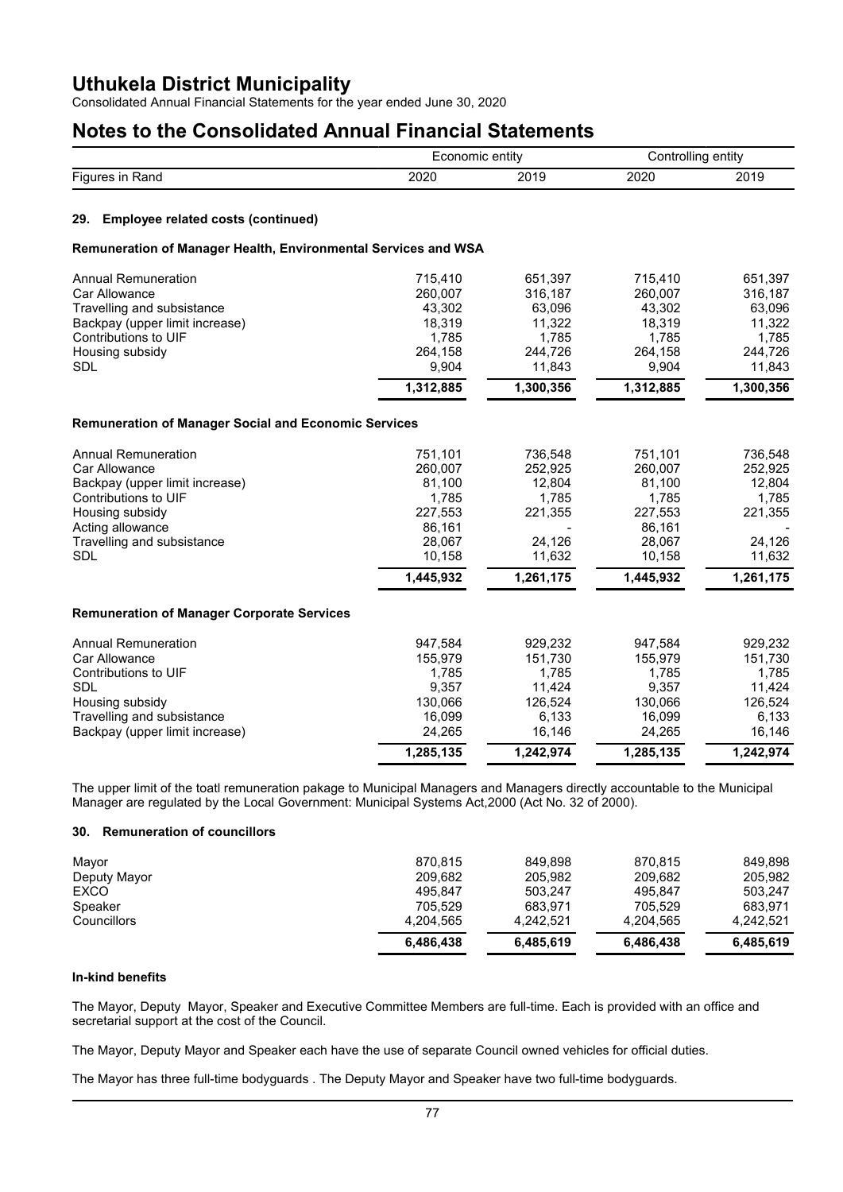# Uthukela District Municipality

Consolidated Annual Financial Statements for the year ended June 30, 2020

## Notes to the Consolidated Annual Financial Statements

| | Economic entity | | Controlling entity | |
|---|---|---|---|---|
| Figures in Rand | 2020 | 2019 | 2020 | 2019 |

### 29. Employee related costs (continued)

**Remuneration of Manager Health, Environmental Services and WSA**

| | 2020 | 2019 | 2020 | 2019 |
|---|---|---|---|---|
| Annual Remuneration | 715,410 | 651,397 | 715,410 | 651,397 |
| Car Allowance | 260,007 | 316,187 | 260,007 | 316,187 |
| Travelling and subsistance | 43,302 | 63,096 | 43,302 | 63,096 |
| Backpay (upper limit increase) | 18,319 | 11,322 | 18,319 | 11,322 |
| Contributions to UIF | 1,785 | 1,785 | 1,785 | 1,785 |
| Housing subsidy | 264,158 | 244,726 | 264,158 | 244,726 |
| SDL | 9,904 | 11,843 | 9,904 | 11,843 |
| | **1,312,885** | **1,300,356** | **1,312,885** | **1,300,356** |

**Remuneration of Manager Social and Economic Services**

| | 2020 | 2019 | 2020 | 2019 |
|---|---|---|---|---|
| Annual Remuneration | 751,101 | 736,548 | 751,101 | 736,548 |
| Car Allowance | 260,007 | 252,925 | 260,007 | 252,925 |
| Backpay (upper limit increase) | 81,100 | 12,804 | 81,100 | 12,804 |
| Contributions to UIF | 1,785 | 1,785 | 1,785 | 1,785 |
| Housing subsidy | 227,553 | 221,355 | 227,553 | 221,355 |
| Acting allowance | 86,161 | - | 86,161 | - |
| Travelling and subsistance | 28,067 | 24,126 | 28,067 | 24,126 |
| SDL | 10,158 | 11,632 | 10,158 | 11,632 |
| | **1,445,932** | **1,261,175** | **1,445,932** | **1,261,175** |

**Remuneration of Manager Corporate Services**

| | 2020 | 2019 | 2020 | 2019 |
|---|---|---|---|---|
| Annual Remuneration | 947,584 | 929,232 | 947,584 | 929,232 |
| Car Allowance | 155,979 | 151,730 | 155,979 | 151,730 |
| Contributions to UIF | 1,785 | 1,785 | 1,785 | 1,785 |
| SDL | 9,357 | 11,424 | 9,357 | 11,424 |
| Housing subsidy | 130,066 | 126,524 | 130,066 | 126,524 |
| Travelling and subsistance | 16,099 | 6,133 | 16,099 | 6,133 |
| Backpay (upper limit increase) | 24,265 | 16,146 | 24,265 | 16,146 |
| | **1,285,135** | **1,242,974** | **1,285,135** | **1,242,974** |

The upper limit of the toatl remuneration pakage to Municipal Managers and Managers directly accountable to the Municipal Manager are regulated by the Local Government: Municipal Systems Act,2000 (Act No. 32 of 2000).

### 30. Remuneration of councillors

| | 2020 | 2019 | 2020 | 2019 |
|---|---|---|---|---|
| Mayor | 870,815 | 849,898 | 870,815 | 849,898 |
| Deputy Mayor | 209,682 | 205,982 | 209,682 | 205,982 |
| EXCO | 495,847 | 503,247 | 495,847 | 503,247 |
| Speaker | 705,529 | 683,971 | 705,529 | 683,971 |
| Councillors | 4,204,565 | 4,242,521 | 4,204,565 | 4,242,521 |
| | **6,486,438** | **6,485,619** | **6,486,438** | **6,485,619** |

**In-kind benefits**

The Mayor, Deputy Mayor, Speaker and Executive Committee Members are full-time. Each is provided with an office and secretarial support at the cost of the Council.

The Mayor, Deputy Mayor and Speaker each have the use of separate Council owned vehicles for official duties.

The Mayor has three full-time bodyguards . The Deputy Mayor and Speaker have two full-time bodyguards.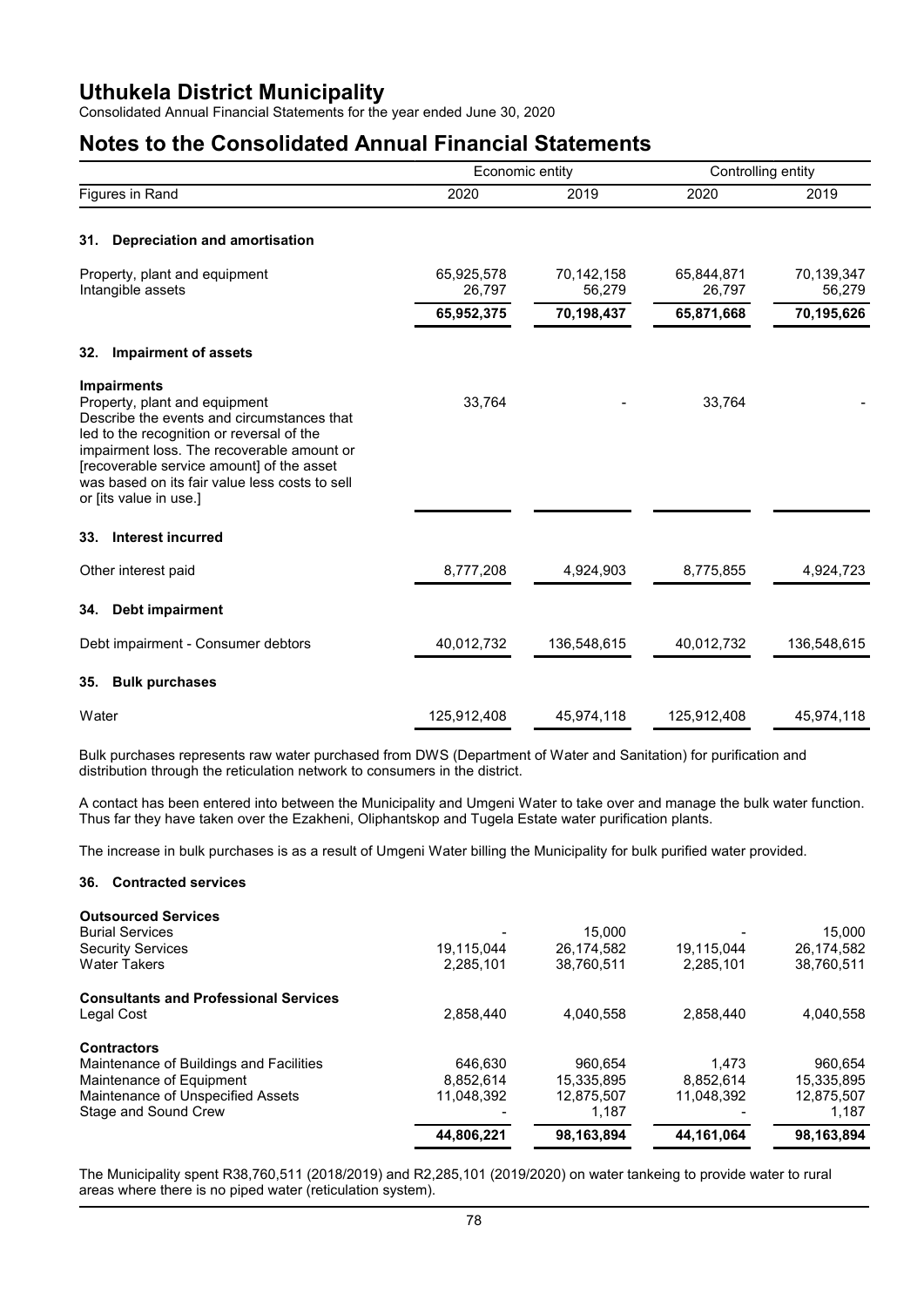# Uthukela District Municipality

Consolidated Annual Financial Statements for the year ended June 30, 2020

## Notes to the Consolidated Annual Financial Statements

| Figures in Rand | Economic entity 2020 | Economic entity 2019 | Controlling entity 2020 | Controlling entity 2019 |
|---|---|---|---|---|
| **31. Depreciation and amortisation** | | | | |
| Property, plant and equipment | 65,925,578 | 70,142,158 | 65,844,871 | 70,139,347 |
| Intangible assets | 26,797 | 56,279 | 26,797 | 56,279 |
| | **65,952,375** | **70,198,437** | **65,871,668** | **70,195,626** |
| **32. Impairment of assets** | | | | |
| **Impairments** | | | | |
| Property, plant and equipment<br>Describe the events and circumstances that led to the recognition or reversal of the impairment loss. The recoverable amount or [recoverable service amount] of the asset was based on its fair value less costs to sell or [its value in use.] | 33,764 | - | 33,764 | - |
| **33. Interest incurred** | | | | |
| Other interest paid | 8,777,208 | 4,924,903 | 8,775,855 | 4,924,723 |
| **34. Debt impairment** | | | | |
| Debt impairment - Consumer debtors | 40,012,732 | 136,548,615 | 40,012,732 | 136,548,615 |
| **35. Bulk purchases** | | | | |
| Water | 125,912,408 | 45,974,118 | 125,912,408 | 45,974,118 |

Bulk purchases represents raw water purchased from DWS (Department of Water and Sanitation) for purification and distribution through the reticulation network to consumers in the district.

A contact has been entered into between the Municipality and Umgeni Water to take over and manage the bulk water function. Thus far they have taken over the Ezakheni, Oliphantskop and Tugela Estate water purification plants.

The increase in bulk purchases is as a result of Umgeni Water billing the Municipality for bulk purified water provided.

### 36. Contracted services

| Figures in Rand | Economic entity 2020 | Economic entity 2019 | Controlling entity 2020 | Controlling entity 2019 |
|---|---|---|---|---|
| **Outsourced Services** | | | | |
| Burial Services | - | 15,000 | - | 15,000 |
| Security Services | 19,115,044 | 26,174,582 | 19,115,044 | 26,174,582 |
| Water Takers | 2,285,101 | 38,760,511 | 2,285,101 | 38,760,511 |
| **Consultants and Professional Services** | | | | |
| Legal Cost | 2,858,440 | 4,040,558 | 2,858,440 | 4,040,558 |
| **Contractors** | | | | |
| Maintenance of Buildings and Facilities | 646,630 | 960,654 | 1,473 | 960,654 |
| Maintenance of Equipment | 8,852,614 | 15,335,895 | 8,852,614 | 15,335,895 |
| Maintenance of Unspecified Assets | 11,048,392 | 12,875,507 | 11,048,392 | 12,875,507 |
| Stage and Sound Crew | - | 1,187 | - | 1,187 |
| | **44,806,221** | **98,163,894** | **44,161,064** | **98,163,894** |

The Municipality spent R38,760,511 (2018/2019) and R2,285,101 (2019/2020) on water tankeing to provide water to rural areas where there is no piped water (reticulation system).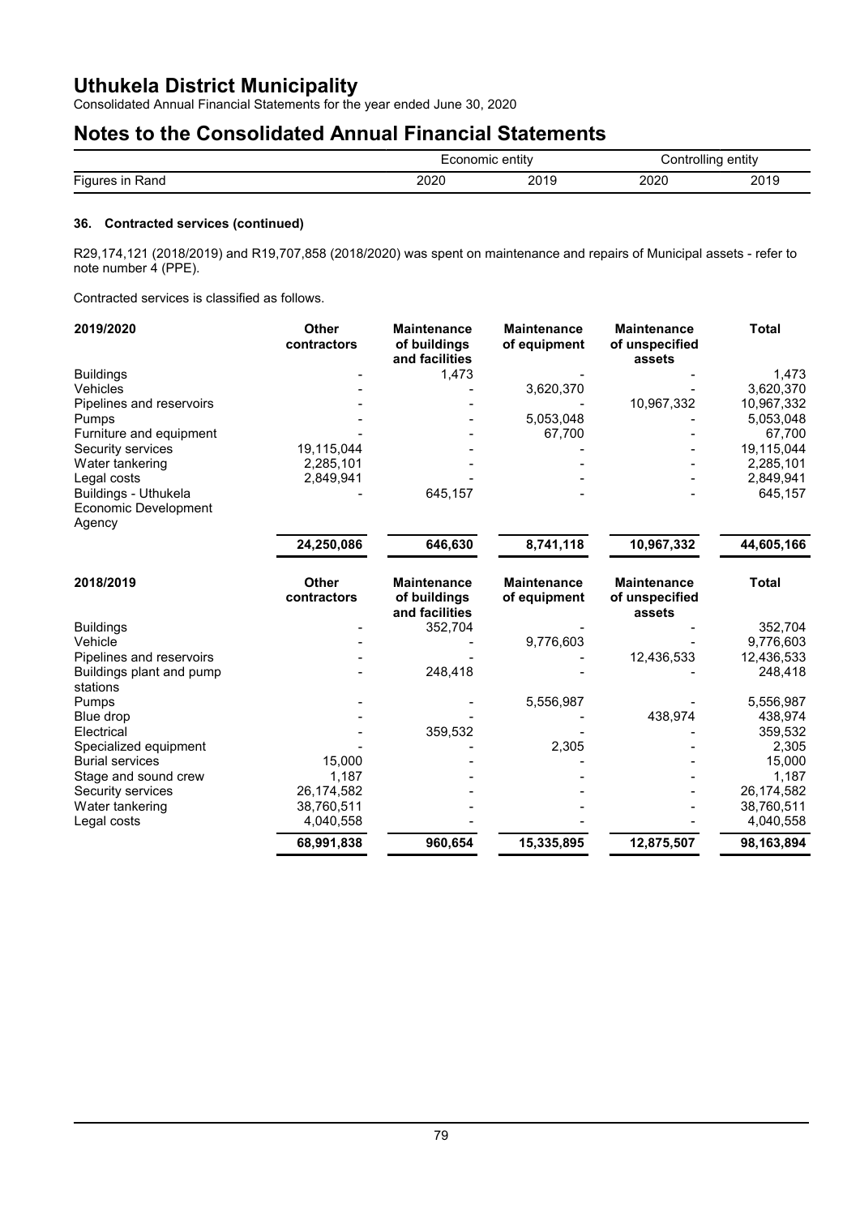# Uthukela District Municipality

Consolidated Annual Financial Statements for the year ended June 30, 2020

# Notes to the Consolidated Annual Financial Statements

| Figures in Rand | Economic entity 2020 | Economic entity 2019 | Controlling entity 2020 | Controlling entity 2019 |
|---|---|---|---|---|

### 36. Contracted services (continued)

R29,174,121 (2018/2019) and R19,707,858 (2018/2020) was spent on maintenance and repairs of Municipal assets - refer to note number 4 (PPE).

Contracted services is classified as follows.

| 2019/2020 | Other contractors | Maintenance of buildings and facilities | Maintenance of equipment | Maintenance of unspecified assets | Total |
|---|---|---|---|---|---|
| Buildings | - | 1,473 | - | - | 1,473 |
| Vehicles | - | - | 3,620,370 | - | 3,620,370 |
| Pipelines and reservoirs | - | - | - | 10,967,332 | 10,967,332 |
| Pumps | - | - | 5,053,048 | - | 5,053,048 |
| Furniture and equipment | - | - | 67,700 | - | 67,700 |
| Security services | 19,115,044 | - | - | - | 19,115,044 |
| Water tankering | 2,285,101 | - | - | - | 2,285,101 |
| Legal costs | 2,849,941 | - | - | - | 2,849,941 |
| Buildings - Uthukela Economic Development Agency | - | 645,157 | - | - | 645,157 |
| | **24,250,086** | **646,630** | **8,741,118** | **10,967,332** | **44,605,166** |

| 2018/2019 | Other contractors | Maintenance of buildings and facilities | Maintenance of equipment | Maintenance of unspecified assets | Total |
|---|---|---|---|---|---|
| Buildings | - | 352,704 | - | - | 352,704 |
| Vehicle | - | - | 9,776,603 | - | 9,776,603 |
| Pipelines and reservoirs | - | - | - | 12,436,533 | 12,436,533 |
| Buildings plant and pump stations | - | 248,418 | - | - | 248,418 |
| Pumps | - | - | 5,556,987 | - | 5,556,987 |
| Blue drop | - | - | - | 438,974 | 438,974 |
| Electrical | - | 359,532 | - | - | 359,532 |
| Specialized equipment | - | - | 2,305 | - | 2,305 |
| Burial services | 15,000 | - | - | - | 15,000 |
| Stage and sound crew | 1,187 | - | - | - | 1,187 |
| Security services | 26,174,582 | - | - | - | 26,174,582 |
| Water tankering | 38,760,511 | - | - | - | 38,760,511 |
| Legal costs | 4,040,558 | - | - | - | 4,040,558 |
| | **68,991,838** | **960,654** | **15,335,895** | **12,875,507** | **98,163,894** |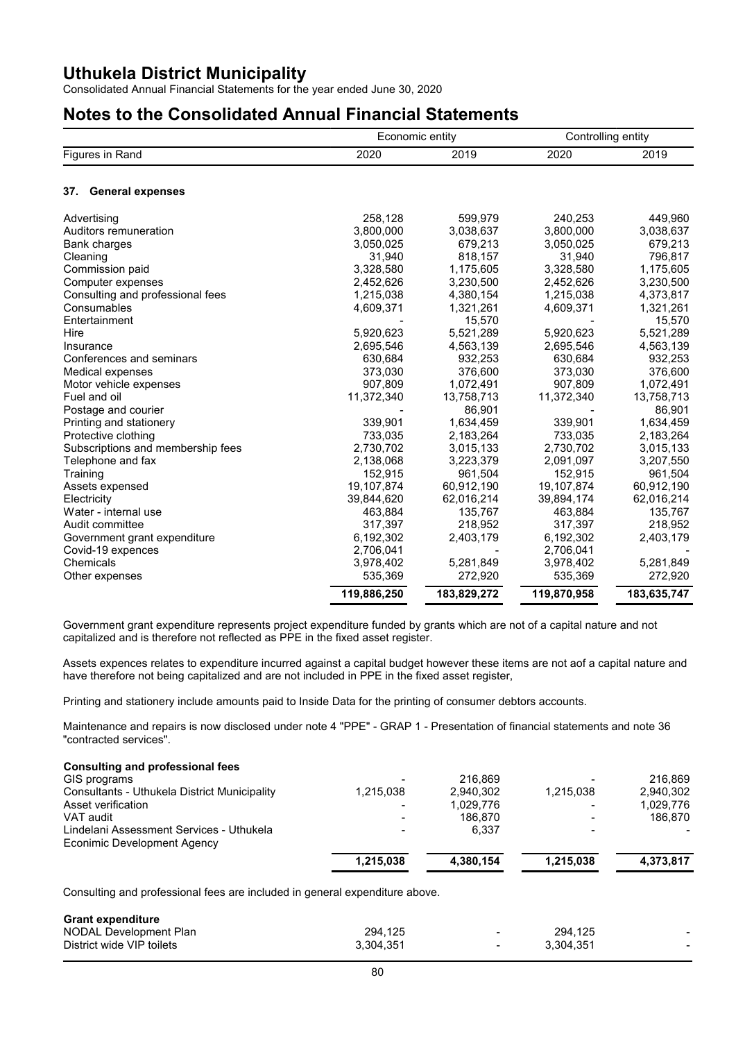# Uthukela District Municipality

Consolidated Annual Financial Statements for the year ended June 30, 2020

## Notes to the Consolidated Annual Financial Statements

| | Economic entity | | Controlling entity | |
|---|---|---|---|---|
| Figures in Rand | 2020 | 2019 | 2020 | 2019 |

### 37. General expenses

| | | | | |
|---|---|---|---|---|
| Advertising | 258,128 | 599,979 | 240,253 | 449,960 |
| Auditors remuneration | 3,800,000 | 3,038,637 | 3,800,000 | 3,038,637 |
| Bank charges | 3,050,025 | 679,213 | 3,050,025 | 679,213 |
| Cleaning | 31,940 | 818,157 | 31,940 | 796,817 |
| Commission paid | 3,328,580 | 1,175,605 | 3,328,580 | 1,175,605 |
| Computer expenses | 2,452,626 | 3,230,500 | 2,452,626 | 3,230,500 |
| Consulting and professional fees | 1,215,038 | 4,380,154 | 1,215,038 | 4,373,817 |
| Consumables | 4,609,371 | 1,321,261 | 4,609,371 | 1,321,261 |
| Entertainment | - | 15,570 | - | 15,570 |
| Hire | 5,920,623 | 5,521,289 | 5,920,623 | 5,521,289 |
| Insurance | 2,695,546 | 4,563,139 | 2,695,546 | 4,563,139 |
| Conferences and seminars | 630,684 | 932,253 | 630,684 | 932,253 |
| Medical expenses | 373,030 | 376,600 | 373,030 | 376,600 |
| Motor vehicle expenses | 907,809 | 1,072,491 | 907,809 | 1,072,491 |
| Fuel and oil | 11,372,340 | 13,758,713 | 11,372,340 | 13,758,713 |
| Postage and courier | - | 86,901 | - | 86,901 |
| Printing and stationery | 339,901 | 1,634,459 | 339,901 | 1,634,459 |
| Protective clothing | 733,035 | 2,183,264 | 733,035 | 2,183,264 |
| Subscriptions and membership fees | 2,730,702 | 3,015,133 | 2,730,702 | 3,015,133 |
| Telephone and fax | 2,138,068 | 3,223,379 | 2,091,097 | 3,207,550 |
| Training | 152,915 | 961,504 | 152,915 | 961,504 |
| Assets expensed | 19,107,874 | 60,912,190 | 19,107,874 | 60,912,190 |
| Electricity | 39,844,620 | 62,016,214 | 39,894,174 | 62,016,214 |
| Water - internal use | 463,884 | 135,767 | 463,884 | 135,767 |
| Audit committee | 317,397 | 218,952 | 317,397 | 218,952 |
| Government grant expenditure | 6,192,302 | 2,403,179 | 6,192,302 | 2,403,179 |
| Covid-19 expences | 2,706,041 | - | 2,706,041 | - |
| Chemicals | 3,978,402 | 5,281,849 | 3,978,402 | 5,281,849 |
| Other expenses | 535,369 | 272,920 | 535,369 | 272,920 |
| | **119,886,250** | **183,829,272** | **119,870,958** | **183,635,747** |

Government grant expenditure represents project expenditure funded by grants which are not of a capital nature and not capitalized and is therefore not reflected as PPE in the fixed asset register.

Assets expences relates to expenditure incurred against a capital budget however these items are not aof a capital nature and have therefore not being capitalized and are not included in PPE in the fixed asset register,

Printing and stationery include amounts paid to Inside Data for the printing of consumer debtors accounts.

Maintenance and repairs is now disclosed under note 4 "PPE" - GRAP 1 - Presentation of financial statements and note 36 "contracted services".

**Consulting and professional fees**

| | | | | |
|---|---|---|---|---|
| GIS programs | - | 216,869 | - | 216,869 |
| Consultants - Uthukela District Municipality | 1,215,038 | 2,940,302 | 1,215,038 | 2,940,302 |
| Asset verification | - | 1,029,776 | - | 1,029,776 |
| VAT audit | - | 186,870 | - | 186,870 |
| Lindelani Assessment Services - Uthukela Econimic Development Agency | - | 6,337 | - | - |
| | **1,215,038** | **4,380,154** | **1,215,038** | **4,373,817** |

Consulting and professional fees are included in general expenditure above.

**Grant expenditure**

| | | | | |
|---|---|---|---|---|
| NODAL Development Plan | 294,125 | - | 294,125 | - |
| District wide VIP toilets | 3,304,351 | - | 3,304,351 | - |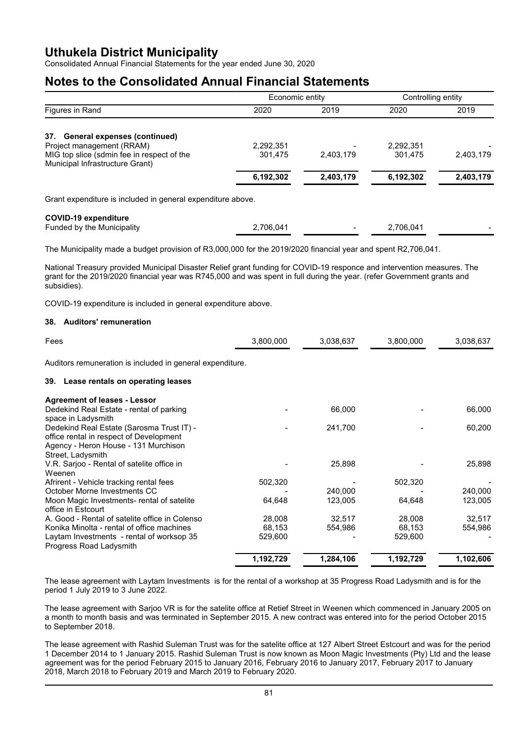## Notes to the Consolidated Annual Financial Statements

| Figures in Rand | Economic entity 2020 | Economic entity 2019 | Controlling entity 2020 | Controlling entity 2019 |
|---|---|---|---|---|
| **37. General expenses (continued)** | | | | |
| Project management (RRAM) | 2,292,351 | - | 2,292,351 | - |
| MIG top slice (sdmin fee in respect of the Municipal Infrastructure Grant) | 301,475 | 2,403,179 | 301,475 | 2,403,179 |
| | **6,192,302** | **2,403,179** | **6,192,302** | **2,403,179** |

Grant expenditure is included in general expenditure above.

| | Economic entity 2020 | Economic entity 2019 | Controlling entity 2020 | Controlling entity 2019 |
|---|---|---|---|---|
| **COVID-19 expenditure** | | | | |
| Funded by the Municipality | 2,706,041 | - | 2,706,041 | - |

The Municipality made a budget provision of R3,000,000 for the 2019/2020 financial year and spent R2,706,041.

National Treasury provided Municipal Disaster Relief grant funding for COVID-19 responce and intervention measures. The grant for the 2019/2020 financial year was R745,000 and was spent in full during the year. (refer Government grants and subsidies).

COVID-19 expenditure is included in general expenditure above.

### 38. Auditors' remuneration

| | Economic entity 2020 | Economic entity 2019 | Controlling entity 2020 | Controlling entity 2019 |
|---|---|---|---|---|
| Fees | 3,800,000 | 3,038,637 | 3,800,000 | 3,038,637 |

Auditors remuneration is included in general expenditure.

### 39. Lease rentals on operating leases

| | Economic entity 2020 | Economic entity 2019 | Controlling entity 2020 | Controlling entity 2019 |
|---|---|---|---|---|
| **Agreement of leases - Lessor** | | | | |
| Dedekind Real Estate - rental of parking space in Ladysmith | - | 66,000 | - | 66,000 |
| Dedekind Real Estate (Sarosma Trust IT) - office rental in respect of Development Agency - Heron House - 131 Murchison Street, Ladysmith | - | 241,700 | - | 60,200 |
| V.R. Sarjoo - Rental of satelite office in Weenen | - | 25,898 | - | 25,898 |
| Afrirent - Vehicle tracking rental fees | 502,320 | - | 502,320 | - |
| October Morne Investments CC | - | 240,000 | - | 240,000 |
| Moon Magic Investments- rental of satelite office in Estcourt | 64,648 | 123,005 | 64,648 | 123,005 |
| A. Good - Rental of satelite office in Colenso | 28,008 | 32,517 | 28,008 | 32,517 |
| Konika Minolta - rental of office machines | 68,153 | 554,986 | 68,153 | 554,986 |
| Laytam Investments - rental of worksop 35 Progress Road Ladysmith | 529,600 | - | 529,600 | - |
| | **1,192,729** | **1,284,106** | **1,192,729** | **1,102,606** |

The lease agreement with Laytam Investments is for the rental of a workshop at 35 Progress Road Ladysmith and is for the period 1 July 2019 to 3 June 2022.

The lease agreement with Sarjoo VR is for the satelite office at Retief Street in Weenen which commenced in January 2005 on a month to month basis and was terminated in September 2015. A new contract was entered into for the period October 2015 to September 2018.

The lease agreement with Rashid Suleman Trust was for the satelite office at 127 Albert Street Estcourt and was for the period 1 December 2014 to 1 January 2015. Rashid Suleman Trust is now known as Moon Magic Investments (Pty) Ltd and the lease agreement was for the period February 2015 to January 2016, February 2016 to January 2017, February 2017 to January 2018, March 2018 to February 2019 and March 2019 to February 2020.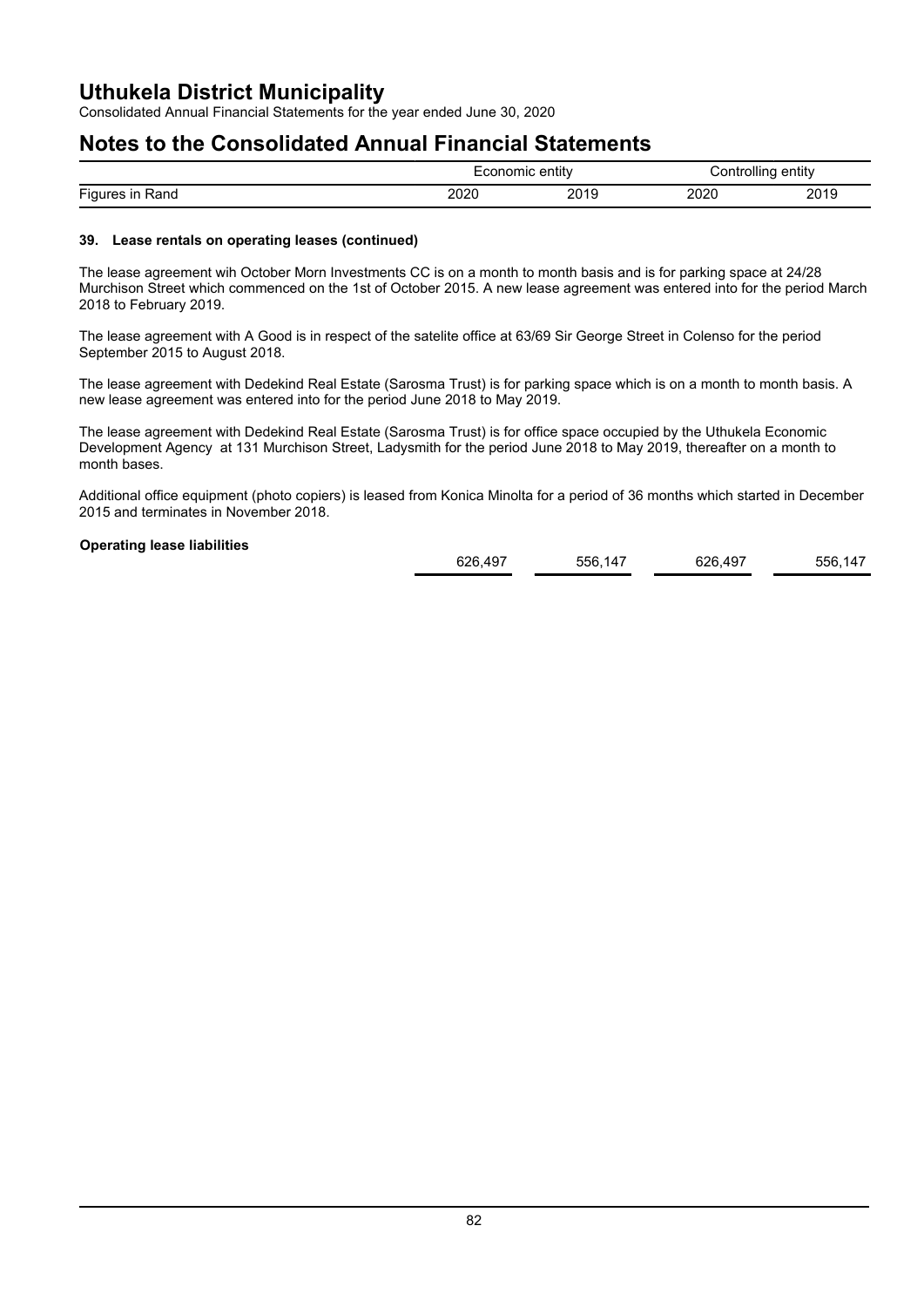# Uthukela District Municipality

Consolidated Annual Financial Statements for the year ended June 30, 2020

# Notes to the Consolidated Annual Financial Statements

| | Economic entity | | Controlling entity | |
|---|---|---|---|---|
| Figures in Rand | 2020 | 2019 | 2020 | 2019 |

### 39. Lease rentals on operating leases (continued)

The lease agreement wih October Morn Investments CC is on a month to month basis and is for parking space at 24/28 Murchison Street which commenced on the 1st of October 2015. A new lease agreement was entered into for the period March 2018 to February 2019.

The lease agreement with A Good is in respect of the satelite office at 63/69 Sir George Street in Colenso for the period September 2015 to August 2018.

The lease agreement with Dedekind Real Estate (Sarosma Trust) is for parking space which is on a month to month basis. A new lease agreement was entered into for the period June 2018 to May 2019.

The lease agreement with Dedekind Real Estate (Sarosma Trust) is for office space occupied by the Uthukela Economic Development Agency at 131 Murchison Street, Ladysmith for the period June 2018 to May 2019, thereafter on a month to month bases.

Additional office equipment (photo copiers) is leased from Konica Minolta for a period of 36 months which started in December 2015 and terminates in November 2018.

| | | | | |
|---|---|---|---|---|
| **Operating lease liabilities** | 626,497 | 556,147 | 626,497 | 556,147 |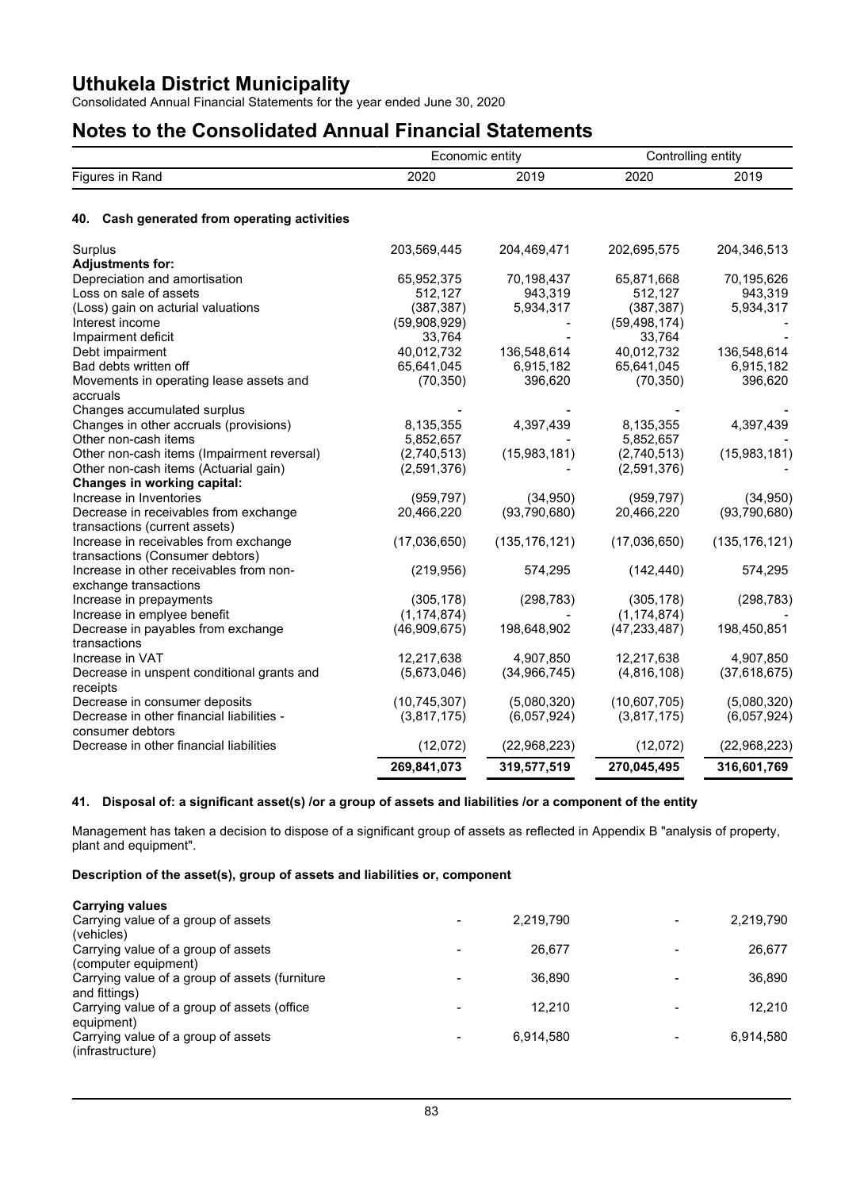# Uthukela District Municipality

Consolidated Annual Financial Statements for the year ended June 30, 2020

## Notes to the Consolidated Annual Financial Statements

| Figures in Rand | Economic entity 2020 | Economic entity 2019 | Controlling entity 2020 | Controlling entity 2019 |
|---|---|---|---|---|

### 40. Cash generated from operating activities

| | 2020 | 2019 | 2020 | 2019 |
|---|---|---|---|---|
| Surplus | 203,569,445 | 204,469,471 | 202,695,575 | 204,346,513 |
| **Adjustments for:** | | | | |
| Depreciation and amortisation | 65,952,375 | 70,198,437 | 65,871,668 | 70,195,626 |
| Loss on sale of assets | 512,127 | 943,319 | 512,127 | 943,319 |
| (Loss) gain on acturial valuations | (387,387) | 5,934,317 | (387,387) | 5,934,317 |
| Interest income | (59,908,929) | - | (59,498,174) | - |
| Impairment deficit | 33,764 | - | 33,764 | - |
| Debt impairment | 40,012,732 | 136,548,614 | 40,012,732 | 136,548,614 |
| Bad debts written off | 65,641,045 | 6,915,182 | 65,641,045 | 6,915,182 |
| Movements in operating lease assets and accruals | (70,350) | 396,620 | (70,350) | 396,620 |
| Changes accumulated surplus | - | - | - | - |
| Changes in other accruals (provisions) | 8,135,355 | 4,397,439 | 8,135,355 | 4,397,439 |
| Other non-cash items | 5,852,657 | - | 5,852,657 | - |
| Other non-cash items (Impairment reversal) | (2,740,513) | (15,983,181) | (2,740,513) | (15,983,181) |
| Other non-cash items (Actuarial gain) | (2,591,376) | - | (2,591,376) | - |
| **Changes in working capital:** | | | | |
| Increase in Inventories | (959,797) | (34,950) | (959,797) | (34,950) |
| Decrease in receivables from exchange transactions (current assets) | 20,466,220 | (93,790,680) | 20,466,220 | (93,790,680) |
| Increase in receivables from exchange transactions (Consumer debtors) | (17,036,650) | (135,176,121) | (17,036,650) | (135,176,121) |
| Increase in other receivables from non-exchange transactions | (219,956) | 574,295 | (142,440) | 574,295 |
| Increase in prepayments | (305,178) | (298,783) | (305,178) | (298,783) |
| Increase in emplyee benefit | (1,174,874) | - | (1,174,874) | - |
| Decrease in payables from exchange transactions | (46,909,675) | 198,648,902 | (47,233,487) | 198,450,851 |
| Increase in VAT | 12,217,638 | 4,907,850 | 12,217,638 | 4,907,850 |
| Decrease in unspent conditional grants and receipts | (5,673,046) | (34,966,745) | (4,816,108) | (37,618,675) |
| Decrease in consumer deposits | (10,745,307) | (5,080,320) | (10,607,705) | (5,080,320) |
| Decrease in other financial liabilities - consumer debtors | (3,817,175) | (6,057,924) | (3,817,175) | (6,057,924) |
| Decrease in other financial liabilities | (12,072) | (22,968,223) | (12,072) | (22,968,223) |
| | **269,841,073** | **319,577,519** | **270,045,495** | **316,601,769** |

### 41. Disposal of: a significant asset(s) /or a group of assets and liabilities /or a component of the entity

Management has taken a decision to dispose of a significant group of assets as reflected in Appendix B "analysis of property, plant and equipment".

**Description of the asset(s), group of assets and liabilities or, component**

| **Carrying values** | | | | |
|---|---|---|---|---|
| Carrying value of a group of assets (vehicles) | - | 2,219,790 | - | 2,219,790 |
| Carrying value of a group of assets (computer equipment) | - | 26,677 | - | 26,677 |
| Carrying value of a group of assets (furniture and fittings) | - | 36,890 | - | 36,890 |
| Carrying value of a group of assets (office equipment) | - | 12,210 | - | 12,210 |
| Carrying value of a group of assets (infrastructure) | - | 6,914,580 | - | 6,914,580 |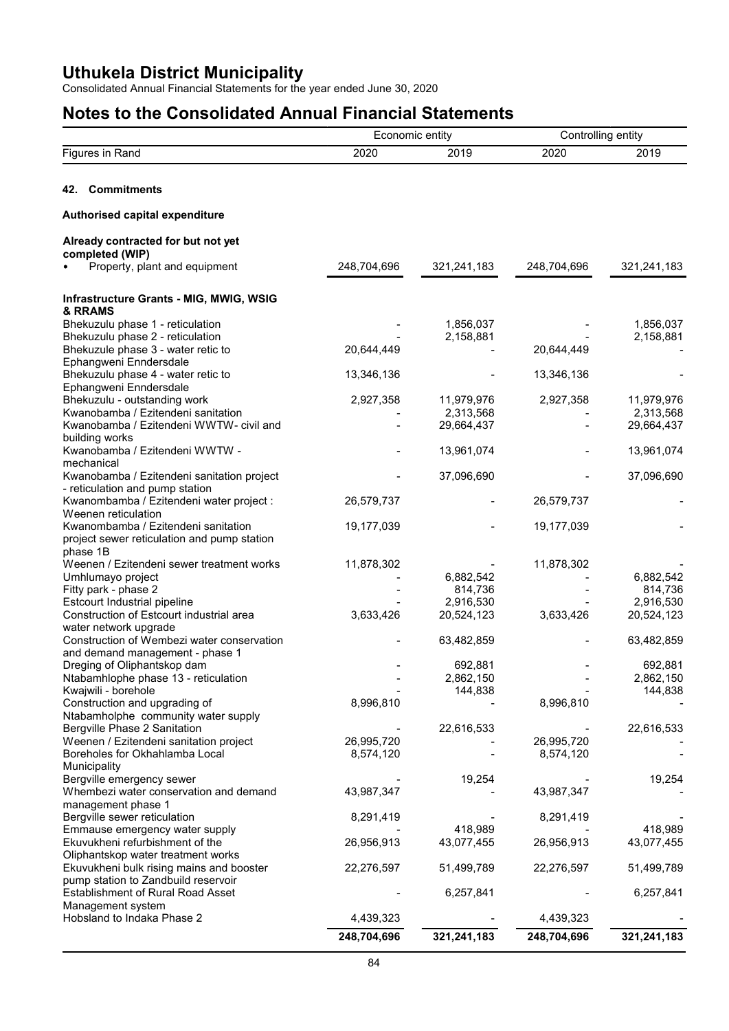# Uthukela District Municipality

Consolidated Annual Financial Statements for the year ended June 30, 2020

## Notes to the Consolidated Annual Financial Statements

| | Economic entity | | Controlling entity | |
|---|---|---|---|---|
| Figures in Rand | 2020 | 2019 | 2020 | 2019 |

### 42. Commitments

**Authorised capital expenditure**

| | | | | |
|---|---|---|---|---|
| **Already contracted for but not yet completed (WIP)** | | | | |
| • Property, plant and equipment | 248,704,696 | 321,241,183 | 248,704,696 | 321,241,183 |
| **Infrastructure Grants - MIG, MWIG, WSIG & RRAMS** | | | | |
| Bhekuzulu phase 1 - reticulation | - | 1,856,037 | - | 1,856,037 |
| Bhekuzulu phase 2 - reticulation | - | 2,158,881 | - | 2,158,881 |
| Bhekuzule phase 3 - water retic to Ephangweni Enndersdale | 20,644,449 | - | 20,644,449 | - |
| Bhekuzulu phase 4 - water retic to Ephangweni Enndersdale | 13,346,136 | - | 13,346,136 | - |
| Bhekuzulu - outstanding work | 2,927,358 | 11,979,976 | 2,927,358 | 11,979,976 |
| Kwanobamba / Ezitendeni sanitation | - | 2,313,568 | - | 2,313,568 |
| Kwanobamba / Ezitendeni WWTW- civil and building works | - | 29,664,437 | - | 29,664,437 |
| Kwanobamba / Ezitendeni WWTW - mechanical | - | 13,961,074 | - | 13,961,074 |
| Kwanobamba / Ezitendeni sanitation project - reticulation and pump station | - | 37,096,690 | - | 37,096,690 |
| Kwanombamba / Ezitendeni water project : Weenen reticulation | 26,579,737 | - | 26,579,737 | - |
| Kwanombamba / Ezitendeni sanitation project sewer reticulation and pump station phase 1B | 19,177,039 | - | 19,177,039 | - |
| Weenen / Ezitendeni sewer treatment works | 11,878,302 | - | 11,878,302 | - |
| Umhlumayo project | - | 6,882,542 | - | 6,882,542 |
| Fitty park - phase 2 | - | 814,736 | - | 814,736 |
| Estcourt Industrial pipeline | - | 2,916,530 | - | 2,916,530 |
| Construction of Estcourt industrial area water network upgrade | 3,633,426 | 20,524,123 | 3,633,426 | 20,524,123 |
| Construction of Wembezi water conservation and demand management - phase 1 | - | 63,482,859 | - | 63,482,859 |
| Dreging of Oliphantskop dam | - | 692,881 | - | 692,881 |
| Ntabamhlophe phase 13 - reticulation | - | 2,862,150 | - | 2,862,150 |
| Kwajwili - borehole | - | 144,838 | - | 144,838 |
| Construction and upgrading of Ntabamholphe community water supply | 8,996,810 | - | 8,996,810 | - |
| Bergville Phase 2 Sanitation | - | 22,616,533 | - | 22,616,533 |
| Weenen / Ezitendeni sanitation project | 26,995,720 | - | 26,995,720 | - |
| Boreholes for Okhahlamba Local Municipality | 8,574,120 | - | 8,574,120 | - |
| Bergville emergency sewer | - | 19,254 | - | 19,254 |
| Whembezi water conservation and demand management phase 1 | 43,987,347 | - | 43,987,347 | - |
| Bergville sewer reticulation | 8,291,419 | - | 8,291,419 | - |
| Emmause emergency water supply | - | 418,989 | - | 418,989 |
| Ekuvukheni refurbishment of the Oliphantskop water treatment works | 26,956,913 | 43,077,455 | 26,956,913 | 43,077,455 |
| Ekuvukheni bulk rising mains and booster pump station to Zandbuild reservoir | 22,276,597 | 51,499,789 | 22,276,597 | 51,499,789 |
| Establishment of Rural Road Asset Management system | - | 6,257,841 | - | 6,257,841 |
| Hobsland to Indaka Phase 2 | 4,439,323 | - | 4,439,323 | - |
| | **248,704,696** | **321,241,183** | **248,704,696** | **321,241,183** |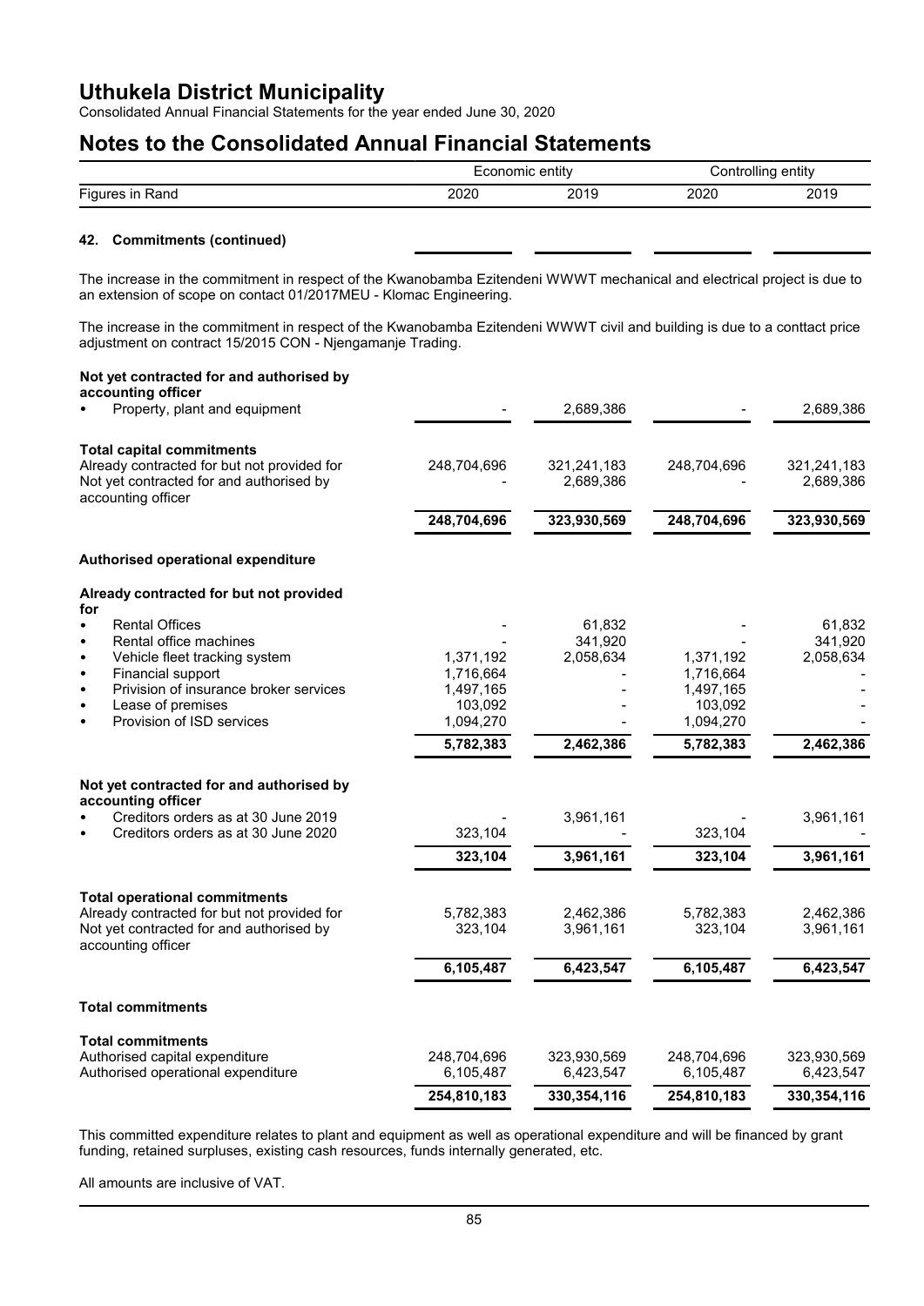# Notes to the Consolidated Annual Financial Statements

| Figures in Rand | Economic entity 2020 | Economic entity 2019 | Controlling entity 2020 | Controlling entity 2019 |
|---|---|---|---|---|

## 42. Commitments (continued)

The increase in the commitment in respect of the Kwanobamba Ezitendeni WWWT mechanical and electrical project is due to an extension of scope on contact 01/2017MEU - Klomac Engineering.

The increase in the commitment in respect of the Kwanobamba Ezitendeni WWWT civil and building is due to a conttact price adjustment on contract 15/2015 CON - Njengamanje Trading.

| Figures in Rand | Economic entity 2020 | Economic entity 2019 | Controlling entity 2020 | Controlling entity 2019 |
|---|---|---|---|---|
| **Not yet contracted for and authorised by accounting officer** | | | | |
| • Property, plant and equipment | - | 2,689,386 | - | 2,689,386 |
| **Total capital commitments** | | | | |
| Already contracted for but not provided for | 248,704,696 | 321,241,183 | 248,704,696 | 321,241,183 |
| Not yet contracted for and authorised by accounting officer | - | 2,689,386 | - | 2,689,386 |
| | **248,704,696** | **323,930,569** | **248,704,696** | **323,930,569** |
| **Authorised operational expenditure** | | | | |
| **Already contracted for but not provided for** | | | | |
| • Rental Offices | - | 61,832 | - | 61,832 |
| • Rental office machines | - | 341,920 | - | 341,920 |
| • Vehicle fleet tracking system | 1,371,192 | 2,058,634 | 1,371,192 | 2,058,634 |
| • Financial support | 1,716,664 | - | 1,716,664 | - |
| • Privision of insurance broker services | 1,497,165 | - | 1,497,165 | - |
| • Lease of premises | 103,092 | - | 103,092 | - |
| • Provision of ISD services | 1,094,270 | - | 1,094,270 | - |
| | **5,782,383** | **2,462,386** | **5,782,383** | **2,462,386** |
| **Not yet contracted for and authorised by accounting officer** | | | | |
| • Creditors orders as at 30 June 2019 | - | 3,961,161 | - | 3,961,161 |
| • Creditors orders as at 30 June 2020 | 323,104 | - | 323,104 | - |
| | **323,104** | **3,961,161** | **323,104** | **3,961,161** |
| **Total operational commitments** | | | | |
| Already contracted for but not provided for | 5,782,383 | 2,462,386 | 5,782,383 | 2,462,386 |
| Not yet contracted for and authorised by accounting officer | 323,104 | 3,961,161 | 323,104 | 3,961,161 |
| | **6,105,487** | **6,423,547** | **6,105,487** | **6,423,547** |
| **Total commitments** | | | | |
| **Total commitments** | | | | |
| Authorised capital expenditure | 248,704,696 | 323,930,569 | 248,704,696 | 323,930,569 |
| Authorised operational expenditure | 6,105,487 | 6,423,547 | 6,105,487 | 6,423,547 |
| | **254,810,183** | **330,354,116** | **254,810,183** | **330,354,116** |

This committed expenditure relates to plant and equipment as well as operational expenditure and will be financed by grant funding, retained surpluses, existing cash resources, funds internally generated, etc.

All amounts are inclusive of VAT.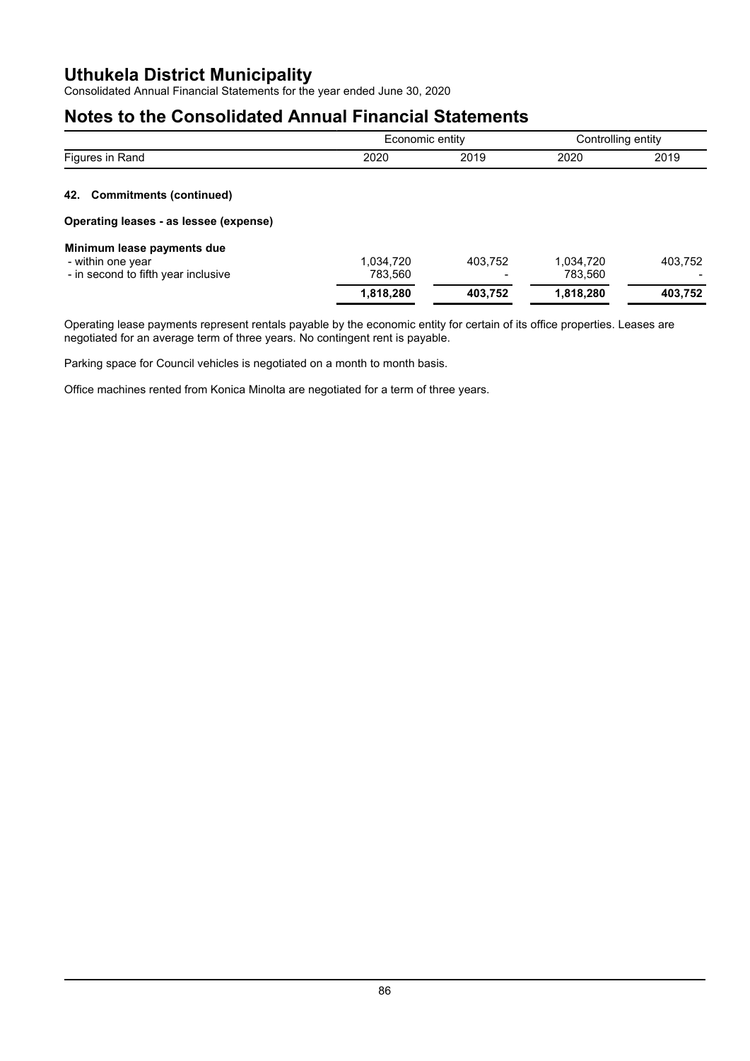## 42. Commitments (continued)

### Operating leases - as lessee (expense)

| Figures in Rand | Economic entity 2020 | Economic entity 2019 | Controlling entity 2020 | Controlling entity 2019 |
|---|---|---|---|---|
| **Minimum lease payments due** | | | | |
| - within one year | 1,034,720 | 403,752 | 1,034,720 | 403,752 |
| - in second to fifth year inclusive | 783,560 | - | 783,560 | - |
| | **1,818,280** | **403,752** | **1,818,280** | **403,752** |

Operating lease payments represent rentals payable by the economic entity for certain of its office properties. Leases are negotiated for an average term of three years. No contingent rent is payable.

Parking space for Council vehicles is negotiated on a month to month basis.

Office machines rented from Konica Minolta are negotiated for a term of three years.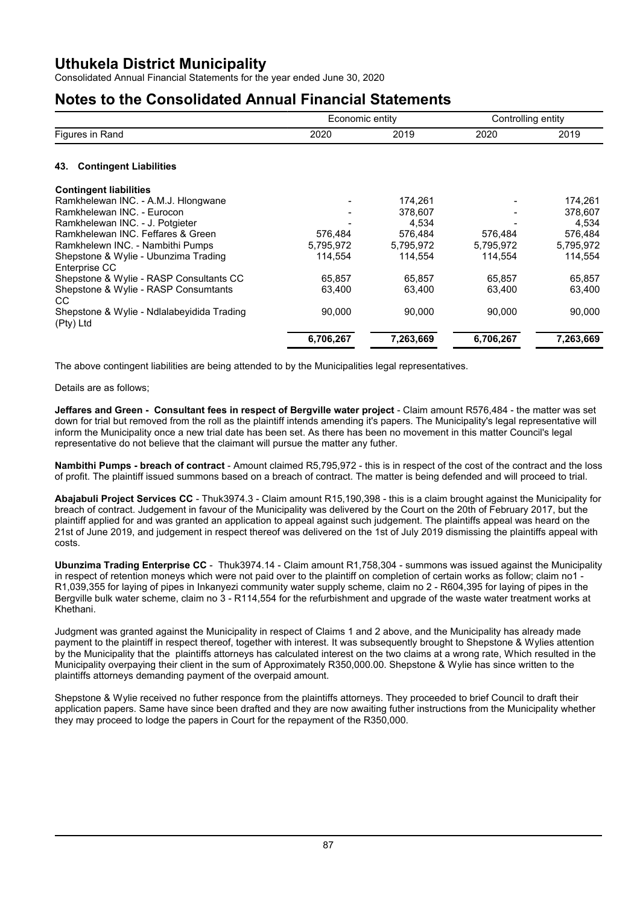# Uthukela District Municipality

Consolidated Annual Financial Statements for the year ended June 30, 2020

## Notes to the Consolidated Annual Financial Statements

| Figures in Rand | Economic entity 2020 | Economic entity 2019 | Controlling entity 2020 | Controlling entity 2019 |
|---|---|---|---|---|

### 43. Contingent Liabilities

| **Contingent liabilities** | | | | |
|---|---|---|---|---|
| Ramkhelewan INC. - A.M.J. Hlongwane | - | 174,261 | - | 174,261 |
| Ramkhelewan INC. - Eurocon | - | 378,607 | - | 378,607 |
| Ramkhelewan INC. - J. Potgieter | - | 4,534 | - | 4,534 |
| Ramkhelewan INC. Feffares & Green | 576,484 | 576,484 | 576,484 | 576,484 |
| Ramkhelewn INC. - Nambithi Pumps | 5,795,972 | 5,795,972 | 5,795,972 | 5,795,972 |
| Shepstone & Wylie - Ubunzima Trading Enterprise CC | 114,554 | 114,554 | 114,554 | 114,554 |
| Shepstone & Wylie - RASP Consultants CC | 65,857 | 65,857 | 65,857 | 65,857 |
| Shepstone & Wylie - RASP Consumtants CC | 63,400 | 63,400 | 63,400 | 63,400 |
| Shepstone & Wylie - Ndlalabeyidida Trading (Pty) Ltd | 90,000 | 90,000 | 90,000 | 90,000 |
| | **6,706,267** | **7,263,669** | **6,706,267** | **7,263,669** |

The above contingent liabilities are being attended to by the Municipalities legal representatives.

Details are as follows;

**Jeffares and Green - Consultant fees in respect of Bergville water project** - Claim amount R576,484 - the matter was set down for trial but removed from the roll as the plaintiff intends amending it's papers. The Municipality's legal representative will inform the Municipality once a new trial date has been set. As there has been no movement in this matter Council's legal representative do not believe that the claimant will pursue the matter any futher.

**Nambithi Pumps - breach of contract** - Amount claimed R5,795,972 - this is in respect of the cost of the contract and the loss of profit. The plaintiff issued summons based on a breach of contract. The matter is being defended and will proceed to trial.

**Abajabuli Project Services CC** - Thuk3974.3 - Claim amount R15,190,398 - this is a claim brought against the Municipality for breach of contract. Judgement in favour of the Municipality was delivered by the Court on the 20th of February 2017, but the plaintiff applied for and was granted an application to appeal against such judgement. The plaintiffs appeal was heard on the 21st of June 2019, and judgement in respect thereof was delivered on the 1st of July 2019 dismissing the plaintiffs appeal with costs.

**Ubunzima Trading Enterprise CC** - Thuk3974.14 - Claim amount R1,758,304 - summons was issued against the Municipality in respect of retention moneys which were not paid over to the plaintiff on completion of certain works as follow; claim no1 - R1,039,355 for laying of pipes in Inkanyezi community water supply scheme, claim no 2 - R604,395 for laying of pipes in the Bergville bulk water scheme, claim no 3 - R114,554 for the refurbishment and upgrade of the waste water treatment works at Khethani.

Judgment was granted against the Municipality in respect of Claims 1 and 2 above, and the Municipality has already made payment to the plaintiff in respect thereof, together with interest. It was subsequently brought to Shepstone & Wylies attention by the Municipality that the plaintiffs attorneys has calculated interest on the two claims at a wrong rate, Which resulted in the Municipality overpaying their client in the sum of Approximately R350,000.00. Shepstone & Wylie has since written to the plaintiffs attorneys demanding payment of the overpaid amount.

Shepstone & Wylie received no futher responce from the plaintiffs attorneys. They proceeded to brief Council to draft their application papers. Same have since been drafted and they are now awaiting futher instructions from the Municipality whether they may proceed to lodge the papers in Court for the repayment of the R350,000.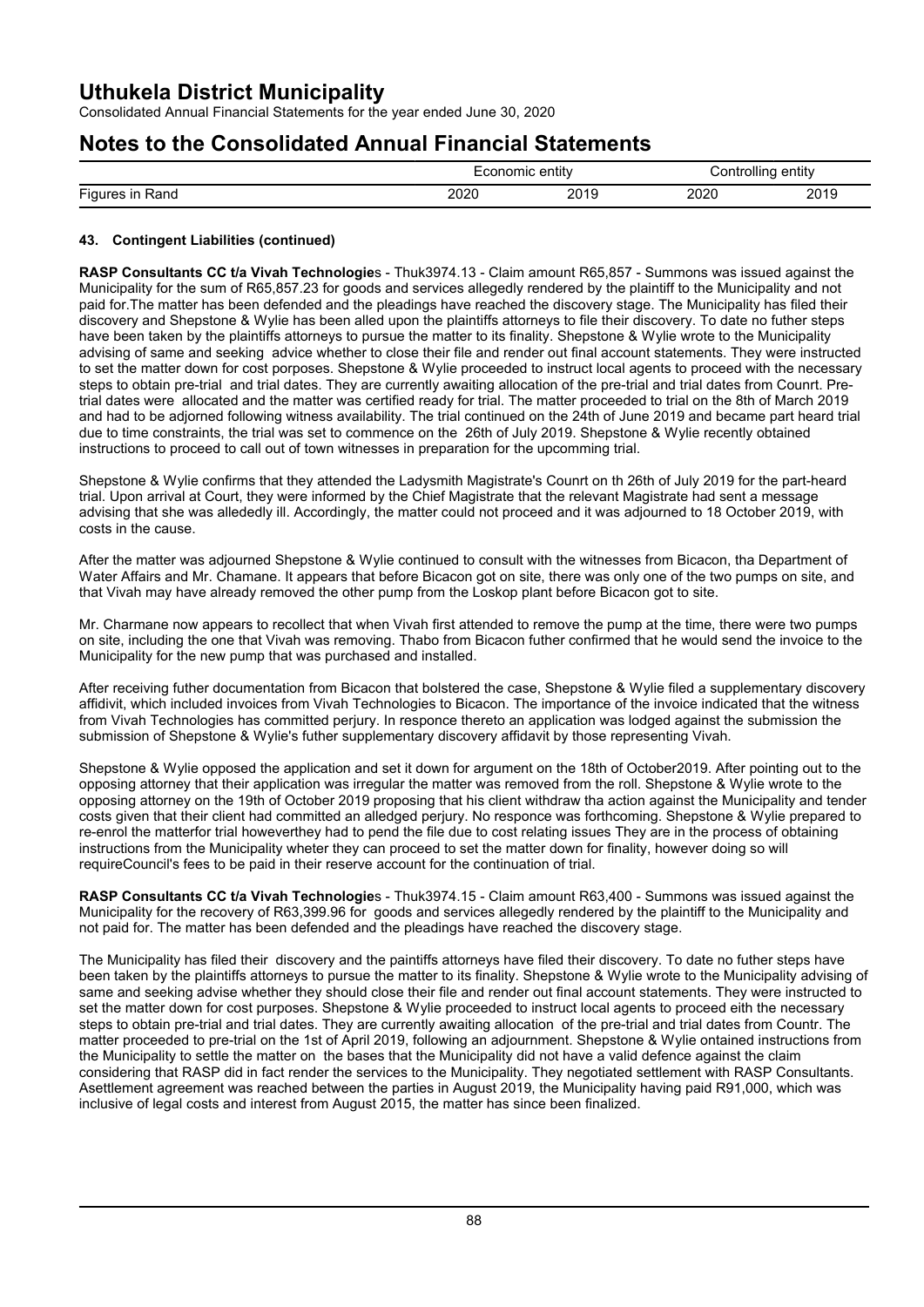# Uthukela District Municipality

Consolidated Annual Financial Statements for the year ended June 30, 2020

# Notes to the Consolidated Annual Financial Statements

| | Economic entity | | Controlling entity | |
|---|---|---|---|---|
| Figures in Rand | 2020 | 2019 | 2020 | 2019 |

### 43. Contingent Liabilities (continued)

**RASP Consultants CC t/a Vivah Technologie**s - Thuk3974.13 - Claim amount R65,857 - Summons was issued against the Municipality for the sum of R65,857.23 for goods and services allegedly rendered by the plaintiff to the Municipality and not paid for.The matter has been defended and the pleadings have reached the discovery stage. The Municipality has filed their discovery and Shepstone & Wylie has been alled upon the plaintiffs attorneys to file their discovery. To date no futher steps have been taken by the plaintiffs attorneys to pursue the matter to its finality. Shepstone & Wylie wrote to the Municipality advising of same and seeking advice whether to close their file and render out final account statements. They were instructed to set the matter down for cost porposes. Shepstone & Wylie proceeded to instruct local agents to proceed with the necessary steps to obtain pre-trial and trial dates. They are currently awaiting allocation of the pre-trial and trial dates from Counrt. Pre-trial dates were allocated and the matter was certified ready for trial. The matter proceeded to trial on the 8th of March 2019 and had to be adjorned following witness availability. The trial continued on the 24th of June 2019 and became part heard trial due to time constraints, the trial was set to commence on the 26th of July 2019. Shepstone & Wylie recently obtained instructions to proceed to call out of town witnesses in preparation for the upcomming trial.

Shepstone & Wylie confirms that they attended the Ladysmith Magistrate's Counrt on th 26th of July 2019 for the part-heard trial. Upon arrival at Court, they were informed by the Chief Magistrate that the relevant Magistrate had sent a message advising that she was allededly ill. Accordingly, the matter could not proceed and it was adjourned to 18 October 2019, with costs in the cause.

After the matter was adjourned Shepstone & Wylie continued to consult with the witnesses from Bicacon, tha Department of Water Affairs and Mr. Chamane. It appears that before Bicacon got on site, there was only one of the two pumps on site, and that Vivah may have already removed the other pump from the Loskop plant before Bicacon got to site.

Mr. Charmane now appears to recollect that when Vivah first attended to remove the pump at the time, there were two pumps on site, including the one that Vivah was removing. Thabo from Bicacon futher confirmed that he would send the invoice to the Municipality for the new pump that was purchased and installed.

After receiving futher documentation from Bicacon that bolstered the case, Shepstone & Wylie filed a supplementary discovery affidivit, which included invoices from Vivah Technologies to Bicacon. The importance of the invoice indicated that the witness from Vivah Technologies has committed perjury. In responce thereto an application was lodged against the submission the submission of Shepstone & Wylie's futher supplementary discovery affidavit by those representing Vivah.

Shepstone & Wylie opposed the application and set it down for argument on the 18th of October2019. After pointing out to the opposing attorney that their application was irregular the matter was removed from the roll. Shepstone & Wylie wrote to the opposing attorney on the 19th of October 2019 proposing that his client withdraw tha action against the Municipality and tender costs given that their client had committed an alledged perjury. No responce was forthcoming. Shepstone & Wylie prepared to re-enrol the matterfor trial howeverthey had to pend the file due to cost relating issues They are in the process of obtaining instructions from the Municipality wheter they can proceed to set the matter down for finality, however doing so will requireCouncil's fees to be paid in their reserve account for the continuation of trial.

**RASP Consultants CC t/a Vivah Technologie**s - Thuk3974.15 - Claim amount R63,400 - Summons was issued against the Municipality for the recovery of R63,399.96 for goods and services allegedly rendered by the plaintiff to the Municipality and not paid for. The matter has been defended and the pleadings have reached the discovery stage.

The Municipality has filed their discovery and the paintiffs attorneys have filed their discovery. To date no futher steps have been taken by the plaintiffs attorneys to pursue the matter to its finality. Shepstone & Wylie wrote to the Municipality advising of same and seeking advise whether they should close their file and render out final account statements. They were instructed to set the matter down for cost purposes. Shepstone & Wylie proceeded to instruct local agents to proceed eith the necessary steps to obtain pre-trial and trial dates. They are currently awaiting allocation of the pre-trial and trial dates from Countr. The matter proceeded to pre-trial on the 1st of April 2019, following an adjournment. Shepstone & Wylie ontained instructions from the Municipality to settle the matter on the bases that the Municipality did not have a valid defence against the claim considering that RASP did in fact render the services to the Municipality. They negotiated settlement with RASP Consultants. Asettlement agreement was reached between the parties in August 2019, the Municipality having paid R91,000, which was inclusive of legal costs and interest from August 2015, the matter has since been finalized.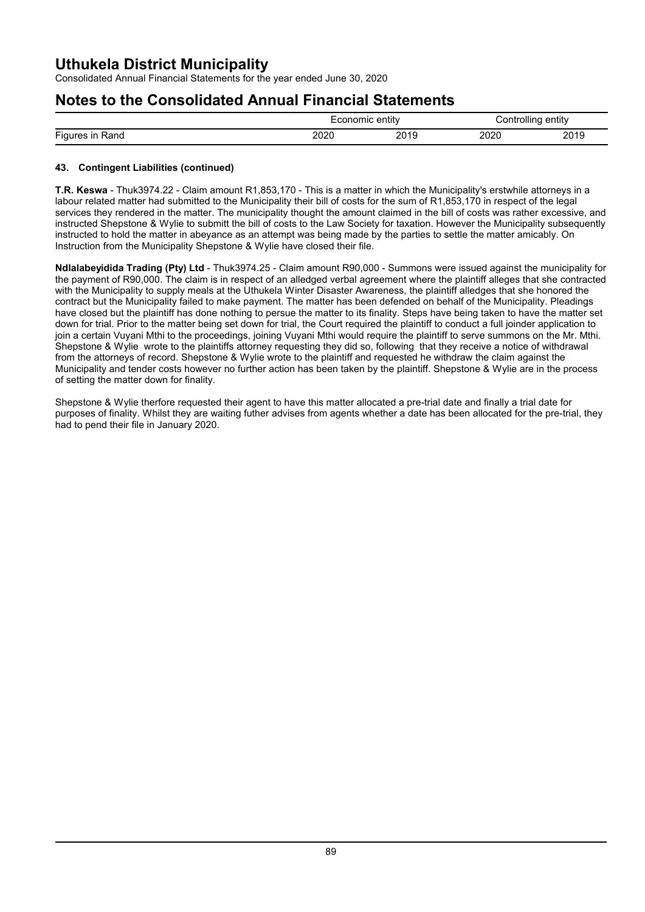### 43. Contingent Liabilities (continued)

**T.R. Keswa** - Thuk3974.22 - Claim amount R1,853,170 - This is a matter in which the Municipality's erstwhile attorneys in a labour related matter had submitted to the Municipality their bill of costs for the sum of R1,853,170 in respect of the legal services they rendered in the matter. The municipality thought the amount claimed in the bill of costs was rather excessive, and instructed Shepstone & Wylie to submitt the bill of costs to the Law Society for taxation. However the Municipality subsequently instructed to hold the matter in abeyance as an attempt was being made by the parties to settle the matter amicably. On Instruction from the Municipality Shepstone & Wylie have closed their file.

**Ndlalabeyidida Trading (Pty) Ltd** - Thuk3974.25 - Claim amount R90,000 - Summons were issued against the municipality for the payment of R90,000. The claim is in respect of an alledged verbal agreement where the plaintiff alleges that she contracted with the Municipality to supply meals at the Uthukela Winter Disaster Awareness, the plaintiff alledges that she honored the contract but the Municipality failed to make payment. The matter has been defended on behalf of the Municipality. Pleadings have closed but the plaintiff has done nothing to persue the matter to its finality. Steps have being taken to have the matter set down for trial. Prior to the matter being set down for trial, the Court required the plaintiff to conduct a full joinder application to join a certain Vuyani Mthi to the proceedings, joining Vuyani Mthi would require the plaintiff to serve summons on the Mr. Mthi. Shepstone & Wylie wrote to the plaintiffs attorney requesting they did so, following that they receive a notice of withdrawal from the attorneys of record. Shepstone & Wylie wrote to the plaintiff and requested he withdraw the claim against the Municipality and tender costs however no further action has been taken by the plaintiff. Shepstone & Wylie are in the process of setting the matter down for finality.

Shepstone & Wylie therfore requested their agent to have this matter allocated a pre-trial date and finally a trial date for purposes of finality. Whilst they are waiting futher advises from agents whether a date has been allocated for the pre-trial, they had to pend their file in January 2020.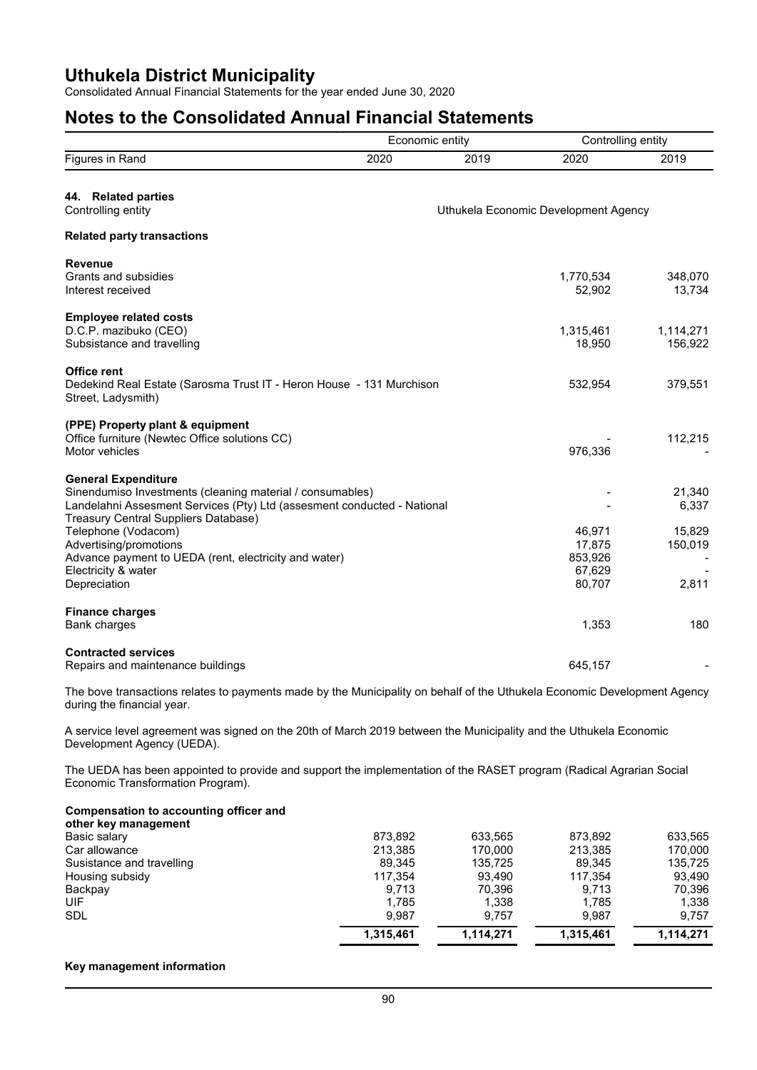# Uthukela District Municipality

Consolidated Annual Financial Statements for the year ended June 30, 2020

# Notes to the Consolidated Annual Financial Statements

| | Economic entity | | Controlling entity | |
|---|---|---|---|---|
| Figures in Rand | 2020 | 2019 | 2020 | 2019 |

## 44. Related parties

| | |
|---|---|
| Controlling entity | Uthukela Economic Development Agency |

**Related party transactions**

| | 2020 | 2019 |
|---|---|---|
| **Revenue** | | |
| Grants and subsidies | 1,770,534 | 348,070 |
| Interest received | 52,902 | 13,734 |
| **Employee related costs** | | |
| D.C.P. mazibuko (CEO) | 1,315,461 | 1,114,271 |
| Subsistance and travelling | 18,950 | 156,922 |
| **Office rent** | | |
| Dedekind Real Estate (Sarosma Trust IT - Heron House - 131 Murchison Street, Ladysmith) | 532,954 | 379,551 |
| **(PPE) Property plant & equipment** | | |
| Office furniture (Newtec Office solutions CC) | - | 112,215 |
| Motor vehicles | 976,336 | - |
| **General Expenditure** | | |
| Sinendumiso Investments (cleaning material / consumables) | - | 21,340 |
| Landelahni Assesment Services (Pty) Ltd (assesment conducted - National Treasury Central Suppliers Database) | - | 6,337 |
| Telephone (Vodacom) | 46,971 | 15,829 |
| Advertising/promotions | 17,875 | 150,019 |
| Advance payment to UEDA (rent, electricity and water) | 853,926 | - |
| Electricity & water | 67,629 | - |
| Depreciation | 80,707 | 2,811 |
| **Finance charges** | | |
| Bank charges | 1,353 | 180 |
| **Contracted services** | | |
| Repairs and maintenance buildings | 645,157 | - |

The bove transactions relates to payments made by the Municipality on behalf of the Uthukela Economic Development Agency during the financial year.

A service level agreement was signed on the 20th of March 2019 between the Municipality and the Uthukela Economic Development Agency (UEDA).

The UEDA has been appointed to provide and support the implementation of the RASET program (Radical Agrarian Social Economic Transformation Program).

**Compensation to accounting officer and other key management**

| | Economic entity 2020 | Economic entity 2019 | Controlling entity 2020 | Controlling entity 2019 |
|---|---|---|---|---|
| Basic salary | 873,892 | 633,565 | 873,892 | 633,565 |
| Car allowance | 213,385 | 170,000 | 213,385 | 170,000 |
| Susistance and travelling | 89,345 | 135,725 | 89,345 | 135,725 |
| Housing subsidy | 117,354 | 93,490 | 117,354 | 93,490 |
| Backpay | 9,713 | 70,396 | 9,713 | 70,396 |
| UIF | 1,785 | 1,338 | 1,785 | 1,338 |
| SDL | 9,987 | 9,757 | 9,987 | 9,757 |
| | **1,315,461** | **1,114,271** | **1,315,461** | **1,114,271** |

**Key management information**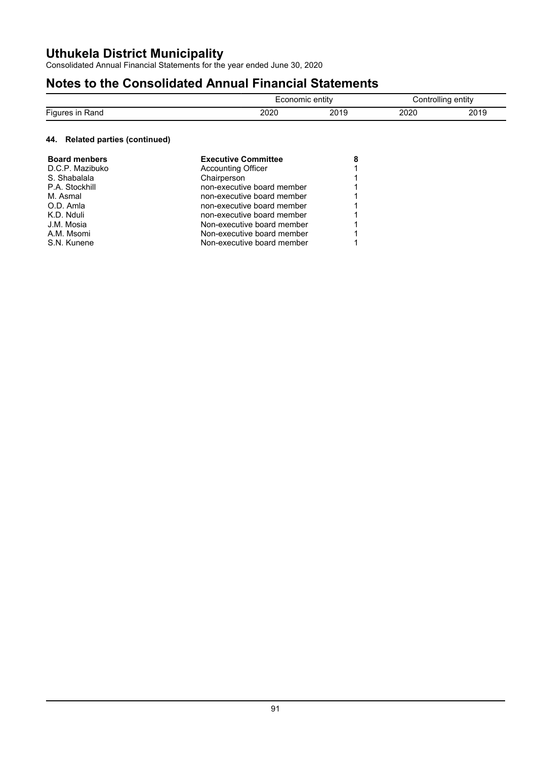| | Economic entity | | Controlling entity | |
|---|---|---|---|---|
| Figures in Rand | 2020 | 2019 | 2020 | 2019 |

### 44. Related parties (continued)

| Board menbers | Executive Committee | 8 |
|---|---|---|
| D.C.P. Mazibuko | Accounting Officer | 1 |
| S. Shabalala | Chairperson | 1 |
| P.A. Stockhill | non-executive board member | 1 |
| M. Asmal | non-executive board member | 1 |
| O.D. Amla | non-executive board member | 1 |
| K.D. Nduli | non-executive board member | 1 |
| J.M. Mosia | Non-executive board member | 1 |
| A.M. Msomi | Non-executive board member | 1 |
| S.N. Kunene | Non-executive board member | 1 |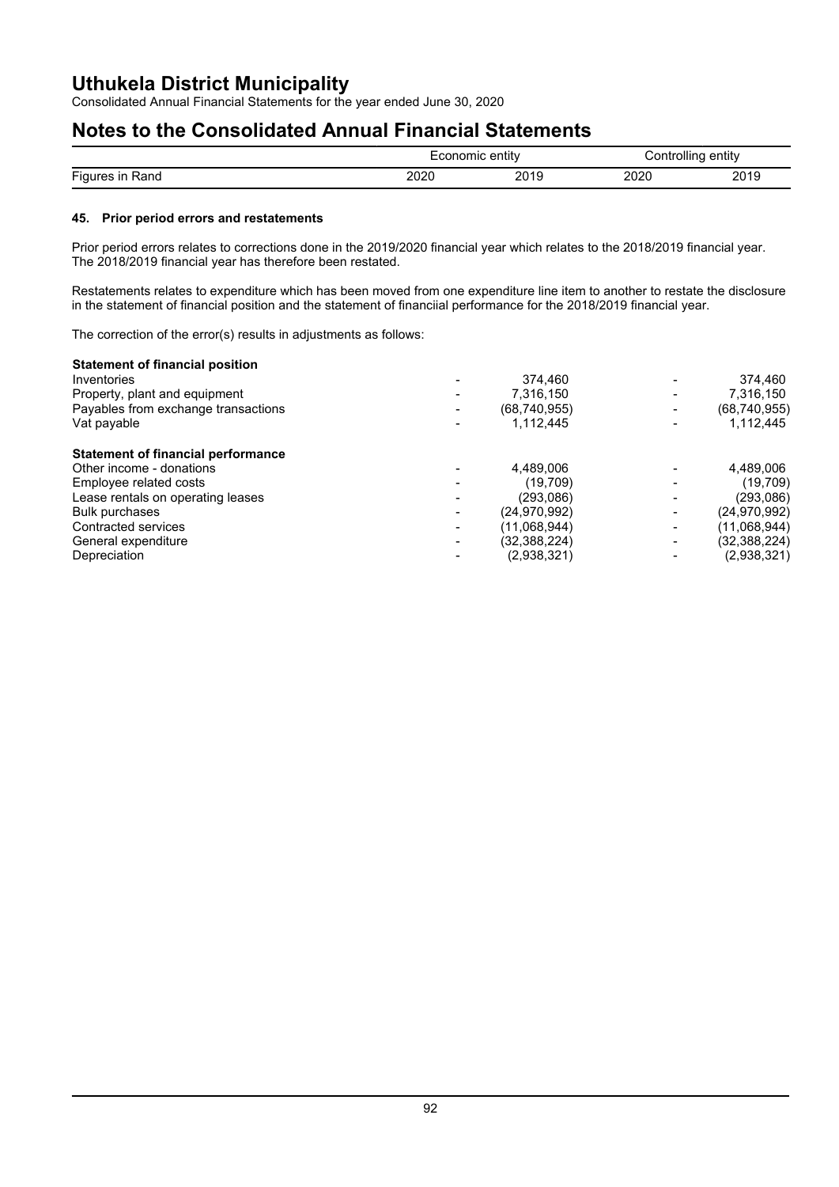## Notes to the Consolidated Annual Financial Statements

### 45. Prior period errors and restatements

Prior period errors relates to corrections done in the 2019/2020 financial year which relates to the 2018/2019 financial year. The 2018/2019 financial year has therefore been restated.

Restatements relates to expenditure which has been moved from one expenditure line item to another to restate the disclosure in the statement of financial position and the statement of financiial performance for the 2018/2019 financial year.

The correction of the error(s) results in adjustments as follows:

| | Economic entity | | Controlling entity | |
|---|---|---|---|---|
| Figures in Rand | 2020 | 2019 | 2020 | 2019 |
| **Statement of financial position** | | | | |
| Inventories | - | 374,460 | - | 374,460 |
| Property, plant and equipment | - | 7,316,150 | - | 7,316,150 |
| Payables from exchange transactions | - | (68,740,955) | - | (68,740,955) |
| Vat payable | - | 1,112,445 | - | 1,112,445 |
| **Statement of financial performance** | | | | |
| Other income - donations | - | 4,489,006 | - | 4,489,006 |
| Employee related costs | - | (19,709) | - | (19,709) |
| Lease rentals on operating leases | - | (293,086) | - | (293,086) |
| Bulk purchases | - | (24,970,992) | - | (24,970,992) |
| Contracted services | - | (11,068,944) | - | (11,068,944) |
| General expenditure | - | (32,388,224) | - | (32,388,224) |
| Depreciation | - | (2,938,321) | - | (2,938,321) |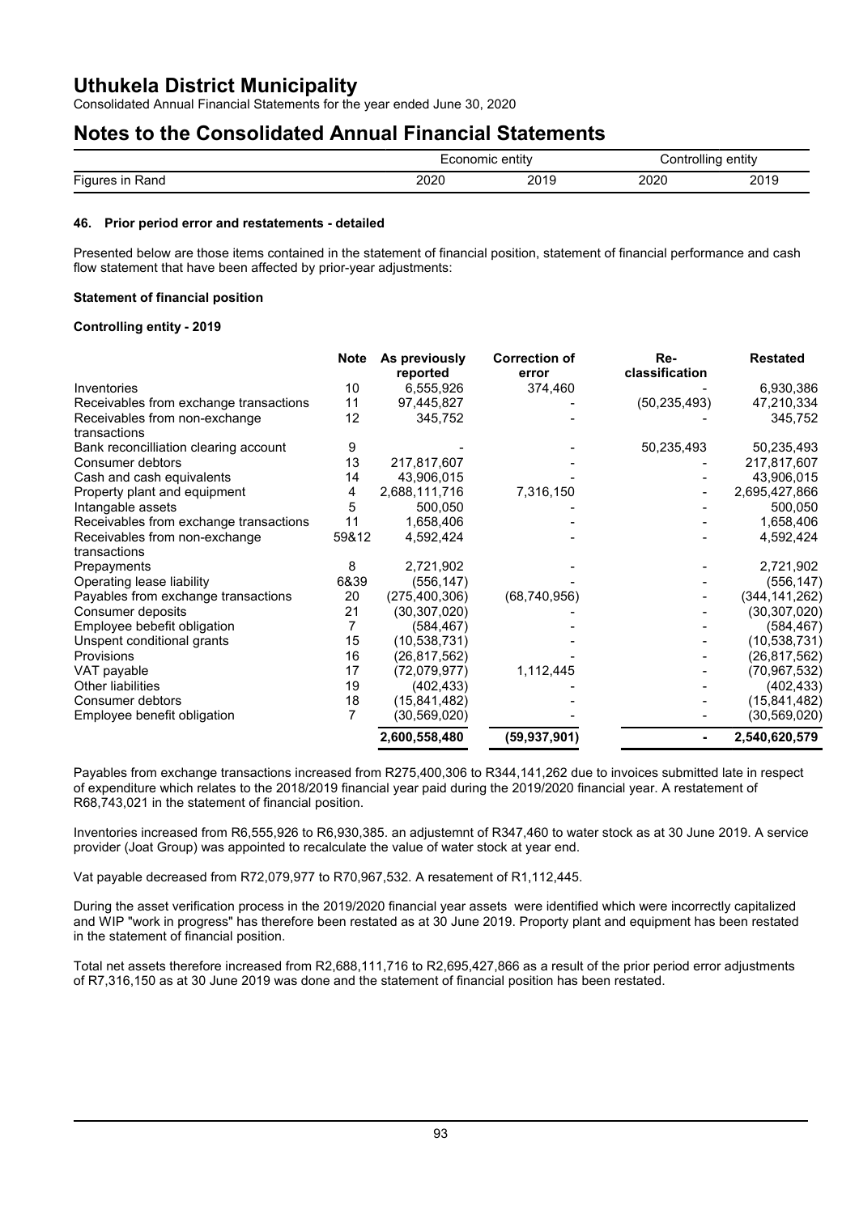# Uthukela District Municipality

Consolidated Annual Financial Statements for the year ended June 30, 2020

# Notes to the Consolidated Annual Financial Statements

| | Economic entity | | Controlling entity | |
|---|---|---|---|---|
| Figures in Rand | 2020 | 2019 | 2020 | 2019 |

### 46. Prior period error and restatements - detailed

Presented below are those items contained in the statement of financial position, statement of financial performance and cash flow statement that have been affected by prior-year adjustments:

**Statement of financial position**

**Controlling entity - 2019**

| | Note | As previously reported | Correction of error | Re-classification | Restated |
|---|---|---|---|---|---|
| Inventories | 10 | 6,555,926 | 374,460 | - | 6,930,386 |
| Receivables from exchange transactions | 11 | 97,445,827 | - | (50,235,493) | 47,210,334 |
| Receivables from non-exchange transactions | 12 | 345,752 | - | - | 345,752 |
| Bank reconcilliation clearing account | 9 | - | - | 50,235,493 | 50,235,493 |
| Consumer debtors | 13 | 217,817,607 | - | - | 217,817,607 |
| Cash and cash equivalents | 14 | 43,906,015 | - | - | 43,906,015 |
| Property plant and equipment | 4 | 2,688,111,716 | 7,316,150 | - | 2,695,427,866 |
| Intangible assets | 5 | 500,050 | - | - | 500,050 |
| Receivables from exchange transactions | 11 | 1,658,406 | - | - | 1,658,406 |
| Receivables from non-exchange transactions | 59&12 | 4,592,424 | - | - | 4,592,424 |
| Prepayments | 8 | 2,721,902 | - | - | 2,721,902 |
| Operating lease liability | 6&39 | (556,147) | - | - | (556,147) |
| Payables from exchange transactions | 20 | (275,400,306) | (68,740,956) | - | (344,141,262) |
| Consumer deposits | 21 | (30,307,020) | - | - | (30,307,020) |
| Employee bebefit obligation | 7 | (584,467) | - | - | (584,467) |
| Unspent conditional grants | 15 | (10,538,731) | - | - | (10,538,731) |
| Provisions | 16 | (26,817,562) | - | - | (26,817,562) |
| VAT payable | 17 | (72,079,977) | 1,112,445 | - | (70,967,532) |
| Other liabilities | 19 | (402,433) | - | - | (402,433) |
| Consumer debtors | 18 | (15,841,482) | - | - | (15,841,482) |
| Employee benefit obligation | 7 | (30,569,020) | - | - | (30,569,020) |
| | | **2,600,558,480** | **(59,937,901)** | **-** | **2,540,620,579** |

Payables from exchange transactions increased from R275,400,306 to R344,141,262 due to invoices submitted late in respect of expenditure which relates to the 2018/2019 financial year paid during the 2019/2020 financial year. A restatement of R68,743,021 in the statement of financial position.

Inventories increased from R6,555,926 to R6,930,385. an adjustemnt of R347,460 to water stock as at 30 June 2019. A service provider (Joat Group) was appointed to recalculate the value of water stock at year end.

Vat payable decreased from R72,079,977 to R70,967,532. A resatement of R1,112,445.

During the asset verification process in the 2019/2020 financial year assets were identified which were incorrectly capitalized and WIP "work in progress" has therefore been restated as at 30 June 2019. Proporty plant and equipment has been restated in the statement of financial position.

Total net assets therefore increased from R2,688,111,716 to R2,695,427,866 as a result of the prior period error adjustments of R7,316,150 as at 30 June 2019 was done and the statement of financial position has been restated.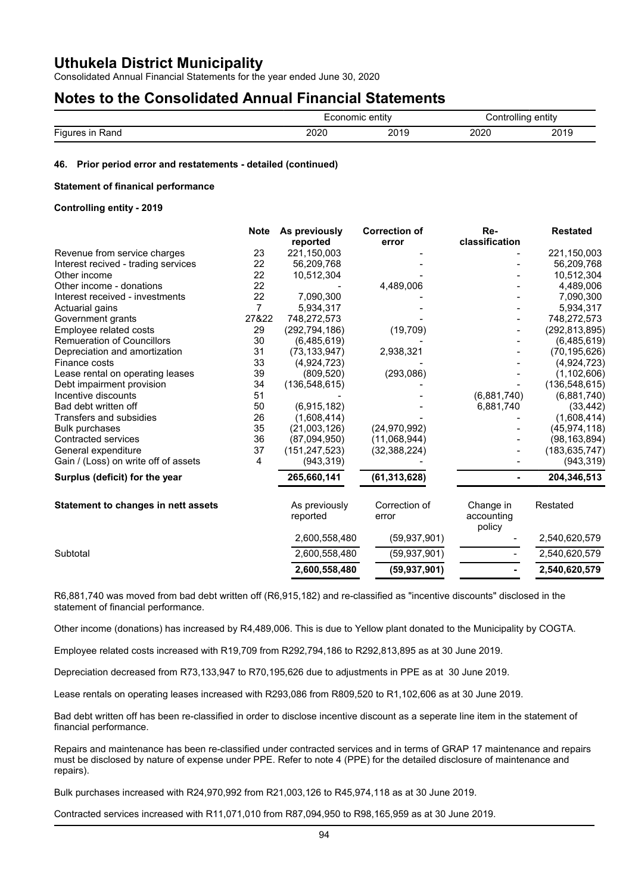#### 46. Prior period error and restatements - detailed (continued)

**Statement of finanical performance**

**Controlling entity - 2019**

| | Note | As previously reported | Correction of error | Re-classification | Restated |
|---|---|---|---|---|---|
| Revenue from service charges | 23 | 221,150,003 | - | - | 221,150,003 |
| Interest recived - trading services | 22 | 56,209,768 | - | - | 56,209,768 |
| Other income | 22 | 10,512,304 | - | - | 10,512,304 |
| Other income - donations | 22 | - | 4,489,006 | - | 4,489,006 |
| Interest received - investments | 22 | 7,090,300 | - | - | 7,090,300 |
| Actuarial gains | 7 | 5,934,317 | - | - | 5,934,317 |
| Government grants | 27&22 | 748,272,573 | - | - | 748,272,573 |
| Employee related costs | 29 | (292,794,186) | (19,709) | - | (292,813,895) |
| Remueration of Councillors | 30 | (6,485,619) | - | - | (6,485,619) |
| Depreciation and amortization | 31 | (73,133,947) | 2,938,321 | - | (70,195,626) |
| Finance costs | 33 | (4,924,723) | - | - | (4,924,723) |
| Lease rental on operating leases | 39 | (809,520) | (293,086) | - | (1,102,606) |
| Debt impairment provision | 34 | (136,548,615) | - | - | (136,548,615) |
| Incentive discounts | 51 | - | - | (6,881,740) | (6,881,740) |
| Bad debt written off | 50 | (6,915,182) | - | 6,881,740 | (33,442) |
| Transfers and subsidies | 26 | (1,608,414) | - | - | (1,608,414) |
| Bulk purchases | 35 | (21,003,126) | (24,970,992) | - | (45,974,118) |
| Contracted services | 36 | (87,094,950) | (11,068,944) | - | (98,163,894) |
| General expenditure | 37 | (151,247,523) | (32,388,224) | - | (183,635,747) |
| Gain / (Loss) on write off of assets | 4 | (943,319) | - | - | (943,319) |
| **Surplus (deficit) for the year** | | **265,660,141** | **(61,313,628)** | **-** | **204,346,513** |

| Statement to changes in nett assets | As previously reported | Correction of error | Change in accounting policy | Restated |
|---|---|---|---|---|
| | 2,600,558,480 | (59,937,901) | - | 2,540,620,579 |
| Subtotal | 2,600,558,480 | (59,937,901) | - | 2,540,620,579 |
| | **2,600,558,480** | **(59,937,901)** | **-** | **2,540,620,579** |

R6,881,740 was moved from bad debt written off (R6,915,182) and re-classified as "incentive discounts" disclosed in the statement of financial performance.

Other income (donations) has increased by R4,489,006. This is due to Yellow plant donated to the Municipality by COGTA.

Employee related costs increased with R19,709 from R292,794,186 to R292,813,895 as at 30 June 2019.

Depreciation decreased from R73,133,947 to R70,195,626 due to adjustments in PPE as at 30 June 2019.

Lease rentals on operating leases increased with R293,086 from R809,520 to R1,102,606 as at 30 June 2019.

Bad debt written off has been re-classified in order to disclose incentive discount as a seperate line item in the statement of financial performance.

Repairs and maintenance has been re-classified under contracted services and in terms of GRAP 17 maintenance and repairs must be disclosed by nature of expense under PPE. Refer to note 4 (PPE) for the detailed disclosure of maintenance and repairs).

Bulk purchases increased with R24,970,992 from R21,003,126 to R45,974,118 as at 30 June 2019.

Contracted services increased with R11,071,010 from R87,094,950 to R98,165,959 as at 30 June 2019.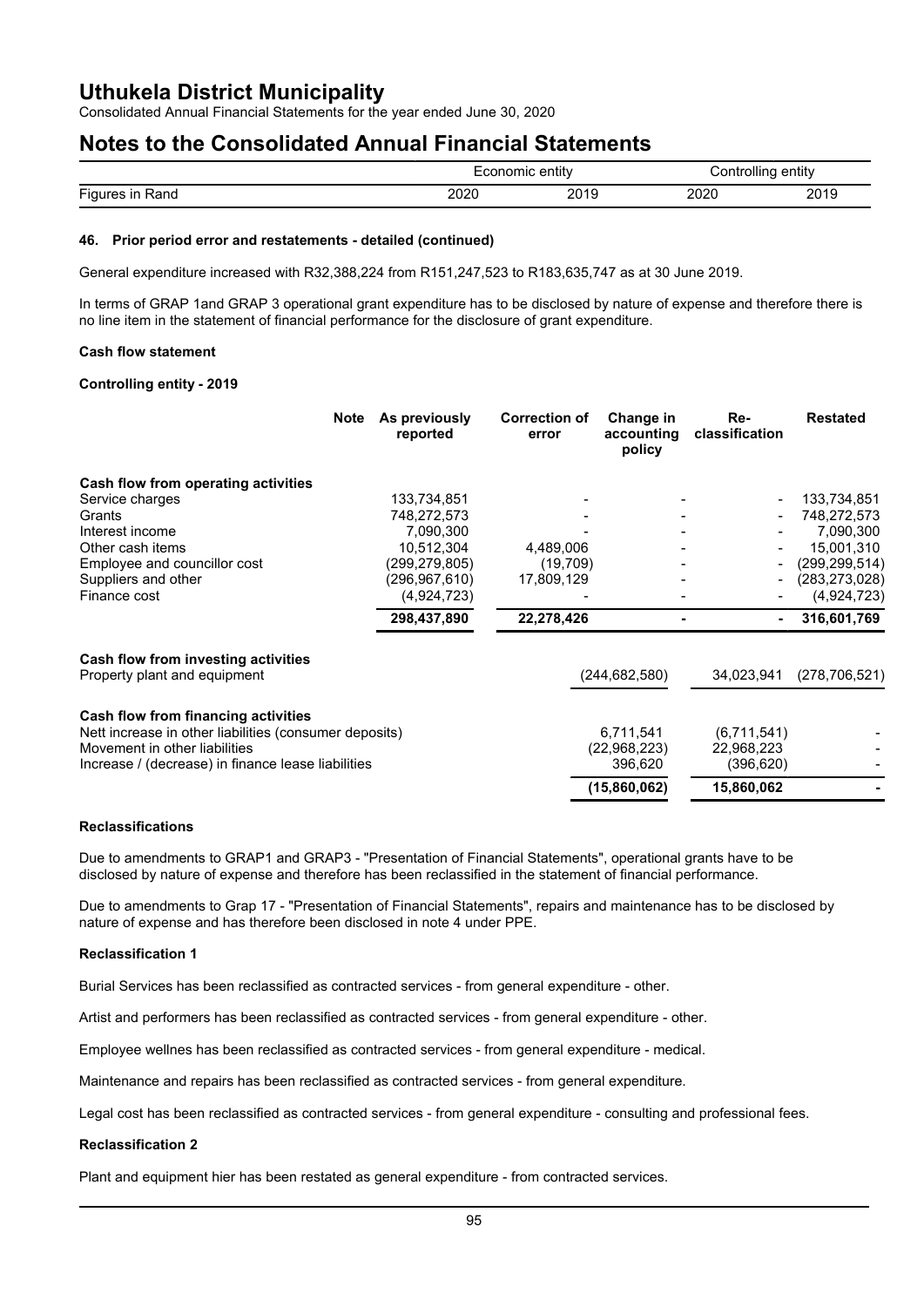### 46. Prior period error and restatements - detailed (continued)

General expenditure increased with R32,388,224 from R151,247,523 to R183,635,747 as at 30 June 2019.

In terms of GRAP 1and GRAP 3 operational grant expenditure has to be disclosed by nature of expense and therefore there is no line item in the statement of financial performance for the disclosure of grant expenditure.

**Cash flow statement**

**Controlling entity - 2019**

| | Note | As previously reported | Correction of error | Change in accounting policy | Re-classification | Restated |
|---|---|---|---|---|---|---|
| **Cash flow from operating activities** | | | | | | |
| Service charges | | 133,734,851 | - | - | - | 133,734,851 |
| Grants | | 748,272,573 | - | - | - | 748,272,573 |
| Interest income | | 7,090,300 | - | - | - | 7,090,300 |
| Other cash items | | 10,512,304 | 4,489,006 | - | - | 15,001,310 |
| Employee and councillor cost | | (299,279,805) | (19,709) | - | - | (299,299,514) |
| Suppliers and other | | (296,967,610) | 17,809,129 | - | - | (283,273,028) |
| Finance cost | | (4,924,723) | - | - | - | (4,924,723) |
| | | **298,437,890** | **22,278,426** | **-** | **-** | **316,601,769** |
| **Cash flow from investing activities** | | | | | | |
| Property plant and equipment | | | | (244,682,580) | 34,023,941 | (278,706,521) |
| **Cash flow from financing activities** | | | | | | |
| Nett increase in other liabilities (consumer deposits) | | | | 6,711,541 | (6,711,541) | - |
| Movement in other liabilities | | | | (22,968,223) | 22,968,223 | - |
| Increase / (decrease) in finance lease liabilities | | | | 396,620 | (396,620) | - |
| | | | | **(15,860,062)** | **15,860,062** | **-** |

**Reclassifications**

Due to amendments to GRAP1 and GRAP3 - "Presentation of Financial Statements", operational grants have to be disclosed by nature of expense and therefore has been reclassified in the statement of financial performance.

Due to amendments to Grap 17 - "Presentation of Financial Statements", repairs and maintenance has to be disclosed by nature of expense and has therefore been disclosed in note 4 under PPE.

**Reclassification 1**

Burial Services has been reclassified as contracted services - from general expenditure - other.

Artist and performers has been reclassified as contracted services - from general expenditure - other.

Employee wellnes has been reclassified as contracted services - from general expenditure - medical.

Maintenance and repairs has been reclassified as contracted services - from general expenditure.

Legal cost has been reclassified as contracted services - from general expenditure - consulting and professional fees.

**Reclassification 2**

Plant and equipment hier has been restated as general expenditure - from contracted services.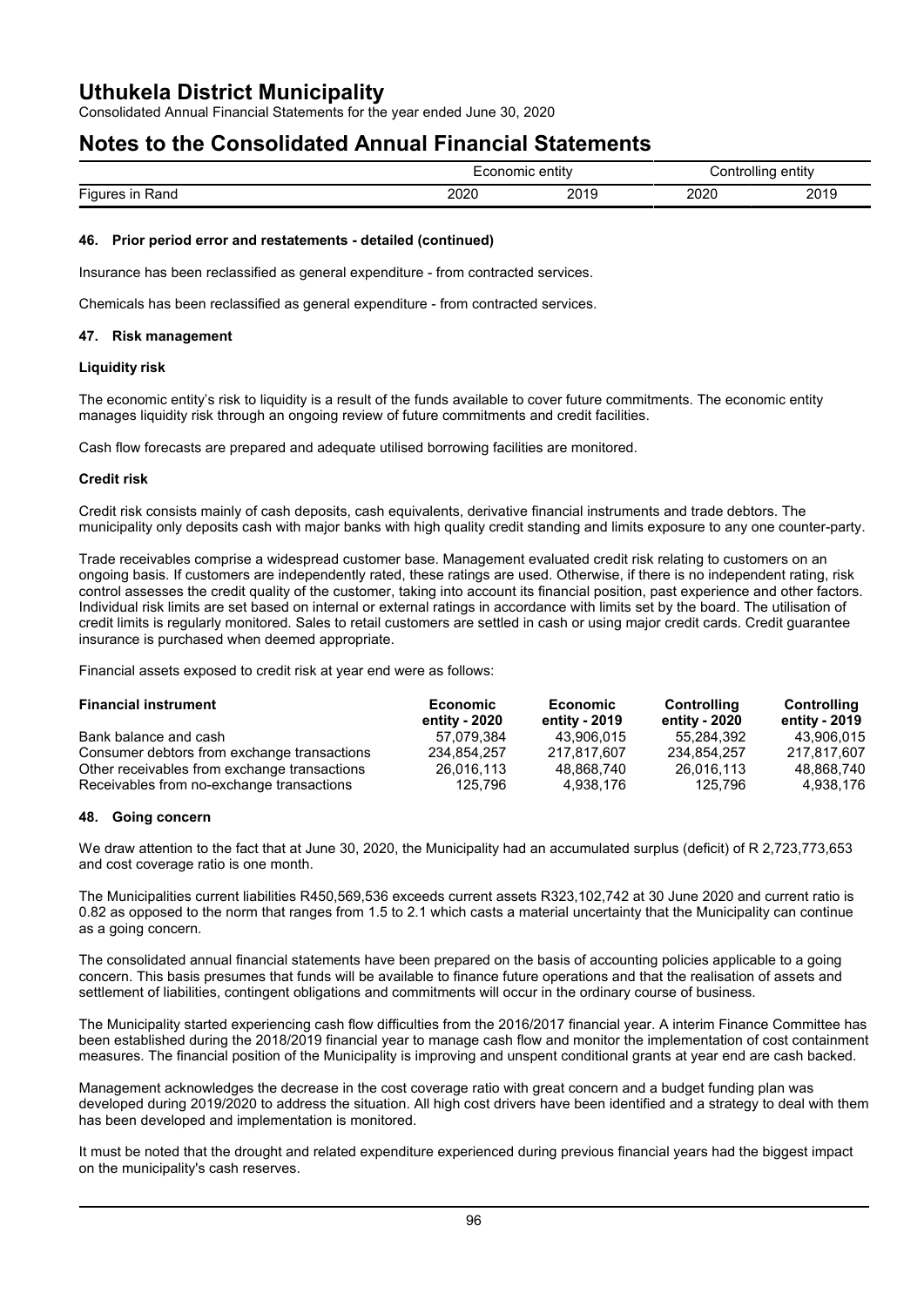### 46. Prior period error and restatements - detailed (continued)

Insurance has been reclassified as general expenditure - from contracted services.

Chemicals has been reclassified as general expenditure - from contracted services.

### 47. Risk management

**Liquidity risk**

The economic entity's risk to liquidity is a result of the funds available to cover future commitments. The economic entity manages liquidity risk through an ongoing review of future commitments and credit facilities.

Cash flow forecasts are prepared and adequate utilised borrowing facilities are monitored.

**Credit risk**

Credit risk consists mainly of cash deposits, cash equivalents, derivative financial instruments and trade debtors. The municipality only deposits cash with major banks with high quality credit standing and limits exposure to any one counter-party.

Trade receivables comprise a widespread customer base. Management evaluated credit risk relating to customers on an ongoing basis. If customers are independently rated, these ratings are used. Otherwise, if there is no independent rating, risk control assesses the credit quality of the customer, taking into account its financial position, past experience and other factors. Individual risk limits are set based on internal or external ratings in accordance with limits set by the board. The utilisation of credit limits is regularly monitored. Sales to retail customers are settled in cash or using major credit cards. Credit guarantee insurance is purchased when deemed appropriate.

Financial assets exposed to credit risk at year end were as follows:

| Financial instrument | Economic entity - 2020 | Economic entity - 2019 | Controlling entity - 2020 | Controlling entity - 2019 |
|---|---|---|---|---|
| Bank balance and cash | 57,079,384 | 43,906,015 | 55,284,392 | 43,906,015 |
| Consumer debtors from exchange transactions | 234,854,257 | 217,817,607 | 234,854,257 | 217,817,607 |
| Other receivables from exchange transactions | 26,016,113 | 48,868,740 | 26,016,113 | 48,868,740 |
| Receivables from no-exchange transactions | 125,796 | 4,938,176 | 125,796 | 4,938,176 |

### 48. Going concern

We draw attention to the fact that at June 30, 2020, the Municipality had an accumulated surplus (deficit) of R 2,723,773,653 and cost coverage ratio is one month.

The Municipalities current liabilities R450,569,536 exceeds current assets R323,102,742 at 30 June 2020 and current ratio is 0.82 as opposed to the norm that ranges from 1.5 to 2.1 which casts a material uncertainty that the Municipality can continue as a going concern.

The consolidated annual financial statements have been prepared on the basis of accounting policies applicable to a going concern. This basis presumes that funds will be available to finance future operations and that the realisation of assets and settlement of liabilities, contingent obligations and commitments will occur in the ordinary course of business.

The Municipality started experiencing cash flow difficulties from the 2016/2017 financial year. A interim Finance Committee has been established during the 2018/2019 financial year to manage cash flow and monitor the implementation of cost containment measures. The financial position of the Municipality is improving and unspent conditional grants at year end are cash backed.

Management acknowledges the decrease in the cost coverage ratio with great concern and a budget funding plan was developed during 2019/2020 to address the situation. All high cost drivers have been identified and a strategy to deal with them has been developed and implementation is monitored.

It must be noted that the drought and related expenditure experienced during previous financial years had the biggest impact on the municipality's cash reserves.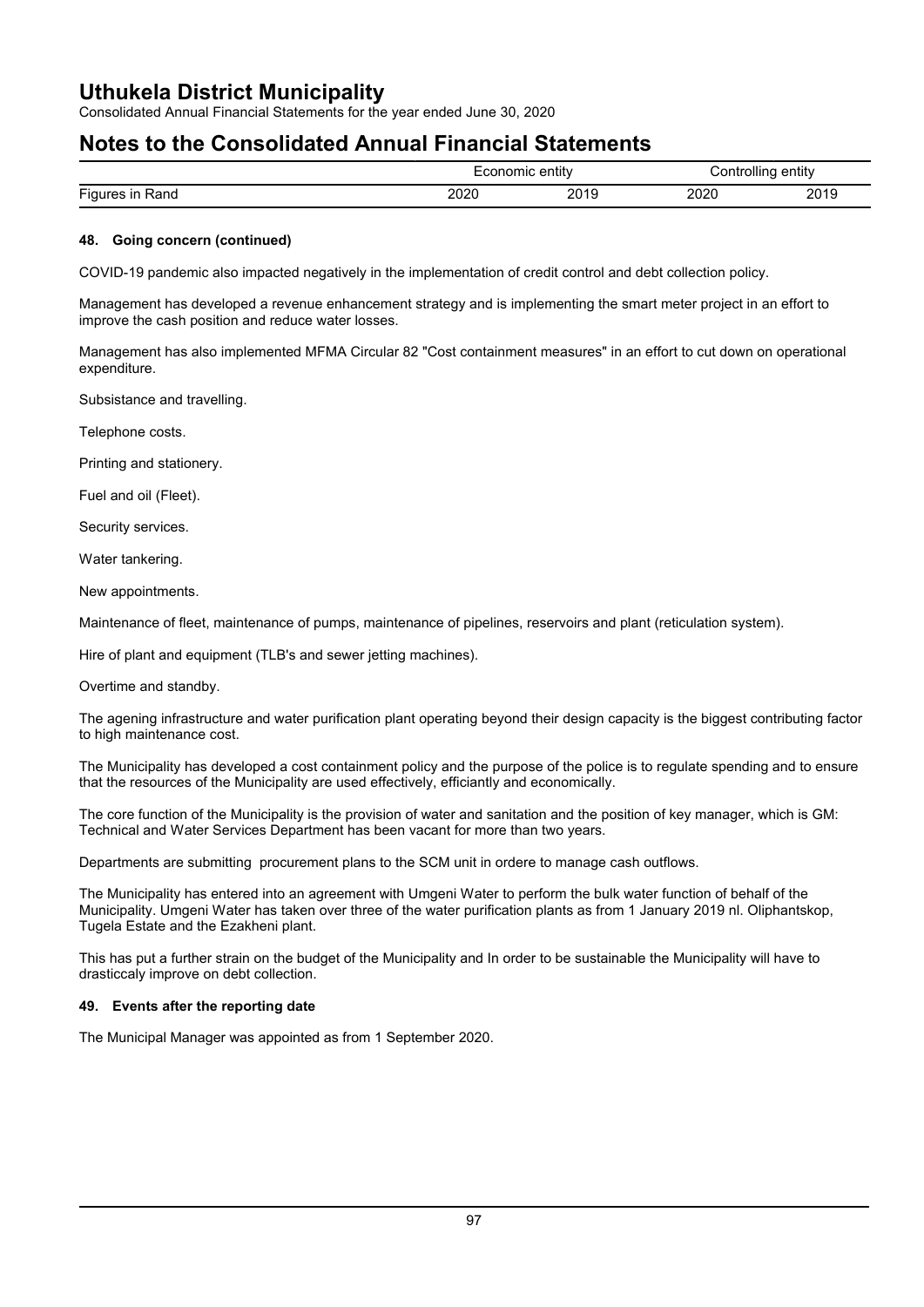| | Economic entity | | Controlling entity | |
|---|---|---|---|---|
| Figures in Rand | 2020 | 2019 | 2020 | 2019 |

### 48. Going concern (continued)

COVID-19 pandemic also impacted negatively in the implementation of credit control and debt collection policy.

Management has developed a revenue enhancement strategy and is implementing the smart meter project in an effort to improve the cash position and reduce water losses.

Management has also implemented MFMA Circular 82 "Cost containment measures" in an effort to cut down on operational expenditure.

Subsistance and travelling.

Telephone costs.

Printing and stationery.

Fuel and oil (Fleet).

Security services.

Water tankering.

New appointments.

Maintenance of fleet, maintenance of pumps, maintenance of pipelines, reservoirs and plant (reticulation system).

Hire of plant and equipment (TLB's and sewer jetting machines).

Overtime and standby.

The agening infrastructure and water purification plant operating beyond their design capacity is the biggest contributing factor to high maintenance cost.

The Municipality has developed a cost containment policy and the purpose of the police is to regulate spending and to ensure that the resources of the Municipality are used effectively, efficiantly and economically.

The core function of the Municipality is the provision of water and sanitation and the position of key manager, which is GM: Technical and Water Services Department has been vacant for more than two years.

Departments are submitting procurement plans to the SCM unit in ordere to manage cash outflows.

The Municipality has entered into an agreement with Umgeni Water to perform the bulk water function of behalf of the Municipality. Umgeni Water has taken over three of the water purification plants as from 1 January 2019 nl. Oliphantskop, Tugela Estate and the Ezakheni plant.

This has put a further strain on the budget of the Municipality and In order to be sustainable the Municipality will have to drasticcaly improve on debt collection.

### 49. Events after the reporting date

The Municipal Manager was appointed as from 1 September 2020.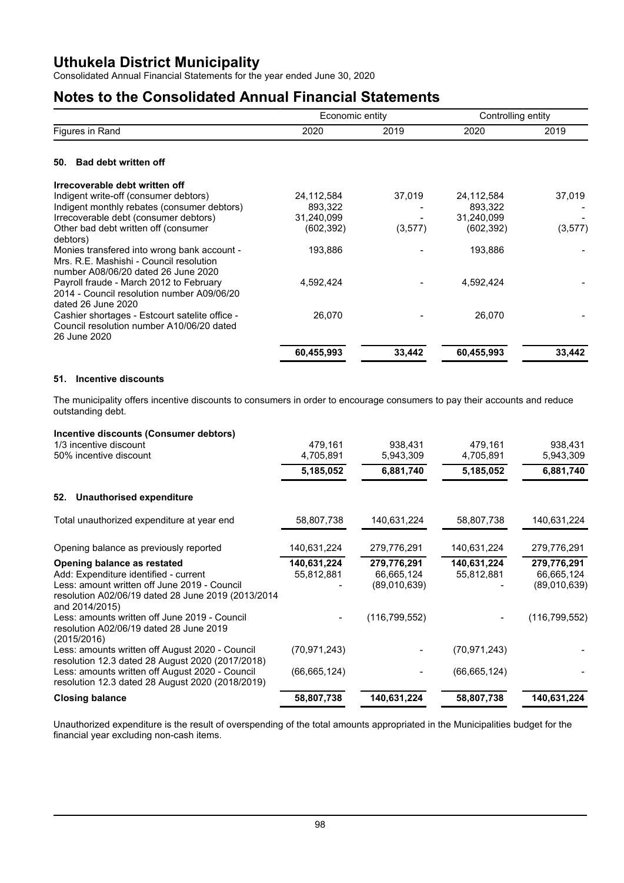# Uthukela District Municipality

Consolidated Annual Financial Statements for the year ended June 30, 2020

# Notes to the Consolidated Annual Financial Statements

| Figures in Rand | Economic entity 2020 | Economic entity 2019 | Controlling entity 2020 | Controlling entity 2019 |
|---|---|---|---|---|

## 50. Bad debt written off

| | 2020 | 2019 | 2020 | 2019 |
|---|---|---|---|---|
| **Irrecoverable debt written off** | | | | |
| Indigent write-off (consumer debtors) | 24,112,584 | 37,019 | 24,112,584 | 37,019 |
| Indigent monthly rebates (consumer debtors) | 893,322 | - | 893,322 | - |
| Irrecoverable debt (consumer debtors) | 31,240,099 | - | 31,240,099 | - |
| Other bad debt written off (consumer debtors) | (602,392) | (3,577) | (602,392) | (3,577) |
| Monies transfered into wrong bank account - Mrs. R.E. Mashishi - Council resolution number A08/06/20 dated 26 June 2020 | 193,886 | - | 193,886 | - |
| Payroll fraude - March 2012 to February 2014 - Council resolution number A09/06/20 dated 26 June 2020 | 4,592,424 | - | 4,592,424 | - |
| Cashier shortages - Estcourt satelite office - Council resolution number A10/06/20 dated 26 June 2020 | 26,070 | - | 26,070 | - |
| | **60,455,993** | **33,442** | **60,455,993** | **33,442** |

## 51. Incentive discounts

The municipality offers incentive discounts to consumers in order to encourage consumers to pay their accounts and reduce outstanding debt.

| | 2020 | 2019 | 2020 | 2019 |
|---|---|---|---|---|
| **Incentive discounts (Consumer debtors)** | | | | |
| 1/3 incentive discount | 479,161 | 938,431 | 479,161 | 938,431 |
| 50% incentive discount | 4,705,891 | 5,943,309 | 4,705,891 | 5,943,309 |
| | **5,185,052** | **6,881,740** | **5,185,052** | **6,881,740** |

## 52. Unauthorised expenditure

| | 2020 | 2019 | 2020 | 2019 |
|---|---|---|---|---|
| Total unauthorized expenditure at year end | 58,807,738 | 140,631,224 | 58,807,738 | 140,631,224 |
| Opening balance as previously reported | 140,631,224 | 279,776,291 | 140,631,224 | 279,776,291 |
| **Opening balance as restated** | **140,631,224** | **279,776,291** | **140,631,224** | **279,776,291** |
| Add: Expenditure identified - current | 55,812,881 | 66,665,124 | 55,812,881 | 66,665,124 |
| Less: amount written off June 2019 - Council resolution A02/06/19 dated 28 June 2019 (2013/2014 and 2014/2015) | - | (89,010,639) | - | (89,010,639) |
| Less: amounts written off June 2019 - Council resolution A02/06/19 dated 28 June 2019 (2015/2016) | - | (116,799,552) | - | (116,799,552) |
| Less: amounts written off August 2020 - Council resolution 12.3 dated 28 August 2020 (2017/2018) | (70,971,243) | - | (70,971,243) | - |
| Less: amounts written off August 2020 - Council resolution 12.3 dated 28 August 2020 (2018/2019) | (66,665,124) | - | (66,665,124) | - |
| **Closing balance** | **58,807,738** | **140,631,224** | **58,807,738** | **140,631,224** |

Unauthorized expenditure is the result of overspending of the total amounts appropriated in the Municipalities budget for the financial year excluding non-cash items.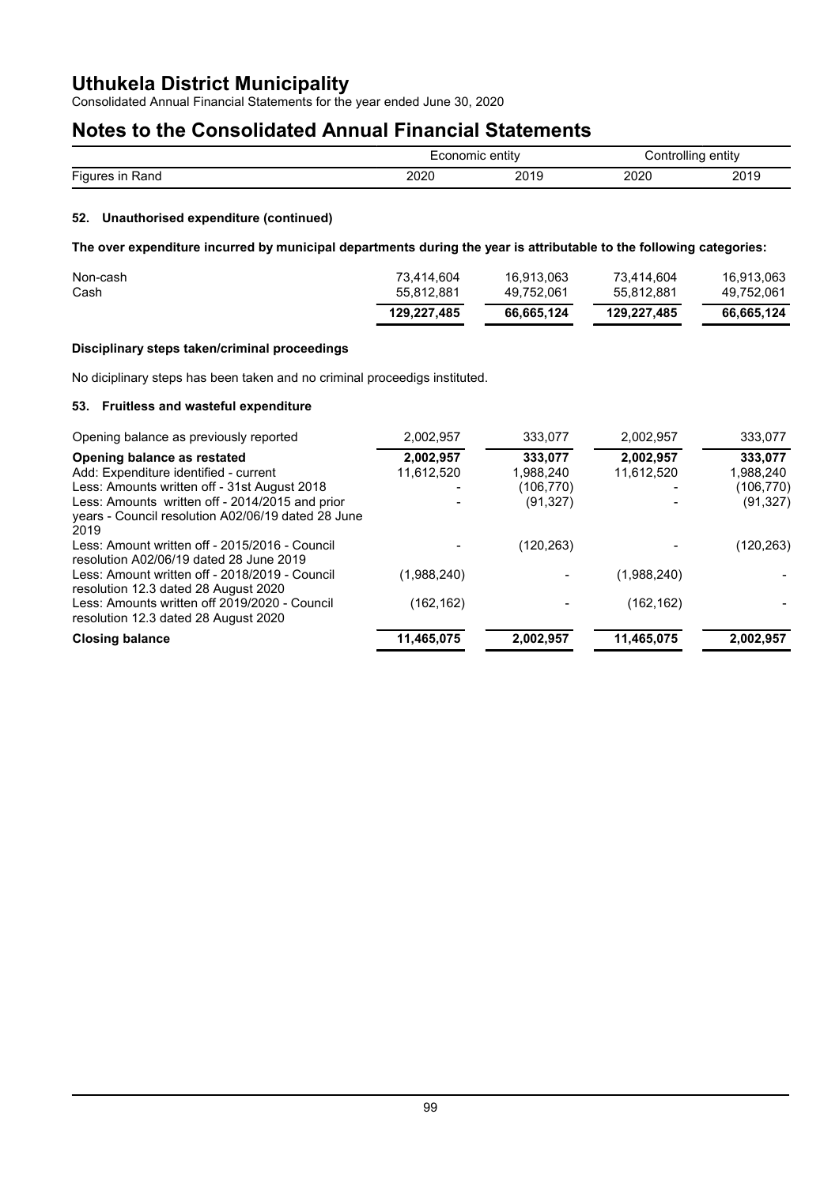# Uthukela District Municipality

Consolidated Annual Financial Statements for the year ended June 30, 2020

## Notes to the Consolidated Annual Financial Statements

### 52. Unauthorised expenditure (continued)

**The over expenditure incurred by municipal departments during the year is attributable to the following categories:**

| Figures in Rand | Economic entity 2020 | Economic entity 2019 | Controlling entity 2020 | Controlling entity 2019 |
|---|---|---|---|---|
| Non-cash | 73,414,604 | 16,913,063 | 73,414,604 | 16,913,063 |
| Cash | 55,812,881 | 49,752,061 | 55,812,881 | 49,752,061 |
| | **129,227,485** | **66,665,124** | **129,227,485** | **66,665,124** |

**Disciplinary steps taken/criminal proceedings**

No diciplinary steps has been taken and no criminal proceedigs instituted.

### 53. Fruitless and wasteful expenditure

| Figures in Rand | Economic entity 2020 | Economic entity 2019 | Controlling entity 2020 | Controlling entity 2019 |
|---|---|---|---|---|
| Opening balance as previously reported | 2,002,957 | 333,077 | 2,002,957 | 333,077 |
| **Opening balance as restated** | **2,002,957** | **333,077** | **2,002,957** | **333,077** |
| Add: Expenditure identified - current | 11,612,520 | 1,988,240 | 11,612,520 | 1,988,240 |
| Less: Amounts written off - 31st August 2018 | - | (106,770) | - | (106,770) |
| Less: Amounts written off - 2014/2015 and prior years - Council resolution A02/06/19 dated 28 June 2019 | - | (91,327) | - | (91,327) |
| Less: Amount written off - 2015/2016 - Council resolution A02/06/19 dated 28 June 2019 | - | (120,263) | - | (120,263) |
| Less: Amount written off - 2018/2019 - Council resolution 12.3 dated 28 August 2020 | (1,988,240) | - | (1,988,240) | - |
| Less: Amounts written off 2019/2020 - Council resolution 12.3 dated 28 August 2020 | (162,162) | - | (162,162) | - |
| **Closing balance** | **11,465,075** | **2,002,957** | **11,465,075** | **2,002,957** |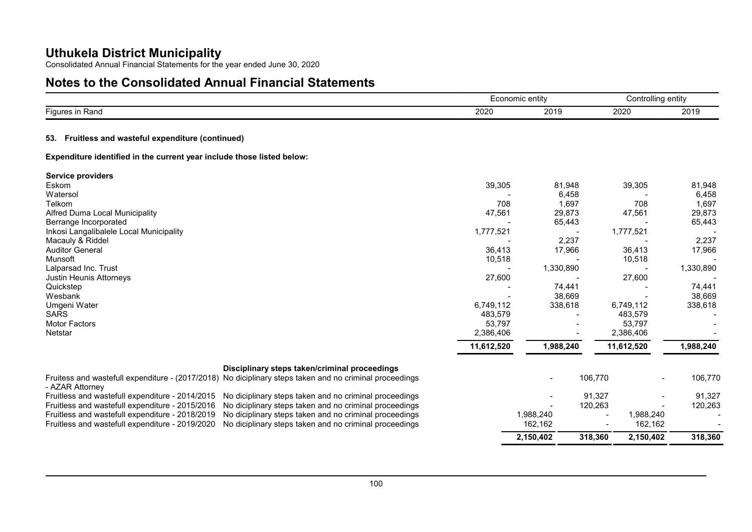## 53. Fruitless and wasteful expenditure (continued)

**Expenditure identified in the current year include those listed below:**

| Figures in Rand | Economic entity 2020 | Economic entity 2019 | Controlling entity 2020 | Controlling entity 2019 |
|---|---|---|---|---|
| **Service providers** | | | | |
| Eskom | 39,305 | 81,948 | 39,305 | 81,948 |
| Watersol | - | 6,458 | - | 6,458 |
| Telkom | 708 | 1,697 | 708 | 1,697 |
| Alfred Duma Local Municipality | 47,561 | 29,873 | 47,561 | 29,873 |
| Berrange Incorporated | - | 65,443 | - | 65,443 |
| Inkosi Langalibalele Local Municipality | 1,777,521 | - | 1,777,521 | - |
| Macauly & Riddel | - | 2,237 | - | 2,237 |
| Auditor General | 36,413 | 17,966 | 36,413 | 17,966 |
| Munsoft | 10,518 | - | 10,518 | - |
| Lalparsad Inc. Trust | - | 1,330,890 | - | 1,330,890 |
| Justin Heunis Attorneys | 27,600 | - | 27,600 | - |
| Quickstep | - | 74,441 | - | 74,441 |
| Wesbank | - | 38,669 | - | 38,669 |
| Umgeni Water | 6,749,112 | 338,618 | 6,749,112 | 338,618 |
| SARS | 483,579 | - | 483,579 | - |
| Motor Factors | 53,797 | - | 53,797 | - |
| Netstar | 2,386,406 | - | 2,386,406 | - |
| | **11,612,520** | **1,988,240** | **11,612,520** | **1,988,240** |

| | Disciplinary steps taken/criminal proceedings | Economic entity 2020 | Economic entity 2019 | Controlling entity 2020 | Controlling entity 2019 |
|---|---|---|---|---|---|
| Fruitess and wastefull expenditure - (2017/2018) - AZAR Attorney | No diciplinary steps taken and no criminal proceedings | - | 106,770 | - | 106,770 |
| Fruitless and wastefull expenditure - 2014/2015 | No diciplinary steps taken and no criminal proceedings | - | 91,327 | - | 91,327 |
| Fruitless and wastefull expenditure - 2015/2016 | No diciplinary steps taken and no criminal proceedings | - | 120,263 | - | 120,263 |
| Fruitless and wastefull expenditure - 2018/2019 | No diciplinary steps taken and no criminal proceedings | 1,988,240 | - | 1,988,240 | - |
| Fruitless and wastefull expenditure - 2019/2020 | No diciplinary steps taken and no criminal proceedings | 162,162 | - | 162,162 | - |
| | | **2,150,402** | **318,360** | **2,150,402** | **318,360** |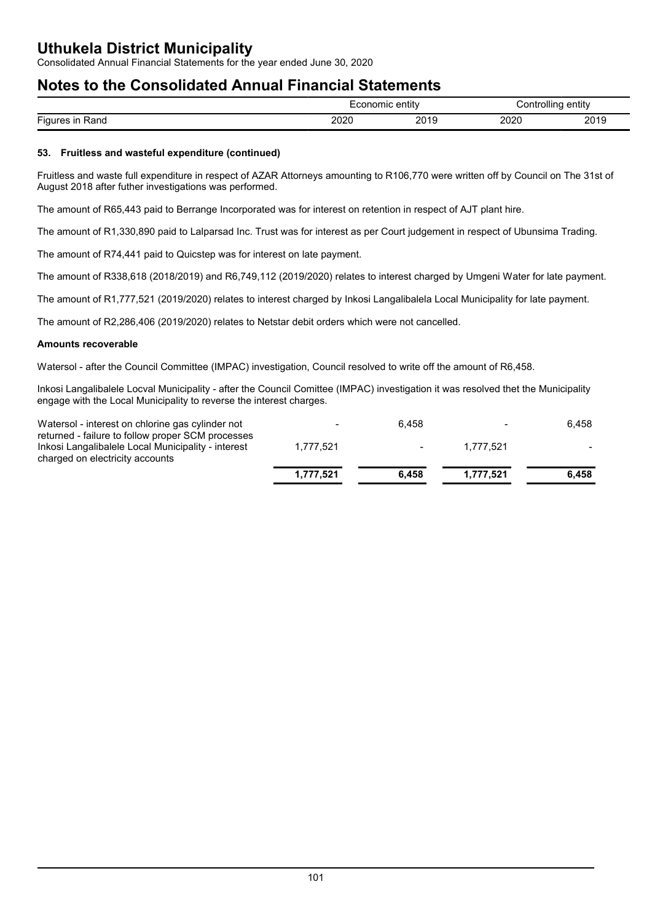# Uthukela District Municipality

Consolidated Annual Financial Statements for the year ended June 30, 2020

## Notes to the Consolidated Annual Financial Statements

| Figures in Rand | Economic entity 2020 | Economic entity 2019 | Controlling entity 2020 | Controlling entity 2019 |
|---|---|---|---|---|

### 53. Fruitless and wasteful expenditure (continued)

Fruitless and waste full expenditure in respect of AZAR Attorneys amounting to R106,770 were written off by Council on The 31st of August 2018 after futher investigations was performed.

The amount of R65,443 paid to Berrange Incorporated was for interest on retention in respect of AJT plant hire.

The amount of R1,330,890 paid to Lalparsad Inc. Trust was for interest as per Court judgement in respect of Ubunsima Trading.

The amount of R74,441 paid to Quicstep was for interest on late payment.

The amount of R338,618 (2018/2019) and R6,749,112 (2019/2020) relates to interest charged by Umgeni Water for late payment.

The amount of R1,777,521 (2019/2020) relates to interest charged by Inkosi Langalibalela Local Municipality for late payment.

The amount of R2,286,406 (2019/2020) relates to Netstar debit orders which were not cancelled.

**Amounts recoverable**

Watersol - after the Council Committee (IMPAC) investigation, Council resolved to write off the amount of R6,458.

Inkosi Langalibalele Locval Municipality - after the Council Comittee (IMPAC) investigation it was resolved thet the Municipality engage with the Local Municipality to reverse the interest charges.

| | Economic entity 2020 | Economic entity 2019 | Controlling entity 2020 | Controlling entity 2019 |
|---|---|---|---|---|
| Watersol - interest on chlorine gas cylinder not returned - failure to follow proper SCM processes | - | 6,458 | - | 6,458 |
| Inkosi Langalibalele Local Municipality - interest charged on electricity accounts | 1,777,521 | - | 1,777,521 | - |
| | **1,777,521** | **6,458** | **1,777,521** | **6,458** |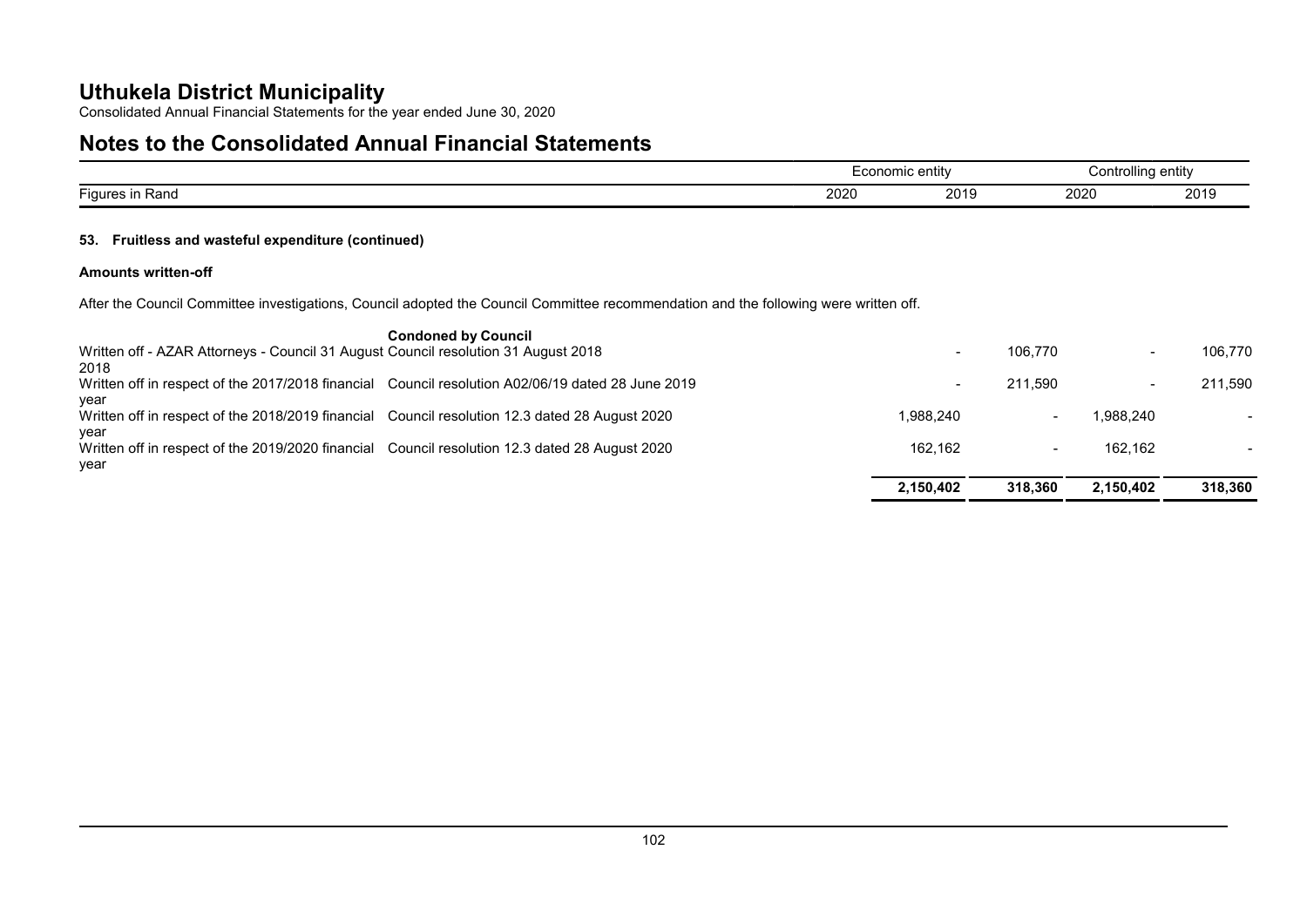# Uthukela District Municipality

Consolidated Annual Financial Statements for the year ended June 30, 2020

## Notes to the Consolidated Annual Financial Statements

### 53. Fruitless and wasteful expenditure (continued)

**Amounts written-off**

After the Council Committee investigations, Council adopted the Council Committee recommendation and the following were written off.

| | | Economic entity | | Controlling entity | |
|---|---|---|---|---|---|
| Figures in Rand | | 2020 | 2019 | 2020 | 2019 |
| | **Condoned by Council** | | | | |
| Written off - AZAR Attorneys - Council 31 August 2018 | Council resolution 31 August 2018 | - | 106,770 | - | 106,770 |
| Written off in respect of the 2017/2018 financial year | Council resolution A02/06/19 dated 28 June 2019 | - | 211,590 | - | 211,590 |
| Written off in respect of the 2018/2019 financial year | Council resolution 12.3 dated 28 August 2020 | 1,988,240 | - | 1,988,240 | - |
| Written off in respect of the 2019/2020 financial year | Council resolution 12.3 dated 28 August 2020 | 162,162 | - | 162,162 | - |
| | | **2,150,402** | **318,360** | **2,150,402** | **318,360** |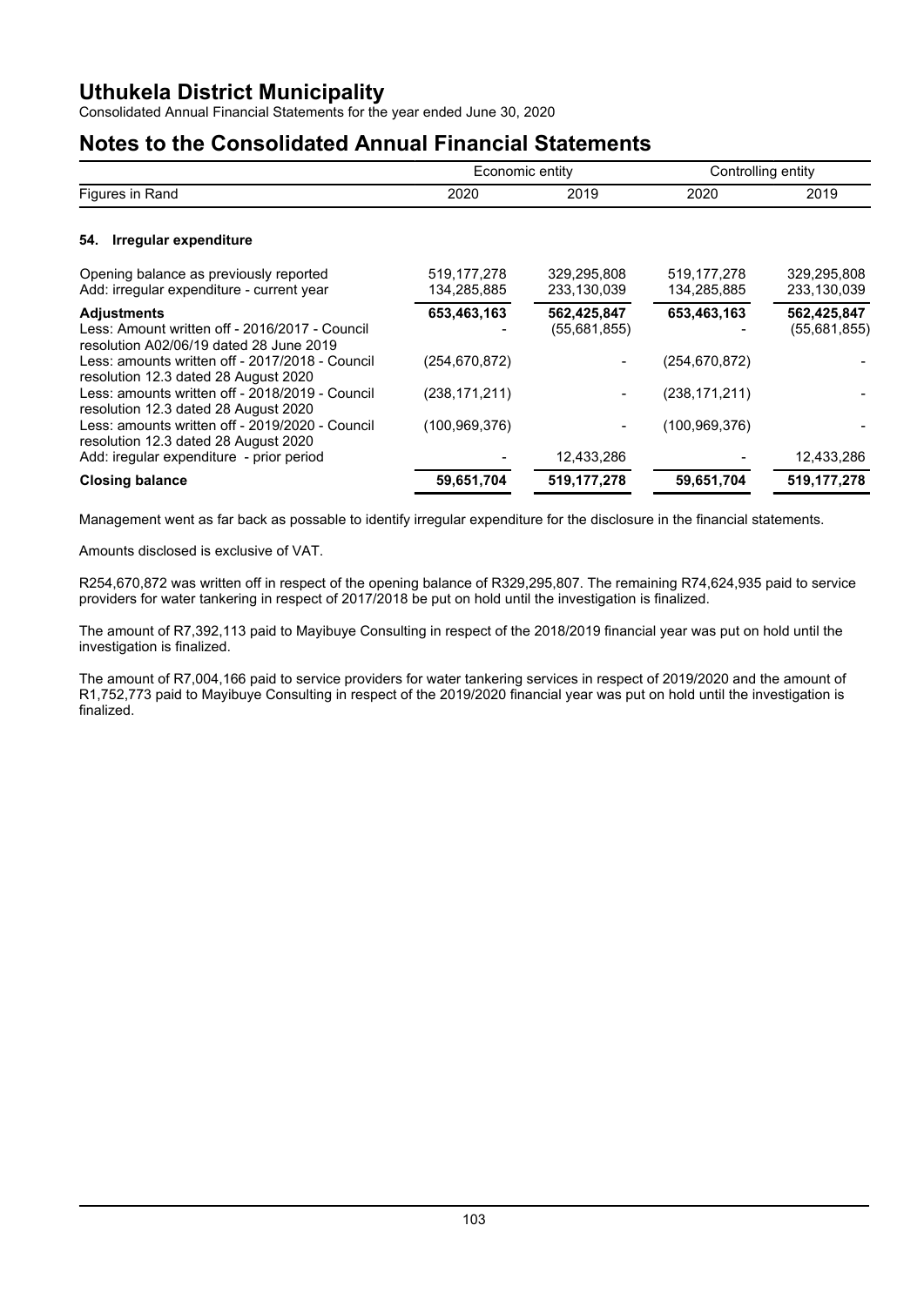# Uthukela District Municipality

Consolidated Annual Financial Statements for the year ended June 30, 2020

## Notes to the Consolidated Annual Financial Statements

| Figures in Rand | Economic entity 2020 | Economic entity 2019 | Controlling entity 2020 | Controlling entity 2019 |
|---|---|---|---|---|

### 54. Irregular expenditure

| | Economic entity 2020 | Economic entity 2019 | Controlling entity 2020 | Controlling entity 2019 |
|---|---|---|---|---|
| Opening balance as previously reported | 519,177,278 | 329,295,808 | 519,177,278 | 329,295,808 |
| Add: irregular expenditure - current year | 134,285,885 | 233,130,039 | 134,285,885 | 233,130,039 |
| **Adjustments** | **653,463,163** | **562,425,847** | **653,463,163** | **562,425,847** |
| Less: Amount written off - 2016/2017 - Council resolution A02/06/19 dated 28 June 2019 | - | (55,681,855) | - | (55,681,855) |
| Less: amounts written off - 2017/2018 - Council resolution 12.3 dated 28 August 2020 | (254,670,872) | - | (254,670,872) | - |
| Less: amounts written off - 2018/2019 - Council resolution 12.3 dated 28 August 2020 | (238,171,211) | - | (238,171,211) | - |
| Less: amounts written off - 2019/2020 - Council resolution 12.3 dated 28 August 2020 | (100,969,376) | - | (100,969,376) | - |
| Add: iregular expenditure - prior period | - | 12,433,286 | - | 12,433,286 |
| **Closing balance** | **59,651,704** | **519,177,278** | **59,651,704** | **519,177,278** |

Management went as far back as possable to identify irregular expenditure for the disclosure in the financial statements.

Amounts disclosed is exclusive of VAT.

R254,670,872 was written off in respect of the opening balance of R329,295,807. The remaining R74,624,935 paid to service providers for water tankering in respect of 2017/2018 be put on hold until the investigation is finalized.

The amount of R7,392,113 paid to Mayibuye Consulting in respect of the 2018/2019 financial year was put on hold until the investigation is finalized.

The amount of R7,004,166 paid to service providers for water tankering services in respect of 2019/2020 and the amount of R1,752,773 paid to Mayibuye Consulting in respect of the 2019/2020 financial year was put on hold until the investigation is finalized.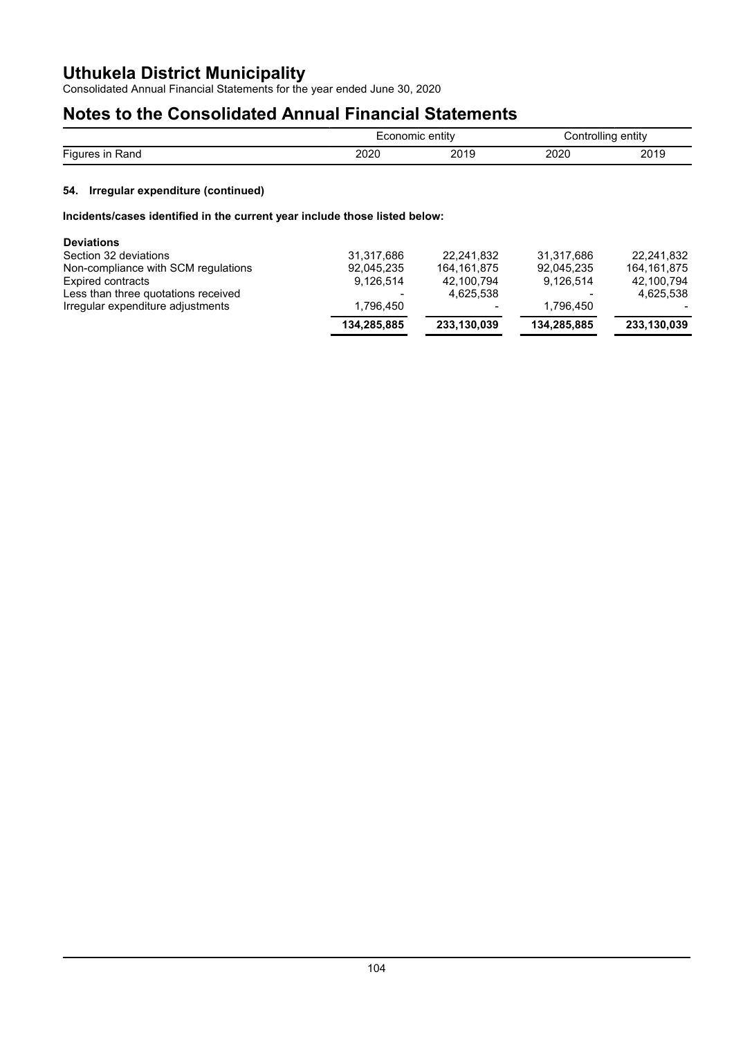## 54. Irregular expenditure (continued)

**Incidents/cases identified in the current year include those listed below:**

| Figures in Rand | Economic entity 2020 | Economic entity 2019 | Controlling entity 2020 | Controlling entity 2019 |
|---|---|---|---|---|
| **Deviations** | | | | |
| Section 32 deviations | 31,317,686 | 22,241,832 | 31,317,686 | 22,241,832 |
| Non-compliance with SCM regulations | 92,045,235 | 164,161,875 | 92,045,235 | 164,161,875 |
| Expired contracts | 9,126,514 | 42,100,794 | 9,126,514 | 42,100,794 |
| Less than three quotations received | - | 4,625,538 | - | 4,625,538 |
| Irregular expenditure adjustments | 1,796,450 | - | 1,796,450 | - |
| | **134,285,885** | **233,130,039** | **134,285,885** | **233,130,039** |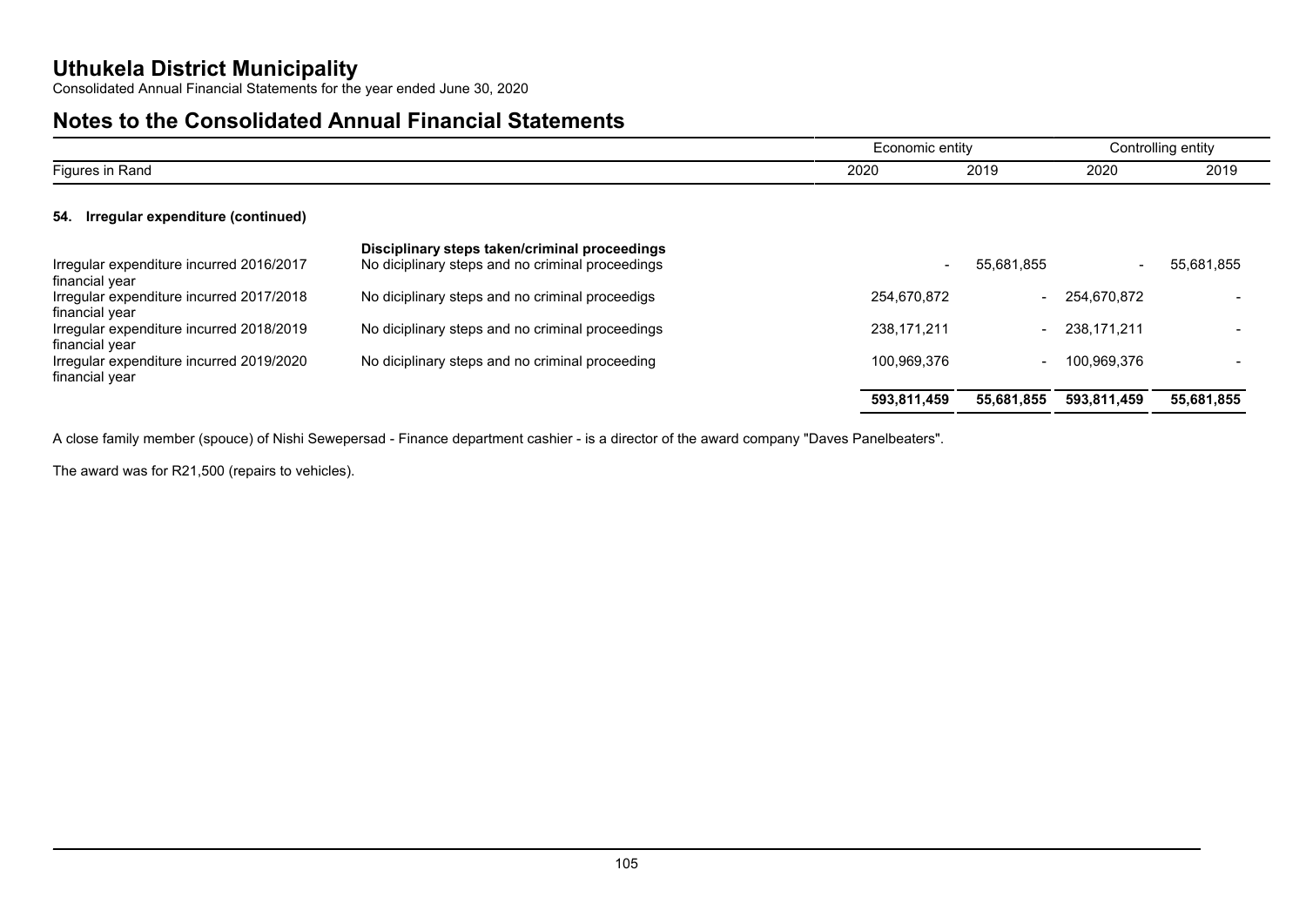# Uthukela District Municipality

Consolidated Annual Financial Statements for the year ended June 30, 2020

## Notes to the Consolidated Annual Financial Statements

### 54. Irregular expenditure (continued)

| | | Economic entity | | Controlling entity | |
|---|---|---|---|---|---|
| Figures in Rand | | 2020 | 2019 | 2020 | 2019 |
| | **Disciplinary steps taken/criminal proceedings** | | | | |
| Irregular expenditure incurred 2016/2017 financial year | No diciplinary steps and no criminal proceedings | - | 55,681,855 | - | 55,681,855 |
| Irregular expenditure incurred 2017/2018 financial year | No diciplinary steps and no criminal proceedigs | 254,670,872 | - | 254,670,872 | - |
| Irregular expenditure incurred 2018/2019 financial year | No diciplinary steps and no criminal proceedings | 238,171,211 | - | 238,171,211 | - |
| Irregular expenditure incurred 2019/2020 financial year | No diciplinary steps and no criminal proceeding | 100,969,376 | - | 100,969,376 | - |
| | | **593,811,459** | **55,681,855** | **593,811,459** | **55,681,855** |

A close family member (spouce) of Nishi Sewepersad - Finance department cashier - is a director of the award company "Daves Panelbeaters".

The award was for R21,500 (repairs to vehicles).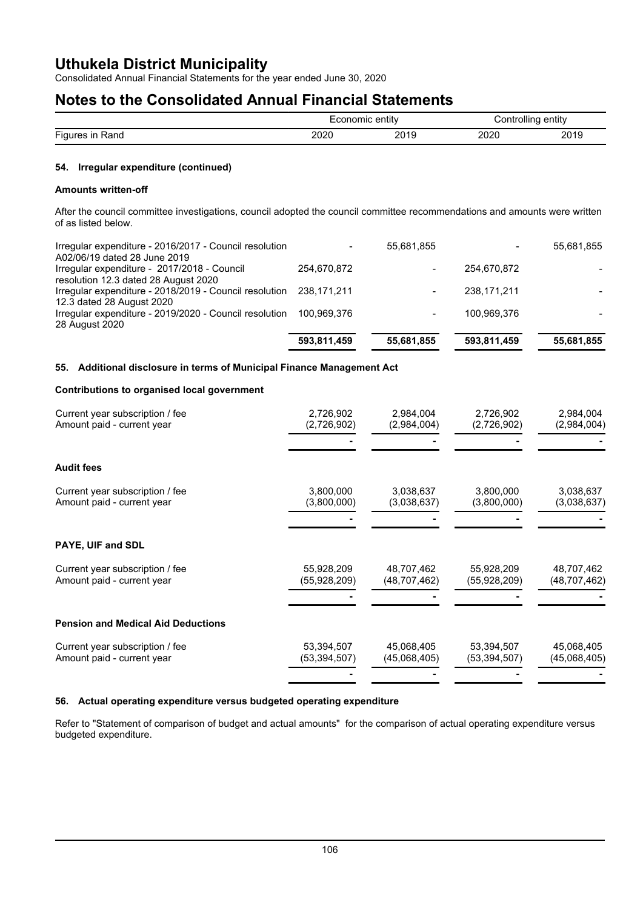# Uthukela District Municipality

Consolidated Annual Financial Statements for the year ended June 30, 2020

# Notes to the Consolidated Annual Financial Statements

| | Economic entity | | Controlling entity | |
|---|---|---|---|---|
| Figures in Rand | 2020 | 2019 | 2020 | 2019 |

### 54. Irregular expenditure (continued)

#### Amounts written-off

After the council committee investigations, council adopted the council committee recommendations and amounts were written of as listed below.

| | Economic entity 2020 | Economic entity 2019 | Controlling entity 2020 | Controlling entity 2019 |
|---|---|---|---|---|
| Irregular expenditure - 2016/2017 - Council resolution A02/06/19 dated 28 June 2019 | - | 55,681,855 | - | 55,681,855 |
| Irregular expenditure - 2017/2018 - Council resolution 12.3 dated 28 August 2020 | 254,670,872 | - | 254,670,872 | - |
| Irregular expenditure - 2018/2019 - Council resolution 12.3 dated 28 August 2020 | 238,171,211 | - | 238,171,211 | - |
| Irregular expenditure - 2019/2020 - Council resolution 28 August 2020 | 100,969,376 | - | 100,969,376 | - |
| | **593,811,459** | **55,681,855** | **593,811,459** | **55,681,855** |

### 55. Additional disclosure in terms of Municipal Finance Management Act

#### Contributions to organised local government

| | Economic entity 2020 | Economic entity 2019 | Controlling entity 2020 | Controlling entity 2019 |
|---|---|---|---|---|
| Current year subscription / fee | 2,726,902 | 2,984,004 | 2,726,902 | 2,984,004 |
| Amount paid - current year | (2,726,902) | (2,984,004) | (2,726,902) | (2,984,004) |
| | - | - | - | - |

#### Audit fees

| | Economic entity 2020 | Economic entity 2019 | Controlling entity 2020 | Controlling entity 2019 |
|---|---|---|---|---|
| Current year subscription / fee | 3,800,000 | 3,038,637 | 3,800,000 | 3,038,637 |
| Amount paid - current year | (3,800,000) | (3,038,637) | (3,800,000) | (3,038,637) |
| | - | - | - | - |

#### PAYE, UIF and SDL

| | Economic entity 2020 | Economic entity 2019 | Controlling entity 2020 | Controlling entity 2019 |
|---|---|---|---|---|
| Current year subscription / fee | 55,928,209 | 48,707,462 | 55,928,209 | 48,707,462 |
| Amount paid - current year | (55,928,209) | (48,707,462) | (55,928,209) | (48,707,462) |
| | - | - | - | - |

#### Pension and Medical Aid Deductions

| | Economic entity 2020 | Economic entity 2019 | Controlling entity 2020 | Controlling entity 2019 |
|---|---|---|---|---|
| Current year subscription / fee | 53,394,507 | 45,068,405 | 53,394,507 | 45,068,405 |
| Amount paid - current year | (53,394,507) | (45,068,405) | (53,394,507) | (45,068,405) |
| | - | - | - | - |

### 56. Actual operating expenditure versus budgeted operating expenditure

Refer to "Statement of comparison of budget and actual amounts" for the comparison of actual operating expenditure versus budgeted expenditure.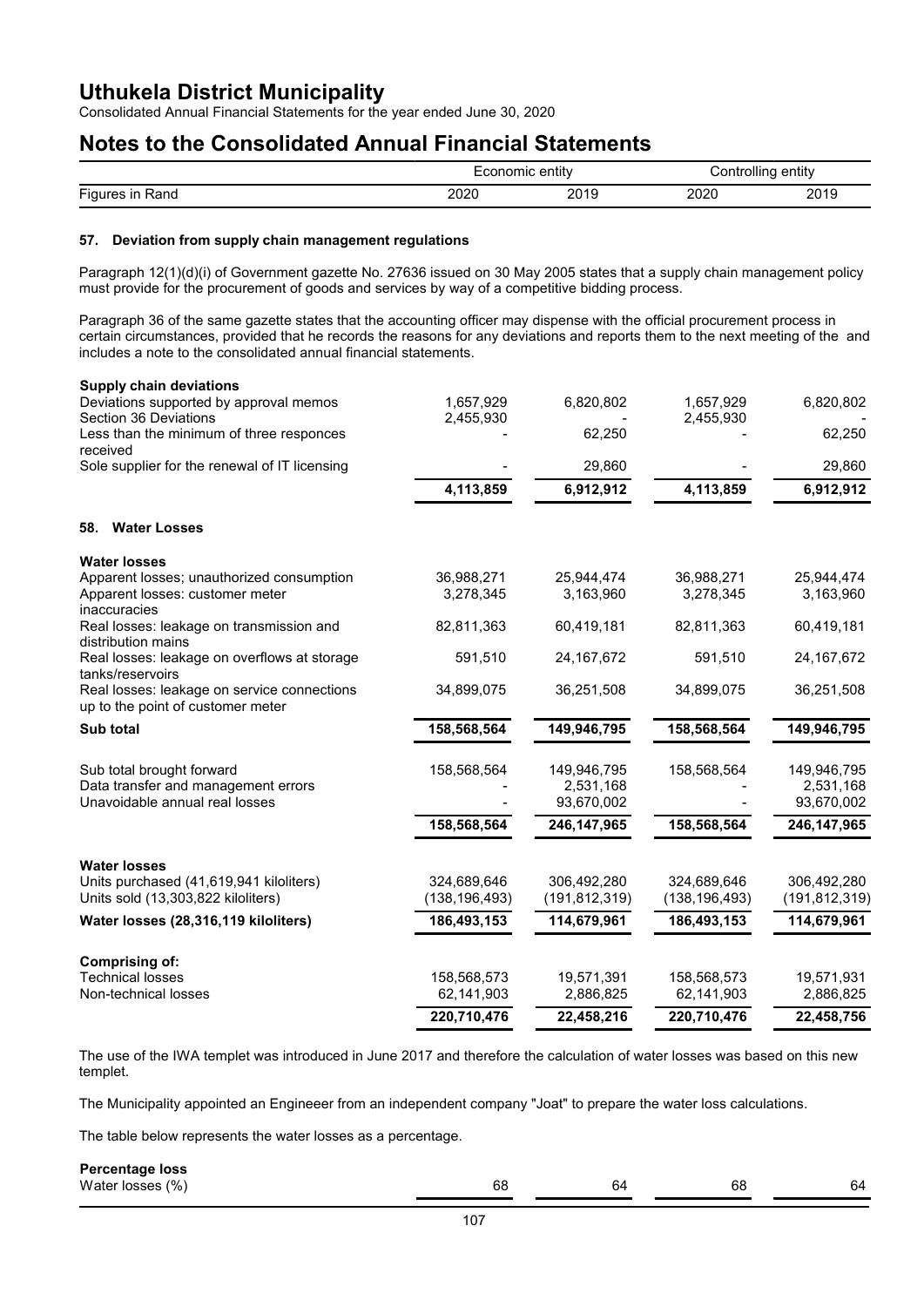# Uthukela District Municipality

Consolidated Annual Financial Statements for the year ended June 30, 2020

# Notes to the Consolidated Annual Financial Statements

| Figures in Rand | Economic entity 2020 | Economic entity 2019 | Controlling entity 2020 | Controlling entity 2019 |
|---|---|---|---|---|

### 57. Deviation from supply chain management regulations

Paragraph 12(1)(d)(i) of Government gazette No. 27636 issued on 30 May 2005 states that a supply chain management policy must provide for the procurement of goods and services by way of a competitive bidding process.

Paragraph 36 of the same gazette states that the accounting officer may dispense with the official procurement process in certain circumstances, provided that he records the reasons for any deviations and reports them to the next meeting of the and includes a note to the consolidated annual financial statements.

| | Economic entity 2020 | Economic entity 2019 | Controlling entity 2020 | Controlling entity 2019 |
|---|---|---|---|---|
| **Supply chain deviations** | | | | |
| Deviations supported by approval memos | 1,657,929 | 6,820,802 | 1,657,929 | 6,820,802 |
| Section 36 Deviations | 2,455,930 | - | 2,455,930 | - |
| Less than the minimum of three responces received | - | 62,250 | - | 62,250 |
| Sole supplier for the renewal of IT licensing | - | 29,860 | - | 29,860 |
| | **4,113,859** | **6,912,912** | **4,113,859** | **6,912,912** |

### 58. Water Losses

| | Economic entity 2020 | Economic entity 2019 | Controlling entity 2020 | Controlling entity 2019 |
|---|---|---|---|---|
| **Water losses** | | | | |
| Apparent losses; unauthorized consumption | 36,988,271 | 25,944,474 | 36,988,271 | 25,944,474 |
| Apparent losses: customer meter inaccuracies | 3,278,345 | 3,163,960 | 3,278,345 | 3,163,960 |
| Real losses: leakage on transmission and distribution mains | 82,811,363 | 60,419,181 | 82,811,363 | 60,419,181 |
| Real losses: leakage on overflows at storage tanks/reservoirs | 591,510 | 24,167,672 | 591,510 | 24,167,672 |
| Real losses: leakage on service connections up to the point of customer meter | 34,899,075 | 36,251,508 | 34,899,075 | 36,251,508 |
| **Sub total** | **158,568,564** | **149,946,795** | **158,568,564** | **149,946,795** |
| Sub total brought forward | 158,568,564 | 149,946,795 | 158,568,564 | 149,946,795 |
| Data transfer and management errors | - | 2,531,168 | - | 2,531,168 |
| Unavoidable annual real losses | - | 93,670,002 | - | 93,670,002 |
| | **158,568,564** | **246,147,965** | **158,568,564** | **246,147,965** |
| **Water losses** | | | | |
| Units purchased (41,619,941 kiloliters) | 324,689,646 | 306,492,280 | 324,689,646 | 306,492,280 |
| Units sold (13,303,822 kiloliters) | (138,196,493) | (191,812,319) | (138,196,493) | (191,812,319) |
| **Water losses (28,316,119 kiloliters)** | **186,493,153** | **114,679,961** | **186,493,153** | **114,679,961** |
| **Comprising of:** | | | | |
| Technical losses | 158,568,573 | 19,571,391 | 158,568,573 | 19,571,931 |
| Non-technical losses | 62,141,903 | 2,886,825 | 62,141,903 | 2,886,825 |
| | **220,710,476** | **22,458,216** | **220,710,476** | **22,458,756** |

The use of the IWA templet was introduced in June 2017 and therefore the calculation of water losses was based on this new templet.

The Municipality appointed an Engineeer from an independent company "Joat" to prepare the water loss calculations.

The table below represents the water losses as a percentage.

| | Economic entity 2020 | Economic entity 2019 | Controlling entity 2020 | Controlling entity 2019 |
|---|---|---|---|---|
| **Percentage loss** | | | | |
| Water losses (%) | 68 | 64 | 68 | 64 |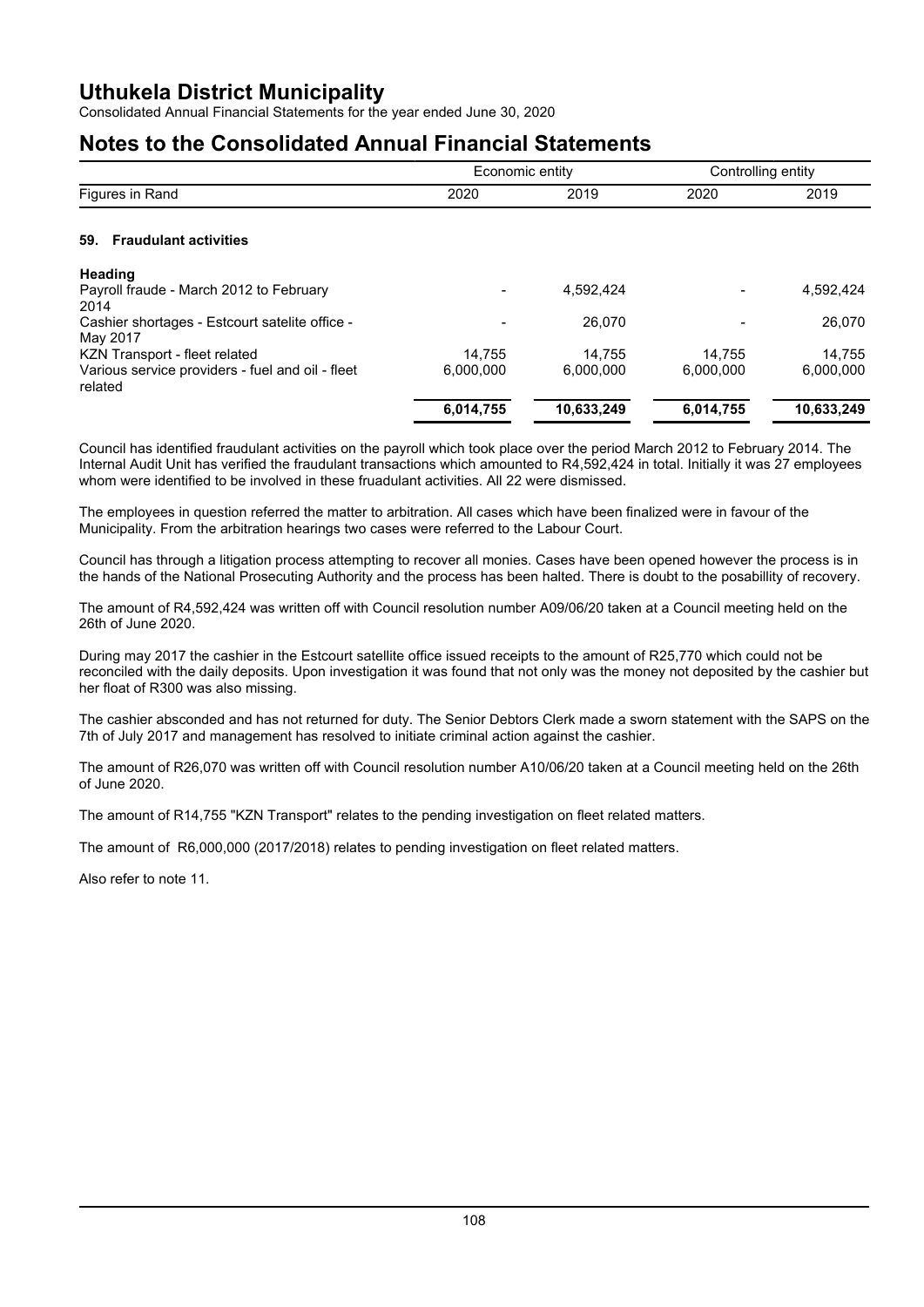# Uthukela District Municipality

Consolidated Annual Financial Statements for the year ended June 30, 2020

# Notes to the Consolidated Annual Financial Statements

## 59. Fraudulant activities

| Figures in Rand | Economic entity 2020 | Economic entity 2019 | Controlling entity 2020 | Controlling entity 2019 |
|---|---|---|---|---|
| **Heading** | | | | |
| Payroll fraude - March 2012 to February 2014 | - | 4,592,424 | - | 4,592,424 |
| Cashier shortages - Estcourt satelite office - May 2017 | - | 26,070 | - | 26,070 |
| KZN Transport - fleet related | 14,755 | 14,755 | 14,755 | 14,755 |
| Various service providers - fuel and oil - fleet related | 6,000,000 | 6,000,000 | 6,000,000 | 6,000,000 |
| | **6,014,755** | **10,633,249** | **6,014,755** | **10,633,249** |

Council has identified fraudulant activities on the payroll which took place over the period March 2012 to February 2014. The Internal Audit Unit has verified the fraudulant transactions which amounted to R4,592,424 in total. Initially it was 27 employees whom were identified to be involved in these fruadulant activities. All 22 were dismissed.

The employees in question referred the matter to arbitration. All cases which have been finalized were in favour of the Municipality. From the arbitration hearings two cases were referred to the Labour Court.

Council has through a litigation process attempting to recover all monies. Cases have been opened however the process is in the hands of the National Prosecuting Authority and the process has been halted. There is doubt to the posabillity of recovery.

The amount of R4,592,424 was written off with Council resolution number A09/06/20 taken at a Council meeting held on the 26th of June 2020.

During may 2017 the cashier in the Estcourt satellite office issued receipts to the amount of R25,770 which could not be reconciled with the daily deposits. Upon investigation it was found that not only was the money not deposited by the cashier but her float of R300 was also missing.

The cashier absconded and has not returned for duty. The Senior Debtors Clerk made a sworn statement with the SAPS on the 7th of July 2017 and management has resolved to initiate criminal action against the cashier.

The amount of R26,070 was written off with Council resolution number A10/06/20 taken at a Council meeting held on the 26th of June 2020.

The amount of R14,755 "KZN Transport" relates to the pending investigation on fleet related matters.

The amount of R6,000,000 (2017/2018) relates to pending investigation on fleet related matters.

Also refer to note 11.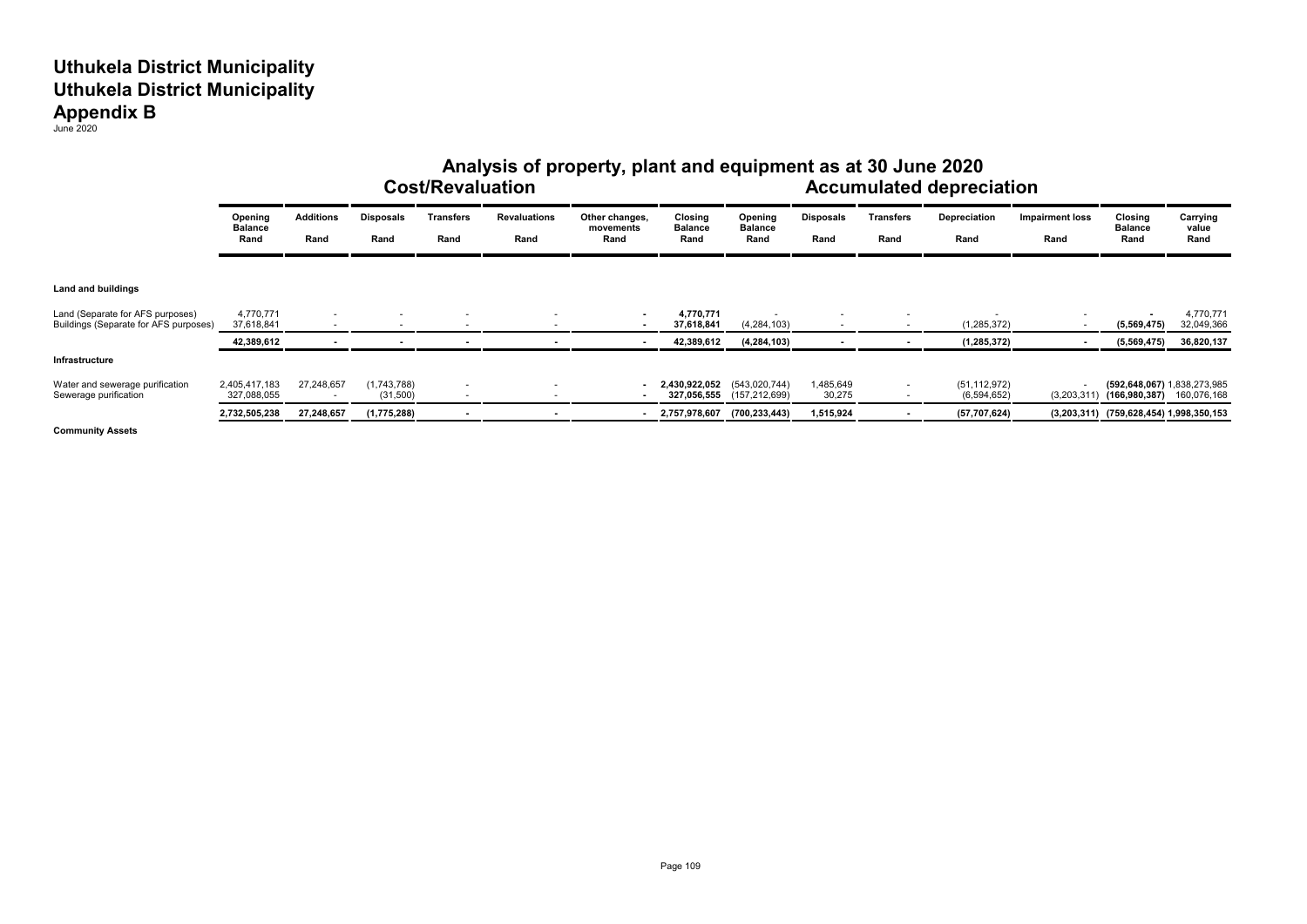# Uthukela District Municipality
# Uthukela District Municipality
# Appendix B
June 2020

## Analysis of property, plant and equipment as at 30 June 2020

| | Cost/Revaluation | | | | | | | Accumulated depreciation | | | | | | |
|---|---|---|---|---|---|---|---|---|---|---|---|---|---|---|
| | Opening Balance Rand | Additions Rand | Disposals Rand | Transfers Rand | Revaluations Rand | Other changes, movements Rand | Closing Balance Rand | Opening Balance Rand | Disposals Rand | Transfers Rand | Depreciation Rand | Impairment loss Rand | Closing Balance Rand | Carrying value Rand |
| **Land and buildings** | | | | | | | | | | | | | | |
| Land (Separate for AFS purposes) | 4,770,771 | - | - | - | - | - | **4,770,771** | - | - | - | - | - | **-** | 4,770,771 |
| Buildings (Separate for AFS purposes) | 37,618,841 | - | - | - | - | - | **37,618,841** | (4,284,103) | - | - | (1,285,372) | - | **(5,569,475)** | 32,049,366 |
| | **42,389,612** | **-** | **-** | **-** | **-** | **-** | **42,389,612** | **(4,284,103)** | **-** | **-** | **(1,285,372)** | **-** | **(5,569,475)** | **36,820,137** |
| **Infrastructure** | | | | | | | | | | | | | | |
| Water and sewerage purification | 2,405,417,183 | 27,248,657 | (1,743,788) | - | - | - | **2,430,922,052** | (543,020,744) | 1,485,649 | - | (51,112,972) | - | **(592,648,067)** | 1,838,273,985 |
| Sewerage purification | 327,088,055 | - | (31,500) | - | - | - | **327,056,555** | (157,212,699) | 30,275 | - | (6,594,652) | (3,203,311) | **(166,980,387)** | 160,076,168 |
| | **2,732,505,238** | **27,248,657** | **(1,775,288)** | **-** | **-** | **-** | **2,757,978,607** | **(700,233,443)** | **1,515,924** | **-** | **(57,707,624)** | **(3,203,311)** | **(759,628,454)** | **1,998,350,153** |
| **Community Assets** | | | | | | | | | | | | | | |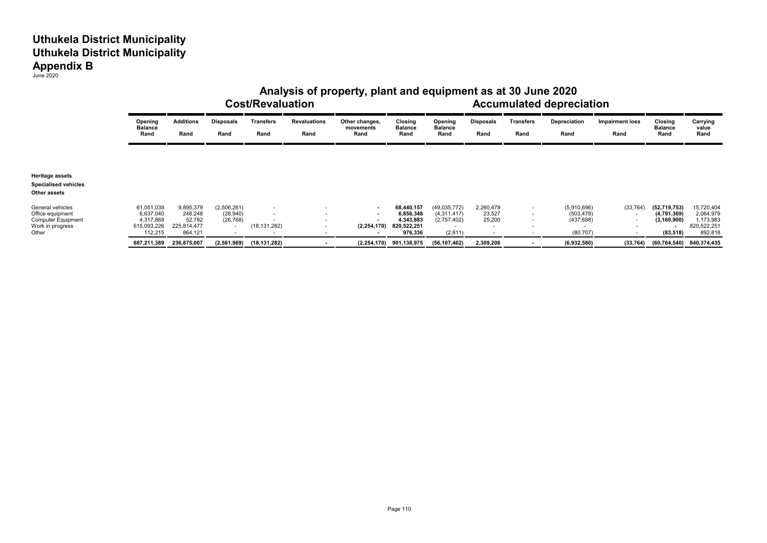# Uthukela District Municipality
# Uthukela District Municipality
## Appendix B
June 2020

### Analysis of property, plant and equipment as at 30 June 2020

| | Cost/Revaluation | | | | | | | Accumulated depreciation | | | | | | |
|---|---|---|---|---|---|---|---|---|---|---|---|---|---|---|
| | Opening Balance Rand | Additions Rand | Disposals Rand | Transfers Rand | Revaluations Rand | Other changes, movements Rand | Closing Balance Rand | Opening Balance Rand | Disposals Rand | Transfers Rand | Depreciation Rand | Impairment loss Rand | Closing Balance Rand | Carrying value Rand |
| **Heritage assets** | | | | | | | | | | | | | | |
| **Specialised vehicles** | | | | | | | | | | | | | | |
| **Other assets** | | | | | | | | | | | | | | |
| General vehicles | 61,051,039 | 9,895,379 | (2,506,261) | - | - | - | **68,440,157** | (49,035,772) | 2,260,479 | - | (5,910,696) | (33,764) | **(52,719,753)** | 15,720,404 |
| Office equipment | 6,637,040 | 248,248 | (28,940) | - | - | - | **6,856,348** | (4,311,417) | 23,527 | - | (503,479) | - | **(4,791,369)** | 2,064,979 |
| Computer Equipment | 4,317,869 | 52,782 | (26,768) | - | - | - | **4,343,883** | (2,757,402) | 25,200 | - | (437,698) | - | **(3,169,900)** | 1,173,983 |
| Work in progress | 615,093,226 | 225,814,477 | - | (18,131,282) | - | **(2,254,170)** | **820,522,251** | - | - | - | - | - | **-** | 820,522,251 |
| Other | 112,215 | 864,121 | - | - | - | - | **976,336** | (2,811) | - | - | (80,707) | - | **(83,518)** | 892,818 |
| | **687,211,389** | **236,875,007** | **(2,561,969)** | **(18,131,282)** | **-** | **(2,254,170)** | **901,138,975** | **(56,107,402)** | **2,309,206** | **-** | **(6,932,580)** | **(33,764)** | **(60,764,540)** | **840,374,435** |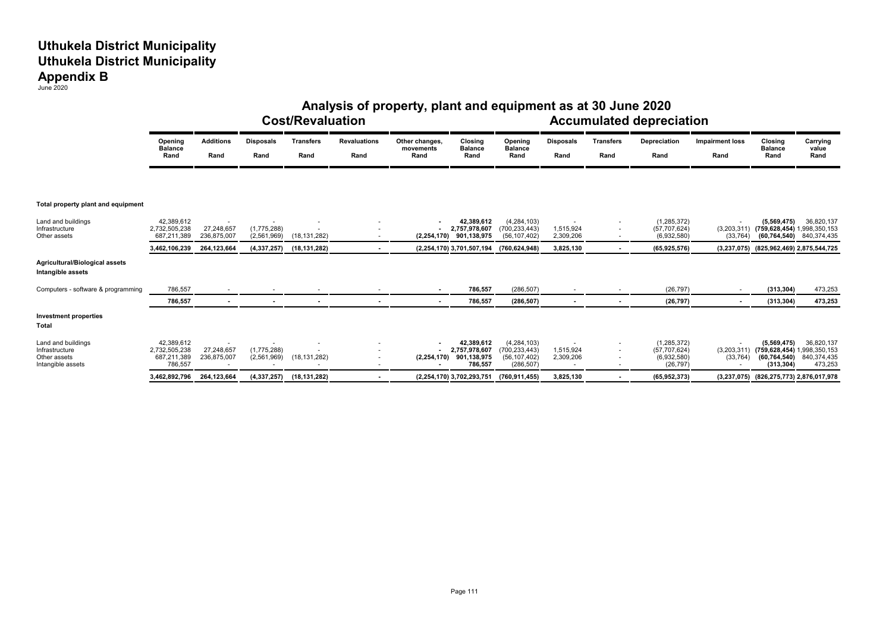# Uthukela District Municipality
# Uthukela District Municipality
# Appendix B

June 2020

## Analysis of property, plant and equipment as at 30 June 2020

| | Cost/Revaluation | | | | | | | Accumulated depreciation | | | | | | |
|---|---|---|---|---|---|---|---|---|---|---|---|---|---|---|
| | Opening Balance Rand | Additions Rand | Disposals Rand | Transfers Rand | Revaluations Rand | Other changes, movements Rand | Closing Balance Rand | Opening Balance Rand | Disposals Rand | Transfers Rand | Depreciation Rand | Impairment loss Rand | Closing Balance Rand | Carrying value Rand |
| **Total property plant and equipment** | | | | | | | | | | | | | | |
| Land and buildings | 42,389,612 | - | - | - | - | - | **42,389,612** | (4,284,103) | - | - | (1,285,372) | - | **(5,569,475)** | 36,820,137 |
| Infrastructure | 2,732,505,238 | 27,248,657 | (1,775,288) | - | - | - | **2,757,978,607** | (700,233,443) | 1,515,924 | - | (57,707,624) | (3,203,311) | **(759,628,454)** | 1,998,350,153 |
| Other assets | 687,211,389 | 236,875,007 | (2,561,969) | (18,131,282) | - | **(2,254,170)** | **901,138,975** | (56,107,402) | 2,309,206 | - | (6,932,580) | (33,764) | **(60,764,540)** | 840,374,435 |
| | **3,462,106,239** | **264,123,664** | **(4,337,257)** | **(18,131,282)** | **-** | **(2,254,170)** | **3,701,507,194** | **(760,624,948)** | **3,825,130** | **-** | **(65,925,576)** | **(3,237,075)** | **(825,962,469)** | **2,875,544,725** |
| **Agricultural/Biological assets** | | | | | | | | | | | | | | |
| **Intangible assets** | | | | | | | | | | | | | | |
| Computers - software & programming | 786,557 | - | - | - | - | - | **786,557** | (286,507) | - | - | (26,797) | - | **(313,304)** | 473,253 |
| | **786,557** | **-** | **-** | **-** | **-** | **-** | **786,557** | **(286,507)** | **-** | **-** | **(26,797)** | **-** | **(313,304)** | **473,253** |
| **Investment properties** | | | | | | | | | | | | | | |
| **Total** | | | | | | | | | | | | | | |
| Land and buildings | 42,389,612 | - | - | - | - | - | **42,389,612** | (4,284,103) | - | - | (1,285,372) | - | **(5,569,475)** | 36,820,137 |
| Infrastructure | 2,732,505,238 | 27,248,657 | (1,775,288) | - | - | - | **2,757,978,607** | (700,233,443) | 1,515,924 | - | (57,707,624) | (3,203,311) | **(759,628,454)** | 1,998,350,153 |
| Other assets | 687,211,389 | 236,875,007 | (2,561,969) | (18,131,282) | - | **(2,254,170)** | **901,138,975** | (56,107,402) | 2,309,206 | - | (6,932,580) | (33,764) | **(60,764,540)** | 840,374,435 |
| Intangible assets | 786,557 | - | - | - | - | - | **786,557** | (286,507) | - | - | (26,797) | - | **(313,304)** | 473,253 |
| | **3,462,892,796** | **264,123,664** | **(4,337,257)** | **(18,131,282)** | **-** | **(2,254,170)** | **3,702,293,751** | **(760,911,455)** | **3,825,130** | **-** | **(65,952,373)** | **(3,237,075)** | **(826,275,773)** | **2,876,017,978** |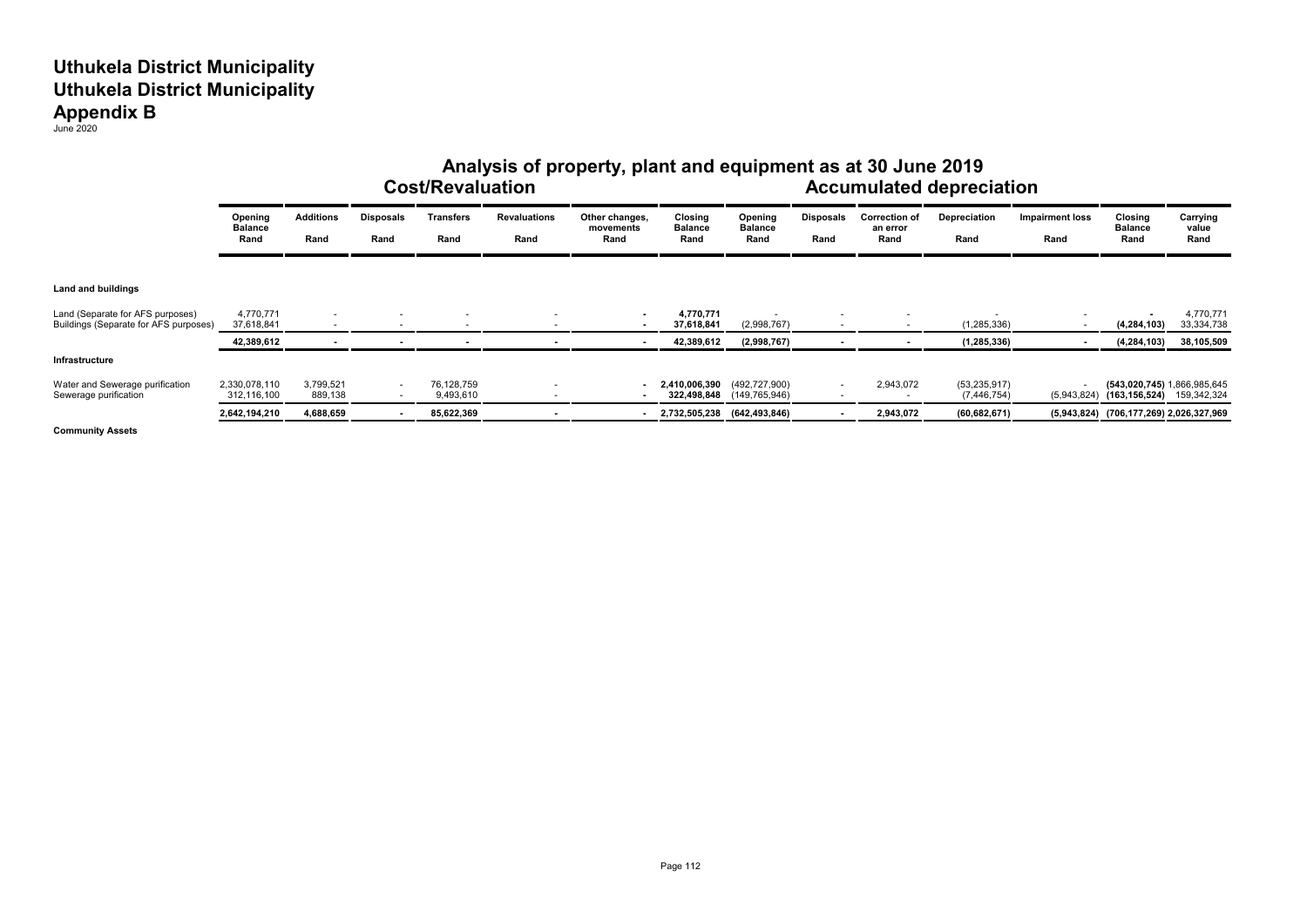# Uthukela District Municipality
# Uthukela District Municipality
# Appendix B

June 2020

## Analysis of property, plant and equipment as at 30 June 2019

| | Cost/Revaluation | | | | | | | Accumulated depreciation | | | | | | |
|---|---|---|---|---|---|---|---|---|---|---|---|---|---|---|
| | Opening Balance Rand | Additions Rand | Disposals Rand | Transfers Rand | Revaluations Rand | Other changes, movements Rand | Closing Balance Rand | Opening Balance Rand | Disposals Rand | Correction of an error Rand | Depreciation Rand | Impairment loss Rand | Closing Balance Rand | Carrying value Rand |
| **Land and buildings** | | | | | | | | | | | | | | |
| Land (Separate for AFS purposes) | 4,770,771 | - | - | - | - | - | **4,770,771** | - | - | - | - | - | **-** | 4,770,771 |
| Buildings (Separate for AFS purposes) | 37,618,841 | - | - | - | - | - | **37,618,841** | (2,998,767) | - | - | (1,285,336) | - | **(4,284,103)** | 33,334,738 |
| | **42,389,612** | **-** | **-** | **-** | **-** | **-** | **42,389,612** | **(2,998,767)** | **-** | **-** | **(1,285,336)** | **-** | **(4,284,103)** | **38,105,509** |
| **Infrastructure** | | | | | | | | | | | | | | |
| Water and Sewerage purification | 2,330,078,110 | 3,799,521 | - | 76,128,759 | - | - | **2,410,006,390** | (492,727,900) | - | 2,943,072 | (53,235,917) | - | **(543,020,745)** | 1,866,985,645 |
| Sewerage purification | 312,116,100 | 889,138 | - | 9,493,610 | - | - | **322,498,848** | (149,765,946) | - | - | (7,446,754) | (5,943,824) | **(163,156,524)** | 159,342,324 |
| | **2,642,194,210** | **4,688,659** | **-** | **85,622,369** | **-** | **-** | **2,732,505,238** | **(642,493,846)** | **-** | **2,943,072** | **(60,682,671)** | **(5,943,824)** | **(706,177,269)** | **2,026,327,969** |
| **Community Assets** | | | | | | | | | | | | | | |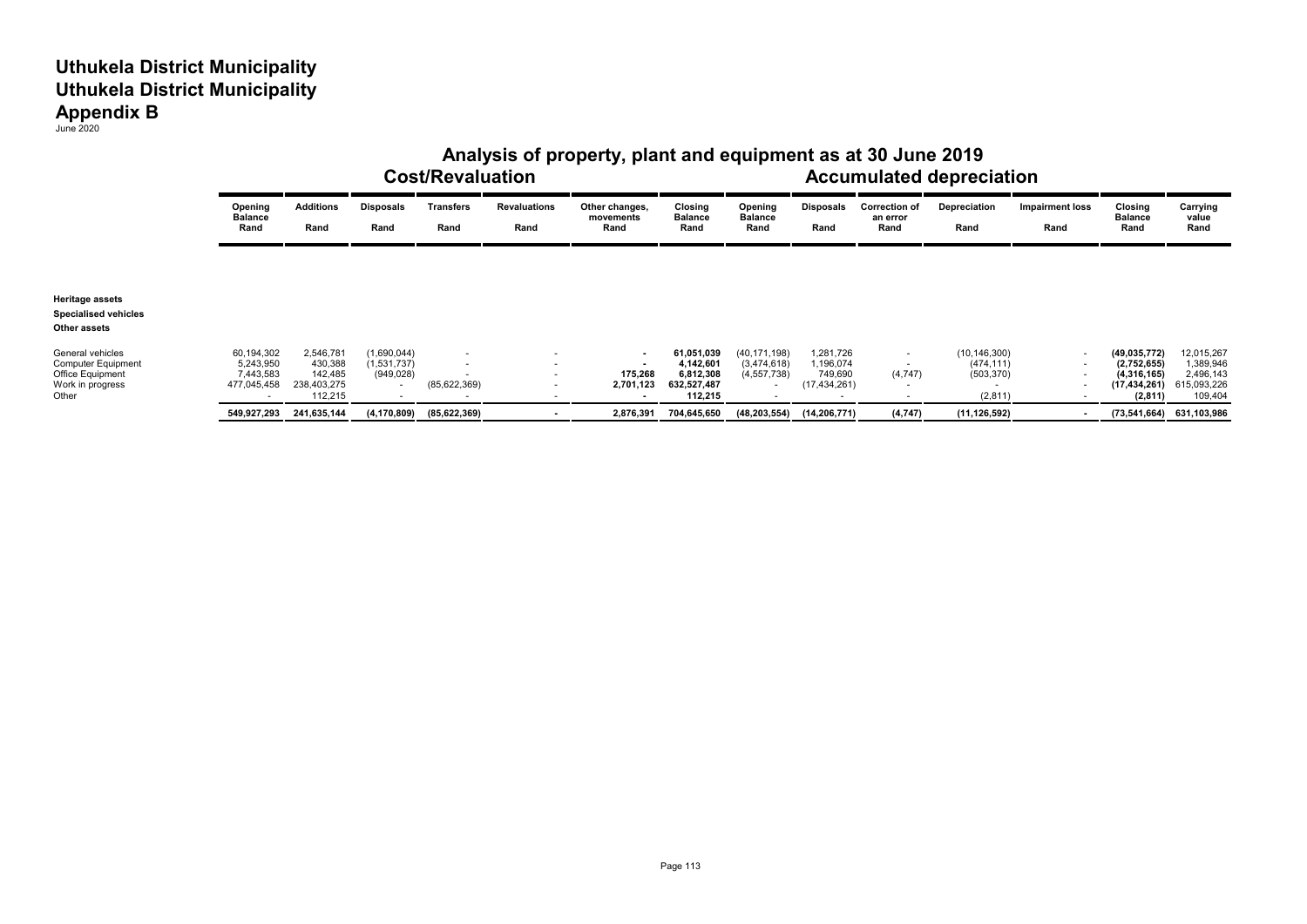# Uthukela District Municipality
# Uthukela District Municipality
# Appendix B

June 2020

## Analysis of property, plant and equipment as at 30 June 2019

| | Cost/Revaluation | | | | | | | Accumulated depreciation | | | | | | |
|---|---|---|---|---|---|---|---|---|---|---|---|---|---|---|
| | Opening Balance Rand | Additions Rand | Disposals Rand | Transfers Rand | Revaluations Rand | Other changes, movements Rand | Closing Balance Rand | Opening Balance Rand | Disposals Rand | Correction of an error Rand | Depreciation Rand | Impairment loss Rand | Closing Balance Rand | Carrying value Rand |
| **Heritage assets** | | | | | | | | | | | | | | |
| **Specialised vehicles** | | | | | | | | | | | | | | |
| **Other assets** | | | | | | | | | | | | | | |
| General vehicles | 60,194,302 | 2,546,781 | (1,690,044) | - | - | - | 61,051,039 | (40,171,198) | 1,281,726 | - | (10,146,300) | - | (49,035,772) | 12,015,267 |
| Computer Equipment | 5,243,950 | 430,388 | (1,531,737) | - | - | - | 4,142,601 | (3,474,618) | 1,196,074 | - | (474,111) | - | (2,752,655) | 1,389,946 |
| Office Equipment | 7,443,583 | 142,485 | (949,028) | - | - | 175,268 | 6,812,308 | (4,557,738) | 749,690 | (4,747) | (503,370) | - | (4,316,165) | 2,496,143 |
| Work in progress | 477,045,458 | 238,403,275 | - | (85,622,369) | - | 2,701,123 | 632,527,487 | - | (17,434,261) | - | - | - | (17,434,261) | 615,093,226 |
| Other | - | 112,215 | - | - | - | - | 112,215 | - | - | - | (2,811) | - | (2,811) | 109,404 |
| | **549,927,293** | **241,635,144** | **(4,170,809)** | **(85,622,369)** | **-** | **2,876,391** | **704,645,650** | **(48,203,554)** | **(14,206,771)** | **(4,747)** | **(11,126,592)** | **-** | **(73,541,664)** | **631,103,986** |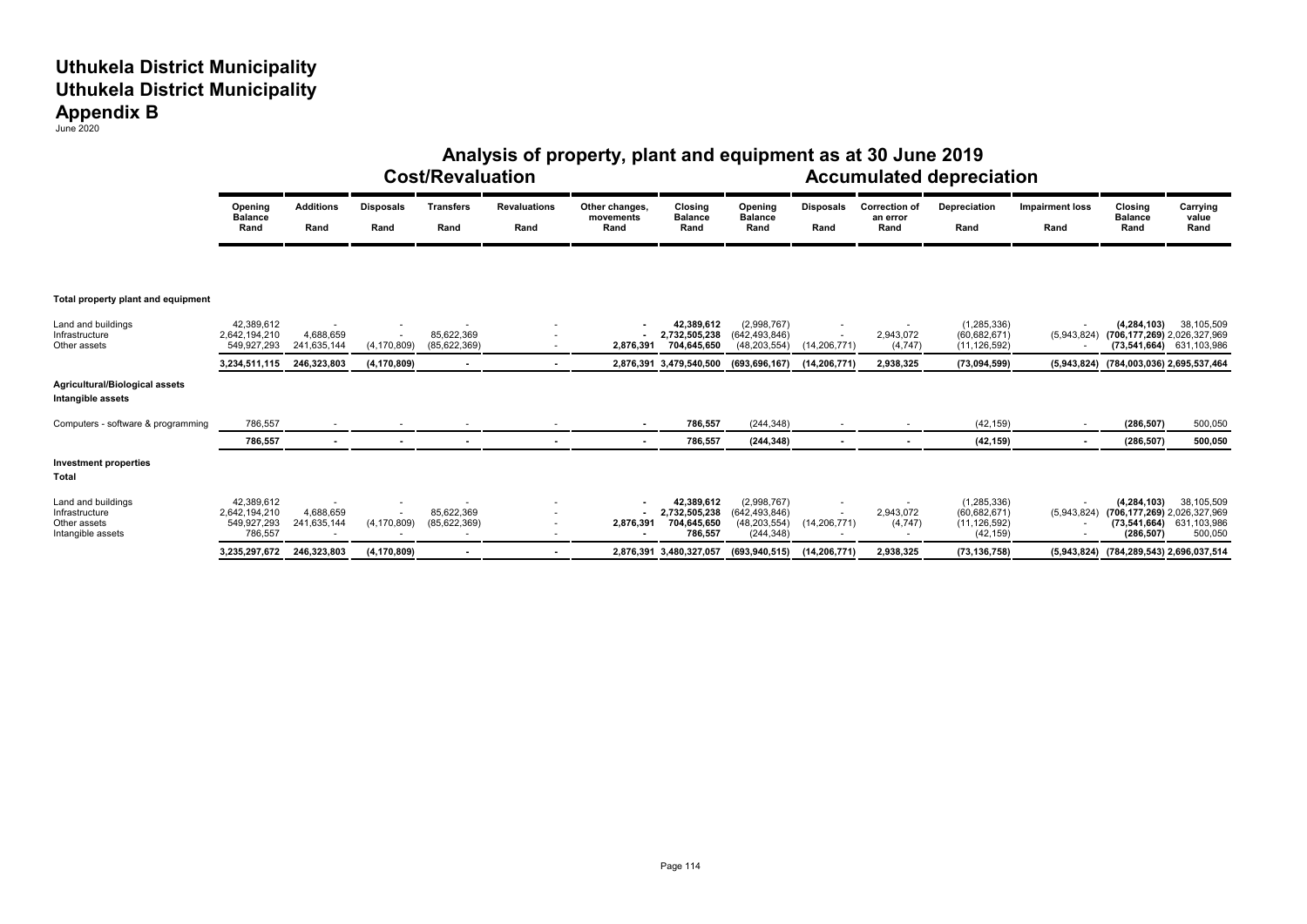# Uthukela District Municipality
# Uthukela District Municipality
# Appendix B

June 2020

## Analysis of property, plant and equipment as at 30 June 2019

| | Cost/Revaluation | | | | | | | Accumulated depreciation | | | | | | |
|---|---|---|---|---|---|---|---|---|---|---|---|---|---|---|
| | Opening Balance Rand | Additions Rand | Disposals Rand | Transfers Rand | Revaluations Rand | Other changes, movements Rand | Closing Balance Rand | Opening Balance Rand | Disposals Rand | Correction of an error Rand | Depreciation Rand | Impairment loss Rand | Closing Balance Rand | Carrying value Rand |
| **Total property plant and equipment** | | | | | | | | | | | | | | |
| Land and buildings | 42,389,612 | - | - | - | - | - | 42,389,612 | (2,998,767) | - | - | (1,285,336) | - | (4,284,103) | 38,105,509 |
| Infrastructure | 2,642,194,210 | 4,688,659 | - | 85,622,369 | - | - | 2,732,505,238 | (642,493,846) | - | 2,943,072 | (60,682,671) | (5,943,824) | (706,177,269) | 2,026,327,969 |
| Other assets | 549,927,293 | 241,635,144 | (4,170,809) | (85,622,369) | - | 2,876,391 | 704,645,650 | (48,203,554) | (14,206,771) | (4,747) | (11,126,592) | - | (73,541,664) | 631,103,986 |
| | 3,234,511,115 | 246,323,803 | (4,170,809) | - | - | 2,876,391 | 3,479,540,500 | (693,696,167) | (14,206,771) | 2,938,325 | (73,094,599) | (5,943,824) | (784,003,036) | 2,695,537,464 |
| **Agricultural/Biological assets** | | | | | | | | | | | | | | |
| **Intangible assets** | | | | | | | | | | | | | | |
| Computers - software & programming | 786,557 | - | - | - | - | - | 786,557 | (244,348) | - | - | (42,159) | - | (286,507) | 500,050 |
| | 786,557 | - | - | - | - | - | 786,557 | (244,348) | - | - | (42,159) | - | (286,507) | 500,050 |
| **Investment properties** | | | | | | | | | | | | | | |
| **Total** | | | | | | | | | | | | | | |
| Land and buildings | 42,389,612 | - | - | - | - | - | 42,389,612 | (2,998,767) | - | - | (1,285,336) | - | (4,284,103) | 38,105,509 |
| Infrastructure | 2,642,194,210 | 4,688,659 | - | 85,622,369 | - | - | 2,732,505,238 | (642,493,846) | - | 2,943,072 | (60,682,671) | (5,943,824) | (706,177,269) | 2,026,327,969 |
| Other assets | 549,927,293 | 241,635,144 | (4,170,809) | (85,622,369) | - | 2,876,391 | 704,645,650 | (48,203,554) | (14,206,771) | (4,747) | (11,126,592) | - | (73,541,664) | 631,103,986 |
| Intangible assets | 786,557 | - | - | - | - | - | 786,557 | (244,348) | - | - | (42,159) | - | (286,507) | 500,050 |
| | 3,235,297,672 | 246,323,803 | (4,170,809) | - | - | 2,876,391 | 3,480,327,057 | (693,940,515) | (14,206,771) | 2,938,325 | (73,136,758) | (5,943,824) | (784,289,543) | 2,696,037,514 |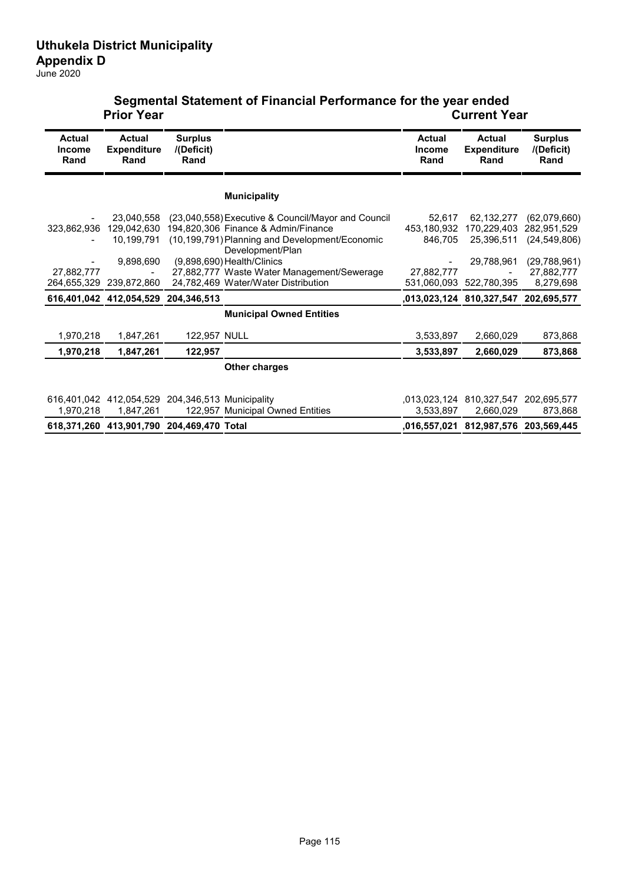# Uthukela District Municipality

## Appendix D

June 2020

## Segmental Statement of Financial Performance for the year ended

| Prior Year | | | | Current Year | | |
|---|---|---|---|---|---|---|
| Actual Income Rand | Actual Expenditure Rand | Surplus /(Deficit) Rand | | Actual Income Rand | Actual Expenditure Rand | Surplus /(Deficit) Rand |
| | | | **Municipality** | | | |
| - | 23,040,558 | (23,040,558) | Executive & Council/Mayor and Council | 52,617 | 62,132,277 | (62,079,660) |
| 323,862,936 | 129,042,630 | 194,820,306 | Finance & Admin/Finance | 453,180,932 | 170,229,403 | 282,951,529 |
| - | 10,199,791 | (10,199,791) | Planning and Development/Economic Development/Plan | 846,705 | 25,396,511 | (24,549,806) |
| - | 9,898,690 | (9,898,690) | Health/Clinics | - | 29,788,961 | (29,788,961) |
| 27,882,777 | - | 27,882,777 | Waste Water Management/Sewerage | 27,882,777 | - | 27,882,777 |
| 264,655,329 | 239,872,860 | 24,782,469 | Water/Water Distribution | 531,060,093 | 522,780,395 | 8,279,698 |
| **616,401,042** | **412,054,529** | **204,346,513** | | **,013,023,124** | **810,327,547** | **202,695,577** |
| | | | **Municipal Owned Entities** | | | |
| 1,970,218 | 1,847,261 | 122,957 | NULL | 3,533,897 | 2,660,029 | 873,868 |
| **1,970,218** | **1,847,261** | **122,957** | | **3,533,897** | **2,660,029** | **873,868** |
| | | | **Other charges** | | | |
| 616,401,042 | 412,054,529 | 204,346,513 | Municipality | ,013,023,124 | 810,327,547 | 202,695,577 |
| 1,970,218 | 1,847,261 | 122,957 | Municipal Owned Entities | 3,533,897 | 2,660,029 | 873,868 |
| **618,371,260** | **413,901,790** | **204,469,470** | **Total** | **,016,557,021** | **812,987,576** | **203,569,445** |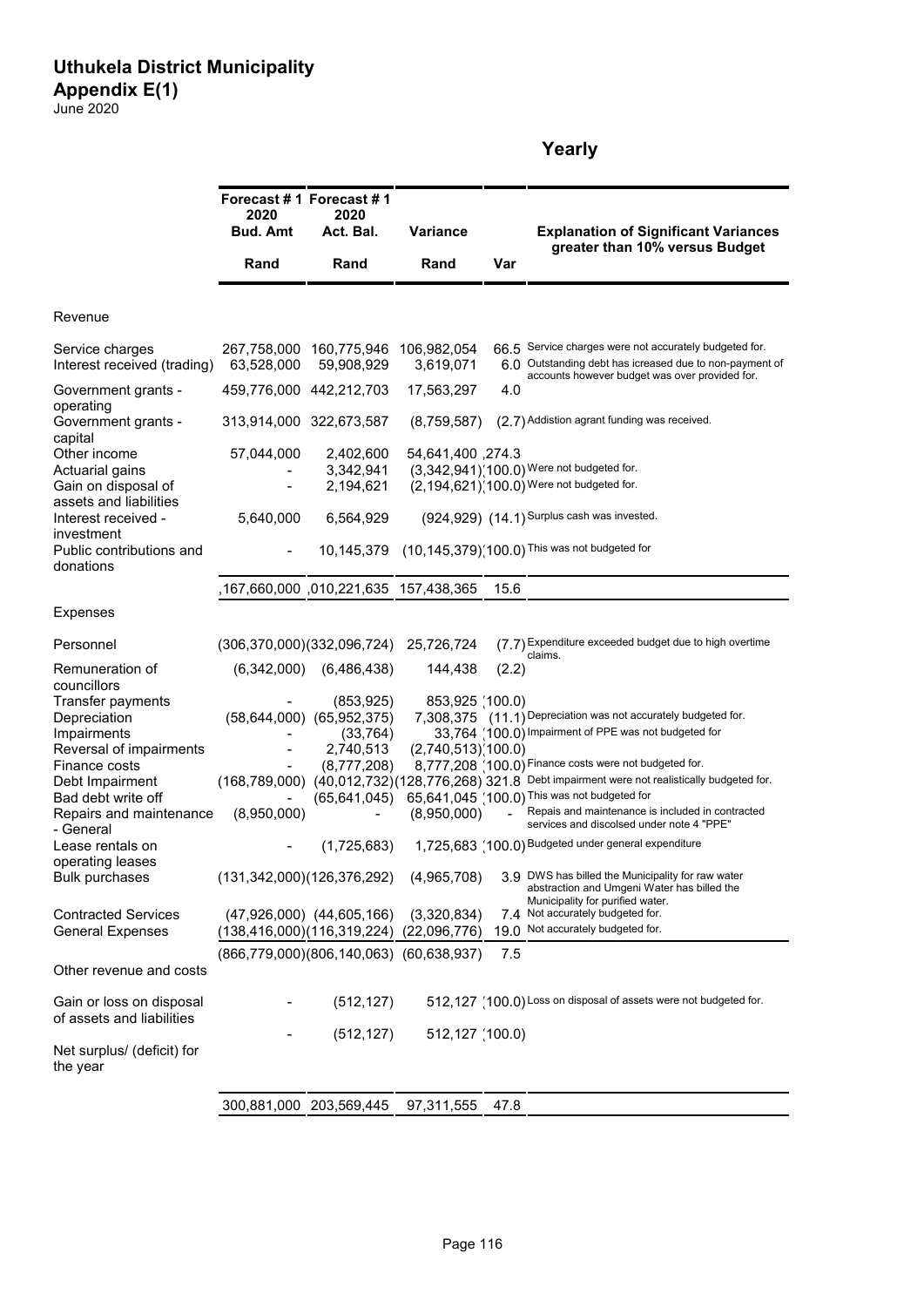# Uthukela District Municipality

## Appendix E(1)

June 2020

### Yearly

| | Forecast # 1 2020 Bud. Amt | Forecast # 1 2020 Act. Bal. | Variance | | Explanation of Significant Variances greater than 10% versus Budget |
|---|---|---|---|---|---|
| | Rand | Rand | Rand | Var | |
| **Revenue** | | | | | |
| Service charges | 267,758,000 | 160,775,946 | 106,982,054 | 66.5 | Service charges were not accurately budgeted for. |
| Interest received (trading) | 63,528,000 | 59,908,929 | 3,619,071 | 6.0 | Outstanding debt has icreased due to non-payment of accounts however budget was over provided for. |
| Government grants - operating | 459,776,000 | 442,212,703 | 17,563,297 | 4.0 | |
| Government grants - capital | 313,914,000 | 322,673,587 | (8,759,587) | (2.7) | Addistion agrant funding was received. |
| Other income | 57,044,000 | 2,402,600 | 54,641,400 | ,274.3 | |
| Actuarial gains | - | 3,342,941 | (3,342,941) | (100.0) | Were not budgeted for. |
| Gain on disposal of assets and liabilities | - | 2,194,621 | (2,194,621) | (100.0) | Were not budgeted for. |
| Interest received - investment | 5,640,000 | 6,564,929 | (924,929) | (14.1) | Surplus cash was invested. |
| Public contributions and donations | - | 10,145,379 | (10,145,379) | (100.0) | This was not budgeted for |
| | ,167,660,000 | ,010,221,635 | 157,438,365 | 15.6 | |
| **Expenses** | | | | | |
| Personnel | (306,370,000) | (332,096,724) | 25,726,724 | (7.7) | Expenditure exceeded budget due to high overtime claims. |
| Remuneration of councillors | (6,342,000) | (6,486,438) | 144,438 | (2.2) | |
| Transfer payments | - | (853,925) | 853,925 | (100.0) | |
| Depreciation | (58,644,000) | (65,952,375) | 7,308,375 | (11.1) | Depreciation was not accurately budgeted for. |
| Impairments | - | (33,764) | 33,764 | (100.0) | Impairment of PPE was not budgeted for |
| Reversal of impairments | - | 2,740,513 | (2,740,513) | (100.0) | |
| Finance costs | - | (8,777,208) | 8,777,208 | (100.0) | Finance costs were not budgeted for. |
| Debt Impairment | (168,789,000) | (40,012,732) | (128,776,268) | 321.8 | Debt impairment were not realistically budgeted for. |
| Bad debt write off | - | (65,641,045) | 65,641,045 | (100.0) | This was not budgeted for |
| Repairs and maintenance - General | (8,950,000) | - | (8,950,000) | - | Repais and maintenance is included in contracted services and discolsed under note 4 "PPE" |
| Lease rentals on operating leases | - | (1,725,683) | 1,725,683 | (100.0) | Budgeted under general expenditure |
| Bulk purchases | (131,342,000) | (126,376,292) | (4,965,708) | 3.9 | DWS has billed the Municipality for raw water abstraction and Umgeni Water has billed the Municipality for purified water. |
| Contracted Services | (47,926,000) | (44,605,166) | (3,320,834) | 7.4 | Not accurately budgeted for. |
| General Expenses | (138,416,000) | (116,319,224) | (22,096,776) | 19.0 | Not accurately budgeted for. |
| | (866,779,000) | (806,140,063) | (60,638,937) | 7.5 | |
| **Other revenue and costs** | | | | | |
| Gain or loss on disposal of assets and liabilities | - | (512,127) | 512,127 | (100.0) | Loss on disposal of assets were not budgeted for. |
| | - | (512,127) | 512,127 | (100.0) | |
| **Net surplus/ (deficit) for the year** | | | | | |
| | 300,881,000 | 203,569,445 | 97,311,555 | 47.8 | |